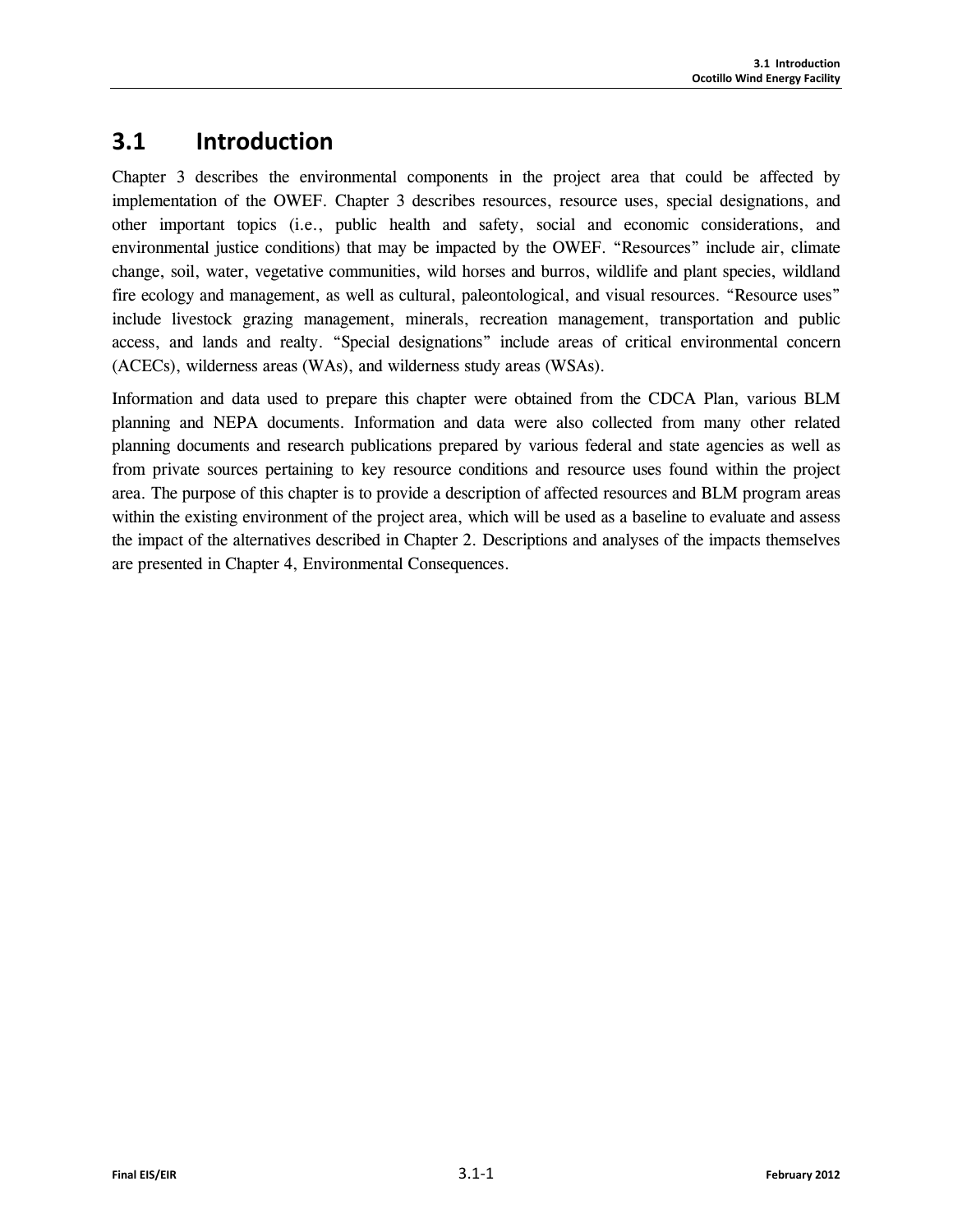## 3.1 Introduction

Chapter 3 describes the environmental components in the project area that could be affected by implementation of the OWEF. Chapter 3 describes resources, resource uses, special designations, and other important topics (i.e., public health and safety, social and economic considerations, and environmental justice conditions) that may be impacted by the OWEF. "Resources" include air, climate change, soil, water, vegetative communities, wild horses and burros, wildlife and plant species, wildland fire ecology and management, as well as cultural, paleontological, and visual resources. "Resource uses" include livestock grazing management, minerals, recreation management, transportation and public access, and lands and realty. "Special designations" include areas of critical environmental concern (ACECs), wilderness areas (WAs), and wilderness study areas (WSAs).

Information and data used to prepare this chapter were obtained from the CDCA Plan, various BLM planning and NEPA documents. Information and data were also collected from many other related planning documents and research publications prepared by various federal and state agencies as well as from private sources pertaining to key resource conditions and resource uses found within the project area. The purpose of this chapter is to provide a description of affected resources and BLM program areas within the existing environment of the project area, which will be used as a baseline to evaluate and assess the impact of the alternatives described in Chapter 2. Descriptions and analyses of the impacts themselves are presented in Chapter 4, Environmental Consequences.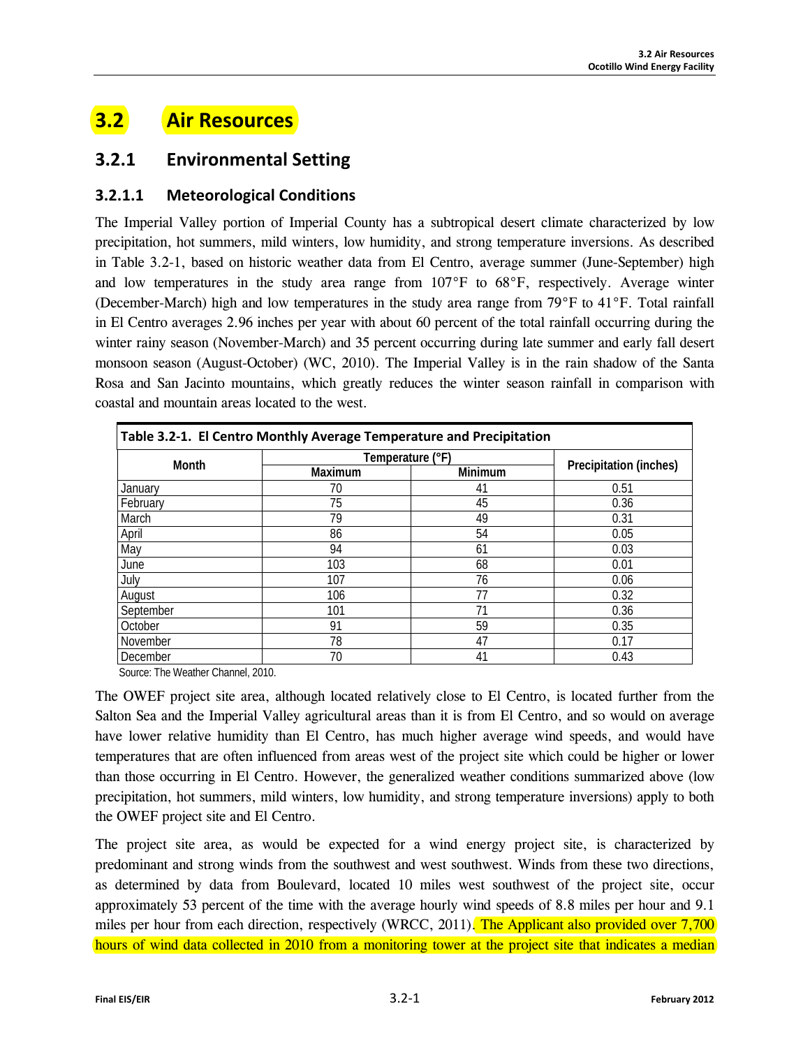# 3.2 Air Resources

## 3.2.1 Environmental Setting

### 3.2.1.1 Meteorological Conditions

The Imperial Valley portion of Imperial County has a subtropical desert climate characterized by low precipitation, hot summers, mild winters, low humidity, and strong temperature inversions. As described in Table 3.2-1, based on historic weather data from El Centro, average summer (June-September) high and low temperatures in the study area range from 107°F to 68°F, respectively. Average winter (December-March) high and low temperatures in the study area range from 79°F to 41°F. Total rainfall in El Centro averages 2.96 inches per year with about 60 percent of the total rainfall occurring during the winter rainy season (November-March) and 35 percent occurring during late summer and early fall desert monsoon season (August-October) (WC, 2010). The Imperial Valley is in the rain shadow of the Santa Rosa and San Jacinto mountains, which greatly reduces the winter season rainfall in comparison with coastal and mountain areas located to the west.

**Table 3.2-1. El Centro Monthly Average Temperature and Precipitation**

| Month | Temperature (°F) | | Precipitation (inches) |
|---|---|---|---|
| | Maximum | Minimum | |
| January | 70 | 41 | 0.51 |
| February | 75 | 45 | 0.36 |
| March | 79 | 49 | 0.31 |
| April | 86 | 54 | 0.05 |
| May | 94 | 61 | 0.03 |
| June | 103 | 68 | 0.01 |
| July | 107 | 76 | 0.06 |
| August | 106 | 77 | 0.32 |
| September | 101 | 71 | 0.36 |
| October | 91 | 59 | 0.35 |
| November | 78 | 47 | 0.17 |
| December | 70 | 41 | 0.43 |

Source: The Weather Channel, 2010.

The OWEF project site area, although located relatively close to El Centro, is located further from the Salton Sea and the Imperial Valley agricultural areas than it is from El Centro, and so would on average have lower relative humidity than El Centro, has much higher average wind speeds, and would have temperatures that are often influenced from areas west of the project site which could be higher or lower than those occurring in El Centro. However, the generalized weather conditions summarized above (low precipitation, hot summers, mild winters, low humidity, and strong temperature inversions) apply to both the OWEF project site and El Centro.

The project site area, as would be expected for a wind energy project site, is characterized by predominant and strong winds from the southwest and west southwest. Winds from these two directions, as determined by data from Boulevard, located 10 miles west southwest of the project site, occur approximately 53 percent of the time with the average hourly wind speeds of 8.8 miles per hour and 9.1 miles per hour from each direction, respectively (WRCC, 2011). The Applicant also provided over 7,700 hours of wind data collected in 2010 from a monitoring tower at the project site that indicates a median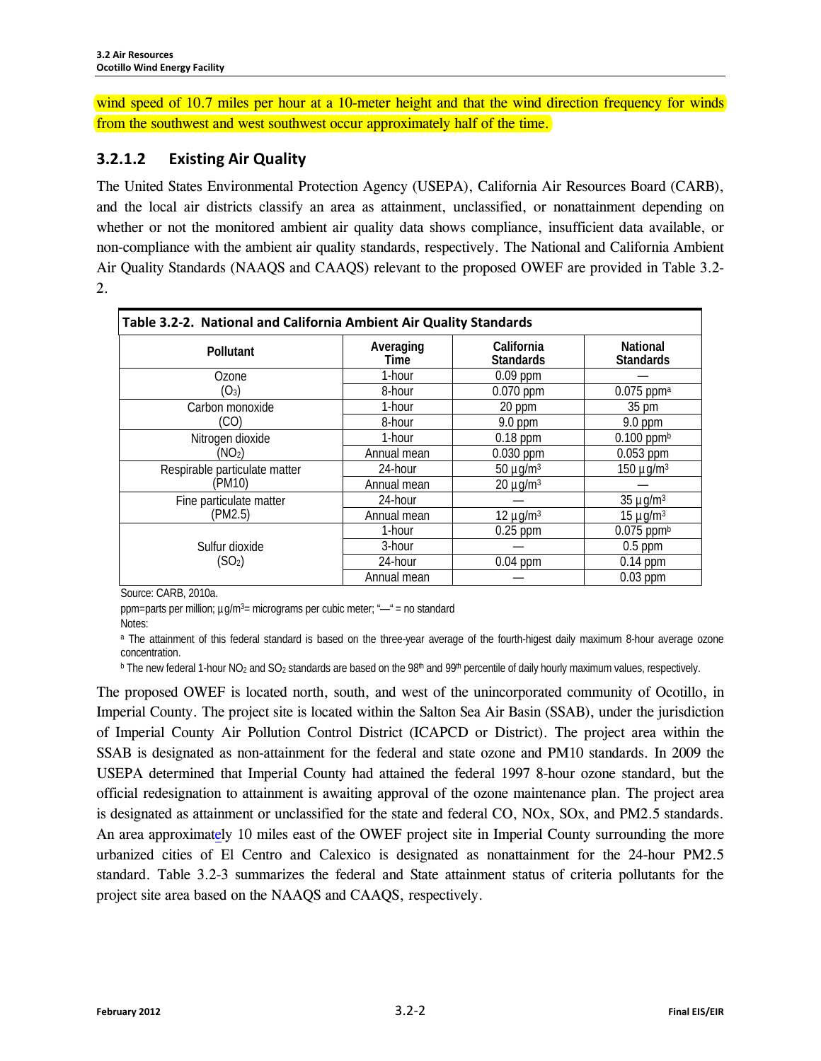wind speed of 10.7 miles per hour at a 10-meter height and that the wind direction frequency for winds from the southwest and west southwest occur approximately half of the time.

### 3.2.1.2 Existing Air Quality

The United States Environmental Protection Agency (USEPA), California Air Resources Board (CARB), and the local air districts classify an area as attainment, unclassified, or nonattainment depending on whether or not the monitored ambient air quality data shows compliance, insufficient data available, or non-compliance with the ambient air quality standards, respectively. The National and California Ambient Air Quality Standards (NAAQS and CAAQS) relevant to the proposed OWEF are provided in Table 3.2-2.

**Table 3.2-2. National and California Ambient Air Quality Standards**

| Pollutant | Averaging Time | California Standards | National Standards |
|---|---|---|---|
| Ozone ($O_3$) | 1-hour | 0.09 ppm | — |
| | 8-hour | 0.070 ppm | 0.075 ppm[a] |
| Carbon monoxide (CO) | 1-hour | 20 ppm | 35 pm |
| | 8-hour | 9.0 ppm | 9.0 ppm |
| Nitrogen dioxide ($NO_2$) | 1-hour | 0.18 ppm | 0.100 ppm[b] |
| | Annual mean | 0.030 ppm | 0.053 ppm |
| Respirable particulate matter (PM10) | 24-hour | 50 µg/m³ | 150 µg/m³ |
| | Annual mean | 20 µg/m³ | — |
| Fine particulate matter (PM2.5) | 24-hour | — | 35 µg/m³ |
| | Annual mean | 12 µg/m³ | 15 µg/m³ |
| Sulfur dioxide ($SO_2$) | 1-hour | 0.25 ppm | 0.075 ppm[b] |
| | 3-hour | — | 0.5 ppm |
| | 24-hour | 0.04 ppm | 0.14 ppm |
| | Annual mean | — | 0.03 ppm |

Source: CARB, 2010a.

ppm=parts per million; µg/m³= micrograms per cubic meter; "—" = no standard

Notes:

[a] The attainment of this federal standard is based on the three-year average of the fourth-higest daily maximum 8-hour average ozone concentration.

[b] The new federal 1-hour $NO_2$ and $SO_2$ standards are based on the 98th and 99th percentile of daily hourly maximum values, respectively.

The proposed OWEF is located north, south, and west of the unincorporated community of Ocotillo, in Imperial County. The project site is located within the Salton Sea Air Basin (SSAB), under the jurisdiction of Imperial County Air Pollution Control District (ICAPCD or District). The project area within the SSAB is designated as non-attainment for the federal and state ozone and PM10 standards. In 2009 the USEPA determined that Imperial County had attained the federal 1997 8-hour ozone standard, but the official redesignation to attainment is awaiting approval of the ozone maintenance plan. The project area is designated as attainment or unclassified for the state and federal CO, NOx, SOx, and PM2.5 standards. An area approximately 10 miles east of the OWEF project site in Imperial County surrounding the more urbanized cities of El Centro and Calexico is designated as nonattainment for the 24-hour PM2.5 standard. Table 3.2-3 summarizes the federal and State attainment status of criteria pollutants for the project site area based on the NAAQS and CAAQS, respectively.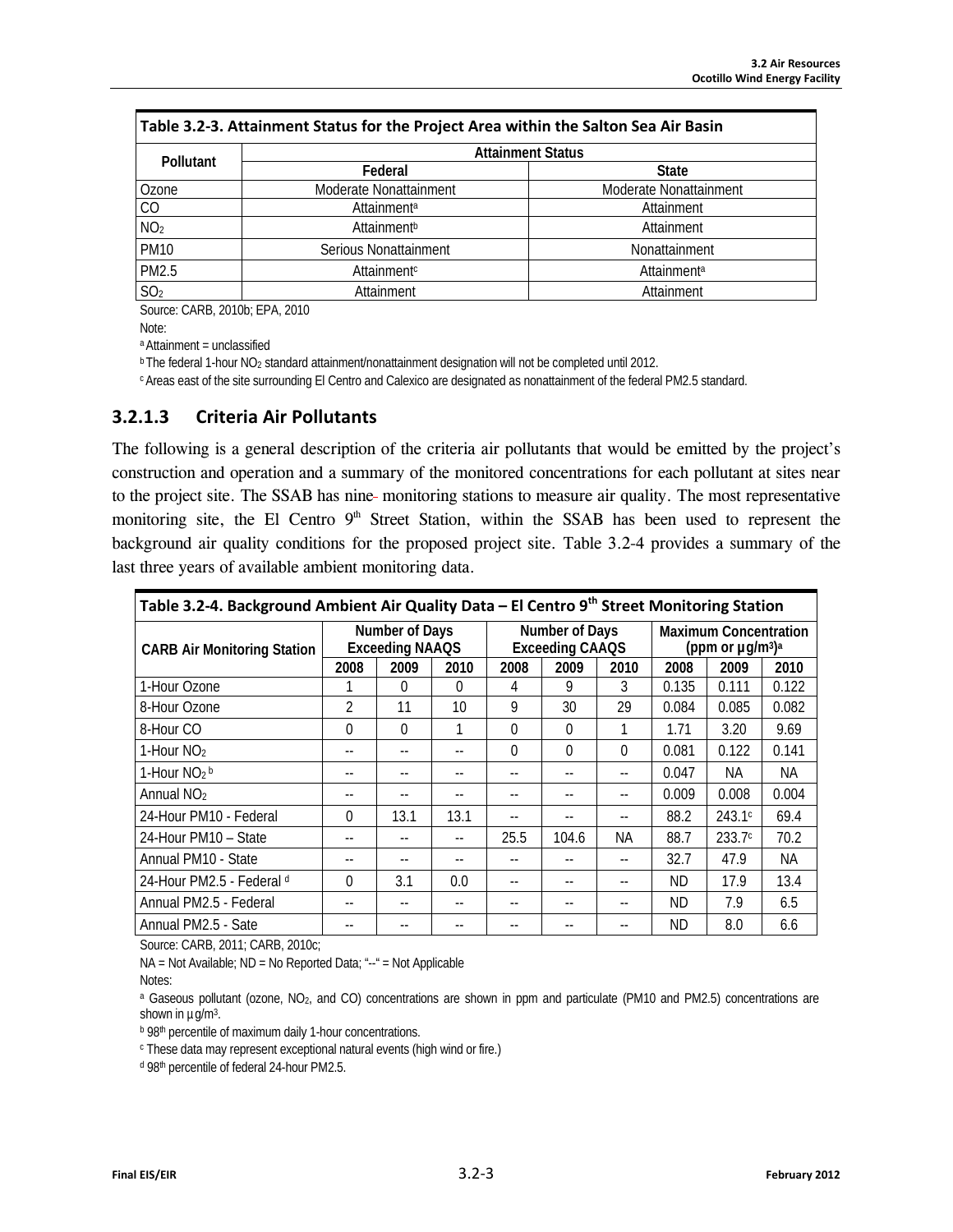| Table 3.2-3. Attainment Status for the Project Area within the Salton Sea Air Basin | | |
|---|---|---|
| Pollutant | Attainment Status | |
| | Federal | State |
| Ozone | Moderate Nonattainment | Moderate Nonattainment |
| CO | Attainment[a] | Attainment |
| $NO_2$ | Attainment[b] | Attainment |
| PM10 | Serious Nonattainment | Nonattainment |
| PM2.5 | Attainment[c] | Attainment[a] |
| $SO_2$ | Attainment | Attainment |

Source: CARB, 2010b; EPA, 2010

Note:

[a] Attainment = unclassified

[b] The federal 1-hour $NO_2$ standard attainment/nonattainment designation will not be completed until 2012.

[c] Areas east of the site surrounding El Centro and Calexico are designated as nonattainment of the federal PM2.5 standard.

### 3.2.1.3 Criteria Air Pollutants

The following is a general description of the criteria air pollutants that would be emitted by the project's construction and operation and a summary of the monitored concentrations for each pollutant at sites near to the project site. The SSAB has nine monitoring stations to measure air quality. The most representative monitoring site, the El Centro 9th Street Station, within the SSAB has been used to represent the background air quality conditions for the proposed project site. Table 3.2-4 provides a summary of the last three years of available ambient monitoring data.

| Table 3.2-4. Background Ambient Air Quality Data – El Centro 9th Street Monitoring Station | | | | | | | | | |
|---|---|---|---|---|---|---|---|---|---|
| CARB Air Monitoring Station | Number of Days Exceeding NAAQS | | | Number of Days Exceeding CAAQS | | | Maximum Concentration (ppm or µg/m³)[a] | | |
| | 2008 | 2009 | 2010 | 2008 | 2009 | 2010 | 2008 | 2009 | 2010 |
| 1-Hour Ozone | 1 | 0 | 0 | 4 | 9 | 3 | 0.135 | 0.111 | 0.122 |
| 8-Hour Ozone | 2 | 11 | 10 | 9 | 30 | 29 | 0.084 | 0.085 | 0.082 |
| 8-Hour CO | 0 | 0 | 1 | 0 | 0 | 1 | 1.71 | 3.20 | 9.69 |
| 1-Hour $NO_2$ | -- | -- | -- | 0 | 0 | 0 | 0.081 | 0.122 | 0.141 |
| 1-Hour $NO_2$ [b] | -- | -- | -- | -- | -- | -- | 0.047 | NA | NA |
| Annual $NO_2$ | -- | -- | -- | -- | -- | -- | 0.009 | 0.008 | 0.004 |
| 24-Hour PM10 - Federal | 0 | 13.1 | 13.1 | -- | -- | -- | 88.2 | 243.1[c] | 69.4 |
| 24-Hour PM10 – State | -- | -- | -- | 25.5 | 104.6 | NA | 88.7 | 233.7[c] | 70.2 |
| Annual PM10 - State | -- | -- | -- | -- | -- | -- | 32.7 | 47.9 | NA |
| 24-Hour PM2.5 - Federal [d] | 0 | 3.1 | 0.0 | -- | -- | -- | ND | 17.9 | 13.4 |
| Annual PM2.5 - Federal | -- | -- | -- | -- | -- | -- | ND | 7.9 | 6.5 |
| Annual PM2.5 - Sate | -- | -- | -- | -- | -- | -- | ND | 8.0 | 6.6 |

Source: CARB, 2011; CARB, 2010c;

NA = Not Available; ND = No Reported Data; "--" = Not Applicable

Notes:

[a] Gaseous pollutant (ozone, $NO_2$, and CO) concentrations are shown in ppm and particulate (PM10 and PM2.5) concentrations are shown in µg/m³.

[b] 98th percentile of maximum daily 1-hour concentrations.

[c] These data may represent exceptional natural events (high wind or fire.)

[d] 98th percentile of federal 24-hour PM2.5.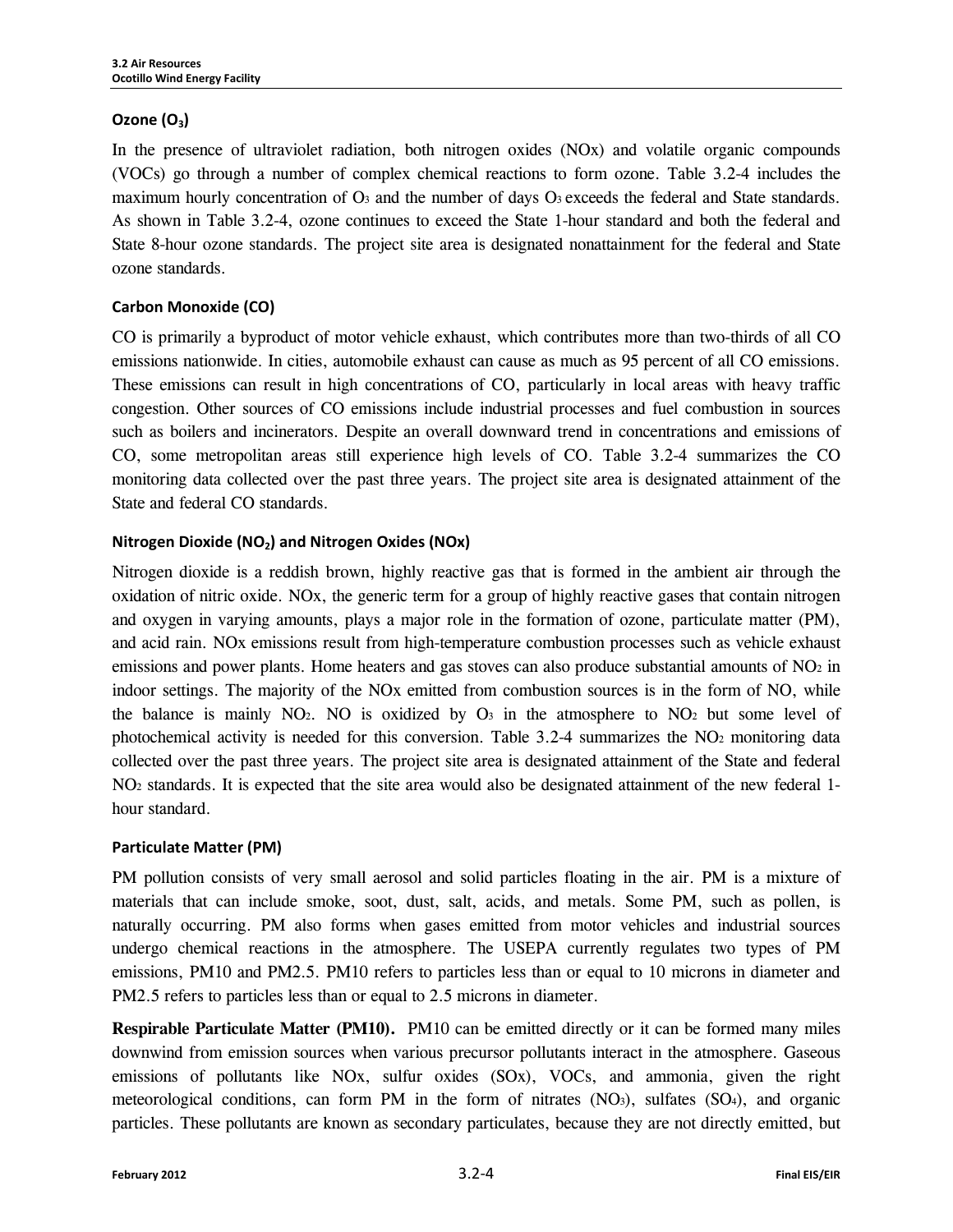### Ozone ($O_3$)

In the presence of ultraviolet radiation, both nitrogen oxides (NOx) and volatile organic compounds (VOCs) go through a number of complex chemical reactions to form ozone. Table 3.2-4 includes the maximum hourly concentration of $O_3$ and the number of days $O_3$ exceeds the federal and State standards. As shown in Table 3.2-4, ozone continues to exceed the State 1-hour standard and both the federal and State 8-hour ozone standards. The project site area is designated nonattainment for the federal and State ozone standards.

### Carbon Monoxide (CO)

CO is primarily a byproduct of motor vehicle exhaust, which contributes more than two-thirds of all CO emissions nationwide. In cities, automobile exhaust can cause as much as 95 percent of all CO emissions. These emissions can result in high concentrations of CO, particularly in local areas with heavy traffic congestion. Other sources of CO emissions include industrial processes and fuel combustion in sources such as boilers and incinerators. Despite an overall downward trend in concentrations and emissions of CO, some metropolitan areas still experience high levels of CO. Table 3.2-4 summarizes the CO monitoring data collected over the past three years. The project site area is designated attainment of the State and federal CO standards.

### Nitrogen Dioxide ($NO_2$) and Nitrogen Oxides (NOx)

Nitrogen dioxide is a reddish brown, highly reactive gas that is formed in the ambient air through the oxidation of nitric oxide. NOx, the generic term for a group of highly reactive gases that contain nitrogen and oxygen in varying amounts, plays a major role in the formation of ozone, particulate matter (PM), and acid rain. NOx emissions result from high-temperature combustion processes such as vehicle exhaust emissions and power plants. Home heaters and gas stoves can also produce substantial amounts of $NO_2$ in indoor settings. The majority of the NOx emitted from combustion sources is in the form of NO, while the balance is mainly $NO_2$. NO is oxidized by $O_3$ in the atmosphere to $NO_2$ but some level of photochemical activity is needed for this conversion. Table 3.2-4 summarizes the $NO_2$ monitoring data collected over the past three years. The project site area is designated attainment of the State and federal $NO_2$ standards. It is expected that the site area would also be designated attainment of the new federal 1-hour standard.

### Particulate Matter (PM)

PM pollution consists of very small aerosol and solid particles floating in the air. PM is a mixture of materials that can include smoke, soot, dust, salt, acids, and metals. Some PM, such as pollen, is naturally occurring. PM also forms when gases emitted from motor vehicles and industrial sources undergo chemical reactions in the atmosphere. The USEPA currently regulates two types of PM emissions, PM10 and PM2.5. PM10 refers to particles less than or equal to 10 microns in diameter and PM2.5 refers to particles less than or equal to 2.5 microns in diameter.

**Respirable Particulate Matter (PM10).** PM10 can be emitted directly or it can be formed many miles downwind from emission sources when various precursor pollutants interact in the atmosphere. Gaseous emissions of pollutants like NOx, sulfur oxides (SOx), VOCs, and ammonia, given the right meteorological conditions, can form PM in the form of nitrates ($NO_3$), sulfates ($SO_4$), and organic particles. These pollutants are known as secondary particulates, because they are not directly emitted, but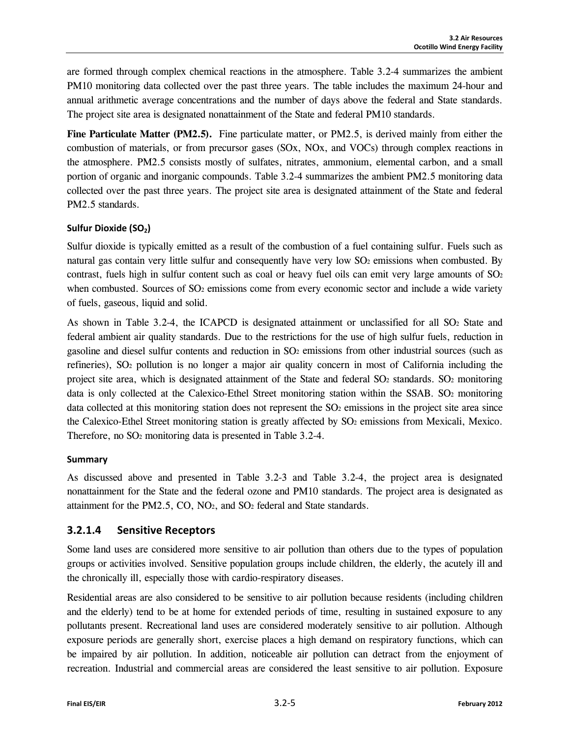are formed through complex chemical reactions in the atmosphere. Table 3.2-4 summarizes the ambient PM10 monitoring data collected over the past three years. The table includes the maximum 24-hour and annual arithmetic average concentrations and the number of days above the federal and State standards. The project site area is designated nonattainment of the State and federal PM10 standards.

**Fine Particulate Matter (PM2.5).** Fine particulate matter, or PM2.5, is derived mainly from either the combustion of materials, or from precursor gases (SOx, NOx, and VOCs) through complex reactions in the atmosphere. PM2.5 consists mostly of sulfates, nitrates, ammonium, elemental carbon, and a small portion of organic and inorganic compounds. Table 3.2-4 summarizes the ambient PM2.5 monitoring data collected over the past three years. The project site area is designated attainment of the State and federal PM2.5 standards.

#### Sulfur Dioxide ($SO_2$)

Sulfur dioxide is typically emitted as a result of the combustion of a fuel containing sulfur. Fuels such as natural gas contain very little sulfur and consequently have very low $SO_2$ emissions when combusted. By contrast, fuels high in sulfur content such as coal or heavy fuel oils can emit very large amounts of $SO_2$ when combusted. Sources of $SO_2$ emissions come from every economic sector and include a wide variety of fuels, gaseous, liquid and solid.

As shown in Table 3.2-4, the ICAPCD is designated attainment or unclassified for all $SO_2$ State and federal ambient air quality standards. Due to the restrictions for the use of high sulfur fuels, reduction in gasoline and diesel sulfur contents and reduction in $SO_2$ emissions from other industrial sources (such as refineries), $SO_2$ pollution is no longer a major air quality concern in most of California including the project site area, which is designated attainment of the State and federal $SO_2$ standards. $SO_2$ monitoring data is only collected at the Calexico-Ethel Street monitoring station within the SSAB. $SO_2$ monitoring data collected at this monitoring station does not represent the $SO_2$ emissions in the project site area since the Calexico-Ethel Street monitoring station is greatly affected by $SO_2$ emissions from Mexicali, Mexico. Therefore, no $SO_2$ monitoring data is presented in Table 3.2-4.

#### Summary

As discussed above and presented in Table 3.2-3 and Table 3.2-4, the project area is designated nonattainment for the State and the federal ozone and PM10 standards. The project area is designated as attainment for the PM2.5, CO, $NO_2$, and $SO_2$ federal and State standards.

### 3.2.1.4 Sensitive Receptors

Some land uses are considered more sensitive to air pollution than others due to the types of population groups or activities involved. Sensitive population groups include children, the elderly, the acutely ill and the chronically ill, especially those with cardio-respiratory diseases.

Residential areas are also considered to be sensitive to air pollution because residents (including children and the elderly) tend to be at home for extended periods of time, resulting in sustained exposure to any pollutants present. Recreational land uses are considered moderately sensitive to air pollution. Although exposure periods are generally short, exercise places a high demand on respiratory functions, which can be impaired by air pollution. In addition, noticeable air pollution can detract from the enjoyment of recreation. Industrial and commercial areas are considered the least sensitive to air pollution. Exposure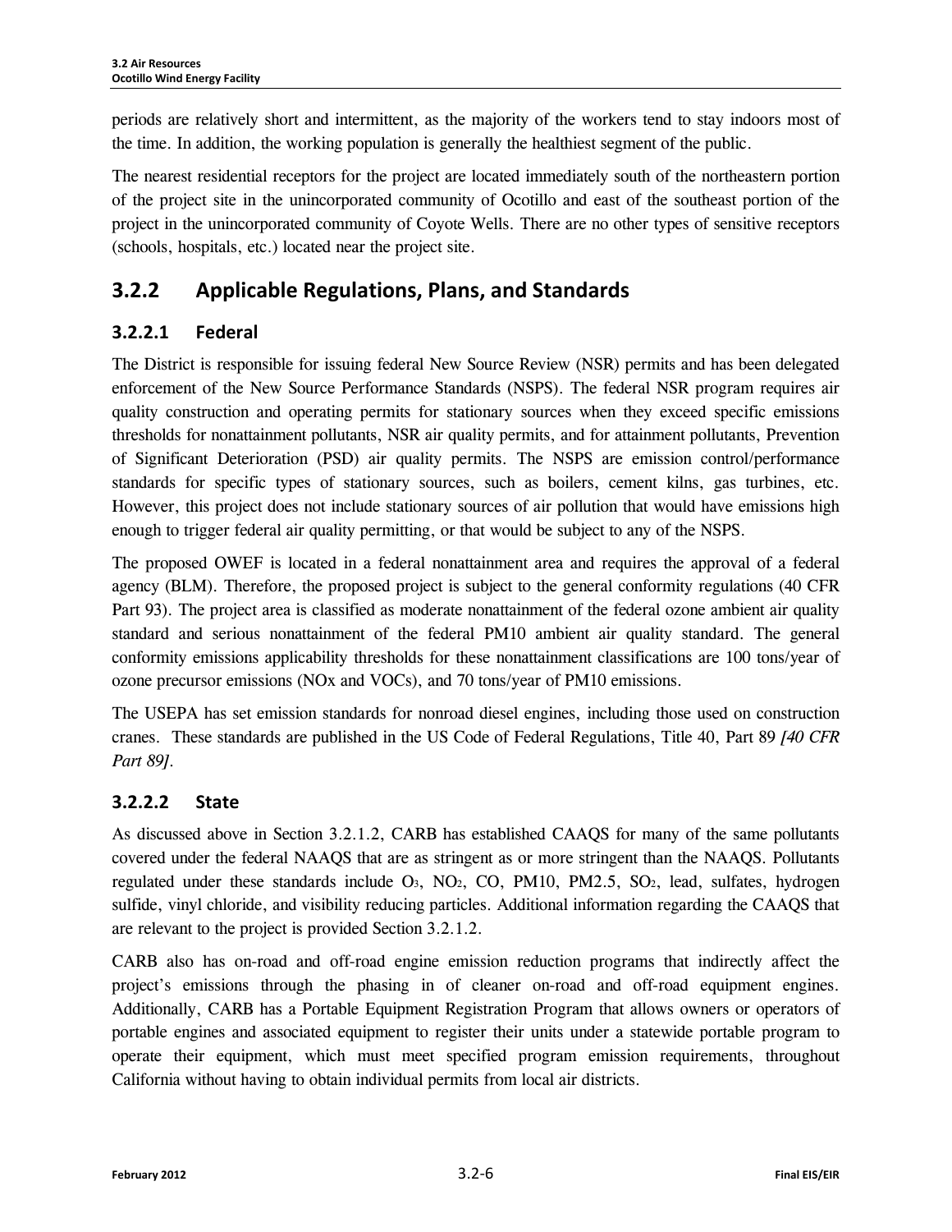periods are relatively short and intermittent, as the majority of the workers tend to stay indoors most of the time. In addition, the working population is generally the healthiest segment of the public.

The nearest residential receptors for the project are located immediately south of the northeastern portion of the project site in the unincorporated community of Ocotillo and east of the southeast portion of the project in the unincorporated community of Coyote Wells. There are no other types of sensitive receptors (schools, hospitals, etc.) located near the project site.

## 3.2.2 Applicable Regulations, Plans, and Standards

### 3.2.2.1 Federal

The District is responsible for issuing federal New Source Review (NSR) permits and has been delegated enforcement of the New Source Performance Standards (NSPS). The federal NSR program requires air quality construction and operating permits for stationary sources when they exceed specific emissions thresholds for nonattainment pollutants, NSR air quality permits, and for attainment pollutants, Prevention of Significant Deterioration (PSD) air quality permits. The NSPS are emission control/performance standards for specific types of stationary sources, such as boilers, cement kilns, gas turbines, etc. However, this project does not include stationary sources of air pollution that would have emissions high enough to trigger federal air quality permitting, or that would be subject to any of the NSPS.

The proposed OWEF is located in a federal nonattainment area and requires the approval of a federal agency (BLM). Therefore, the proposed project is subject to the general conformity regulations (40 CFR Part 93). The project area is classified as moderate nonattainment of the federal ozone ambient air quality standard and serious nonattainment of the federal PM10 ambient air quality standard. The general conformity emissions applicability thresholds for these nonattainment classifications are 100 tons/year of ozone precursor emissions (NOx and VOCs), and 70 tons/year of PM10 emissions.

The USEPA has set emission standards for nonroad diesel engines, including those used on construction cranes. These standards are published in the US Code of Federal Regulations, Title 40, Part 89 *[40 CFR Part 89]*.

### 3.2.2.2 State

As discussed above in Section 3.2.1.2, CARB has established CAAQS for many of the same pollutants covered under the federal NAAQS that are as stringent as or more stringent than the NAAQS. Pollutants regulated under these standards include $O_3$, $NO_2$, CO, PM10, PM2.5, $SO_2$, lead, sulfates, hydrogen sulfide, vinyl chloride, and visibility reducing particles. Additional information regarding the CAAQS that are relevant to the project is provided Section 3.2.1.2.

CARB also has on-road and off-road engine emission reduction programs that indirectly affect the project's emissions through the phasing in of cleaner on-road and off-road equipment engines. Additionally, CARB has a Portable Equipment Registration Program that allows owners or operators of portable engines and associated equipment to register their units under a statewide portable program to operate their equipment, which must meet specified program emission requirements, throughout California without having to obtain individual permits from local air districts.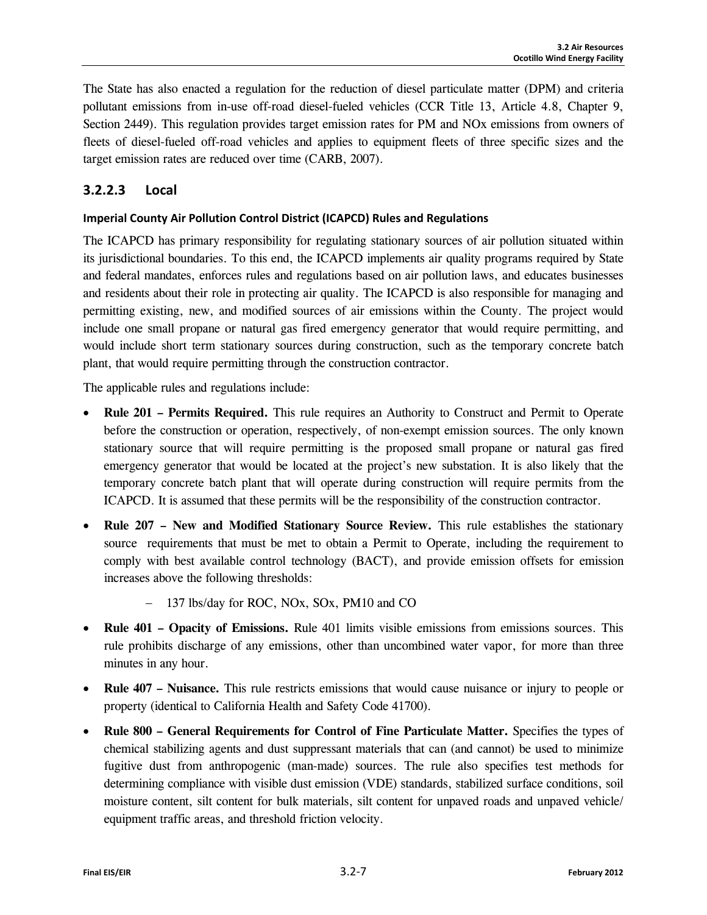The State has also enacted a regulation for the reduction of diesel particulate matter (DPM) and criteria pollutant emissions from in-use off-road diesel-fueled vehicles (CCR Title 13, Article 4.8, Chapter 9, Section 2449). This regulation provides target emission rates for PM and NOx emissions from owners of fleets of diesel-fueled off-road vehicles and applies to equipment fleets of three specific sizes and the target emission rates are reduced over time (CARB, 2007).

### 3.2.2.3 Local

#### Imperial County Air Pollution Control District (ICAPCD) Rules and Regulations

The ICAPCD has primary responsibility for regulating stationary sources of air pollution situated within its jurisdictional boundaries. To this end, the ICAPCD implements air quality programs required by State and federal mandates, enforces rules and regulations based on air pollution laws, and educates businesses and residents about their role in protecting air quality. The ICAPCD is also responsible for managing and permitting existing, new, and modified sources of air emissions within the County. The project would include one small propane or natural gas fired emergency generator that would require permitting, and would include short term stationary sources during construction, such as the temporary concrete batch plant, that would require permitting through the construction contractor.

The applicable rules and regulations include:

- **Rule 201 – Permits Required.** This rule requires an Authority to Construct and Permit to Operate before the construction or operation, respectively, of non-exempt emission sources. The only known stationary source that will require permitting is the proposed small propane or natural gas fired emergency generator that would be located at the project's new substation. It is also likely that the temporary concrete batch plant that will operate during construction will require permits from the ICAPCD. It is assumed that these permits will be the responsibility of the construction contractor.
- **Rule 207 – New and Modified Stationary Source Review.** This rule establishes the stationary source requirements that must be met to obtain a Permit to Operate, including the requirement to comply with best available control technology (BACT), and provide emission offsets for emission increases above the following thresholds:
  - 137 lbs/day for ROC, NOx, SOx, PM10 and CO
- **Rule 401 – Opacity of Emissions.** Rule 401 limits visible emissions from emissions sources. This rule prohibits discharge of any emissions, other than uncombined water vapor, for more than three minutes in any hour.
- **Rule 407 – Nuisance.** This rule restricts emissions that would cause nuisance or injury to people or property (identical to California Health and Safety Code 41700).
- **Rule 800 – General Requirements for Control of Fine Particulate Matter.** Specifies the types of chemical stabilizing agents and dust suppressant materials that can (and cannot) be used to minimize fugitive dust from anthropogenic (man-made) sources. The rule also specifies test methods for determining compliance with visible dust emission (VDE) standards, stabilized surface conditions, soil moisture content, silt content for bulk materials, silt content for unpaved roads and unpaved vehicle/ equipment traffic areas, and threshold friction velocity.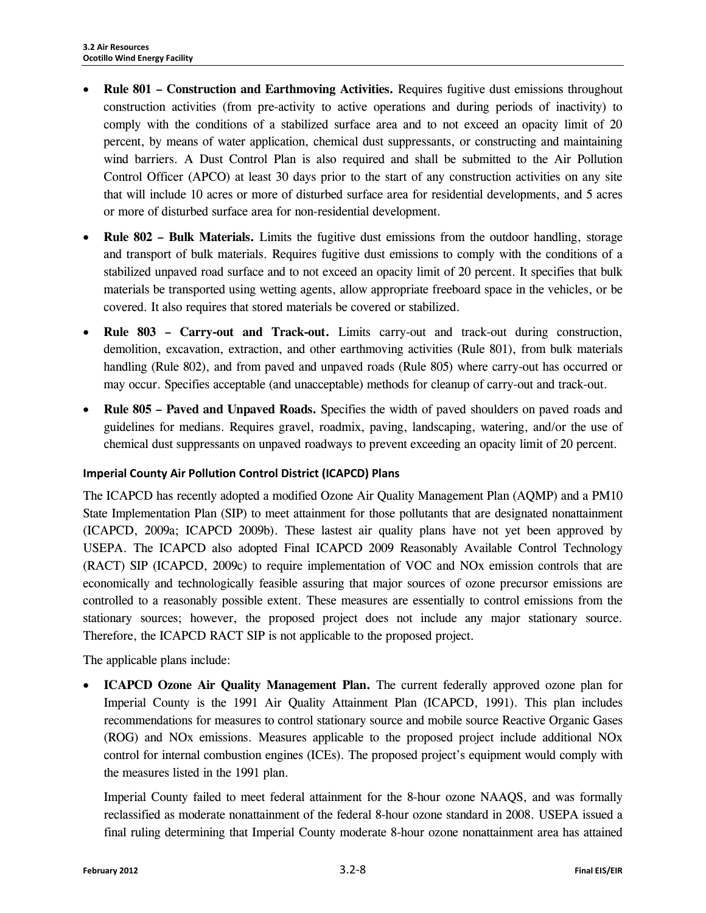- **Rule 801 – Construction and Earthmoving Activities.** Requires fugitive dust emissions throughout construction activities (from pre-activity to active operations and during periods of inactivity) to comply with the conditions of a stabilized surface area and to not exceed an opacity limit of 20 percent, by means of water application, chemical dust suppressants, or constructing and maintaining wind barriers. A Dust Control Plan is also required and shall be submitted to the Air Pollution Control Officer (APCO) at least 30 days prior to the start of any construction activities on any site that will include 10 acres or more of disturbed surface area for residential developments, and 5 acres or more of disturbed surface area for non-residential development.
- **Rule 802 – Bulk Materials.** Limits the fugitive dust emissions from the outdoor handling, storage and transport of bulk materials. Requires fugitive dust emissions to comply with the conditions of a stabilized unpaved road surface and to not exceed an opacity limit of 20 percent. It specifies that bulk materials be transported using wetting agents, allow appropriate freeboard space in the vehicles, or be covered. It also requires that stored materials be covered or stabilized.
- **Rule 803 – Carry-out and Track-out.** Limits carry-out and track-out during construction, demolition, excavation, extraction, and other earthmoving activities (Rule 801), from bulk materials handling (Rule 802), and from paved and unpaved roads (Rule 805) where carry-out has occurred or may occur. Specifies acceptable (and unacceptable) methods for cleanup of carry-out and track-out.
- **Rule 805 – Paved and Unpaved Roads.** Specifies the width of paved shoulders on paved roads and guidelines for medians. Requires gravel, roadmix, paving, landscaping, watering, and/or the use of chemical dust suppressants on unpaved roadways to prevent exceeding an opacity limit of 20 percent.

#### Imperial County Air Pollution Control District (ICAPCD) Plans

The ICAPCD has recently adopted a modified Ozone Air Quality Management Plan (AQMP) and a PM10 State Implementation Plan (SIP) to meet attainment for those pollutants that are designated nonattainment (ICAPCD, 2009a; ICAPCD 2009b). These lastest air quality plans have not yet been approved by USEPA. The ICAPCD also adopted Final ICAPCD 2009 Reasonably Available Control Technology (RACT) SIP (ICAPCD, 2009c) to require implementation of VOC and NOx emission controls that are economically and technologically feasible assuring that major sources of ozone precursor emissions are controlled to a reasonably possible extent. These measures are essentially to control emissions from the stationary sources; however, the proposed project does not include any major stationary source. Therefore, the ICAPCD RACT SIP is not applicable to the proposed project.

The applicable plans include:

- **ICAPCD Ozone Air Quality Management Plan.** The current federally approved ozone plan for Imperial County is the 1991 Air Quality Attainment Plan (ICAPCD, 1991). This plan includes recommendations for measures to control stationary source and mobile source Reactive Organic Gases (ROG) and NOx emissions. Measures applicable to the proposed project include additional NOx control for internal combustion engines (ICEs). The proposed project's equipment would comply with the measures listed in the 1991 plan.

  Imperial County failed to meet federal attainment for the 8-hour ozone NAAQS, and was formally reclassified as moderate nonattainment of the federal 8-hour ozone standard in 2008. USEPA issued a final ruling determining that Imperial County moderate 8-hour ozone nonattainment area has attained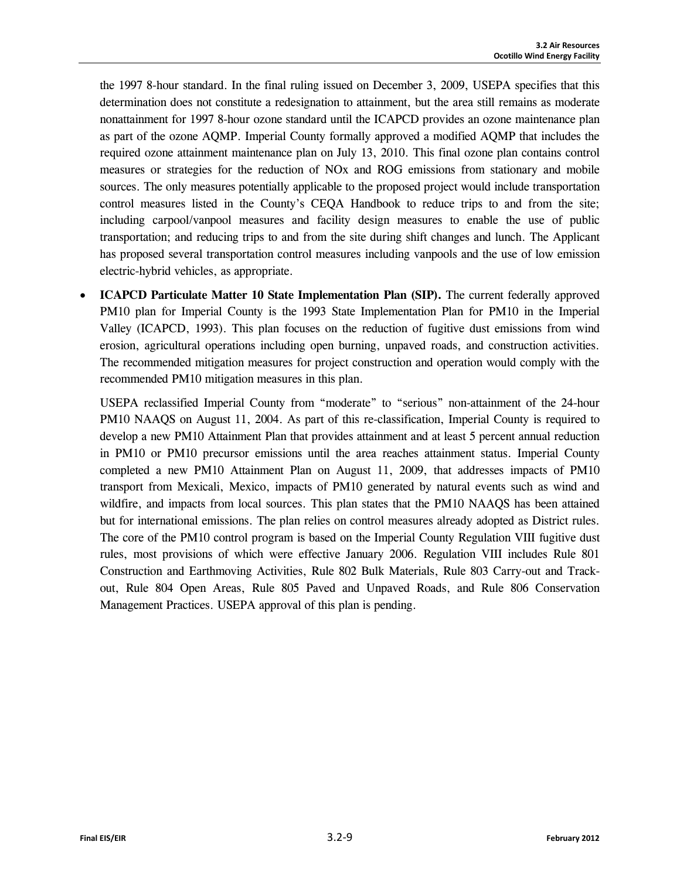the 1997 8-hour standard. In the final ruling issued on December 3, 2009, USEPA specifies that this determination does not constitute a redesignation to attainment, but the area still remains as moderate nonattainment for 1997 8-hour ozone standard until the ICAPCD provides an ozone maintenance plan as part of the ozone AQMP. Imperial County formally approved a modified AQMP that includes the required ozone attainment maintenance plan on July 13, 2010. This final ozone plan contains control measures or strategies for the reduction of NOx and ROG emissions from stationary and mobile sources. The only measures potentially applicable to the proposed project would include transportation control measures listed in the County's CEQA Handbook to reduce trips to and from the site; including carpool/vanpool measures and facility design measures to enable the use of public transportation; and reducing trips to and from the site during shift changes and lunch. The Applicant has proposed several transportation control measures including vanpools and the use of low emission electric-hybrid vehicles, as appropriate.

- **ICAPCD Particulate Matter 10 State Implementation Plan (SIP).** The current federally approved PM10 plan for Imperial County is the 1993 State Implementation Plan for PM10 in the Imperial Valley (ICAPCD, 1993). This plan focuses on the reduction of fugitive dust emissions from wind erosion, agricultural operations including open burning, unpaved roads, and construction activities. The recommended mitigation measures for project construction and operation would comply with the recommended PM10 mitigation measures in this plan.

  USEPA reclassified Imperial County from "moderate" to "serious" non-attainment of the 24-hour PM10 NAAQS on August 11, 2004. As part of this re-classification, Imperial County is required to develop a new PM10 Attainment Plan that provides attainment and at least 5 percent annual reduction in PM10 or PM10 precursor emissions until the area reaches attainment status. Imperial County completed a new PM10 Attainment Plan on August 11, 2009, that addresses impacts of PM10 transport from Mexicali, Mexico, impacts of PM10 generated by natural events such as wind and wildfire, and impacts from local sources. This plan states that the PM10 NAAQS has been attained but for international emissions. The plan relies on control measures already adopted as District rules. The core of the PM10 control program is based on the Imperial County Regulation VIII fugitive dust rules, most provisions of which were effective January 2006. Regulation VIII includes Rule 801 Construction and Earthmoving Activities, Rule 802 Bulk Materials, Rule 803 Carry-out and Track-out, Rule 804 Open Areas, Rule 805 Paved and Unpaved Roads, and Rule 806 Conservation Management Practices. USEPA approval of this plan is pending.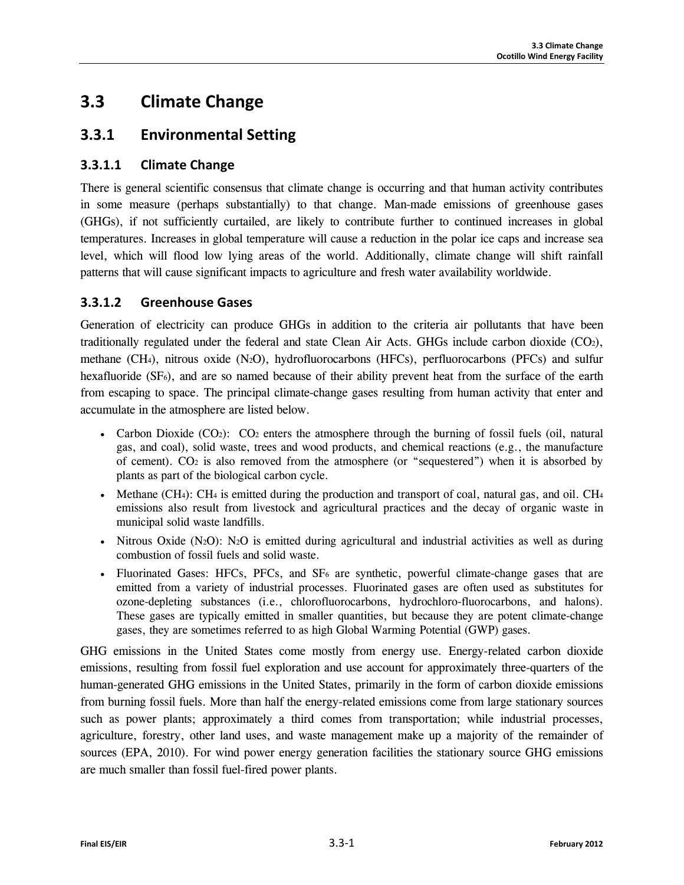# 3.3 Climate Change

## 3.3.1 Environmental Setting

### 3.3.1.1 Climate Change

There is general scientific consensus that climate change is occurring and that human activity contributes in some measure (perhaps substantially) to that change. Man-made emissions of greenhouse gases (GHGs), if not sufficiently curtailed, are likely to contribute further to continued increases in global temperatures. Increases in global temperature will cause a reduction in the polar ice caps and increase sea level, which will flood low lying areas of the world. Additionally, climate change will shift rainfall patterns that will cause significant impacts to agriculture and fresh water availability worldwide.

### 3.3.1.2 Greenhouse Gases

Generation of electricity can produce GHGs in addition to the criteria air pollutants that have been traditionally regulated under the federal and state Clean Air Acts. GHGs include carbon dioxide ($CO_2$), methane ($CH_4$), nitrous oxide ($N_2O$), hydrofluorocarbons (HFCs), perfluorocarbons (PFCs) and sulfur hexafluoride ($SF_6$), and are so named because of their ability prevent heat from the surface of the earth from escaping to space. The principal climate-change gases resulting from human activity that enter and accumulate in the atmosphere are listed below.

- Carbon Dioxide ($CO_2$): $CO_2$ enters the atmosphere through the burning of fossil fuels (oil, natural gas, and coal), solid waste, trees and wood products, and chemical reactions (e.g., the manufacture of cement). $CO_2$ is also removed from the atmosphere (or "sequestered") when it is absorbed by plants as part of the biological carbon cycle.
- Methane ($CH_4$): $CH_4$ is emitted during the production and transport of coal, natural gas, and oil. $CH_4$ emissions also result from livestock and agricultural practices and the decay of organic waste in municipal solid waste landfills.
- Nitrous Oxide ($N_2O$): $N_2O$ is emitted during agricultural and industrial activities as well as during combustion of fossil fuels and solid waste.
- Fluorinated Gases: HFCs, PFCs, and $SF_6$ are synthetic, powerful climate-change gases that are emitted from a variety of industrial processes. Fluorinated gases are often used as substitutes for ozone-depleting substances (i.e., chlorofluorocarbons, hydrochloro-fluorocarbons, and halons). These gases are typically emitted in smaller quantities, but because they are potent climate-change gases, they are sometimes referred to as high Global Warming Potential (GWP) gases.

GHG emissions in the United States come mostly from energy use. Energy-related carbon dioxide emissions, resulting from fossil fuel exploration and use account for approximately three-quarters of the human-generated GHG emissions in the United States, primarily in the form of carbon dioxide emissions from burning fossil fuels. More than half the energy-related emissions come from large stationary sources such as power plants; approximately a third comes from transportation; while industrial processes, agriculture, forestry, other land uses, and waste management make up a majority of the remainder of sources (EPA, 2010). For wind power energy generation facilities the stationary source GHG emissions are much smaller than fossil fuel-fired power plants.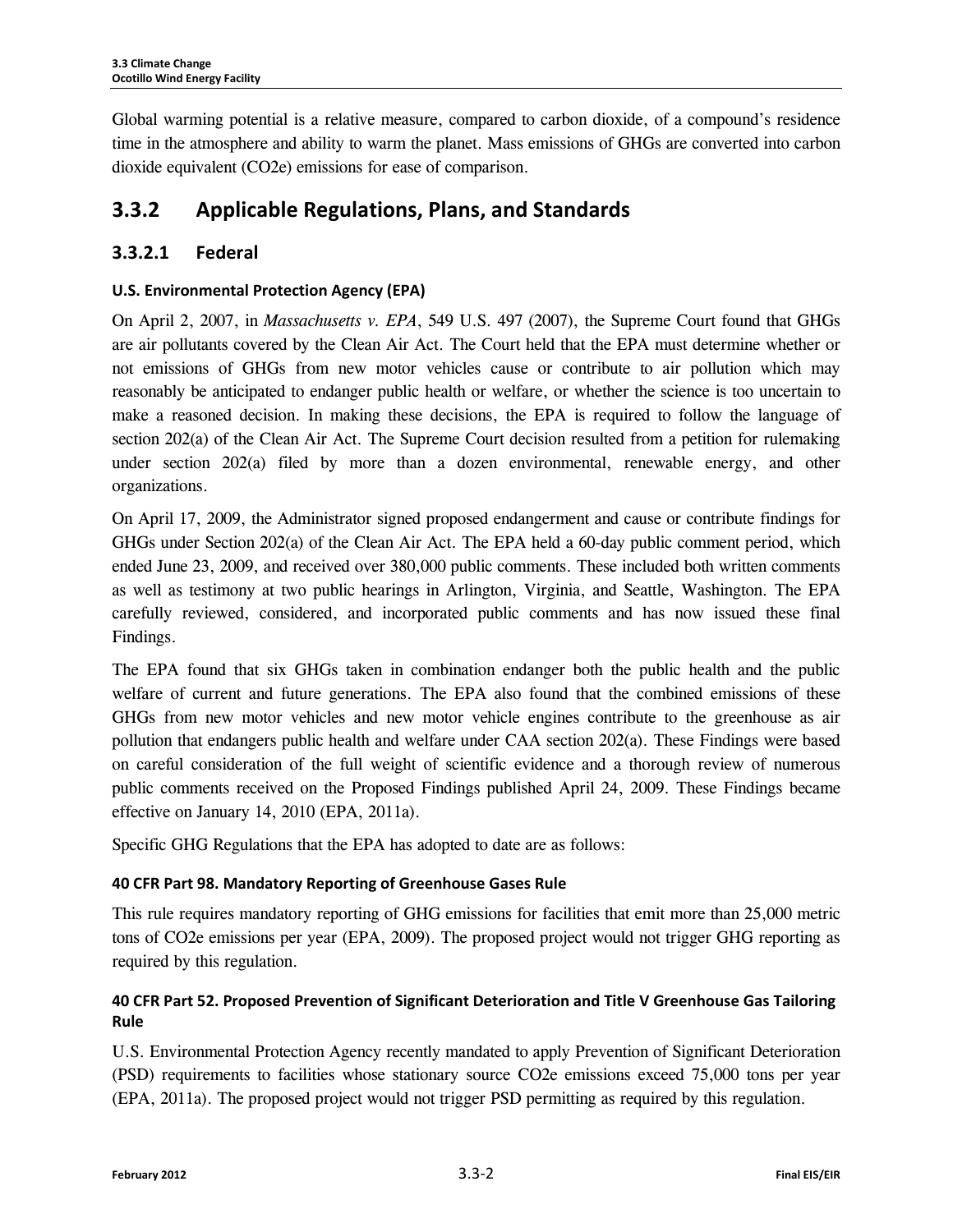Global warming potential is a relative measure, compared to carbon dioxide, of a compound's residence time in the atmosphere and ability to warm the planet. Mass emissions of GHGs are converted into carbon dioxide equivalent (CO2e) emissions for ease of comparison.

## 3.3.2 Applicable Regulations, Plans, and Standards

### 3.3.2.1 Federal

#### U.S. Environmental Protection Agency (EPA)

On April 2, 2007, in *Massachusetts v. EPA*, 549 U.S. 497 (2007), the Supreme Court found that GHGs are air pollutants covered by the Clean Air Act. The Court held that the EPA must determine whether or not emissions of GHGs from new motor vehicles cause or contribute to air pollution which may reasonably be anticipated to endanger public health or welfare, or whether the science is too uncertain to make a reasoned decision. In making these decisions, the EPA is required to follow the language of section 202(a) of the Clean Air Act. The Supreme Court decision resulted from a petition for rulemaking under section 202(a) filed by more than a dozen environmental, renewable energy, and other organizations.

On April 17, 2009, the Administrator signed proposed endangerment and cause or contribute findings for GHGs under Section 202(a) of the Clean Air Act. The EPA held a 60-day public comment period, which ended June 23, 2009, and received over 380,000 public comments. These included both written comments as well as testimony at two public hearings in Arlington, Virginia, and Seattle, Washington. The EPA carefully reviewed, considered, and incorporated public comments and has now issued these final Findings.

The EPA found that six GHGs taken in combination endanger both the public health and the public welfare of current and future generations. The EPA also found that the combined emissions of these GHGs from new motor vehicles and new motor vehicle engines contribute to the greenhouse as air pollution that endangers public health and welfare under CAA section 202(a). These Findings were based on careful consideration of the full weight of scientific evidence and a thorough review of numerous public comments received on the Proposed Findings published April 24, 2009. These Findings became effective on January 14, 2010 (EPA, 2011a).

Specific GHG Regulations that the EPA has adopted to date are as follows:

#### 40 CFR Part 98. Mandatory Reporting of Greenhouse Gases Rule

This rule requires mandatory reporting of GHG emissions for facilities that emit more than 25,000 metric tons of CO2e emissions per year (EPA, 2009). The proposed project would not trigger GHG reporting as required by this regulation.

#### 40 CFR Part 52. Proposed Prevention of Significant Deterioration and Title V Greenhouse Gas Tailoring Rule

U.S. Environmental Protection Agency recently mandated to apply Prevention of Significant Deterioration (PSD) requirements to facilities whose stationary source CO2e emissions exceed 75,000 tons per year (EPA, 2011a). The proposed project would not trigger PSD permitting as required by this regulation.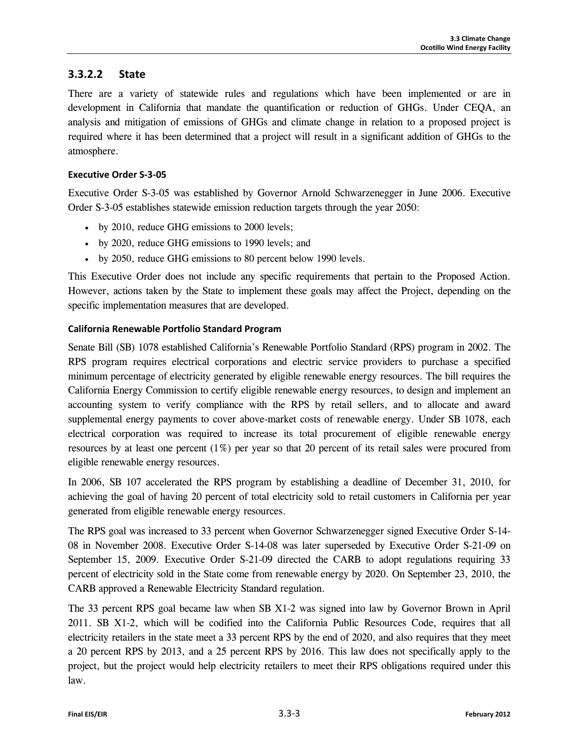### 3.3.2.2 State

There are a variety of statewide rules and regulations which have been implemented or are in development in California that mandate the quantification or reduction of GHGs. Under CEQA, an analysis and mitigation of emissions of GHGs and climate change in relation to a proposed project is required where it has been determined that a project will result in a significant addition of GHGs to the atmosphere.

#### Executive Order S-3-05

Executive Order S-3-05 was established by Governor Arnold Schwarzenegger in June 2006. Executive Order S-3-05 establishes statewide emission reduction targets through the year 2050:

- by 2010, reduce GHG emissions to 2000 levels;
- by 2020, reduce GHG emissions to 1990 levels; and
- by 2050, reduce GHG emissions to 80 percent below 1990 levels.

This Executive Order does not include any specific requirements that pertain to the Proposed Action. However, actions taken by the State to implement these goals may affect the Project, depending on the specific implementation measures that are developed.

#### California Renewable Portfolio Standard Program

Senate Bill (SB) 1078 established California's Renewable Portfolio Standard (RPS) program in 2002. The RPS program requires electrical corporations and electric service providers to purchase a specified minimum percentage of electricity generated by eligible renewable energy resources. The bill requires the California Energy Commission to certify eligible renewable energy resources, to design and implement an accounting system to verify compliance with the RPS by retail sellers, and to allocate and award supplemental energy payments to cover above-market costs of renewable energy. Under SB 1078, each electrical corporation was required to increase its total procurement of eligible renewable energy resources by at least one percent (1%) per year so that 20 percent of its retail sales were procured from eligible renewable energy resources.

In 2006, SB 107 accelerated the RPS program by establishing a deadline of December 31, 2010, for achieving the goal of having 20 percent of total electricity sold to retail customers in California per year generated from eligible renewable energy resources.

The RPS goal was increased to 33 percent when Governor Schwarzenegger signed Executive Order S-14-08 in November 2008. Executive Order S-14-08 was later superseded by Executive Order S-21-09 on September 15, 2009. Executive Order S-21-09 directed the CARB to adopt regulations requiring 33 percent of electricity sold in the State come from renewable energy by 2020. On September 23, 2010, the CARB approved a Renewable Electricity Standard regulation.

The 33 percent RPS goal became law when SB X1-2 was signed into law by Governor Brown in April 2011. SB X1-2, which will be codified into the California Public Resources Code, requires that all electricity retailers in the state meet a 33 percent RPS by the end of 2020, and also requires that they meet a 20 percent RPS by 2013, and a 25 percent RPS by 2016. This law does not specifically apply to the project, but the project would help electricity retailers to meet their RPS obligations required under this law.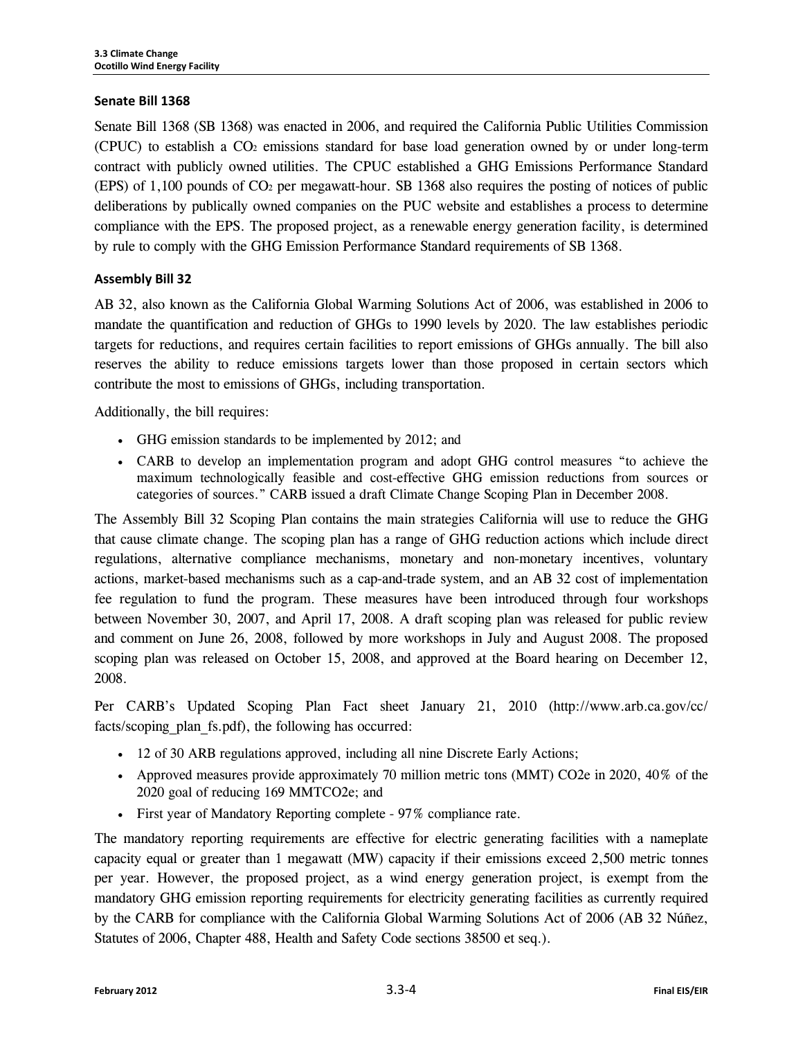### Senate Bill 1368

Senate Bill 1368 (SB 1368) was enacted in 2006, and required the California Public Utilities Commission (CPUC) to establish a $CO_2$ emissions standard for base load generation owned by or under long-term contract with publicly owned utilities. The CPUC established a GHG Emissions Performance Standard (EPS) of 1,100 pounds of $CO_2$ per megawatt-hour. SB 1368 also requires the posting of notices of public deliberations by publically owned companies on the PUC website and establishes a process to determine compliance with the EPS. The proposed project, as a renewable energy generation facility, is determined by rule to comply with the GHG Emission Performance Standard requirements of SB 1368.

### Assembly Bill 32

AB 32, also known as the California Global Warming Solutions Act of 2006, was established in 2006 to mandate the quantification and reduction of GHGs to 1990 levels by 2020. The law establishes periodic targets for reductions, and requires certain facilities to report emissions of GHGs annually. The bill also reserves the ability to reduce emissions targets lower than those proposed in certain sectors which contribute the most to emissions of GHGs, including transportation.

Additionally, the bill requires:

- GHG emission standards to be implemented by 2012; and
- CARB to develop an implementation program and adopt GHG control measures "to achieve the maximum technologically feasible and cost-effective GHG emission reductions from sources or categories of sources." CARB issued a draft Climate Change Scoping Plan in December 2008.

The Assembly Bill 32 Scoping Plan contains the main strategies California will use to reduce the GHG that cause climate change. The scoping plan has a range of GHG reduction actions which include direct regulations, alternative compliance mechanisms, monetary and non-monetary incentives, voluntary actions, market-based mechanisms such as a cap-and-trade system, and an AB 32 cost of implementation fee regulation to fund the program. These measures have been introduced through four workshops between November 30, 2007, and April 17, 2008. A draft scoping plan was released for public review and comment on June 26, 2008, followed by more workshops in July and August 2008. The proposed scoping plan was released on October 15, 2008, and approved at the Board hearing on December 12, 2008.

Per CARB's Updated Scoping Plan Fact sheet January 21, 2010 (http://www.arb.ca.gov/cc/facts/scoping_plan_fs.pdf), the following has occurred:

- 12 of 30 ARB regulations approved, including all nine Discrete Early Actions;
- Approved measures provide approximately 70 million metric tons (MMT) CO2e in 2020, 40% of the 2020 goal of reducing 169 MMTCO2e; and
- First year of Mandatory Reporting complete - 97% compliance rate.

The mandatory reporting requirements are effective for electric generating facilities with a nameplate capacity equal or greater than 1 megawatt (MW) capacity if their emissions exceed 2,500 metric tonnes per year. However, the proposed project, as a wind energy generation project, is exempt from the mandatory GHG emission reporting requirements for electricity generating facilities as currently required by the CARB for compliance with the California Global Warming Solutions Act of 2006 (AB 32 Núñez, Statutes of 2006, Chapter 488, Health and Safety Code sections 38500 et seq.).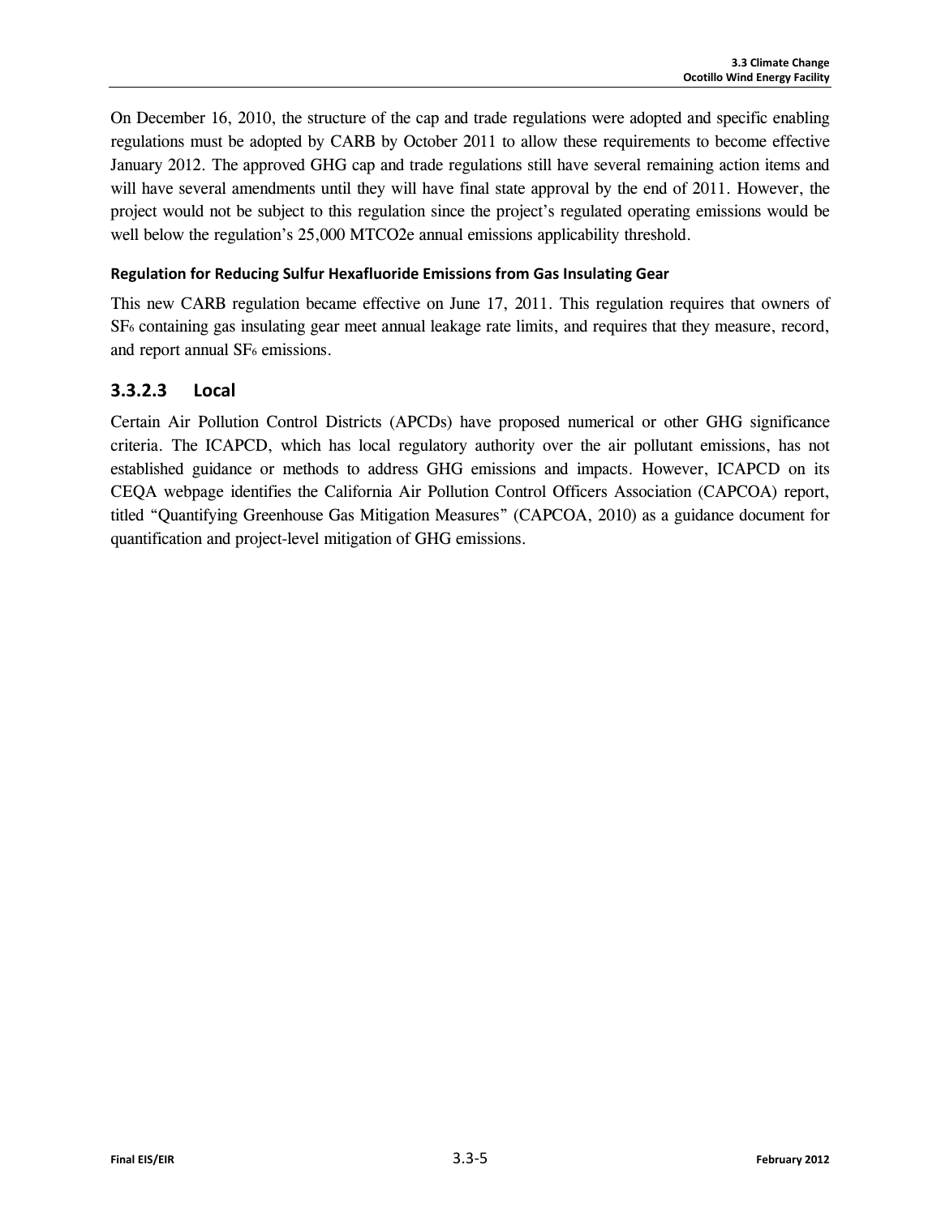On December 16, 2010, the structure of the cap and trade regulations were adopted and specific enabling regulations must be adopted by CARB by October 2011 to allow these requirements to become effective January 2012. The approved GHG cap and trade regulations still have several remaining action items and will have several amendments until they will have final state approval by the end of 2011. However, the project would not be subject to this regulation since the project's regulated operating emissions would be well below the regulation's 25,000 MTCO2e annual emissions applicability threshold.

#### Regulation for Reducing Sulfur Hexafluoride Emissions from Gas Insulating Gear

This new CARB regulation became effective on June 17, 2011. This regulation requires that owners of $SF_6$ containing gas insulating gear meet annual leakage rate limits, and requires that they measure, record, and report annual $SF_6$ emissions.

### 3.3.2.3 Local

Certain Air Pollution Control Districts (APCDs) have proposed numerical or other GHG significance criteria. The ICAPCD, which has local regulatory authority over the air pollutant emissions, has not established guidance or methods to address GHG emissions and impacts. However, ICAPCD on its CEQA webpage identifies the California Air Pollution Control Officers Association (CAPCOA) report, titled "Quantifying Greenhouse Gas Mitigation Measures" (CAPCOA, 2010) as a guidance document for quantification and project-level mitigation of GHG emissions.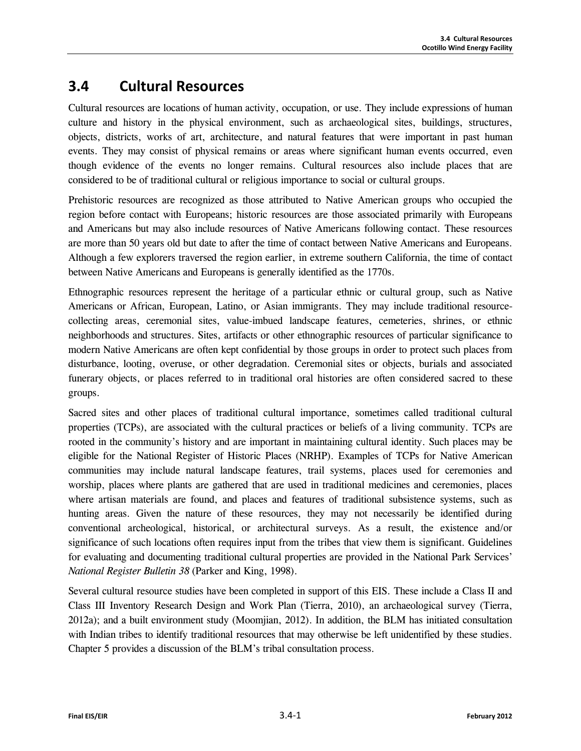## 3.4 Cultural Resources

Cultural resources are locations of human activity, occupation, or use. They include expressions of human culture and history in the physical environment, such as archaeological sites, buildings, structures, objects, districts, works of art, architecture, and natural features that were important in past human events. They may consist of physical remains or areas where significant human events occurred, even though evidence of the events no longer remains. Cultural resources also include places that are considered to be of traditional cultural or religious importance to social or cultural groups.

Prehistoric resources are recognized as those attributed to Native American groups who occupied the region before contact with Europeans; historic resources are those associated primarily with Europeans and Americans but may also include resources of Native Americans following contact. These resources are more than 50 years old but date to after the time of contact between Native Americans and Europeans. Although a few explorers traversed the region earlier, in extreme southern California, the time of contact between Native Americans and Europeans is generally identified as the 1770s.

Ethnographic resources represent the heritage of a particular ethnic or cultural group, such as Native Americans or African, European, Latino, or Asian immigrants. They may include traditional resource-collecting areas, ceremonial sites, value-imbued landscape features, cemeteries, shrines, or ethnic neighborhoods and structures. Sites, artifacts or other ethnographic resources of particular significance to modern Native Americans are often kept confidential by those groups in order to protect such places from disturbance, looting, overuse, or other degradation. Ceremonial sites or objects, burials and associated funerary objects, or places referred to in traditional oral histories are often considered sacred to these groups.

Sacred sites and other places of traditional cultural importance, sometimes called traditional cultural properties (TCPs), are associated with the cultural practices or beliefs of a living community. TCPs are rooted in the community's history and are important in maintaining cultural identity. Such places may be eligible for the National Register of Historic Places (NRHP). Examples of TCPs for Native American communities may include natural landscape features, trail systems, places used for ceremonies and worship, places where plants are gathered that are used in traditional medicines and ceremonies, places where artisan materials are found, and places and features of traditional subsistence systems, such as hunting areas. Given the nature of these resources, they may not necessarily be identified during conventional archeological, historical, or architectural surveys. As a result, the existence and/or significance of such locations often requires input from the tribes that view them is significant. Guidelines for evaluating and documenting traditional cultural properties are provided in the National Park Services' *National Register Bulletin 38* (Parker and King, 1998).

Several cultural resource studies have been completed in support of this EIS. These include a Class II and Class III Inventory Research Design and Work Plan (Tierra, 2010), an archaeological survey (Tierra, 2012a); and a built environment study (Moomjian, 2012). In addition, the BLM has initiated consultation with Indian tribes to identify traditional resources that may otherwise be left unidentified by these studies. Chapter 5 provides a discussion of the BLM's tribal consultation process.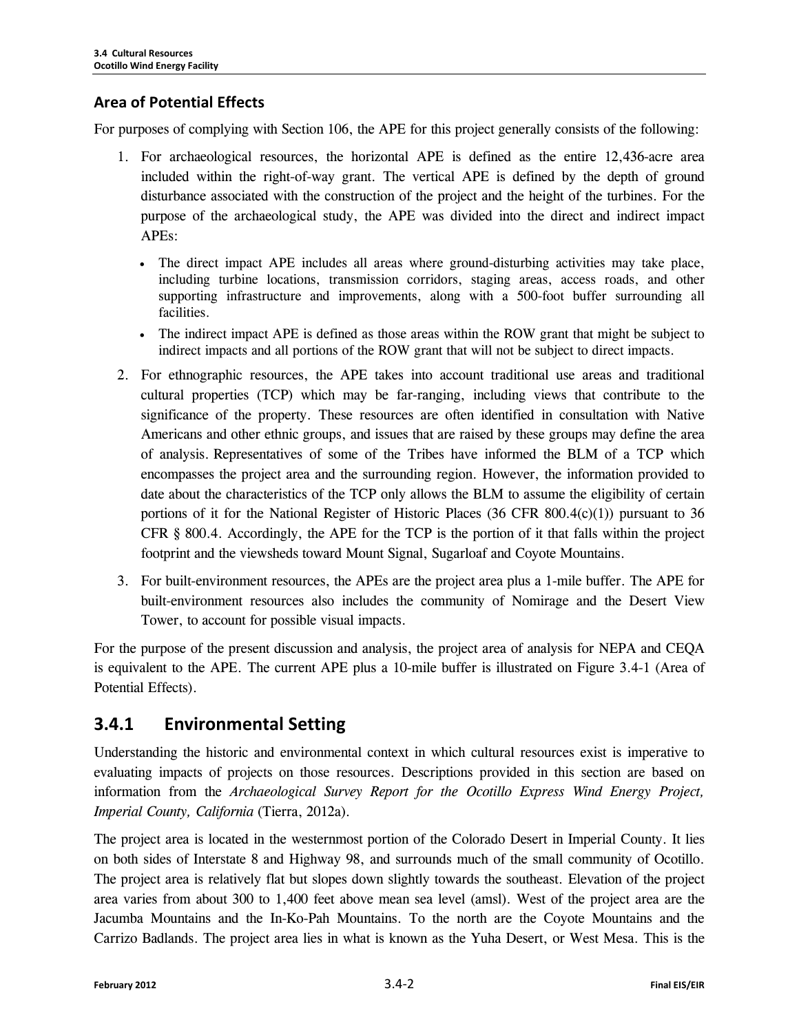## Area of Potential Effects

For purposes of complying with Section 106, the APE for this project generally consists of the following:

1. For archaeological resources, the horizontal APE is defined as the entire 12,436-acre area included within the right-of-way grant. The vertical APE is defined by the depth of ground disturbance associated with the construction of the project and the height of the turbines. For the purpose of the archaeological study, the APE was divided into the direct and indirect impact APEs:
   - The direct impact APE includes all areas where ground-disturbing activities may take place, including turbine locations, transmission corridors, staging areas, access roads, and other supporting infrastructure and improvements, along with a 500-foot buffer surrounding all facilities.
   - The indirect impact APE is defined as those areas within the ROW grant that might be subject to indirect impacts and all portions of the ROW grant that will not be subject to direct impacts.
2. For ethnographic resources, the APE takes into account traditional use areas and traditional cultural properties (TCP) which may be far-ranging, including views that contribute to the significance of the property. These resources are often identified in consultation with Native Americans and other ethnic groups, and issues that are raised by these groups may define the area of analysis. Representatives of some of the Tribes have informed the BLM of a TCP which encompasses the project area and the surrounding region. However, the information provided to date about the characteristics of the TCP only allows the BLM to assume the eligibility of certain portions of it for the National Register of Historic Places (36 CFR 800.4(c)(1)) pursuant to 36 CFR § 800.4. Accordingly, the APE for the TCP is the portion of it that falls within the project footprint and the viewsheds toward Mount Signal, Sugarloaf and Coyote Mountains.
3. For built-environment resources, the APEs are the project area plus a 1-mile buffer. The APE for built-environment resources also includes the community of Nomirage and the Desert View Tower, to account for possible visual impacts.

For the purpose of the present discussion and analysis, the project area of analysis for NEPA and CEQA is equivalent to the APE. The current APE plus a 10-mile buffer is illustrated on Figure 3.4-1 (Area of Potential Effects).

## 3.4.1 Environmental Setting

Understanding the historic and environmental context in which cultural resources exist is imperative to evaluating impacts of projects on those resources. Descriptions provided in this section are based on information from the *Archaeological Survey Report for the Ocotillo Express Wind Energy Project, Imperial County, California* (Tierra, 2012a).

The project area is located in the westernmost portion of the Colorado Desert in Imperial County. It lies on both sides of Interstate 8 and Highway 98, and surrounds much of the small community of Ocotillo. The project area is relatively flat but slopes down slightly towards the southeast. Elevation of the project area varies from about 300 to 1,400 feet above mean sea level (amsl). West of the project area are the Jacumba Mountains and the In-Ko-Pah Mountains. To the north are the Coyote Mountains and the Carrizo Badlands. The project area lies in what is known as the Yuha Desert, or West Mesa. This is the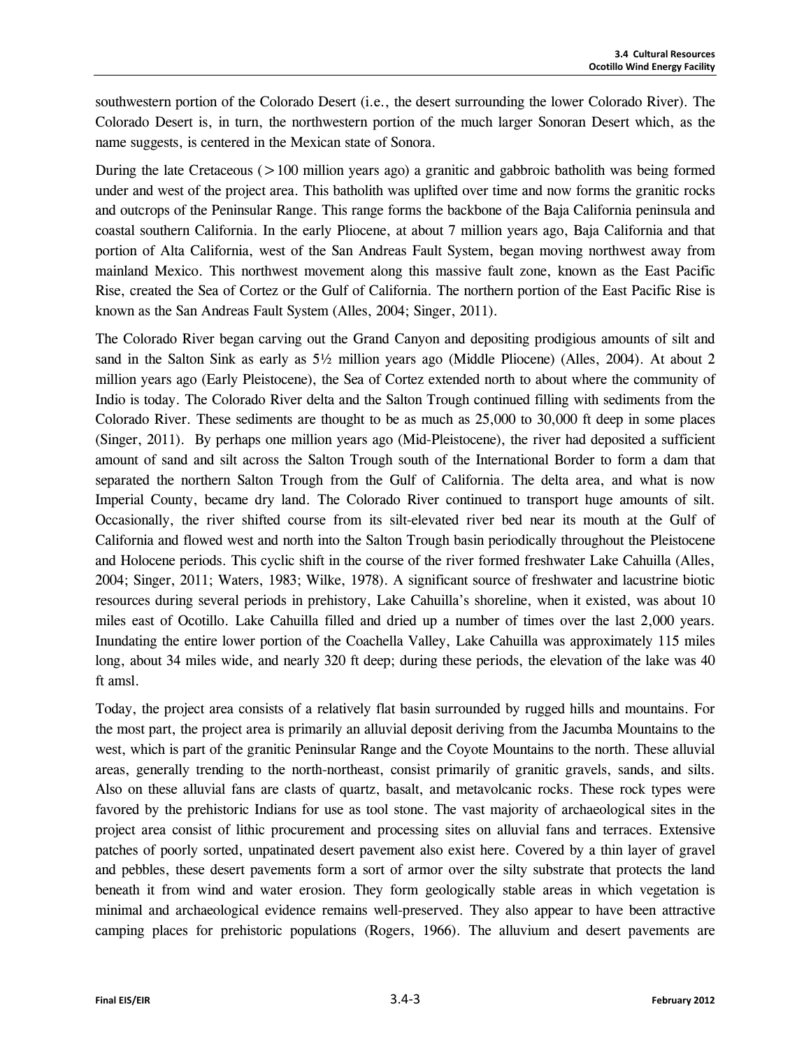southwestern portion of the Colorado Desert (i.e., the desert surrounding the lower Colorado River). The Colorado Desert is, in turn, the northwestern portion of the much larger Sonoran Desert which, as the name suggests, is centered in the Mexican state of Sonora.

During the late Cretaceous (>100 million years ago) a granitic and gabbroic batholith was being formed under and west of the project area. This batholith was uplifted over time and now forms the granitic rocks and outcrops of the Peninsular Range. This range forms the backbone of the Baja California peninsula and coastal southern California. In the early Pliocene, at about 7 million years ago, Baja California and that portion of Alta California, west of the San Andreas Fault System, began moving northwest away from mainland Mexico. This northwest movement along this massive fault zone, known as the East Pacific Rise, created the Sea of Cortez or the Gulf of California. The northern portion of the East Pacific Rise is known as the San Andreas Fault System (Alles, 2004; Singer, 2011).

The Colorado River began carving out the Grand Canyon and depositing prodigious amounts of silt and sand in the Salton Sink as early as 5½ million years ago (Middle Pliocene) (Alles, 2004). At about 2 million years ago (Early Pleistocene), the Sea of Cortez extended north to about where the community of Indio is today. The Colorado River delta and the Salton Trough continued filling with sediments from the Colorado River. These sediments are thought to be as much as 25,000 to 30,000 ft deep in some places (Singer, 2011). By perhaps one million years ago (Mid-Pleistocene), the river had deposited a sufficient amount of sand and silt across the Salton Trough south of the International Border to form a dam that separated the northern Salton Trough from the Gulf of California. The delta area, and what is now Imperial County, became dry land. The Colorado River continued to transport huge amounts of silt. Occasionally, the river shifted course from its silt-elevated river bed near its mouth at the Gulf of California and flowed west and north into the Salton Trough basin periodically throughout the Pleistocene and Holocene periods. This cyclic shift in the course of the river formed freshwater Lake Cahuilla (Alles, 2004; Singer, 2011; Waters, 1983; Wilke, 1978). A significant source of freshwater and lacustrine biotic resources during several periods in prehistory, Lake Cahuilla's shoreline, when it existed, was about 10 miles east of Ocotillo. Lake Cahuilla filled and dried up a number of times over the last 2,000 years. Inundating the entire lower portion of the Coachella Valley, Lake Cahuilla was approximately 115 miles long, about 34 miles wide, and nearly 320 ft deep; during these periods, the elevation of the lake was 40 ft amsl.

Today, the project area consists of a relatively flat basin surrounded by rugged hills and mountains. For the most part, the project area is primarily an alluvial deposit deriving from the Jacumba Mountains to the west, which is part of the granitic Peninsular Range and the Coyote Mountains to the north. These alluvial areas, generally trending to the north-northeast, consist primarily of granitic gravels, sands, and silts. Also on these alluvial fans are clasts of quartz, basalt, and metavolcanic rocks. These rock types were favored by the prehistoric Indians for use as tool stone. The vast majority of archaeological sites in the project area consist of lithic procurement and processing sites on alluvial fans and terraces. Extensive patches of poorly sorted, unpatinated desert pavement also exist here. Covered by a thin layer of gravel and pebbles, these desert pavements form a sort of armor over the silty substrate that protects the land beneath it from wind and water erosion. They form geologically stable areas in which vegetation is minimal and archaeological evidence remains well-preserved. They also appear to have been attractive camping places for prehistoric populations (Rogers, 1966). The alluvium and desert pavements are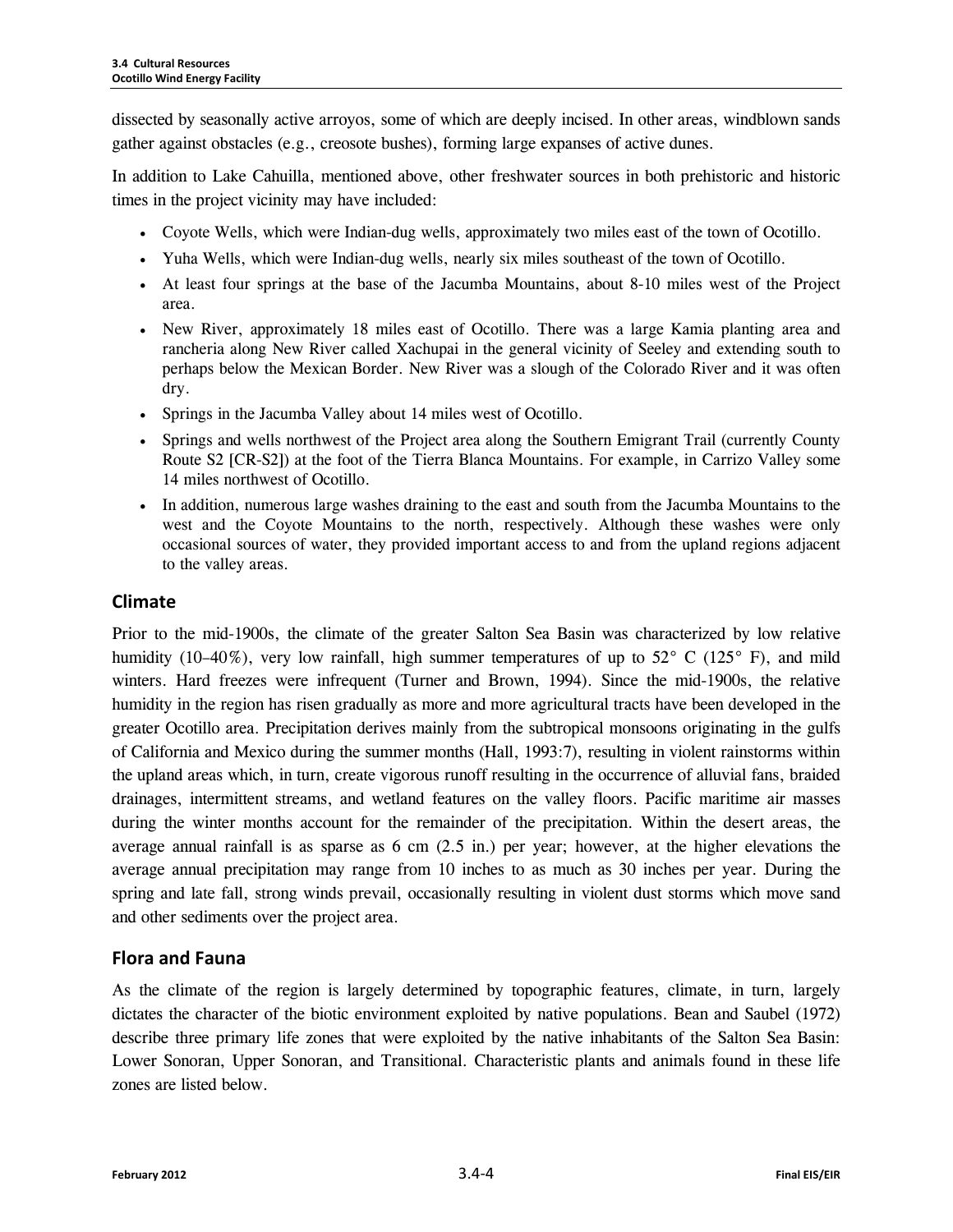dissected by seasonally active arroyos, some of which are deeply incised. In other areas, windblown sands gather against obstacles (e.g., creosote bushes), forming large expanses of active dunes.

In addition to Lake Cahuilla, mentioned above, other freshwater sources in both prehistoric and historic times in the project vicinity may have included:

- Coyote Wells, which were Indian-dug wells, approximately two miles east of the town of Ocotillo.
- Yuha Wells, which were Indian-dug wells, nearly six miles southeast of the town of Ocotillo.
- At least four springs at the base of the Jacumba Mountains, about 8-10 miles west of the Project area.
- New River, approximately 18 miles east of Ocotillo. There was a large Kamia planting area and rancheria along New River called Xachupai in the general vicinity of Seeley and extending south to perhaps below the Mexican Border. New River was a slough of the Colorado River and it was often dry.
- Springs in the Jacumba Valley about 14 miles west of Ocotillo.
- Springs and wells northwest of the Project area along the Southern Emigrant Trail (currently County Route S2 [CR-S2]) at the foot of the Tierra Blanca Mountains. For example, in Carrizo Valley some 14 miles northwest of Ocotillo.
- In addition, numerous large washes draining to the east and south from the Jacumba Mountains to the west and the Coyote Mountains to the north, respectively. Although these washes were only occasional sources of water, they provided important access to and from the upland regions adjacent to the valley areas.

## Climate

Prior to the mid-1900s, the climate of the greater Salton Sea Basin was characterized by low relative humidity (10–40%), very low rainfall, high summer temperatures of up to 52° C (125° F), and mild winters. Hard freezes were infrequent (Turner and Brown, 1994). Since the mid-1900s, the relative humidity in the region has risen gradually as more and more agricultural tracts have been developed in the greater Ocotillo area. Precipitation derives mainly from the subtropical monsoons originating in the gulfs of California and Mexico during the summer months (Hall, 1993:7), resulting in violent rainstorms within the upland areas which, in turn, create vigorous runoff resulting in the occurrence of alluvial fans, braided drainages, intermittent streams, and wetland features on the valley floors. Pacific maritime air masses during the winter months account for the remainder of the precipitation. Within the desert areas, the average annual rainfall is as sparse as 6 cm (2.5 in.) per year; however, at the higher elevations the average annual precipitation may range from 10 inches to as much as 30 inches per year. During the spring and late fall, strong winds prevail, occasionally resulting in violent dust storms which move sand and other sediments over the project area.

## Flora and Fauna

As the climate of the region is largely determined by topographic features, climate, in turn, largely dictates the character of the biotic environment exploited by native populations. Bean and Saubel (1972) describe three primary life zones that were exploited by the native inhabitants of the Salton Sea Basin: Lower Sonoran, Upper Sonoran, and Transitional. Characteristic plants and animals found in these life zones are listed below.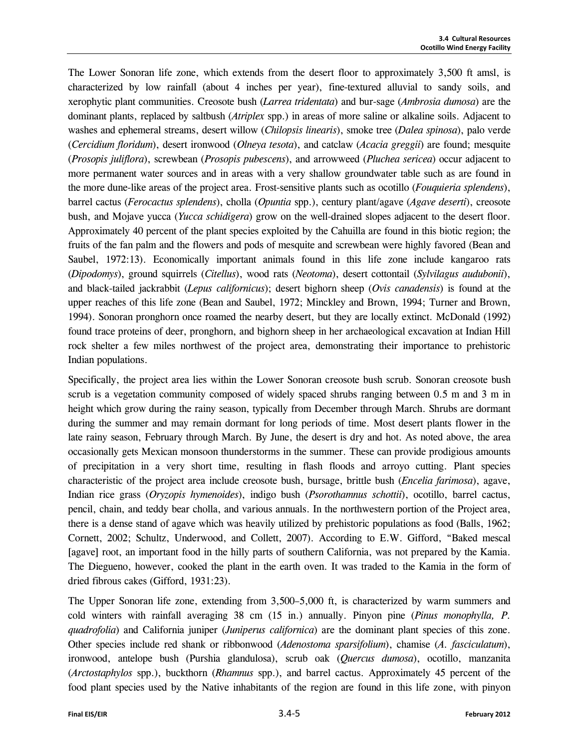The Lower Sonoran life zone, which extends from the desert floor to approximately 3,500 ft amsl, is characterized by low rainfall (about 4 inches per year), fine-textured alluvial to sandy soils, and xerophytic plant communities. Creosote bush (*Larrea tridentata*) and bur-sage (*Ambrosia dumosa*) are the dominant plants, replaced by saltbush (*Atriplex* spp.) in areas of more saline or alkaline soils. Adjacent to washes and ephemeral streams, desert willow (*Chilopsis linearis*), smoke tree (*Dalea spinosa*), palo verde (*Cercidium floridum*), desert ironwood (*Olneya tesota*), and catclaw (*Acacia greggii*) are found; mesquite (*Prosopis juliflora*), screwbean (*Prosopis pubescens*), and arrowweed (*Pluchea sericea*) occur adjacent to more permanent water sources and in areas with a very shallow groundwater table such as are found in the more dune-like areas of the project area. Frost-sensitive plants such as ocotillo (*Fouquieria splendens*), barrel cactus (*Ferocactus splendens*), cholla (*Opuntia* spp.), century plant/agave (*Agave deserti*), creosote bush, and Mojave yucca (*Yucca schidigera*) grow on the well-drained slopes adjacent to the desert floor. Approximately 40 percent of the plant species exploited by the Cahuilla are found in this biotic region; the fruits of the fan palm and the flowers and pods of mesquite and screwbean were highly favored (Bean and Saubel, 1972:13). Economically important animals found in this life zone include kangaroo rats (*Dipodomys*), ground squirrels (*Citellus*), wood rats (*Neotoma*), desert cottontail (*Sylvilagus audubonii*), and black-tailed jackrabbit (*Lepus californicus*); desert bighorn sheep (*Ovis canadensis*) is found at the upper reaches of this life zone (Bean and Saubel, 1972; Minckley and Brown, 1994; Turner and Brown, 1994). Sonoran pronghorn once roamed the nearby desert, but they are locally extinct. McDonald (1992) found trace proteins of deer, pronghorn, and bighorn sheep in her archaeological excavation at Indian Hill rock shelter a few miles northwest of the project area, demonstrating their importance to prehistoric Indian populations.

Specifically, the project area lies within the Lower Sonoran creosote bush scrub. Sonoran creosote bush scrub is a vegetation community composed of widely spaced shrubs ranging between 0.5 m and 3 m in height which grow during the rainy season, typically from December through March. Shrubs are dormant during the summer and may remain dormant for long periods of time. Most desert plants flower in the late rainy season, February through March. By June, the desert is dry and hot. As noted above, the area occasionally gets Mexican monsoon thunderstorms in the summer. These can provide prodigious amounts of precipitation in a very short time, resulting in flash floods and arroyo cutting. Plant species characteristic of the project area include creosote bush, bursage, brittle bush (*Encelia farimosa*), agave, Indian rice grass (*Oryzopis hymenoides*), indigo bush (*Psorothamnus schottii*), ocotillo, barrel cactus, pencil, chain, and teddy bear cholla, and various annuals. In the northwestern portion of the Project area, there is a dense stand of agave which was heavily utilized by prehistoric populations as food (Balls, 1962; Cornett, 2002; Schultz, Underwood, and Collett, 2007). According to E.W. Gifford, "Baked mescal [agave] root, an important food in the hilly parts of southern California, was not prepared by the Kamia. The Dieguено, however, cooked the plant in the earth oven. It was traded to the Kamia in the form of dried fibrous cakes (Gifford, 1931:23).

The Upper Sonoran life zone, extending from 3,500–5,000 ft, is characterized by warm summers and cold winters with rainfall averaging 38 cm (15 in.) annually. Pinyon pine (*Pinus monophylla, P. quadrofolia*) and California juniper (*Juniperus californica*) are the dominant plant species of this zone. Other species include red shank or ribbonwood (*Adenostoma sparsifolium*), chamise (*A. fasciculatum*), ironwood, antelope bush (Purshia glandulosa), scrub oak (*Quercus dumosa*), ocotillo, manzanita (*Arctostaphylos* spp.), buckthorn (*Rhamnus* spp.), and barrel cactus. Approximately 45 percent of the food plant species used by the Native inhabitants of the region are found in this life zone, with pinyon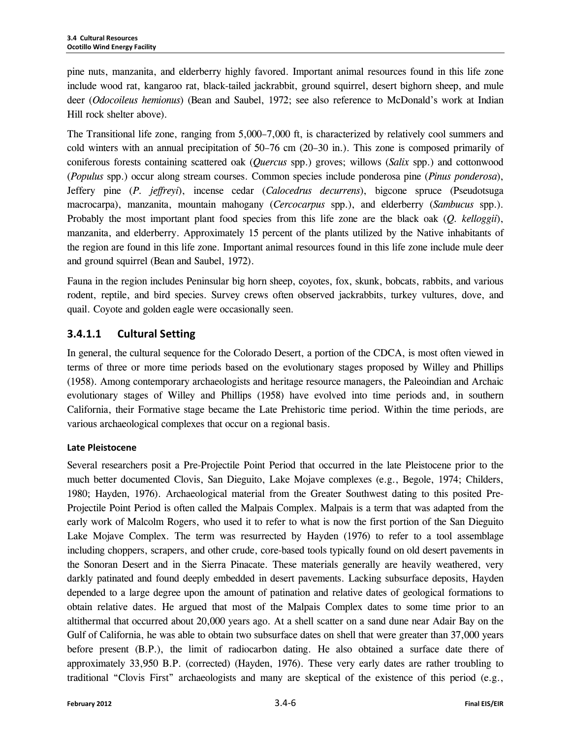pine nuts, manzanita, and elderberry highly favored. Important animal resources found in this life zone include wood rat, kangaroo rat, black-tailed jackrabbit, ground squirrel, desert bighorn sheep, and mule deer (*Odocoileus hemionus*) (Bean and Saubel, 1972; see also reference to McDonald's work at Indian Hill rock shelter above).

The Transitional life zone, ranging from 5,000–7,000 ft, is characterized by relatively cool summers and cold winters with an annual precipitation of 50–76 cm (20–30 in.). This zone is composed primarily of coniferous forests containing scattered oak (*Quercus* spp.) groves; willows (*Salix* spp.) and cottonwood (*Populus* spp.) occur along stream courses. Common species include ponderosa pine (*Pinus ponderosa*), Jeffery pine (*P. jeffreyi*), incense cedar (*Calocedrus decurrens*), bigcone spruce (Pseudotsuga macrocarpa), manzanita, mountain mahogany (*Cercocarpus* spp.), and elderberry (*Sambucus* spp.). Probably the most important plant food species from this life zone are the black oak (*Q. kelloggii*), manzanita, and elderberry. Approximately 15 percent of the plants utilized by the Native inhabitants of the region are found in this life zone. Important animal resources found in this life zone include mule deer and ground squirrel (Bean and Saubel, 1972).

Fauna in the region includes Peninsular big horn sheep, coyotes, fox, skunk, bobcats, rabbits, and various rodent, reptile, and bird species. Survey crews often observed jackrabbits, turkey vultures, dove, and quail. Coyote and golden eagle were occasionally seen.

### 3.4.1.1 Cultural Setting

In general, the cultural sequence for the Colorado Desert, a portion of the CDCA, is most often viewed in terms of three or more time periods based on the evolutionary stages proposed by Willey and Phillips (1958). Among contemporary archaeologists and heritage resource managers, the Paleoindian and Archaic evolutionary stages of Willey and Phillips (1958) have evolved into time periods and, in southern California, their Formative stage became the Late Prehistoric time period. Within the time periods, are various archaeological complexes that occur on a regional basis.

#### Late Pleistocene

Several researchers posit a Pre-Projectile Point Period that occurred in the late Pleistocene prior to the much better documented Clovis, San Dieguito, Lake Mojave complexes (e.g., Begole, 1974; Childers, 1980; Hayden, 1976). Archaeological material from the Greater Southwest dating to this posited Pre-Projectile Point Period is often called the Malpais Complex. Malpais is a term that was adapted from the early work of Malcolm Rogers, who used it to refer to what is now the first portion of the San Dieguito Lake Mojave Complex. The term was resurrected by Hayden (1976) to refer to a tool assemblage including choppers, scrapers, and other crude, core-based tools typically found on old desert pavements in the Sonoran Desert and in the Sierra Pinacate. These materials generally are heavily weathered, very darkly patinated and found deeply embedded in desert pavements. Lacking subsurface deposits, Hayden depended to a large degree upon the amount of patination and relative dates of geological formations to obtain relative dates. He argued that most of the Malpais Complex dates to some time prior to an altithermal that occurred about 20,000 years ago. At a shell scatter on a sand dune near Adair Bay on the Gulf of California, he was able to obtain two subsurface dates on shell that were greater than 37,000 years before present (B.P.), the limit of radiocarbon dating. He also obtained a surface date there of approximately 33,950 B.P. (corrected) (Hayden, 1976). These very early dates are rather troubling to traditional "Clovis First" archaeologists and many are skeptical of the existence of this period (e.g.,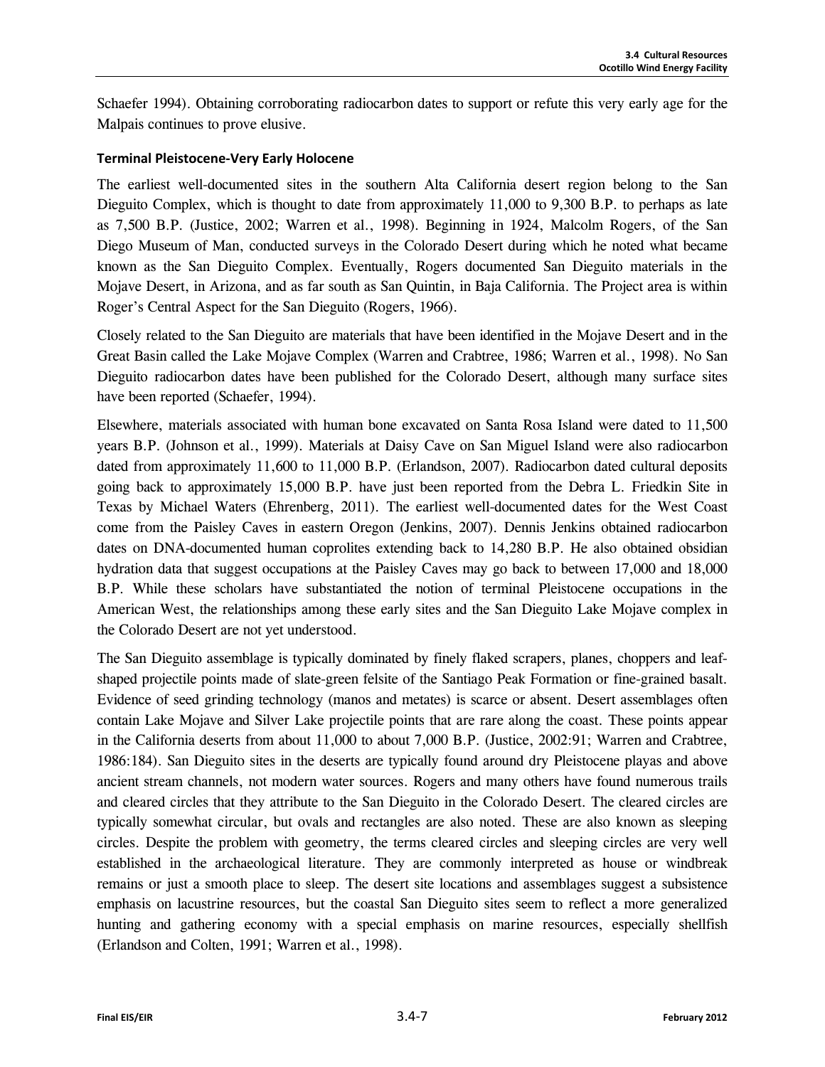Schaefer 1994). Obtaining corroborating radiocarbon dates to support or refute this very early age for the Malpais continues to prove elusive.

### Terminal Pleistocene-Very Early Holocene

The earliest well-documented sites in the southern Alta California desert region belong to the San Dieguito Complex, which is thought to date from approximately 11,000 to 9,300 B.P. to perhaps as late as 7,500 B.P. (Justice, 2002; Warren et al., 1998). Beginning in 1924, Malcolm Rogers, of the San Diego Museum of Man, conducted surveys in the Colorado Desert during which he noted what became known as the San Dieguito Complex. Eventually, Rogers documented San Dieguito materials in the Mojave Desert, in Arizona, and as far south as San Quintin, in Baja California. The Project area is within Roger's Central Aspect for the San Dieguito (Rogers, 1966).

Closely related to the San Dieguito are materials that have been identified in the Mojave Desert and in the Great Basin called the Lake Mojave Complex (Warren and Crabtree, 1986; Warren et al., 1998). No San Dieguito radiocarbon dates have been published for the Colorado Desert, although many surface sites have been reported (Schaefer, 1994).

Elsewhere, materials associated with human bone excavated on Santa Rosa Island were dated to 11,500 years B.P. (Johnson et al., 1999). Materials at Daisy Cave on San Miguel Island were also radiocarbon dated from approximately 11,600 to 11,000 B.P. (Erlandson, 2007). Radiocarbon dated cultural deposits going back to approximately 15,000 B.P. have just been reported from the Debra L. Friedkin Site in Texas by Michael Waters (Ehrenberg, 2011). The earliest well-documented dates for the West Coast come from the Paisley Caves in eastern Oregon (Jenkins, 2007). Dennis Jenkins obtained radiocarbon dates on DNA-documented human coprolites extending back to 14,280 B.P. He also obtained obsidian hydration data that suggest occupations at the Paisley Caves may go back to between 17,000 and 18,000 B.P. While these scholars have substantiated the notion of terminal Pleistocene occupations in the American West, the relationships among these early sites and the San Dieguito Lake Mojave complex in the Colorado Desert are not yet understood.

The San Dieguito assemblage is typically dominated by finely flaked scrapers, planes, choppers and leaf-shaped projectile points made of slate-green felsite of the Santiago Peak Formation or fine-grained basalt. Evidence of seed grinding technology (manos and metates) is scarce or absent. Desert assemblages often contain Lake Mojave and Silver Lake projectile points that are rare along the coast. These points appear in the California deserts from about 11,000 to about 7,000 B.P. (Justice, 2002:91; Warren and Crabtree, 1986:184). San Dieguito sites in the deserts are typically found around dry Pleistocene playas and above ancient stream channels, not modern water sources. Rogers and many others have found numerous trails and cleared circles that they attribute to the San Dieguito in the Colorado Desert. The cleared circles are typically somewhat circular, but ovals and rectangles are also noted. These are also known as sleeping circles. Despite the problem with geometry, the terms cleared circles and sleeping circles are very well established in the archaeological literature. They are commonly interpreted as house or windbreak remains or just a smooth place to sleep. The desert site locations and assemblages suggest a subsistence emphasis on lacustrine resources, but the coastal San Dieguito sites seem to reflect a more generalized hunting and gathering economy with a special emphasis on marine resources, especially shellfish (Erlandson and Colten, 1991; Warren et al., 1998).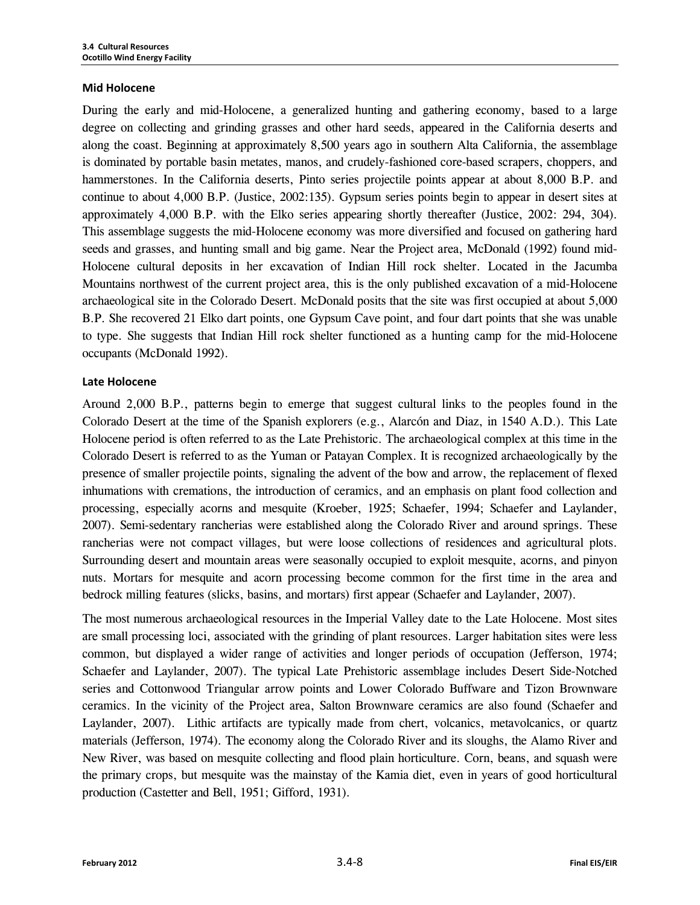### Mid Holocene

During the early and mid-Holocene, a generalized hunting and gathering economy, based to a large degree on collecting and grinding grasses and other hard seeds, appeared in the California deserts and along the coast. Beginning at approximately 8,500 years ago in southern Alta California, the assemblage is dominated by portable basin metates, manos, and crudely-fashioned core-based scrapers, choppers, and hammerstones. In the California deserts, Pinto series projectile points appear at about 8,000 B.P. and continue to about 4,000 B.P. (Justice, 2002:135). Gypsum series points begin to appear in desert sites at approximately 4,000 B.P. with the Elko series appearing shortly thereafter (Justice, 2002: 294, 304). This assemblage suggests the mid-Holocene economy was more diversified and focused on gathering hard seeds and grasses, and hunting small and big game. Near the Project area, McDonald (1992) found mid-Holocene cultural deposits in her excavation of Indian Hill rock shelter. Located in the Jacumba Mountains northwest of the current project area, this is the only published excavation of a mid-Holocene archaeological site in the Colorado Desert. McDonald posits that the site was first occupied at about 5,000 B.P. She recovered 21 Elko dart points, one Gypsum Cave point, and four dart points that she was unable to type. She suggests that Indian Hill rock shelter functioned as a hunting camp for the mid-Holocene occupants (McDonald 1992).

### Late Holocene

Around 2,000 B.P., patterns begin to emerge that suggest cultural links to the peoples found in the Colorado Desert at the time of the Spanish explorers (e.g., Alarcón and Diaz, in 1540 A.D.). This Late Holocene period is often referred to as the Late Prehistoric. The archaeological complex at this time in the Colorado Desert is referred to as the Yuman or Patayan Complex. It is recognized archaeologically by the presence of smaller projectile points, signaling the advent of the bow and arrow, the replacement of flexed inhumations with cremations, the introduction of ceramics, and an emphasis on plant food collection and processing, especially acorns and mesquite (Kroeber, 1925; Schaefer, 1994; Schaefer and Laylander, 2007). Semi-sedentary rancherias were established along the Colorado River and around springs. These rancherias were not compact villages, but were loose collections of residences and agricultural plots. Surrounding desert and mountain areas were seasonally occupied to exploit mesquite, acorns, and pinyon nuts. Mortars for mesquite and acorn processing become common for the first time in the area and bedrock milling features (slicks, basins, and mortars) first appear (Schaefer and Laylander, 2007).

The most numerous archaeological resources in the Imperial Valley date to the Late Holocene. Most sites are small processing loci, associated with the grinding of plant resources. Larger habitation sites were less common, but displayed a wider range of activities and longer periods of occupation (Jefferson, 1974; Schaefer and Laylander, 2007). The typical Late Prehistoric assemblage includes Desert Side-Notched series and Cottonwood Triangular arrow points and Lower Colorado Buffware and Tizon Brownware ceramics. In the vicinity of the Project area, Salton Brownware ceramics are also found (Schaefer and Laylander, 2007). Lithic artifacts are typically made from chert, volcanics, metavolcanics, or quartz materials (Jefferson, 1974). The economy along the Colorado River and its sloughs, the Alamo River and New River, was based on mesquite collecting and flood plain horticulture. Corn, beans, and squash were the primary crops, but mesquite was the mainstay of the Kamia diet, even in years of good horticultural production (Castetter and Bell, 1951; Gifford, 1931).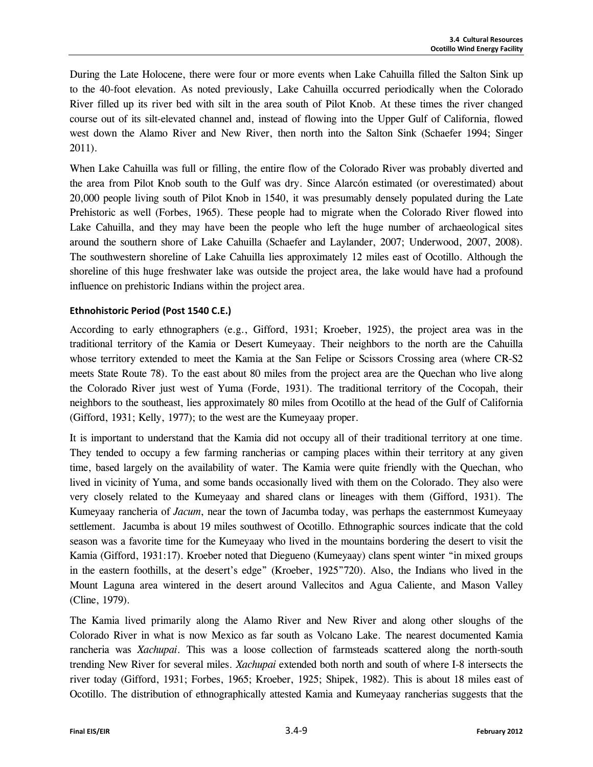During the Late Holocene, there were four or more events when Lake Cahuilla filled the Salton Sink up to the 40-foot elevation. As noted previously, Lake Cahuilla occurred periodically when the Colorado River filled up its river bed with silt in the area south of Pilot Knob. At these times the river changed course out of its silt-elevated channel and, instead of flowing into the Upper Gulf of California, flowed west down the Alamo River and New River, then north into the Salton Sink (Schaefer 1994; Singer 2011).

When Lake Cahuilla was full or filling, the entire flow of the Colorado River was probably diverted and the area from Pilot Knob south to the Gulf was dry. Since Alarcón estimated (or overestimated) about 20,000 people living south of Pilot Knob in 1540, it was presumably densely populated during the Late Prehistoric as well (Forbes, 1965). These people had to migrate when the Colorado River flowed into Lake Cahuilla, and they may have been the people who left the huge number of archaeological sites around the southern shore of Lake Cahuilla (Schaefer and Laylander, 2007; Underwood, 2007, 2008). The southwestern shoreline of Lake Cahuilla lies approximately 12 miles east of Ocotillo. Although the shoreline of this huge freshwater lake was outside the project area, the lake would have had a profound influence on prehistoric Indians within the project area.

#### Ethnohistoric Period (Post 1540 C.E.)

According to early ethnographers (e.g., Gifford, 1931; Kroeber, 1925), the project area was in the traditional territory of the Kamia or Desert Kumeyaay. Their neighbors to the north are the Cahuilla whose territory extended to meet the Kamia at the San Felipe or Scissors Crossing area (where CR-S2 meets State Route 78). To the east about 80 miles from the project area are the Quechan who live along the Colorado River just west of Yuma (Forde, 1931). The traditional territory of the Cocopah, their neighbors to the southeast, lies approximately 80 miles from Ocotillo at the head of the Gulf of California (Gifford, 1931; Kelly, 1977); to the west are the Kumeyaay proper.

It is important to understand that the Kamia did not occupy all of their traditional territory at one time. They tended to occupy a few farming rancherias or camping places within their territory at any given time, based largely on the availability of water. The Kamia were quite friendly with the Quechan, who lived in vicinity of Yuma, and some bands occasionally lived with them on the Colorado. They also were very closely related to the Kumeyaay and shared clans or lineages with them (Gifford, 1931). The Kumeyaay rancheria of *Jacum*, near the town of Jacumba today, was perhaps the easternmost Kumeyaay settlement. Jacumba is about 19 miles southwest of Ocotillo. Ethnographic sources indicate that the cold season was a favorite time for the Kumeyaay who lived in the mountains bordering the desert to visit the Kamia (Gifford, 1931:17). Kroeber noted that Diegueno (Kumeyaay) clans spent winter "in mixed groups in the eastern foothills, at the desert's edge" (Kroeber, 1925"720). Also, the Indians who lived in the Mount Laguna area wintered in the desert around Vallecitos and Agua Caliente, and Mason Valley (Cline, 1979).

The Kamia lived primarily along the Alamo River and New River and along other sloughs of the Colorado River in what is now Mexico as far south as Volcano Lake. The nearest documented Kamia rancheria was *Xachupai*. This was a loose collection of farmsteads scattered along the north-south trending New River for several miles. *Xachupai* extended both north and south of where I-8 intersects the river today (Gifford, 1931; Forbes, 1965; Kroeber, 1925; Shipek, 1982). This is about 18 miles east of Ocotillo. The distribution of ethnographically attested Kamia and Kumeyaay rancherias suggests that the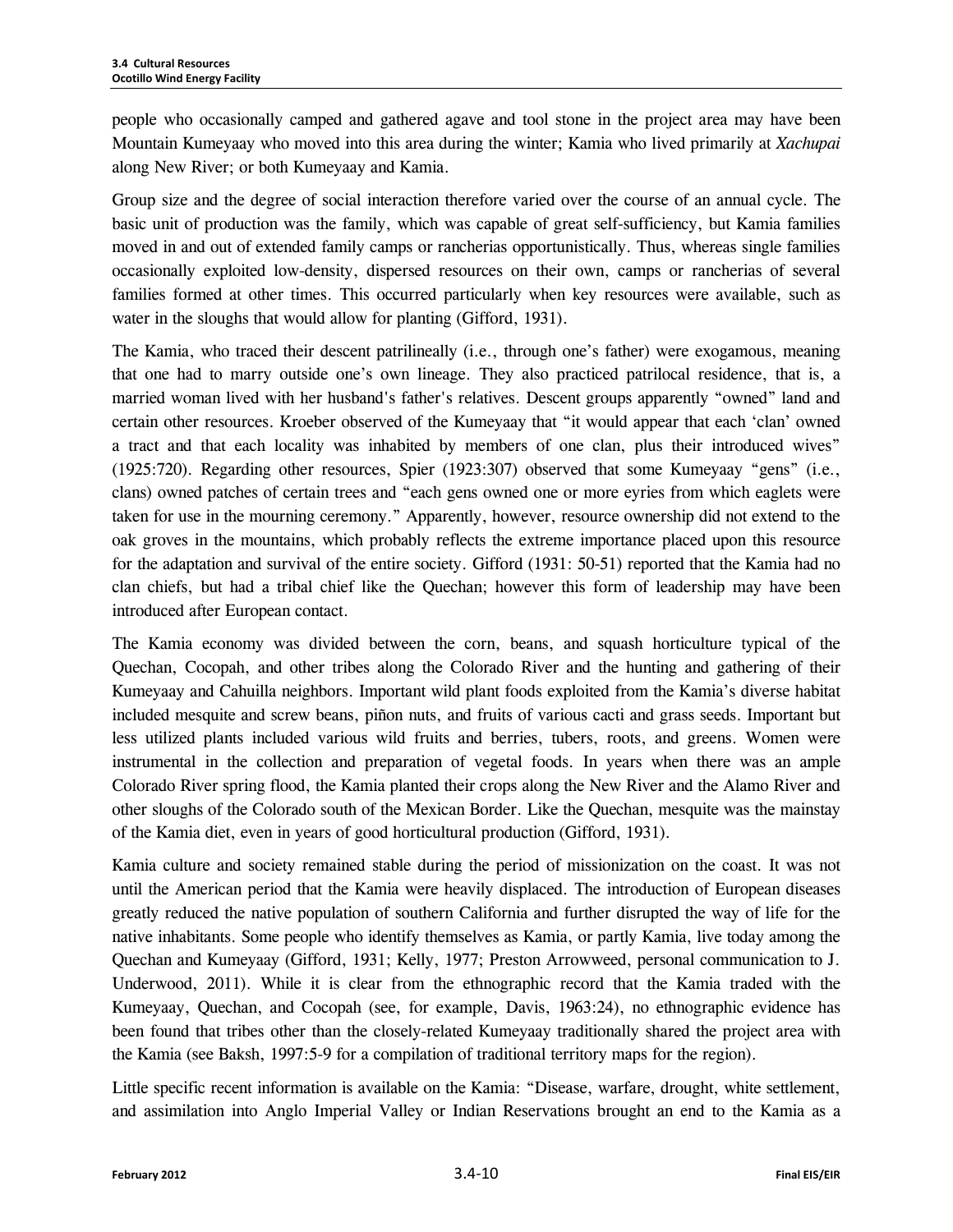people who occasionally camped and gathered agave and tool stone in the project area may have been Mountain Kumeyaay who moved into this area during the winter; Kamia who lived primarily at *Xachupai* along New River; or both Kumeyaay and Kamia.

Group size and the degree of social interaction therefore varied over the course of an annual cycle. The basic unit of production was the family, which was capable of great self-sufficiency, but Kamia families moved in and out of extended family camps or rancherias opportunistically. Thus, whereas single families occasionally exploited low-density, dispersed resources on their own, camps or rancherias of several families formed at other times. This occurred particularly when key resources were available, such as water in the sloughs that would allow for planting (Gifford, 1931).

The Kamia, who traced their descent patrilineally (i.e., through one's father) were exogamous, meaning that one had to marry outside one's own lineage. They also practiced patrilocal residence, that is, a married woman lived with her husband's father's relatives. Descent groups apparently "owned" land and certain other resources. Kroeber observed of the Kumeyaay that "it would appear that each 'clan' owned a tract and that each locality was inhabited by members of one clan, plus their introduced wives" (1925:720). Regarding other resources, Spier (1923:307) observed that some Kumeyaay "gens" (i.e., clans) owned patches of certain trees and "each gens owned one or more eyries from which eaglets were taken for use in the mourning ceremony." Apparently, however, resource ownership did not extend to the oak groves in the mountains, which probably reflects the extreme importance placed upon this resource for the adaptation and survival of the entire society. Gifford (1931: 50-51) reported that the Kamia had no clan chiefs, but had a tribal chief like the Quechan; however this form of leadership may have been introduced after European contact.

The Kamia economy was divided between the corn, beans, and squash horticulture typical of the Quechan, Cocopah, and other tribes along the Colorado River and the hunting and gathering of their Kumeyaay and Cahuilla neighbors. Important wild plant foods exploited from the Kamia's diverse habitat included mesquite and screw beans, piñon nuts, and fruits of various cacti and grass seeds. Important but less utilized plants included various wild fruits and berries, tubers, roots, and greens. Women were instrumental in the collection and preparation of vegetal foods. In years when there was an ample Colorado River spring flood, the Kamia planted their crops along the New River and the Alamo River and other sloughs of the Colorado south of the Mexican Border. Like the Quechan, mesquite was the mainstay of the Kamia diet, even in years of good horticultural production (Gifford, 1931).

Kamia culture and society remained stable during the period of missionization on the coast. It was not until the American period that the Kamia were heavily displaced. The introduction of European diseases greatly reduced the native population of southern California and further disrupted the way of life for the native inhabitants. Some people who identify themselves as Kamia, or partly Kamia, live today among the Quechan and Kumeyaay (Gifford, 1931; Kelly, 1977; Preston Arrowweed, personal communication to J. Underwood, 2011). While it is clear from the ethnographic record that the Kamia traded with the Kumeyaay, Quechan, and Cocopah (see, for example, Davis, 1963:24), no ethnographic evidence has been found that tribes other than the closely-related Kumeyaay traditionally shared the project area with the Kamia (see Baksh, 1997:5-9 for a compilation of traditional territory maps for the region).

Little specific recent information is available on the Kamia: "Disease, warfare, drought, white settlement, and assimilation into Anglo Imperial Valley or Indian Reservations brought an end to the Kamia as a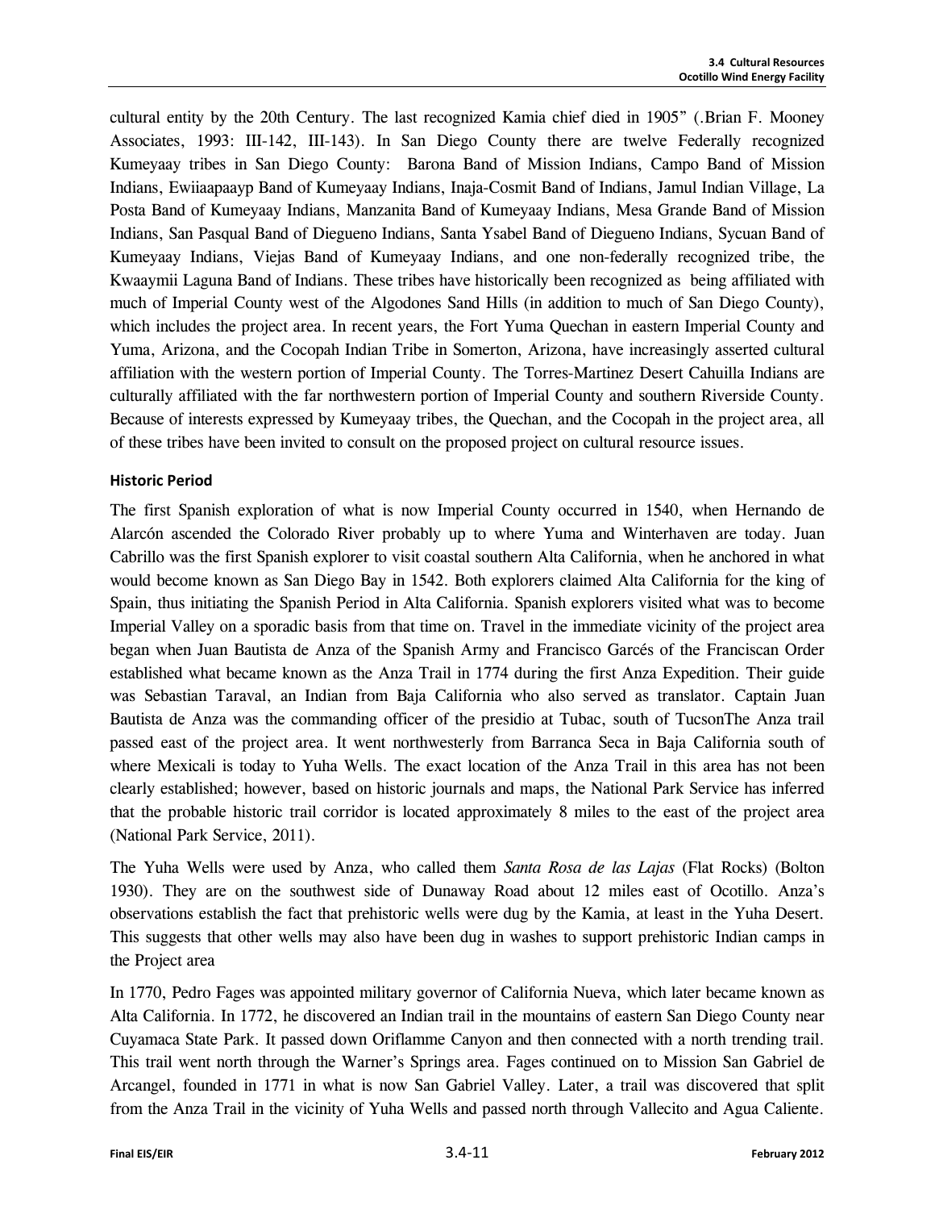cultural entity by the 20th Century. The last recognized Kamia chief died in 1905" (.Brian F. Mooney Associates, 1993: III-142, III-143). In San Diego County there are twelve Federally recognized Kumeyaay tribes in San Diego County: Barona Band of Mission Indians, Campo Band of Mission Indians, Ewiiaapaayp Band of Kumeyaay Indians, Inaja-Cosmit Band of Indians, Jamul Indian Village, La Posta Band of Kumeyaay Indians, Manzanita Band of Kumeyaay Indians, Mesa Grande Band of Mission Indians, San Pasqual Band of Dieguेno Indians, Santa Ysabel Band of Diegueno Indians, Sycuan Band of Kumeyaay Indians, Viejas Band of Kumeyaay Indians, and one non-federally recognized tribe, the Kwaaymii Laguna Band of Indians. These tribes have historically been recognized as being affiliated with much of Imperial County west of the Algodones Sand Hills (in addition to much of San Diego County), which includes the project area. In recent years, the Fort Yuma Quechan in eastern Imperial County and Yuma, Arizona, and the Cocopah Indian Tribe in Somerton, Arizona, have increasingly asserted cultural affiliation with the western portion of Imperial County. The Torres-Martinez Desert Cahuilla Indians are culturally affiliated with the far northwestern portion of Imperial County and southern Riverside County. Because of interests expressed by Kumeyaay tribes, the Quechan, and the Cocopah in the project area, all of these tribes have been invited to consult on the proposed project on cultural resource issues.

#### Historic Period

The first Spanish exploration of what is now Imperial County occurred in 1540, when Hernando de Alarcón ascended the Colorado River probably up to where Yuma and Winterhaven are today. Juan Cabrillo was the first Spanish explorer to visit coastal southern Alta California, when he anchored in what would become known as San Diego Bay in 1542. Both explorers claimed Alta California for the king of Spain, thus initiating the Spanish Period in Alta California. Spanish explorers visited what was to become Imperial Valley on a sporadic basis from that time on. Travel in the immediate vicinity of the project area began when Juan Bautista de Anza of the Spanish Army and Francisco Garcés of the Franciscan Order established what became known as the Anza Trail in 1774 during the first Anza Expedition. Their guide was Sebastian Taraval, an Indian from Baja California who also served as translator. Captain Juan Bautista de Anza was the commanding officer of the presidio at Tubac, south of TucsonThe Anza trail passed east of the project area. It went northwesterly from Barranca Seca in Baja California south of where Mexicali is today to Yuha Wells. The exact location of the Anza Trail in this area has not been clearly established; however, based on historic journals and maps, the National Park Service has inferred that the probable historic trail corridor is located approximately 8 miles to the east of the project area (National Park Service, 2011).

The Yuha Wells were used by Anza, who called them *Santa Rosa de las Lajas* (Flat Rocks) (Bolton 1930). They are on the southwest side of Dunaway Road about 12 miles east of Ocotillo. Anza's observations establish the fact that prehistoric wells were dug by the Kamia, at least in the Yuha Desert. This suggests that other wells may also have been dug in washes to support prehistoric Indian camps in the Project area

In 1770, Pedro Fages was appointed military governor of California Nueva, which later became known as Alta California. In 1772, he discovered an Indian trail in the mountains of eastern San Diego County near Cuyamaca State Park. It passed down Oriflamme Canyon and then connected with a north trending trail. This trail went north through the Warner's Springs area. Fages continued on to Mission San Gabriel de Arcangel, founded in 1771 in what is now San Gabriel Valley. Later, a trail was discovered that split from the Anza Trail in the vicinity of Yuha Wells and passed north through Vallecito and Agua Caliente.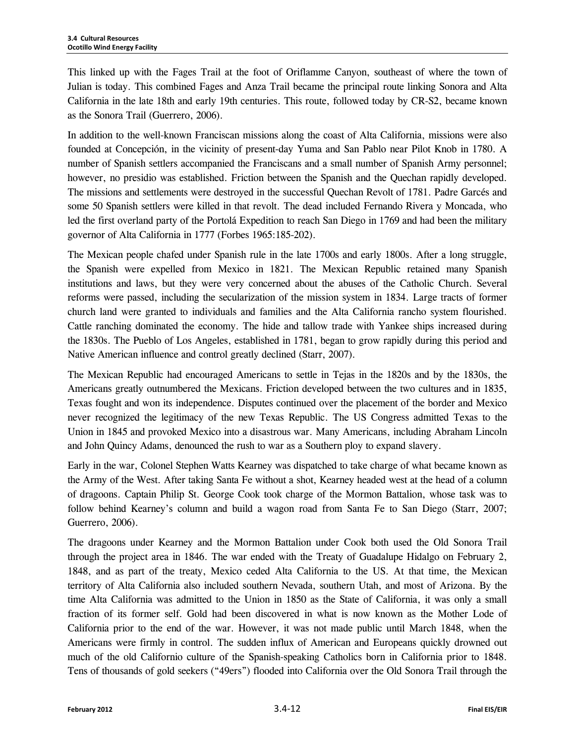This linked up with the Fages Trail at the foot of Oriflamme Canyon, southeast of where the town of Julian is today. This combined Fages and Anza Trail became the principal route linking Sonora and Alta California in the late 18th and early 19th centuries. This route, followed today by CR-S2, became known as the Sonora Trail (Guerrero, 2006).

In addition to the well-known Franciscan missions along the coast of Alta California, missions were also founded at Concepción, in the vicinity of present-day Yuma and San Pablo near Pilot Knob in 1780. A number of Spanish settlers accompanied the Franciscans and a small number of Spanish Army personnel; however, no presidio was established. Friction between the Spanish and the Quechan rapidly developed. The missions and settlements were destroyed in the successful Quechan Revolt of 1781. Padre Garcés and some 50 Spanish settlers were killed in that revolt. The dead included Fernando Rivera y Moncada, who led the first overland party of the Portolá Expedition to reach San Diego in 1769 and had been the military governor of Alta California in 1777 (Forbes 1965:185-202).

The Mexican people chafed under Spanish rule in the late 1700s and early 1800s. After a long struggle, the Spanish were expelled from Mexico in 1821. The Mexican Republic retained many Spanish institutions and laws, but they were very concerned about the abuses of the Catholic Church. Several reforms were passed, including the secularization of the mission system in 1834. Large tracts of former church land were granted to individuals and families and the Alta California rancho system flourished. Cattle ranching dominated the economy. The hide and tallow trade with Yankee ships increased during the 1830s. The Pueblo of Los Angeles, established in 1781, began to grow rapidly during this period and Native American influence and control greatly declined (Starr, 2007).

The Mexican Republic had encouraged Americans to settle in Tejas in the 1820s and by the 1830s, the Americans greatly outnumbered the Mexicans. Friction developed between the two cultures and in 1835, Texas fought and won its independence. Disputes continued over the placement of the border and Mexico never recognized the legitimacy of the new Texas Republic. The US Congress admitted Texas to the Union in 1845 and provoked Mexico into a disastrous war. Many Americans, including Abraham Lincoln and John Quincy Adams, denounced the rush to war as a Southern ploy to expand slavery.

Early in the war, Colonel Stephen Watts Kearney was dispatched to take charge of what became known as the Army of the West. After taking Santa Fe without a shot, Kearney headed west at the head of a column of dragoons. Captain Philip St. George Cook took charge of the Mormon Battalion, whose task was to follow behind Kearney's column and build a wagon road from Santa Fe to San Diego (Starr, 2007; Guerrero, 2006).

The dragoons under Kearney and the Mormon Battalion under Cook both used the Old Sonora Trail through the project area in 1846. The war ended with the Treaty of Guadalupe Hidalgo on February 2, 1848, and as part of the treaty, Mexico ceded Alta California to the US. At that time, the Mexican territory of Alta California also included southern Nevada, southern Utah, and most of Arizona. By the time Alta California was admitted to the Union in 1850 as the State of California, it was only a small fraction of its former self. Gold had been discovered in what is now known as the Mother Lode of California prior to the end of the war. However, it was not made public until March 1848, when the Americans were firmly in control. The sudden influx of American and Europeans quickly drowned out much of the old Californio culture of the Spanish-speaking Catholics born in California prior to 1848. Tens of thousands of gold seekers ("49ers") flooded into California over the Old Sonora Trail through the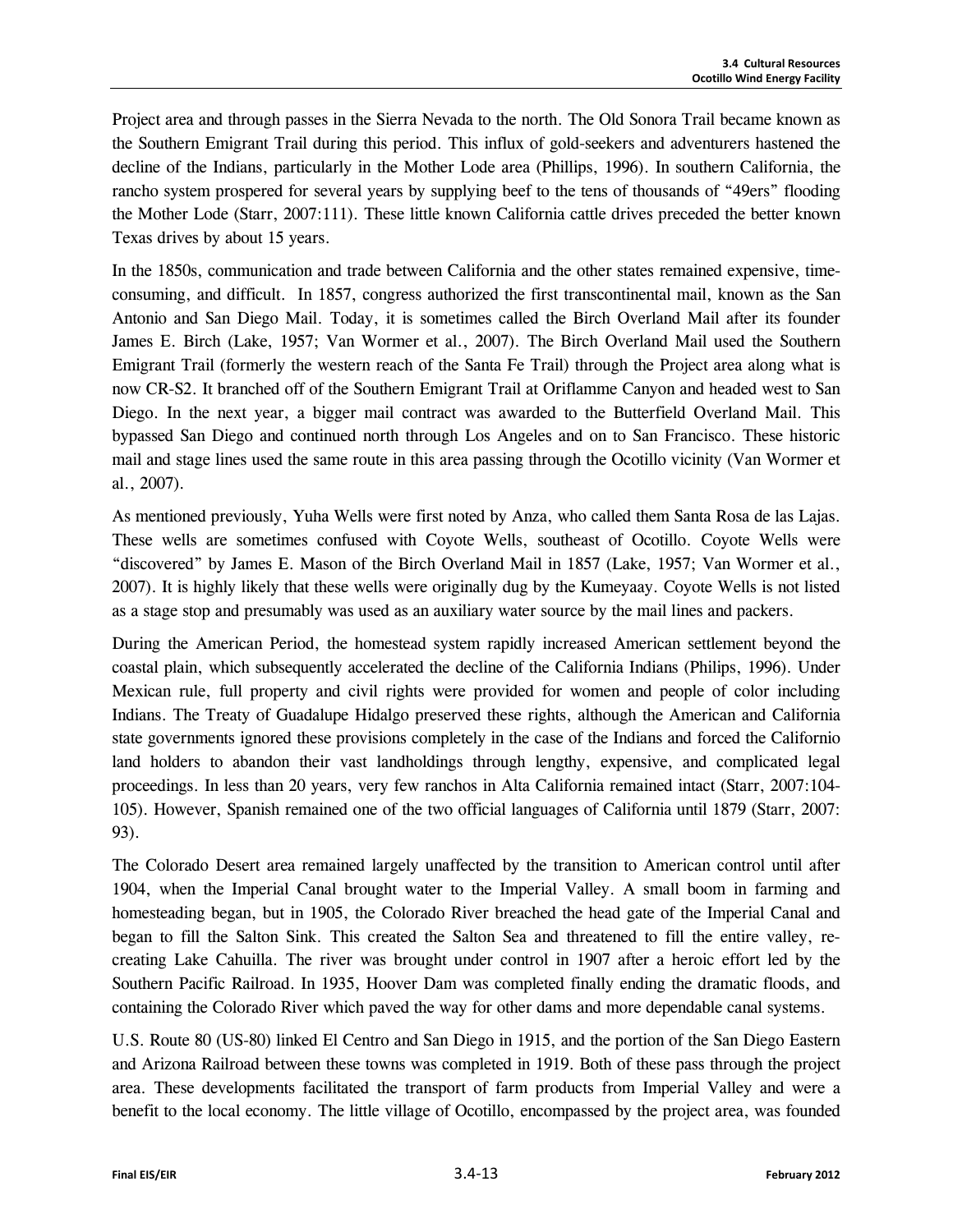Project area and through passes in the Sierra Nevada to the north. The Old Sonora Trail became known as the Southern Emigrant Trail during this period. This influx of gold-seekers and adventurers hastened the decline of the Indians, particularly in the Mother Lode area (Phillips, 1996). In southern California, the rancho system prospered for several years by supplying beef to the tens of thousands of "49ers" flooding the Mother Lode (Starr, 2007:111). These little known California cattle drives preceded the better known Texas drives by about 15 years.

In the 1850s, communication and trade between California and the other states remained expensive, time-consuming, and difficult. In 1857, congress authorized the first transcontinental mail, known as the San Antonio and San Diego Mail. Today, it is sometimes called the Birch Overland Mail after its founder James E. Birch (Lake, 1957; Van Wormer et al., 2007). The Birch Overland Mail used the Southern Emigrant Trail (formerly the western reach of the Santa Fe Trail) through the Project area along what is now CR-S2. It branched off of the Southern Emigrant Trail at Oriflamme Canyon and headed west to San Diego. In the next year, a bigger mail contract was awarded to the Butterfield Overland Mail. This bypassed San Diego and continued north through Los Angeles and on to San Francisco. These historic mail and stage lines used the same route in this area passing through the Ocotillo vicinity (Van Wormer et al., 2007).

As mentioned previously, Yuha Wells were first noted by Anza, who called them Santa Rosa de las Lajas. These wells are sometimes confused with Coyote Wells, southeast of Ocotillo. Coyote Wells were "discovered" by James E. Mason of the Birch Overland Mail in 1857 (Lake, 1957; Van Wormer et al., 2007). It is highly likely that these wells were originally dug by the Kumeyaay. Coyote Wells is not listed as a stage stop and presumably was used as an auxiliary water source by the mail lines and packers.

During the American Period, the homestead system rapidly increased American settlement beyond the coastal plain, which subsequently accelerated the decline of the California Indians (Philips, 1996). Under Mexican rule, full property and civil rights were provided for women and people of color including Indians. The Treaty of Guadalupe Hidalgo preserved these rights, although the American and California state governments ignored these provisions completely in the case of the Indians and forced the Californio land holders to abandon their vast landholdings through lengthy, expensive, and complicated legal proceedings. In less than 20 years, very few ranchos in Alta California remained intact (Starr, 2007:104-105). However, Spanish remained one of the two official languages of California until 1879 (Starr, 2007: 93).

The Colorado Desert area remained largely unaffected by the transition to American control until after 1904, when the Imperial Canal brought water to the Imperial Valley. A small boom in farming and homesteading began, but in 1905, the Colorado River breached the head gate of the Imperial Canal and began to fill the Salton Sink. This created the Salton Sea and threatened to fill the entire valley, re-creating Lake Cahuilla. The river was brought under control in 1907 after a heroic effort led by the Southern Pacific Railroad. In 1935, Hoover Dam was completed finally ending the dramatic floods, and containing the Colorado River which paved the way for other dams and more dependable canal systems.

U.S. Route 80 (US-80) linked El Centro and San Diego in 1915, and the portion of the San Diego Eastern and Arizona Railroad between these towns was completed in 1919. Both of these pass through the project area. These developments facilitated the transport of farm products from Imperial Valley and were a benefit to the local economy. The little village of Ocotillo, encompassed by the project area, was founded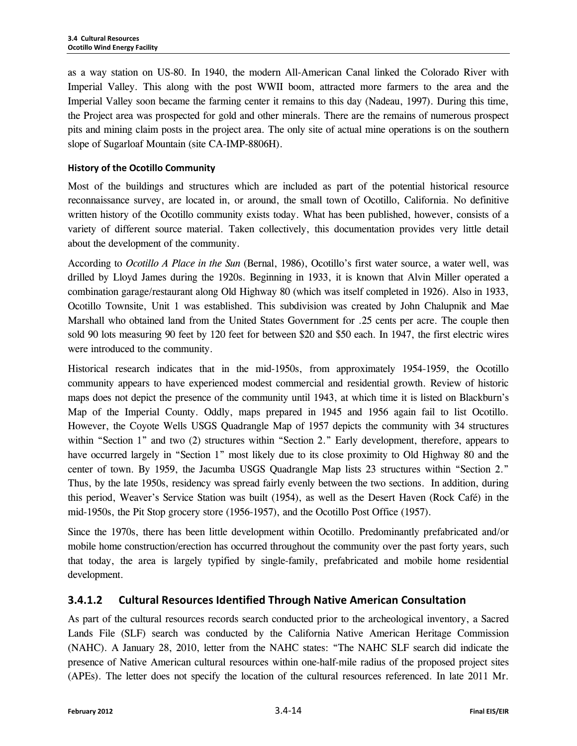as a way station on US-80. In 1940, the modern All-American Canal linked the Colorado River with Imperial Valley. This along with the post WWII boom, attracted more farmers to the area and the Imperial Valley soon became the farming center it remains to this day (Nadeau, 1997). During this time, the Project area was prospected for gold and other minerals. There are the remains of numerous prospect pits and mining claim posts in the project area. The only site of actual mine operations is on the southern slope of Sugarloaf Mountain (site CA-IMP-8806H).

#### History of the Ocotillo Community

Most of the buildings and structures which are included as part of the potential historical resource reconnaissance survey, are located in, or around, the small town of Ocotillo, California. No definitive written history of the Ocotillo community exists today. What has been published, however, consists of a variety of different source material. Taken collectively, this documentation provides very little detail about the development of the community.

According to *Ocotillo A Place in the Sun* (Bernal, 1986), Ocotillo's first water source, a water well, was drilled by Lloyd James during the 1920s. Beginning in 1933, it is known that Alvin Miller operated a combination garage/restaurant along Old Highway 80 (which was itself completed in 1926). Also in 1933, Ocotillo Townsite, Unit 1 was established. This subdivision was created by John Chalupnik and Mae Marshall who obtained land from the United States Government for .25 cents per acre. The couple then sold 90 lots measuring 90 feet by 120 feet for between $20 and $50 each. In 1947, the first electric wires were introduced to the community.

Historical research indicates that in the mid-1950s, from approximately 1954-1959, the Ocotillo community appears to have experienced modest commercial and residential growth. Review of historic maps does not depict the presence of the community until 1943, at which time it is listed on Blackburn's Map of the Imperial County. Oddly, maps prepared in 1945 and 1956 again fail to list Ocotillo. However, the Coyote Wells USGS Quadrangle Map of 1957 depicts the community with 34 structures within "Section 1" and two (2) structures within "Section 2." Early development, therefore, appears to have occurred largely in "Section 1" most likely due to its close proximity to Old Highway 80 and the center of town. By 1959, the Jacumba USGS Quadrangle Map lists 23 structures within "Section 2." Thus, by the late 1950s, residency was spread fairly evenly between the two sections. In addition, during this period, Weaver's Service Station was built (1954), as well as the Desert Haven (Rock Café) in the mid-1950s, the Pit Stop grocery store (1956-1957), and the Ocotillo Post Office (1957).

Since the 1970s, there has been little development within Ocotillo. Predominantly prefabricated and/or mobile home construction/erection has occurred throughout the community over the past forty years, such that today, the area is largely typified by single-family, prefabricated and mobile home residential development.

### 3.4.1.2 Cultural Resources Identified Through Native American Consultation

As part of the cultural resources records search conducted prior to the archeological inventory, a Sacred Lands File (SLF) search was conducted by the California Native American Heritage Commission (NAHC). A January 28, 2010, letter from the NAHC states: "The NAHC SLF search did indicate the presence of Native American cultural resources within one-half-mile radius of the proposed project sites (APEs). The letter does not specify the location of the cultural resources referenced. In late 2011 Mr.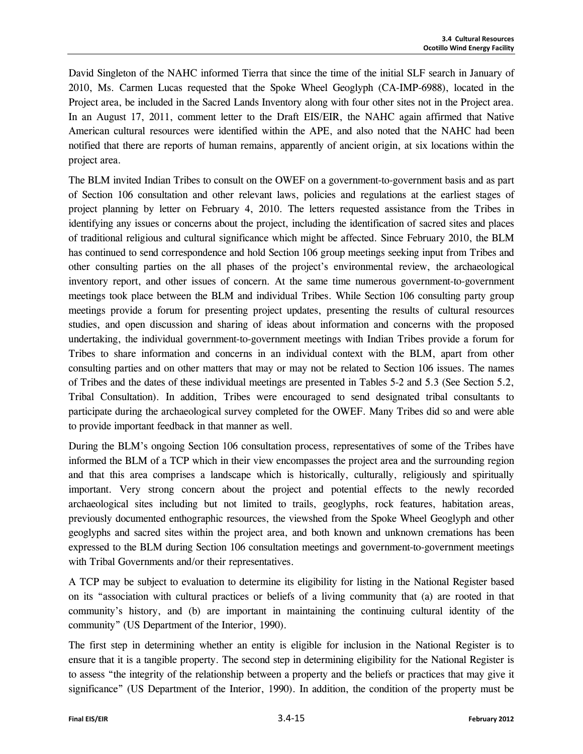David Singleton of the NAHC informed Tierra that since the time of the initial SLF search in January of 2010, Ms. Carmen Lucas requested that the Spoke Wheel Geoglyph (CA-IMP-6988), located in the Project area, be included in the Sacred Lands Inventory along with four other sites not in the Project area. In an August 17, 2011, comment letter to the Draft EIS/EIR, the NAHC again affirmed that Native American cultural resources were identified within the APE, and also noted that the NAHC had been notified that there are reports of human remains, apparently of ancient origin, at six locations within the project area.

The BLM invited Indian Tribes to consult on the OWEF on a government-to-government basis and as part of Section 106 consultation and other relevant laws, policies and regulations at the earliest stages of project planning by letter on February 4, 2010. The letters requested assistance from the Tribes in identifying any issues or concerns about the project, including the identification of sacred sites and places of traditional religious and cultural significance which might be affected. Since February 2010, the BLM has continued to send correspondence and hold Section 106 group meetings seeking input from Tribes and other consulting parties on the all phases of the project's environmental review, the archaeological inventory report, and other issues of concern. At the same time numerous government-to-government meetings took place between the BLM and individual Tribes. While Section 106 consulting party group meetings provide a forum for presenting project updates, presenting the results of cultural resources studies, and open discussion and sharing of ideas about information and concerns with the proposed undertaking, the individual government-to-government meetings with Indian Tribes provide a forum for Tribes to share information and concerns in an individual context with the BLM, apart from other consulting parties and on other matters that may or may not be related to Section 106 issues. The names of Tribes and the dates of these individual meetings are presented in Tables 5-2 and 5.3 (See Section 5.2, Tribal Consultation). In addition, Tribes were encouraged to send designated tribal consultants to participate during the archaeological survey completed for the OWEF. Many Tribes did so and were able to provide important feedback in that manner as well.

During the BLM's ongoing Section 106 consultation process, representatives of some of the Tribes have informed the BLM of a TCP which in their view encompasses the project area and the surrounding region and that this area comprises a landscape which is historically, culturally, religiously and spiritually important. Very strong concern about the project and potential effects to the newly recorded archaeological sites including but not limited to trails, geoglyphs, rock features, habitation areas, previously documented enthographic resources, the viewshed from the Spoke Wheel Geoglyph and other geoglyphs and sacred sites within the project area, and both known and unknown cremations has been expressed to the BLM during Section 106 consultation meetings and government-to-government meetings with Tribal Governments and/or their representatives.

A TCP may be subject to evaluation to determine its eligibility for listing in the National Register based on its "association with cultural practices or beliefs of a living community that (a) are rooted in that community's history, and (b) are important in maintaining the continuing cultural identity of the community" (US Department of the Interior, 1990).

The first step in determining whether an entity is eligible for inclusion in the National Register is to ensure that it is a tangible property. The second step in determining eligibility for the National Register is to assess "the integrity of the relationship between a property and the beliefs or practices that may give it significance" (US Department of the Interior, 1990). In addition, the condition of the property must be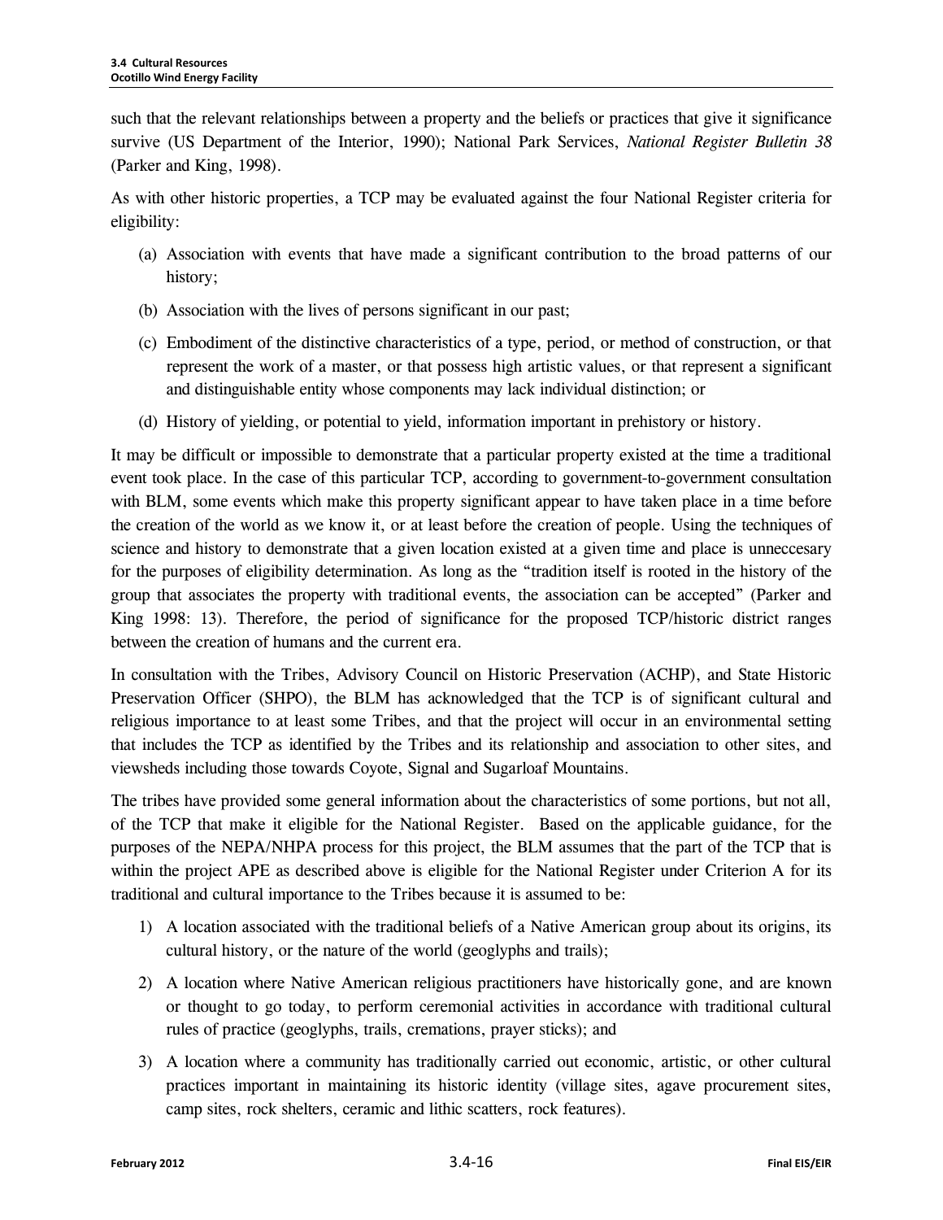such that the relevant relationships between a property and the beliefs or practices that give it significance survive (US Department of the Interior, 1990); National Park Services, *National Register Bulletin 38* (Parker and King, 1998).

As with other historic properties, a TCP may be evaluated against the four National Register criteria for eligibility:

(a) Association with events that have made a significant contribution to the broad patterns of our history;

(b) Association with the lives of persons significant in our past;

(c) Embodiment of the distinctive characteristics of a type, period, or method of construction, or that represent the work of a master, or that possess high artistic values, or that represent a significant and distinguishable entity whose components may lack individual distinction; or

(d) History of yielding, or potential to yield, information important in prehistory or history.

It may be difficult or impossible to demonstrate that a particular property existed at the time a traditional event took place. In the case of this particular TCP, according to government-to-government consultation with BLM, some events which make this property significant appear to have taken place in a time before the creation of the world as we know it, or at least before the creation of people. Using the techniques of science and history to demonstrate that a given location existed at a given time and place is unneccesary for the purposes of eligibility determination. As long as the "tradition itself is rooted in the history of the group that associates the property with traditional events, the association can be accepted" (Parker and King 1998: 13). Therefore, the period of significance for the proposed TCP/historic district ranges between the creation of humans and the current era.

In consultation with the Tribes, Advisory Council on Historic Preservation (ACHP), and State Historic Preservation Officer (SHPO), the BLM has acknowledged that the TCP is of significant cultural and religious importance to at least some Tribes, and that the project will occur in an environmental setting that includes the TCP as identified by the Tribes and its relationship and association to other sites, and viewsheds including those towards Coyote, Signal and Sugarloaf Mountains.

The tribes have provided some general information about the characteristics of some portions, but not all, of the TCP that make it eligible for the National Register. Based on the applicable guidance, for the purposes of the NEPA/NHPA process for this project, the BLM assumes that the part of the TCP that is within the project APE as described above is eligible for the National Register under Criterion A for its traditional and cultural importance to the Tribes because it is assumed to be:

1) A location associated with the traditional beliefs of a Native American group about its origins, its cultural history, or the nature of the world (geoglyphs and trails);

2) A location where Native American religious practitioners have historically gone, and are known or thought to go today, to perform ceremonial activities in accordance with traditional cultural rules of practice (geoglyphs, trails, cremations, prayer sticks); and

3) A location where a community has traditionally carried out economic, artistic, or other cultural practices important in maintaining its historic identity (village sites, agave procurement sites, camp sites, rock shelters, ceramic and lithic scatters, rock features).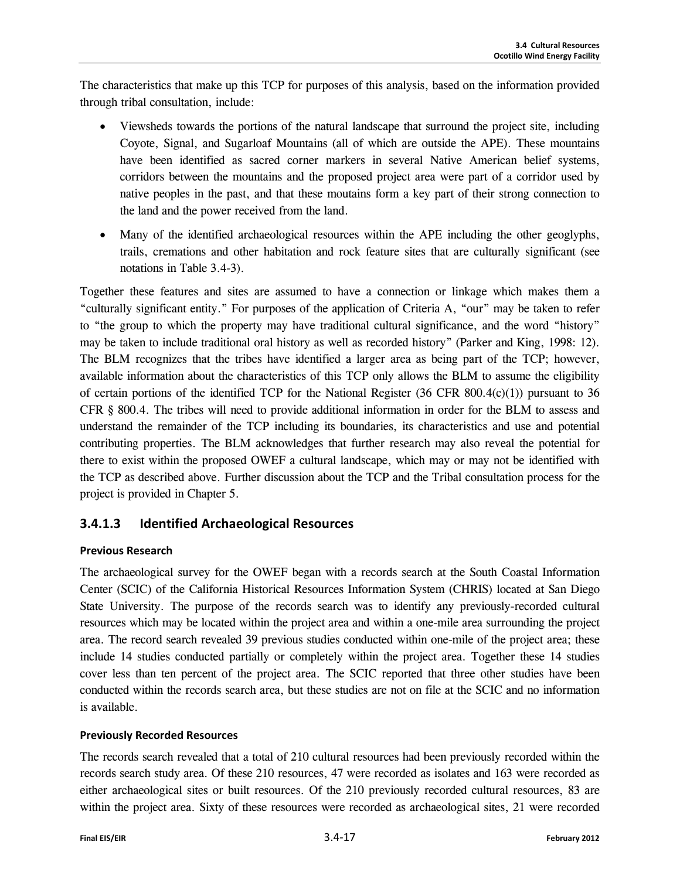The characteristics that make up this TCP for purposes of this analysis, based on the information provided through tribal consultation, include:

- Viewsheds towards the portions of the natural landscape that surround the project site, including Coyote, Signal, and Sugarloaf Mountains (all of which are outside the APE). These mountains have been identified as sacred corner markers in several Native American belief systems, corridors between the mountains and the proposed project area were part of a corridor used by native peoples in the past, and that these moutains form a key part of their strong connection to the land and the power received from the land.
- Many of the identified archaeological resources within the APE including the other geoglyphs, trails, cremations and other habitation and rock feature sites that are culturally significant (see notations in Table 3.4-3).

Together these features and sites are assumed to have a connection or linkage which makes them a "culturally significant entity." For purposes of the application of Criteria A, "our" may be taken to refer to "the group to which the property may have traditional cultural significance, and the word "history" may be taken to include traditional oral history as well as recorded history" (Parker and King, 1998: 12). The BLM recognizes that the tribes have identified a larger area as being part of the TCP; however, available information about the characteristics of this TCP only allows the BLM to assume the eligibility of certain portions of the identified TCP for the National Register (36 CFR 800.4(c)(1)) pursuant to 36 CFR § 800.4. The tribes will need to provide additional information in order for the BLM to assess and understand the remainder of the TCP including its boundaries, its characteristics and use and potential contributing properties. The BLM acknowledges that further research may also reveal the potential for there to exist within the proposed OWEF a cultural landscape, which may or may not be identified with the TCP as described above. Further discussion about the TCP and the Tribal consultation process for the project is provided in Chapter 5.

### 3.4.1.3 Identified Archaeological Resources

**Previous Research**

The archaeological survey for the OWEF began with a records search at the South Coastal Information Center (SCIC) of the California Historical Resources Information System (CHRIS) located at San Diego State University. The purpose of the records search was to identify any previously-recorded cultural resources which may be located within the project area and within a one-mile area surrounding the project area. The record search revealed 39 previous studies conducted within one-mile of the project area; these include 14 studies conducted partially or completely within the project area. Together these 14 studies cover less than ten percent of the project area. The SCIC reported that three other studies have been conducted within the records search area, but these studies are not on file at the SCIC and no information is available.

**Previously Recorded Resources**

The records search revealed that a total of 210 cultural resources had been previously recorded within the records search study area. Of these 210 resources, 47 were recorded as isolates and 163 were recorded as either archaeological sites or built resources. Of the 210 previously recorded cultural resources, 83 are within the project area. Sixty of these resources were recorded as archaeological sites, 21 were recorded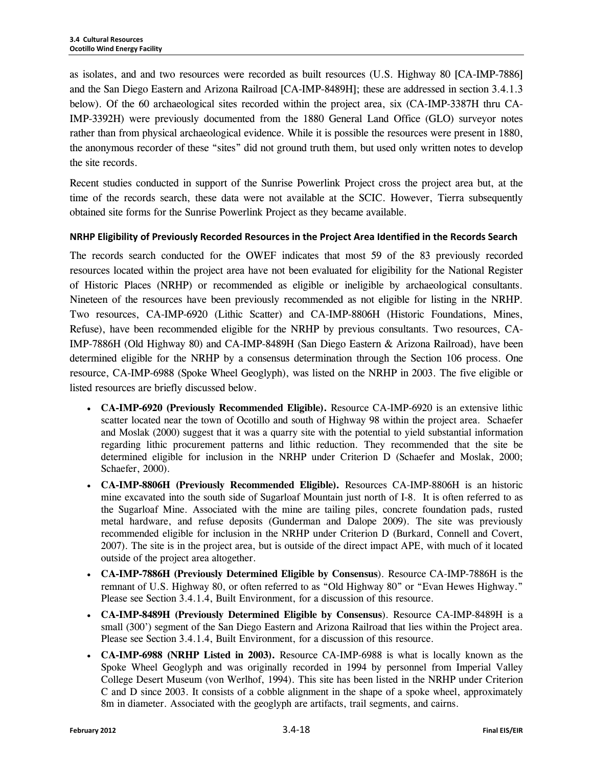as isolates, and and two resources were recorded as built resources (U.S. Highway 80 [CA-IMP-7886] and the San Diego Eastern and Arizona Railroad [CA-IMP-8489H]; these are addressed in section 3.4.1.3 below). Of the 60 archaeological sites recorded within the project area, six (CA-IMP-3387H thru CA-IMP-3392H) were previously documented from the 1880 General Land Office (GLO) surveyor notes rather than from physical archaeological evidence. While it is possible the resources were present in 1880, the anonymous recorder of these "sites" did not ground truth them, but used only written notes to develop the site records.

Recent studies conducted in support of the Sunrise Powerlink Project cross the project area but, at the time of the records search, these data were not available at the SCIC. However, Tierra subsequently obtained site forms for the Sunrise Powerlink Project as they became available.

#### NRHP Eligibility of Previously Recorded Resources in the Project Area Identified in the Records Search

The records search conducted for the OWEF indicates that most 59 of the 83 previously recorded resources located within the project area have not been evaluated for eligibility for the National Register of Historic Places (NRHP) or recommended as eligible or ineligible by archaeological consultants. Nineteen of the resources have been previously recommended as not eligible for listing in the NRHP. Two resources, CA-IMP-6920 (Lithic Scatter) and CA-IMP-8806H (Historic Foundations, Mines, Refuse), have been recommended eligible for the NRHP by previous consultants. Two resources, CA-IMP-7886H (Old Highway 80) and CA-IMP-8489H (San Diego Eastern & Arizona Railroad), have been determined eligible for the NRHP by a consensus determination through the Section 106 process. One resource, CA-IMP-6988 (Spoke Wheel Geoglyph), was listed on the NRHP in 2003. The five eligible or listed resources are briefly discussed below.

- **CA-IMP-6920 (Previously Recommended Eligible).** Resource CA-IMP-6920 is an extensive lithic scatter located near the town of Ocotillo and south of Highway 98 within the project area. Schaefer and Moslak (2000) suggest that it was a quarry site with the potential to yield substantial information regarding lithic procurement patterns and lithic reduction. They recommended that the site be determined eligible for inclusion in the NRHP under Criterion D (Schaefer and Moslak, 2000; Schaefer, 2000).
- **CA-IMP-8806H (Previously Recommended Eligible).** Resources CA-IMP-8806H is an historic mine excavated into the south side of Sugarloaf Mountain just north of I-8. It is often referred to as the Sugarloaf Mine. Associated with the mine are tailing piles, concrete foundation pads, rusted metal hardware, and refuse deposits (Gunderman and Dalope 2009). The site was previously recommended eligible for inclusion in the NRHP under Criterion D (Burkard, Connell and Covert, 2007). The site is in the project area, but is outside of the direct impact APE, with much of it located outside of the project area altogether.
- **CA-IMP-7886H (Previously Determined Eligible by Consensus**). Resource CA-IMP-7886H is the remnant of U.S. Highway 80, or often referred to as "Old Highway 80" or "Evan Hewes Highway." Please see Section 3.4.1.4, Built Environment, for a discussion of this resource.
- **CA-IMP-8489H (Previously Determined Eligible by Consensus**). Resource CA-IMP-8489H is a small (300') segment of the San Diego Eastern and Arizona Railroad that lies within the Project area. Please see Section 3.4.1.4, Built Environment, for a discussion of this resource.
- **CA-IMP-6988 (NRHP Listed in 2003).** Resource CA-IMP-6988 is what is locally known as the Spoke Wheel Geoglyph and was originally recorded in 1994 by personnel from Imperial Valley College Desert Museum (von Werlhof, 1994). This site has been listed in the NRHP under Criterion C and D since 2003. It consists of a cobble alignment in the shape of a spoke wheel, approximately 8m in diameter. Associated with the geoglyph are artifacts, trail segments, and cairns.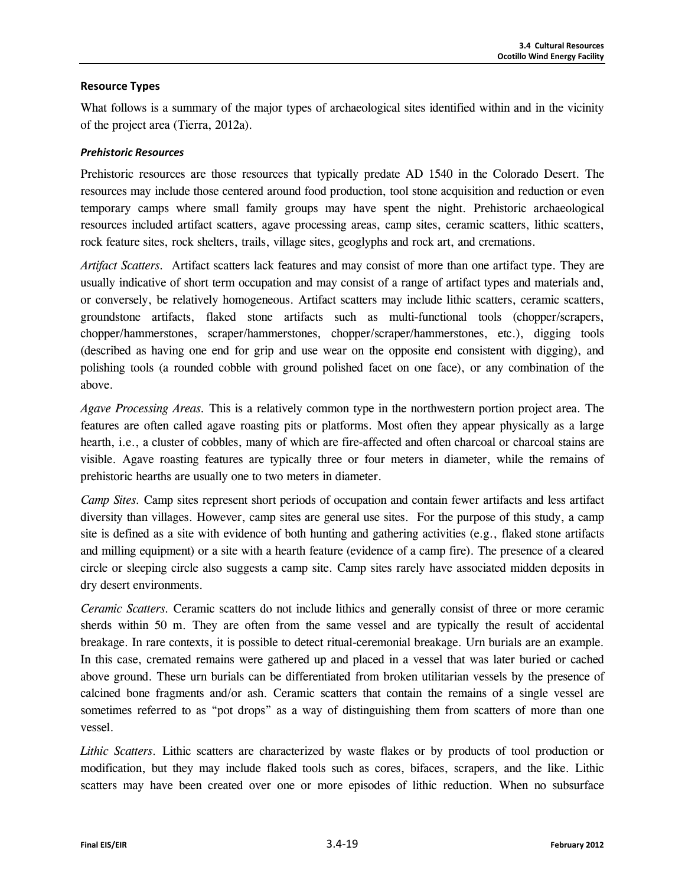### Resource Types

What follows is a summary of the major types of archaeological sites identified within and in the vicinity of the project area (Tierra, 2012a).

#### *Prehistoric Resources*

Prehistoric resources are those resources that typically predate AD 1540 in the Colorado Desert. The resources may include those centered around food production, tool stone acquisition and reduction or even temporary camps where small family groups may have spent the night. Prehistoric archaeological resources included artifact scatters, agave processing areas, camp sites, ceramic scatters, lithic scatters, rock feature sites, rock shelters, trails, village sites, geoglyphs and rock art, and cremations.

*Artifact Scatters.* Artifact scatters lack features and may consist of more than one artifact type. They are usually indicative of short term occupation and may consist of a range of artifact types and materials and, or conversely, be relatively homogeneous. Artifact scatters may include lithic scatters, ceramic scatters, groundstone artifacts, flaked stone artifacts such as multi-functional tools (chopper/scrapers, chopper/hammerstones, scraper/hammerstones, chopper/scraper/hammerstones, etc.), digging tools (described as having one end for grip and use wear on the opposite end consistent with digging), and polishing tools (a rounded cobble with ground polished facet on one face), or any combination of the above.

*Agave Processing Areas.* This is a relatively common type in the northwestern portion project area. The features are often called agave roasting pits or platforms. Most often they appear physically as a large hearth, i.e., a cluster of cobbles, many of which are fire-affected and often charcoal or charcoal stains are visible. Agave roasting features are typically three or four meters in diameter, while the remains of prehistoric hearths are usually one to two meters in diameter.

*Camp Sites.* Camp sites represent short periods of occupation and contain fewer artifacts and less artifact diversity than villages. However, camp sites are general use sites. For the purpose of this study, a camp site is defined as a site with evidence of both hunting and gathering activities (e.g., flaked stone artifacts and milling equipment) or a site with a hearth feature (evidence of a camp fire). The presence of a cleared circle or sleeping circle also suggests a camp site. Camp sites rarely have associated midden deposits in dry desert environments.

*Ceramic Scatters.* Ceramic scatters do not include lithics and generally consist of three or more ceramic sherds within 50 m. They are often from the same vessel and are typically the result of accidental breakage. In rare contexts, it is possible to detect ritual-ceremonial breakage. Urn burials are an example. In this case, cremated remains were gathered up and placed in a vessel that was later buried or cached above ground. These urn burials can be differentiated from broken utilitarian vessels by the presence of calcined bone fragments and/or ash. Ceramic scatters that contain the remains of a single vessel are sometimes referred to as "pot drops" as a way of distinguishing them from scatters of more than one vessel.

*Lithic Scatters.* Lithic scatters are characterized by waste flakes or by products of tool production or modification, but they may include flaked tools such as cores, bifaces, scrapers, and the like. Lithic scatters may have been created over one or more episodes of lithic reduction. When no subsurface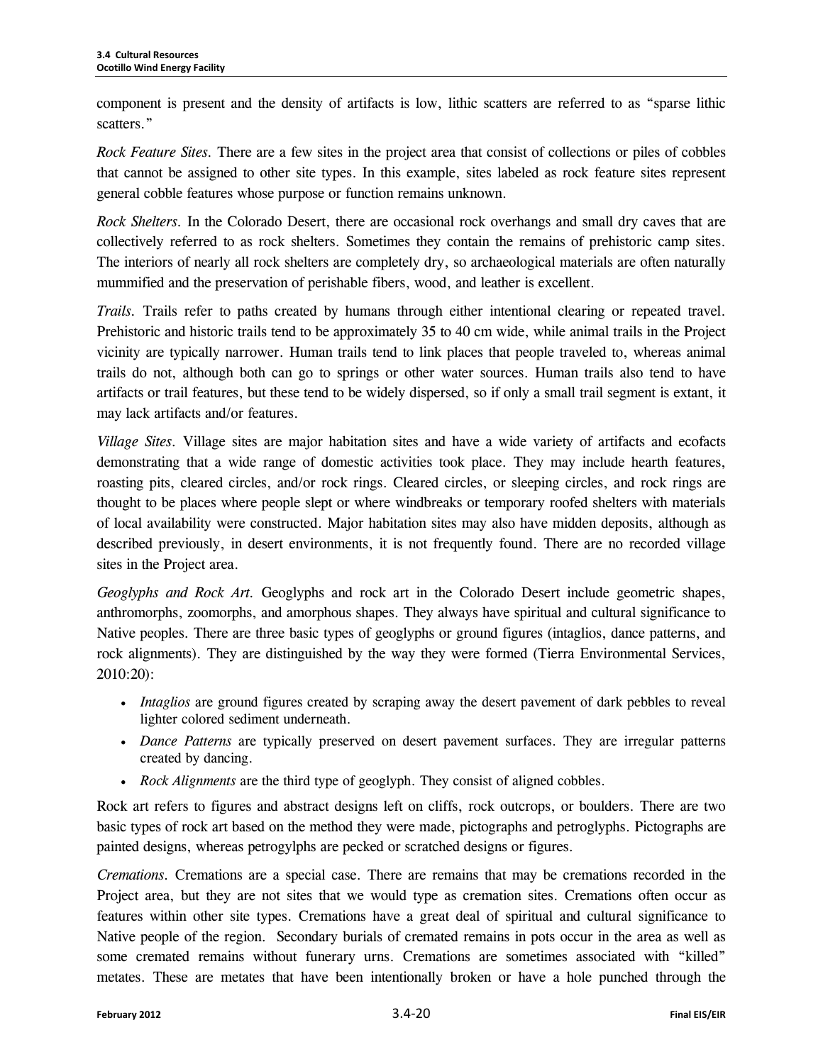component is present and the density of artifacts is low, lithic scatters are referred to as "sparse lithic scatters."

*Rock Feature Sites*. There are a few sites in the project area that consist of collections or piles of cobbles that cannot be assigned to other site types. In this example, sites labeled as rock feature sites represent general cobble features whose purpose or function remains unknown.

*Rock Shelters*. In the Colorado Desert, there are occasional rock overhangs and small dry caves that are collectively referred to as rock shelters. Sometimes they contain the remains of prehistoric camp sites. The interiors of nearly all rock shelters are completely dry, so archaeological materials are often naturally mummified and the preservation of perishable fibers, wood, and leather is excellent.

*Trails*. Trails refer to paths created by humans through either intentional clearing or repeated travel. Prehistoric and historic trails tend to be approximately 35 to 40 cm wide, while animal trails in the Project vicinity are typically narrower. Human trails tend to link places that people traveled to, whereas animal trails do not, although both can go to springs or other water sources. Human trails also tend to have artifacts or trail features, but these tend to be widely dispersed, so if only a small trail segment is extant, it may lack artifacts and/or features.

*Village Sites*. Village sites are major habitation sites and have a wide variety of artifacts and ecofacts demonstrating that a wide range of domestic activities took place. They may include hearth features, roasting pits, cleared circles, and/or rock rings. Cleared circles, or sleeping circles, and rock rings are thought to be places where people slept or where windbreaks or temporary roofed shelters with materials of local availability were constructed. Major habitation sites may also have midden deposits, although as described previously, in desert environments, it is not frequently found. There are no recorded village sites in the Project area.

*Geoglyphs and Rock Art*. Geoglyphs and rock art in the Colorado Desert include geometric shapes, anthromorphs, zoomorphs, and amorphous shapes. They always have spiritual and cultural significance to Native peoples. There are three basic types of geoglyphs or ground figures (intaglios, dance patterns, and rock alignments). They are distinguished by the way they were formed (Tierra Environmental Services, 2010:20):

- *Intaglios* are ground figures created by scraping away the desert pavement of dark pebbles to reveal lighter colored sediment underneath.
- *Dance Patterns* are typically preserved on desert pavement surfaces. They are irregular patterns created by dancing.
- *Rock Alignments* are the third type of geoglyph. They consist of aligned cobbles.

Rock art refers to figures and abstract designs left on cliffs, rock outcrops, or boulders. There are two basic types of rock art based on the method they were made, pictographs and petroglyphs. Pictographs are painted designs, whereas petrogylphs are pecked or scratched designs or figures.

*Cremations*. Cremations are a special case. There are remains that may be cremations recorded in the Project area, but they are not sites that we would type as cremation sites. Cremations often occur as features within other site types. Cremations have a great deal of spiritual and cultural significance to Native people of the region. Secondary burials of cremated remains in pots occur in the area as well as some cremated remains without funerary urns. Cremations are sometimes associated with "killed" metates. These are metates that have been intentionally broken or have a hole punched through the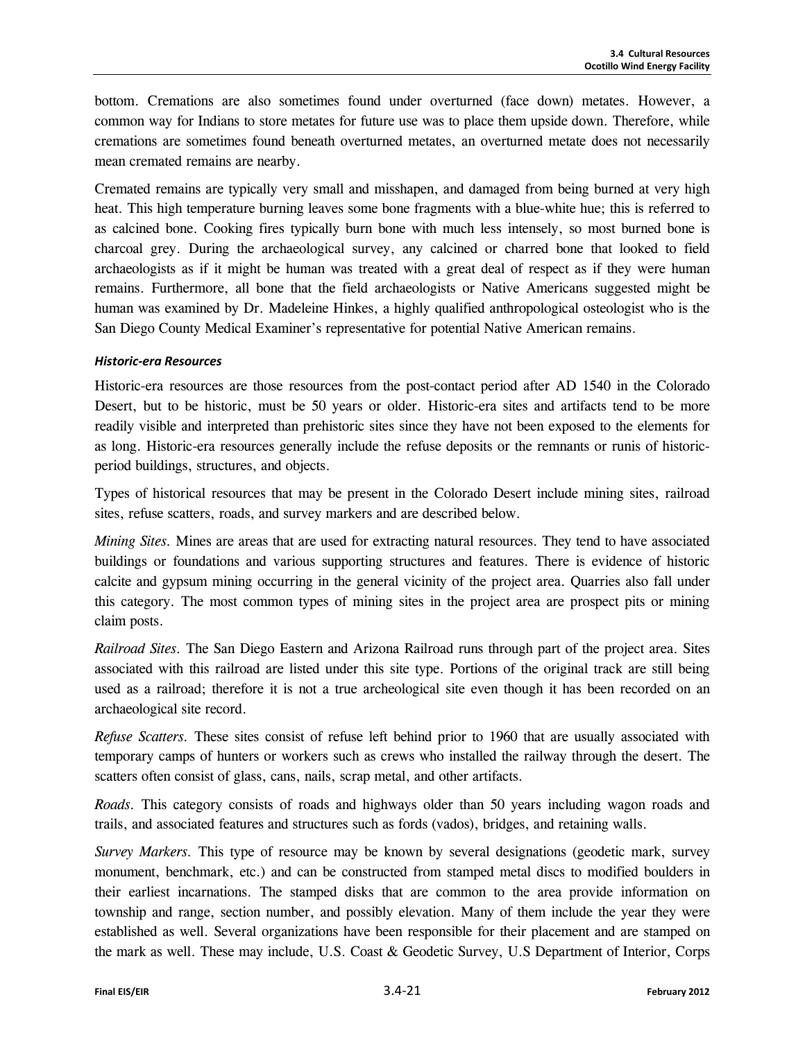bottom. Cremations are also sometimes found under overturned (face down) metates. However, a common way for Indians to store metates for future use was to place them upside down. Therefore, while cremations are sometimes found beneath overturned metates, an overturned metate does not necessarily mean cremated remains are nearby.

Cremated remains are typically very small and misshapen, and damaged from being burned at very high heat. This high temperature burning leaves some bone fragments with a blue-white hue; this is referred to as calcined bone. Cooking fires typically burn bone with much less intensely, so most burned bone is charcoal grey. During the archaeological survey, any calcined or charred bone that looked to field archaeologists as if it might be human was treated with a great deal of respect as if they were human remains. Furthermore, all bone that the field archaeologists or Native Americans suggested might be human was examined by Dr. Madeleine Hinkes, a highly qualified anthropological osteologist who is the San Diego County Medical Examiner's representative for potential Native American remains.

***Historic-era Resources***

Historic-era resources are those resources from the post-contact period after AD 1540 in the Colorado Desert, but to be historic, must be 50 years or older. Historic-era sites and artifacts tend to be more readily visible and interpreted than prehistoric sites since they have not been exposed to the elements for as long. Historic-era resources generally include the refuse deposits or the remnants or runis of historic-period buildings, structures, and objects.

Types of historical resources that may be present in the Colorado Desert include mining sites, railroad sites, refuse scatters, roads, and survey markers and are described below.

*Mining Sites.* Mines are areas that are used for extracting natural resources. They tend to have associated buildings or foundations and various supporting structures and features. There is evidence of historic calcite and gypsum mining occurring in the general vicinity of the project area. Quarries also fall under this category. The most common types of mining sites in the project area are prospect pits or mining claim posts.

*Railroad Sites.* The San Diego Eastern and Arizona Railroad runs through part of the project area. Sites associated with this railroad are listed under this site type. Portions of the original track are still being used as a railroad; therefore it is not a true archeological site even though it has been recorded on an archaeological site record.

*Refuse Scatters.* These sites consist of refuse left behind prior to 1960 that are usually associated with temporary camps of hunters or workers such as crews who installed the railway through the desert. The scatters often consist of glass, cans, nails, scrap metal, and other artifacts.

*Roads.* This category consists of roads and highways older than 50 years including wagon roads and trails, and associated features and structures such as fords (vados), bridges, and retaining walls.

*Survey Markers.* This type of resource may be known by several designations (geodetic mark, survey monument, benchmark, etc.) and can be constructed from stamped metal discs to modified boulders in their earliest incarnations. The stamped disks that are common to the area provide information on township and range, section number, and possibly elevation. Many of them include the year they were established as well. Several organizations have been responsible for their placement and are stamped on the mark as well. These may include, U.S. Coast & Geodetic Survey, U.S Department of Interior, Corps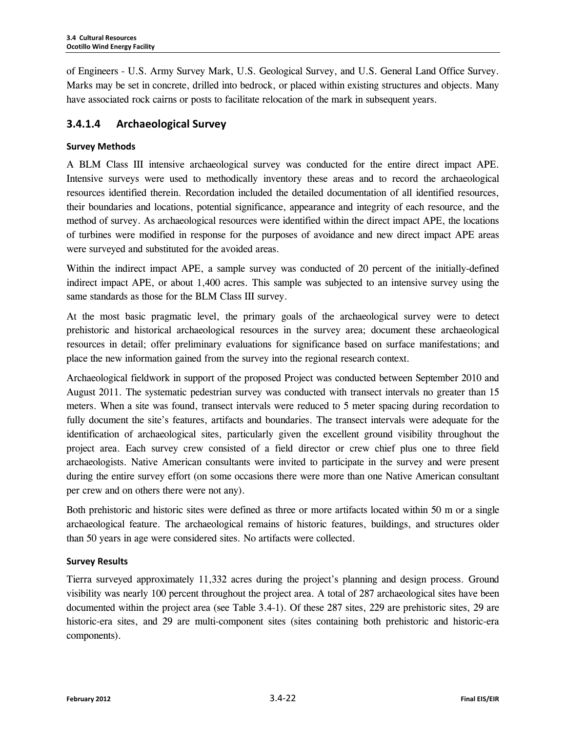of Engineers - U.S. Army Survey Mark, U.S. Geological Survey, and U.S. General Land Office Survey. Marks may be set in concrete, drilled into bedrock, or placed within existing structures and objects. Many have associated rock cairns or posts to facilitate relocation of the mark in subsequent years.

### 3.4.1.4 Archaeological Survey

**Survey Methods**

A BLM Class III intensive archaeological survey was conducted for the entire direct impact APE. Intensive surveys were used to methodically inventory these areas and to record the archaeological resources identified therein. Recordation included the detailed documentation of all identified resources, their boundaries and locations, potential significance, appearance and integrity of each resource, and the method of survey. As archaeological resources were identified within the direct impact APE, the locations of turbines were modified in response for the purposes of avoidance and new direct impact APE areas were surveyed and substituted for the avoided areas.

Within the indirect impact APE, a sample survey was conducted of 20 percent of the initially-defined indirect impact APE, or about 1,400 acres. This sample was subjected to an intensive survey using the same standards as those for the BLM Class III survey.

At the most basic pragmatic level, the primary goals of the archaeological survey were to detect prehistoric and historical archaeological resources in the survey area; document these archaeological resources in detail; offer preliminary evaluations for significance based on surface manifestations; and place the new information gained from the survey into the regional research context.

Archaeological fieldwork in support of the proposed Project was conducted between September 2010 and August 2011. The systematic pedestrian survey was conducted with transect intervals no greater than 15 meters. When a site was found, transect intervals were reduced to 5 meter spacing during recordation to fully document the site's features, artifacts and boundaries. The transect intervals were adequate for the identification of archaeological sites, particularly given the excellent ground visibility throughout the project area. Each survey crew consisted of a field director or crew chief plus one to three field archaeologists. Native American consultants were invited to participate in the survey and were present during the entire survey effort (on some occasions there were more than one Native American consultant per crew and on others there were not any).

Both prehistoric and historic sites were defined as three or more artifacts located within 50 m or a single archaeological feature. The archaeological remains of historic features, buildings, and structures older than 50 years in age were considered sites. No artifacts were collected.

**Survey Results**

Tierra surveyed approximately 11,332 acres during the project's planning and design process. Ground visibility was nearly 100 percent throughout the project area. A total of 287 archaeological sites have been documented within the project area (see Table 3.4-1). Of these 287 sites, 229 are prehistoric sites, 29 are historic-era sites, and 29 are multi-component sites (sites containing both prehistoric and historic-era components).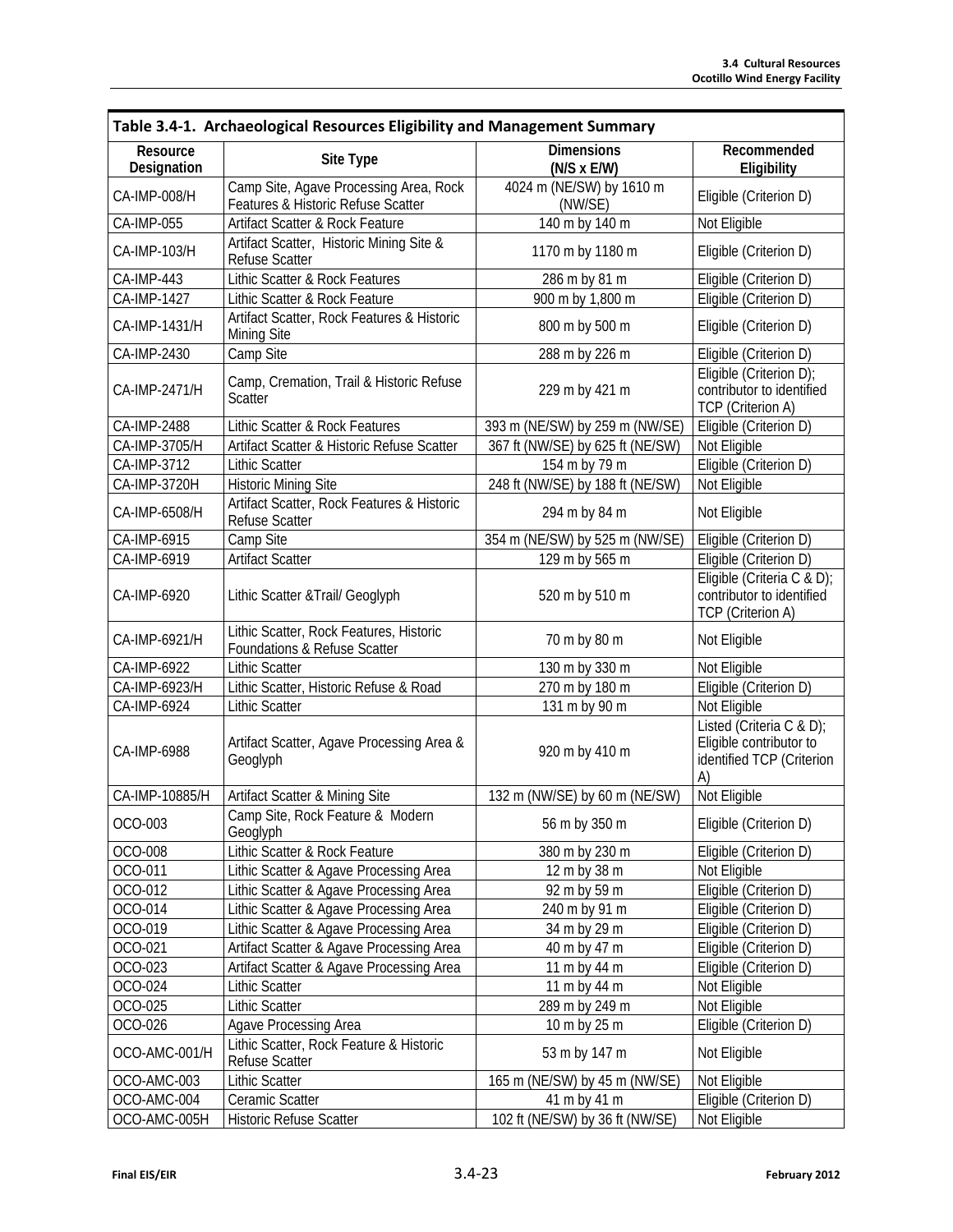**Table 3.4-1. Archaeological Resources Eligibility and Management Summary**

| Resource Designation | Site Type | Dimensions (N/S x E/W) | Recommended Eligibility |
|---|---|---|---|
| CA-IMP-008/H | Camp Site, Agave Processing Area, Rock Features & Historic Refuse Scatter | 4024 m (NE/SW) by 1610 m (NW/SE) | Eligible (Criterion D) |
| CA-IMP-055 | Artifact Scatter & Rock Feature | 140 m by 140 m | Not Eligible |
| CA-IMP-103/H | Artifact Scatter, Historic Mining Site & Refuse Scatter | 1170 m by 1180 m | Eligible (Criterion D) |
| CA-IMP-443 | Lithic Scatter & Rock Features | 286 m by 81 m | Eligible (Criterion D) |
| CA-IMP-1427 | Lithic Scatter & Rock Feature | 900 m by 1,800 m | Eligible (Criterion D) |
| CA-IMP-1431/H | Artifact Scatter, Rock Features & Historic Mining Site | 800 m by 500 m | Eligible (Criterion D) |
| CA-IMP-2430 | Camp Site | 288 m by 226 m | Eligible (Criterion D) |
| CA-IMP-2471/H | Camp, Cremation, Trail & Historic Refuse Scatter | 229 m by 421 m | Eligible (Criterion D); contributor to identified TCP (Criterion A) |
| CA-IMP-2488 | Lithic Scatter & Rock Features | 393 m (NE/SW) by 259 m (NW/SE) | Eligible (Criterion D) |
| CA-IMP-3705/H | Artifact Scatter & Historic Refuse Scatter | 367 ft (NW/SE) by 625 ft (NE/SW) | Not Eligible |
| CA-IMP-3712 | Lithic Scatter | 154 m by 79 m | Eligible (Criterion D) |
| CA-IMP-3720H | Historic Mining Site | 248 ft (NW/SE) by 188 ft (NE/SW) | Not Eligible |
| CA-IMP-6508/H | Artifact Scatter, Rock Features & Historic Refuse Scatter | 294 m by 84 m | Not Eligible |
| CA-IMP-6915 | Camp Site | 354 m (NE/SW) by 525 m (NW/SE) | Eligible (Criterion D) |
| CA-IMP-6919 | Artifact Scatter | 129 m by 565 m | Eligible (Criterion D) |
| CA-IMP-6920 | Lithic Scatter &Trail/ Geoglyph | 520 m by 510 m | Eligible (Criteria C & D); contributor to identified TCP (Criterion A) |
| CA-IMP-6921/H | Lithic Scatter, Rock Features, Historic Foundations & Refuse Scatter | 70 m by 80 m | Not Eligible |
| CA-IMP-6922 | Lithic Scatter | 130 m by 330 m | Not Eligible |
| CA-IMP-6923/H | Lithic Scatter, Historic Refuse & Road | 270 m by 180 m | Eligible (Criterion D) |
| CA-IMP-6924 | Lithic Scatter | 131 m by 90 m | Not Eligible |
| CA-IMP-6988 | Artifact Scatter, Agave Processing Area & Geoglyph | 920 m by 410 m | Listed (Criteria C & D); Eligible contributor to identified TCP (Criterion A) |
| CA-IMP-10885/H | Artifact Scatter & Mining Site | 132 m (NW/SE) by 60 m (NE/SW) | Not Eligible |
| OCO-003 | Camp Site, Rock Feature & Modern Geoglyph | 56 m by 350 m | Eligible (Criterion D) |
| OCO-008 | Lithic Scatter & Rock Feature | 380 m by 230 m | Eligible (Criterion D) |
| OCO-011 | Lithic Scatter & Agave Processing Area | 12 m by 38 m | Not Eligible |
| OCO-012 | Lithic Scatter & Agave Processing Area | 92 m by 59 m | Eligible (Criterion D) |
| OCO-014 | Lithic Scatter & Agave Processing Area | 240 m by 91 m | Eligible (Criterion D) |
| OCO-019 | Lithic Scatter & Agave Processing Area | 34 m by 29 m | Eligible (Criterion D) |
| OCO-021 | Artifact Scatter & Agave Processing Area | 40 m by 47 m | Eligible (Criterion D) |
| OCO-023 | Artifact Scatter & Agave Processing Area | 11 m by 44 m | Eligible (Criterion D) |
| OCO-024 | Lithic Scatter | 11 m by 44 m | Not Eligible |
| OCO-025 | Lithic Scatter | 289 m by 249 m | Not Eligible |
| OCO-026 | Agave Processing Area | 10 m by 25 m | Eligible (Criterion D) |
| OCO-AMC-001/H | Lithic Scatter, Rock Feature & Historic Refuse Scatter | 53 m by 147 m | Not Eligible |
| OCO-AMC-003 | Lithic Scatter | 165 m (NE/SW) by 45 m (NW/SE) | Not Eligible |
| OCO-AMC-004 | Ceramic Scatter | 41 m by 41 m | Eligible (Criterion D) |
| OCO-AMC-005H | Historic Refuse Scatter | 102 ft (NE/SW) by 36 ft (NW/SE) | Not Eligible |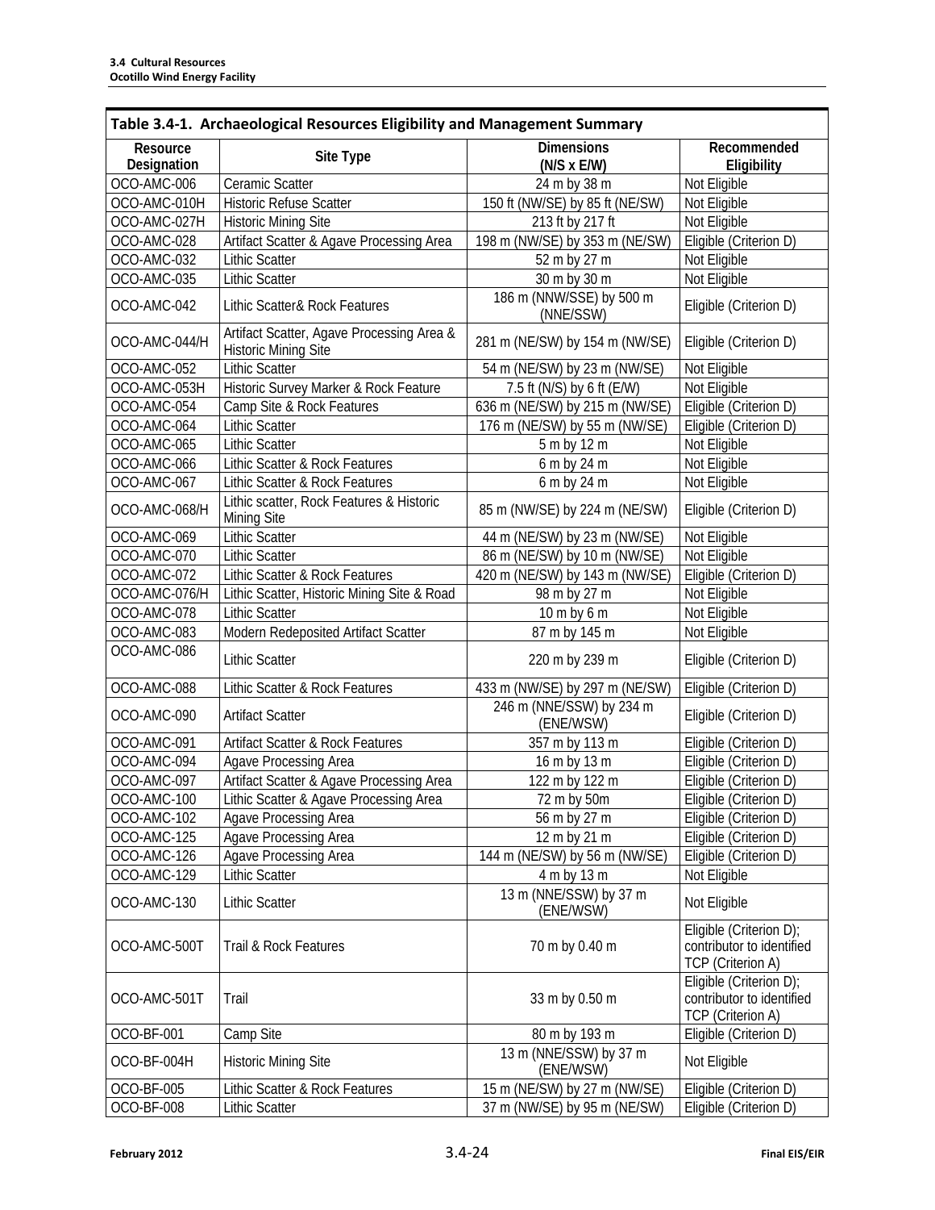**Table 3.4-1. Archaeological Resources Eligibility and Management Summary**

| Resource Designation | Site Type | Dimensions (N/S x E/W) | Recommended Eligibility |
|---|---|---|---|
| OCO-AMC-006 | Ceramic Scatter | 24 m by 38 m | Not Eligible |
| OCO-AMC-010H | Historic Refuse Scatter | 150 ft (NW/SE) by 85 ft (NE/SW) | Not Eligible |
| OCO-AMC-027H | Historic Mining Site | 213 ft by 217 ft | Not Eligible |
| OCO-AMC-028 | Artifact Scatter & Agave Processing Area | 198 m (NW/SE) by 353 m (NE/SW) | Eligible (Criterion D) |
| OCO-AMC-032 | Lithic Scatter | 52 m by 27 m | Not Eligible |
| OCO-AMC-035 | Lithic Scatter | 30 m by 30 m | Not Eligible |
| OCO-AMC-042 | Lithic Scatter& Rock Features | 186 m (NNW/SSE) by 500 m (NNE/SSW) | Eligible (Criterion D) |
| OCO-AMC-044/H | Artifact Scatter, Agave Processing Area & Historic Mining Site | 281 m (NE/SW) by 154 m (NW/SE) | Eligible (Criterion D) |
| OCO-AMC-052 | Lithic Scatter | 54 m (NE/SW) by 23 m (NW/SE) | Not Eligible |
| OCO-AMC-053H | Historic Survey Marker & Rock Feature | 7.5 ft (N/S) by 6 ft (E/W) | Not Eligible |
| OCO-AMC-054 | Camp Site & Rock Features | 636 m (NE/SW) by 215 m (NW/SE) | Eligible (Criterion D) |
| OCO-AMC-064 | Lithic Scatter | 176 m (NE/SW) by 55 m (NW/SE) | Eligible (Criterion D) |
| OCO-AMC-065 | Lithic Scatter | 5 m by 12 m | Not Eligible |
| OCO-AMC-066 | Lithic Scatter & Rock Features | 6 m by 24 m | Not Eligible |
| OCO-AMC-067 | Lithic Scatter & Rock Features | 6 m by 24 m | Not Eligible |
| OCO-AMC-068/H | Lithic scatter, Rock Features & Historic Mining Site | 85 m (NW/SE) by 224 m (NE/SW) | Eligible (Criterion D) |
| OCO-AMC-069 | Lithic Scatter | 44 m (NE/SW) by 23 m (NW/SE) | Not Eligible |
| OCO-AMC-070 | Lithic Scatter | 86 m (NE/SW) by 10 m (NW/SE) | Not Eligible |
| OCO-AMC-072 | Lithic Scatter & Rock Features | 420 m (NE/SW) by 143 m (NW/SE) | Eligible (Criterion D) |
| OCO-AMC-076/H | Lithic Scatter, Historic Mining Site & Road | 98 m by 27 m | Not Eligible |
| OCO-AMC-078 | Lithic Scatter | 10 m by 6 m | Not Eligible |
| OCO-AMC-083 | Modern Redeposited Artifact Scatter | 87 m by 145 m | Not Eligible |
| OCO-AMC-086 | Lithic Scatter | 220 m by 239 m | Eligible (Criterion D) |
| OCO-AMC-088 | Lithic Scatter & Rock Features | 433 m (NW/SE) by 297 m (NE/SW) | Eligible (Criterion D) |
| OCO-AMC-090 | Artifact Scatter | 246 m (NNE/SSW) by 234 m (ENE/WSW) | Eligible (Criterion D) |
| OCO-AMC-091 | Artifact Scatter & Rock Features | 357 m by 113 m | Eligible (Criterion D) |
| OCO-AMC-094 | Agave Processing Area | 16 m by 13 m | Eligible (Criterion D) |
| OCO-AMC-097 | Artifact Scatter & Agave Processing Area | 122 m by 122 m | Eligible (Criterion D) |
| OCO-AMC-100 | Lithic Scatter & Agave Processing Area | 72 m by 50m | Eligible (Criterion D) |
| OCO-AMC-102 | Agave Processing Area | 56 m by 27 m | Eligible (Criterion D) |
| OCO-AMC-125 | Agave Processing Area | 12 m by 21 m | Eligible (Criterion D) |
| OCO-AMC-126 | Agave Processing Area | 144 m (NE/SW) by 56 m (NW/SE) | Eligible (Criterion D) |
| OCO-AMC-129 | Lithic Scatter | 4 m by 13 m | Not Eligible |
| OCO-AMC-130 | Lithic Scatter | 13 m (NNE/SSW) by 37 m (ENE/WSW) | Not Eligible |
| OCO-AMC-500T | Trail & Rock Features | 70 m by 0.40 m | Eligible (Criterion D); contributor to identified TCP (Criterion A) |
| OCO-AMC-501T | Trail | 33 m by 0.50 m | Eligible (Criterion D); contributor to identified TCP (Criterion A) |
| OCO-BF-001 | Camp Site | 80 m by 193 m | Eligible (Criterion D) |
| OCO-BF-004H | Historic Mining Site | 13 m (NNE/SSW) by 37 m (ENE/WSW) | Not Eligible |
| OCO-BF-005 | Lithic Scatter & Rock Features | 15 m (NE/SW) by 27 m (NW/SE) | Eligible (Criterion D) |
| OCO-BF-008 | Lithic Scatter | 37 m (NW/SE) by 95 m (NE/SW) | Eligible (Criterion D) |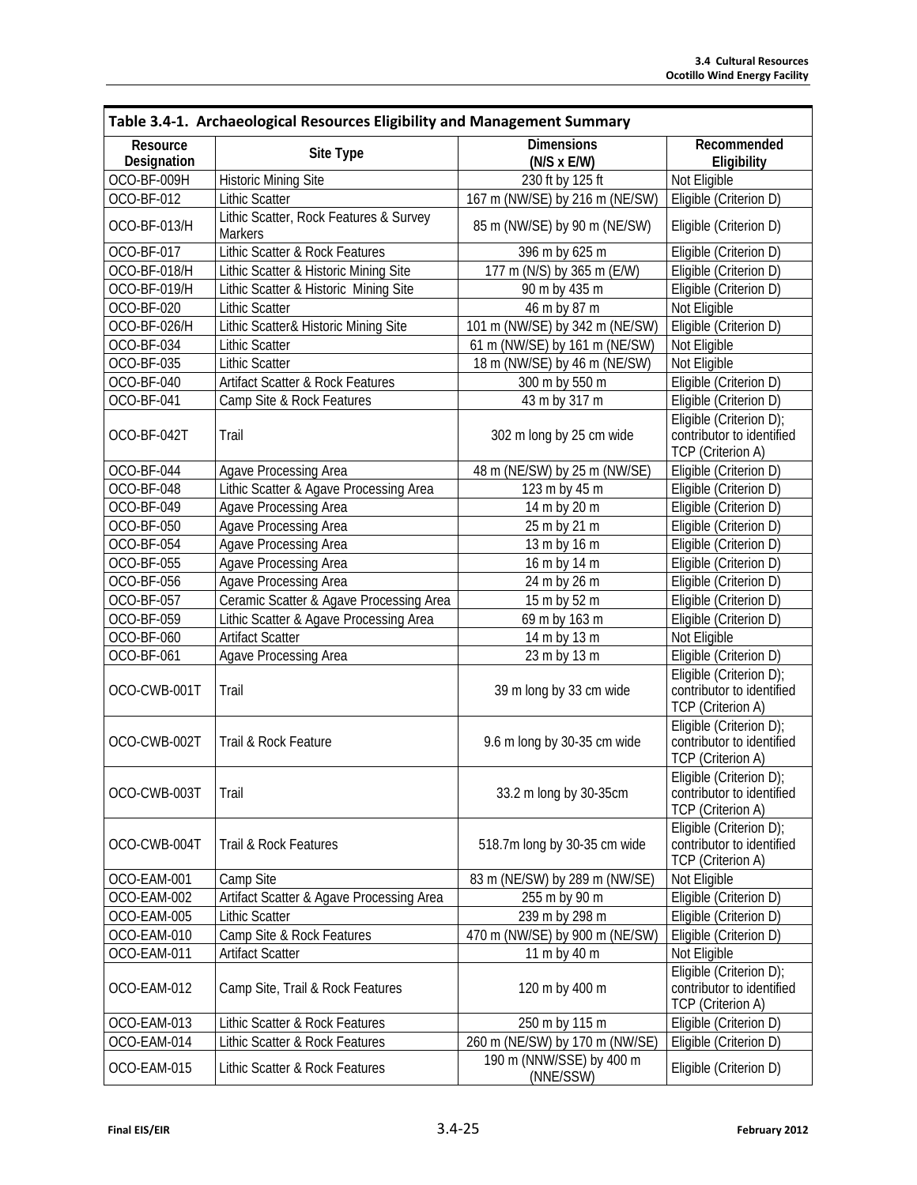**Table 3.4-1. Archaeological Resources Eligibility and Management Summary**

| Resource Designation | Site Type | Dimensions (N/S x E/W) | Recommended Eligibility |
|---|---|---|---|
| OCO-BF-009H | Historic Mining Site | 230 ft by 125 ft | Not Eligible |
| OCO-BF-012 | Lithic Scatter | 167 m (NW/SE) by 216 m (NE/SW) | Eligible (Criterion D) |
| OCO-BF-013/H | Lithic Scatter, Rock Features & Survey Markers | 85 m (NW/SE) by 90 m (NE/SW) | Eligible (Criterion D) |
| OCO-BF-017 | Lithic Scatter & Rock Features | 396 m by 625 m | Eligible (Criterion D) |
| OCO-BF-018/H | Lithic Scatter & Historic Mining Site | 177 m (N/S) by 365 m (E/W) | Eligible (Criterion D) |
| OCO-BF-019/H | Lithic Scatter & Historic Mining Site | 90 m by 435 m | Eligible (Criterion D) |
| OCO-BF-020 | Lithic Scatter | 46 m by 87 m | Not Eligible |
| OCO-BF-026/H | Lithic Scatter& Historic Mining Site | 101 m (NW/SE) by 342 m (NE/SW) | Eligible (Criterion D) |
| OCO-BF-034 | Lithic Scatter | 61 m (NW/SE) by 161 m (NE/SW) | Not Eligible |
| OCO-BF-035 | Lithic Scatter | 18 m (NW/SE) by 46 m (NE/SW) | Not Eligible |
| OCO-BF-040 | Artifact Scatter & Rock Features | 300 m by 550 m | Eligible (Criterion D) |
| OCO-BF-041 | Camp Site & Rock Features | 43 m by 317 m | Eligible (Criterion D) |
| OCO-BF-042T | Trail | 302 m long by 25 cm wide | Eligible (Criterion D); contributor to identified TCP (Criterion A) |
| OCO-BF-044 | Agave Processing Area | 48 m (NE/SW) by 25 m (NW/SE) | Eligible (Criterion D) |
| OCO-BF-048 | Lithic Scatter & Agave Processing Area | 123 m by 45 m | Eligible (Criterion D) |
| OCO-BF-049 | Agave Processing Area | 14 m by 20 m | Eligible (Criterion D) |
| OCO-BF-050 | Agave Processing Area | 25 m by 21 m | Eligible (Criterion D) |
| OCO-BF-054 | Agave Processing Area | 13 m by 16 m | Eligible (Criterion D) |
| OCO-BF-055 | Agave Processing Area | 16 m by 14 m | Eligible (Criterion D) |
| OCO-BF-056 | Agave Processing Area | 24 m by 26 m | Eligible (Criterion D) |
| OCO-BF-057 | Ceramic Scatter & Agave Processing Area | 15 m by 52 m | Eligible (Criterion D) |
| OCO-BF-059 | Lithic Scatter & Agave Processing Area | 69 m by 163 m | Eligible (Criterion D) |
| OCO-BF-060 | Artifact Scatter | 14 m by 13 m | Not Eligible |
| OCO-BF-061 | Agave Processing Area | 23 m by 13 m | Eligible (Criterion D) |
| OCO-CWB-001T | Trail | 39 m long by 33 cm wide | Eligible (Criterion D); contributor to identified TCP (Criterion A) |
| OCO-CWB-002T | Trail & Rock Feature | 9.6 m long by 30-35 cm wide | Eligible (Criterion D); contributor to identified TCP (Criterion A) |
| OCO-CWB-003T | Trail | 33.2 m long by 30-35cm | Eligible (Criterion D); contributor to identified TCP (Criterion A) |
| OCO-CWB-004T | Trail & Rock Features | 518.7m long by 30-35 cm wide | Eligible (Criterion D); contributor to identified TCP (Criterion A) |
| OCO-EAM-001 | Camp Site | 83 m (NE/SW) by 289 m (NW/SE) | Not Eligible |
| OCO-EAM-002 | Artifact Scatter & Agave Processing Area | 255 m by 90 m | Eligible (Criterion D) |
| OCO-EAM-005 | Lithic Scatter | 239 m by 298 m | Eligible (Criterion D) |
| OCO-EAM-010 | Camp Site & Rock Features | 470 m (NW/SE) by 900 m (NE/SW) | Eligible (Criterion D) |
| OCO-EAM-011 | Artifact Scatter | 11 m by 40 m | Not Eligible |
| OCO-EAM-012 | Camp Site, Trail & Rock Features | 120 m by 400 m | Eligible (Criterion D); contributor to identified TCP (Criterion A) |
| OCO-EAM-013 | Lithic Scatter & Rock Features | 250 m by 115 m | Eligible (Criterion D) |
| OCO-EAM-014 | Lithic Scatter & Rock Features | 260 m (NE/SW) by 170 m (NW/SE) | Eligible (Criterion D) |
| OCO-EAM-015 | Lithic Scatter & Rock Features | 190 m (NNW/SSE) by 400 m (NNE/SSW) | Eligible (Criterion D) |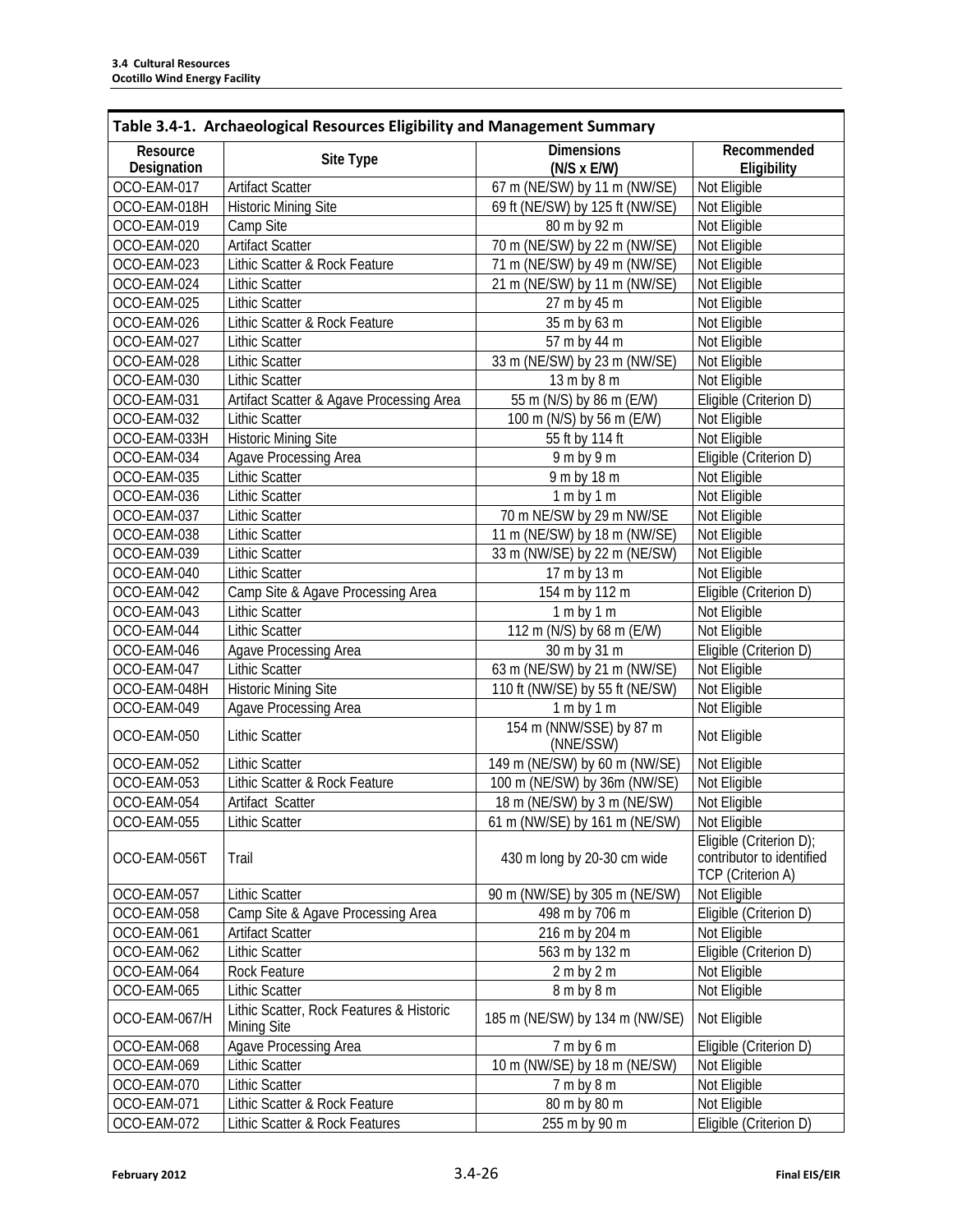**Table 3.4-1. Archaeological Resources Eligibility and Management Summary**

| Resource Designation | Site Type | Dimensions (N/S x E/W) | Recommended Eligibility |
|---|---|---|---|
| OCO-EAM-017 | Artifact Scatter | 67 m (NE/SW) by 11 m (NW/SE) | Not Eligible |
| OCO-EAM-018H | Historic Mining Site | 69 ft (NE/SW) by 125 ft (NW/SE) | Not Eligible |
| OCO-EAM-019 | Camp Site | 80 m by 92 m | Not Eligible |
| OCO-EAM-020 | Artifact Scatter | 70 m (NE/SW) by 22 m (NW/SE) | Not Eligible |
| OCO-EAM-023 | Lithic Scatter & Rock Feature | 71 m (NE/SW) by 49 m (NW/SE) | Not Eligible |
| OCO-EAM-024 | Lithic Scatter | 21 m (NE/SW) by 11 m (NW/SE) | Not Eligible |
| OCO-EAM-025 | Lithic Scatter | 27 m by 45 m | Not Eligible |
| OCO-EAM-026 | Lithic Scatter & Rock Feature | 35 m by 63 m | Not Eligible |
| OCO-EAM-027 | Lithic Scatter | 57 m by 44 m | Not Eligible |
| OCO-EAM-028 | Lithic Scatter | 33 m (NE/SW) by 23 m (NW/SE) | Not Eligible |
| OCO-EAM-030 | Lithic Scatter | 13 m by 8 m | Not Eligible |
| OCO-EAM-031 | Artifact Scatter & Agave Processing Area | 55 m (N/S) by 86 m (E/W) | Eligible (Criterion D) |
| OCO-EAM-032 | Lithic Scatter | 100 m (N/S) by 56 m (E/W) | Not Eligible |
| OCO-EAM-033H | Historic Mining Site | 55 ft by 114 ft | Not Eligible |
| OCO-EAM-034 | Agave Processing Area | 9 m by 9 m | Eligible (Criterion D) |
| OCO-EAM-035 | Lithic Scatter | 9 m by 18 m | Not Eligible |
| OCO-EAM-036 | Lithic Scatter | 1 m by 1 m | Not Eligible |
| OCO-EAM-037 | Lithic Scatter | 70 m NE/SW by 29 m NW/SE | Not Eligible |
| OCO-EAM-038 | Lithic Scatter | 11 m (NE/SW) by 18 m (NW/SE) | Not Eligible |
| OCO-EAM-039 | Lithic Scatter | 33 m (NW/SE) by 22 m (NE/SW) | Not Eligible |
| OCO-EAM-040 | Lithic Scatter | 17 m by 13 m | Not Eligible |
| OCO-EAM-042 | Camp Site & Agave Processing Area | 154 m by 112 m | Eligible (Criterion D) |
| OCO-EAM-043 | Lithic Scatter | 1 m by 1 m | Not Eligible |
| OCO-EAM-044 | Lithic Scatter | 112 m (N/S) by 68 m (E/W) | Not Eligible |
| OCO-EAM-046 | Agave Processing Area | 30 m by 31 m | Eligible (Criterion D) |
| OCO-EAM-047 | Lithic Scatter | 63 m (NE/SW) by 21 m (NW/SE) | Not Eligible |
| OCO-EAM-048H | Historic Mining Site | 110 ft (NW/SE) by 55 ft (NE/SW) | Not Eligible |
| OCO-EAM-049 | Agave Processing Area | 1 m by 1 m | Not Eligible |
| OCO-EAM-050 | Lithic Scatter | 154 m (NNW/SSE) by 87 m (NNE/SSW) | Not Eligible |
| OCO-EAM-052 | Lithic Scatter | 149 m (NE/SW) by 60 m (NW/SE) | Not Eligible |
| OCO-EAM-053 | Lithic Scatter & Rock Feature | 100 m (NE/SW) by 36m (NW/SE) | Not Eligible |
| OCO-EAM-054 | Artifact Scatter | 18 m (NE/SW) by 3 m (NE/SW) | Not Eligible |
| OCO-EAM-055 | Lithic Scatter | 61 m (NW/SE) by 161 m (NE/SW) | Not Eligible |
| OCO-EAM-056T | Trail | 430 m long by 20-30 cm wide | Eligible (Criterion D); contributor to identified TCP (Criterion A) |
| OCO-EAM-057 | Lithic Scatter | 90 m (NW/SE) by 305 m (NE/SW) | Not Eligible |
| OCO-EAM-058 | Camp Site & Agave Processing Area | 498 m by 706 m | Eligible (Criterion D) |
| OCO-EAM-061 | Artifact Scatter | 216 m by 204 m | Not Eligible |
| OCO-EAM-062 | Lithic Scatter | 563 m by 132 m | Eligible (Criterion D) |
| OCO-EAM-064 | Rock Feature | 2 m by 2 m | Not Eligible |
| OCO-EAM-065 | Lithic Scatter | 8 m by 8 m | Not Eligible |
| OCO-EAM-067/H | Lithic Scatter, Rock Features & Historic Mining Site | 185 m (NE/SW) by 134 m (NW/SE) | Not Eligible |
| OCO-EAM-068 | Agave Processing Area | 7 m by 6 m | Eligible (Criterion D) |
| OCO-EAM-069 | Lithic Scatter | 10 m (NW/SE) by 18 m (NE/SW) | Not Eligible |
| OCO-EAM-070 | Lithic Scatter | 7 m by 8 m | Not Eligible |
| OCO-EAM-071 | Lithic Scatter & Rock Feature | 80 m by 80 m | Not Eligible |
| OCO-EAM-072 | Lithic Scatter & Rock Features | 255 m by 90 m | Eligible (Criterion D) |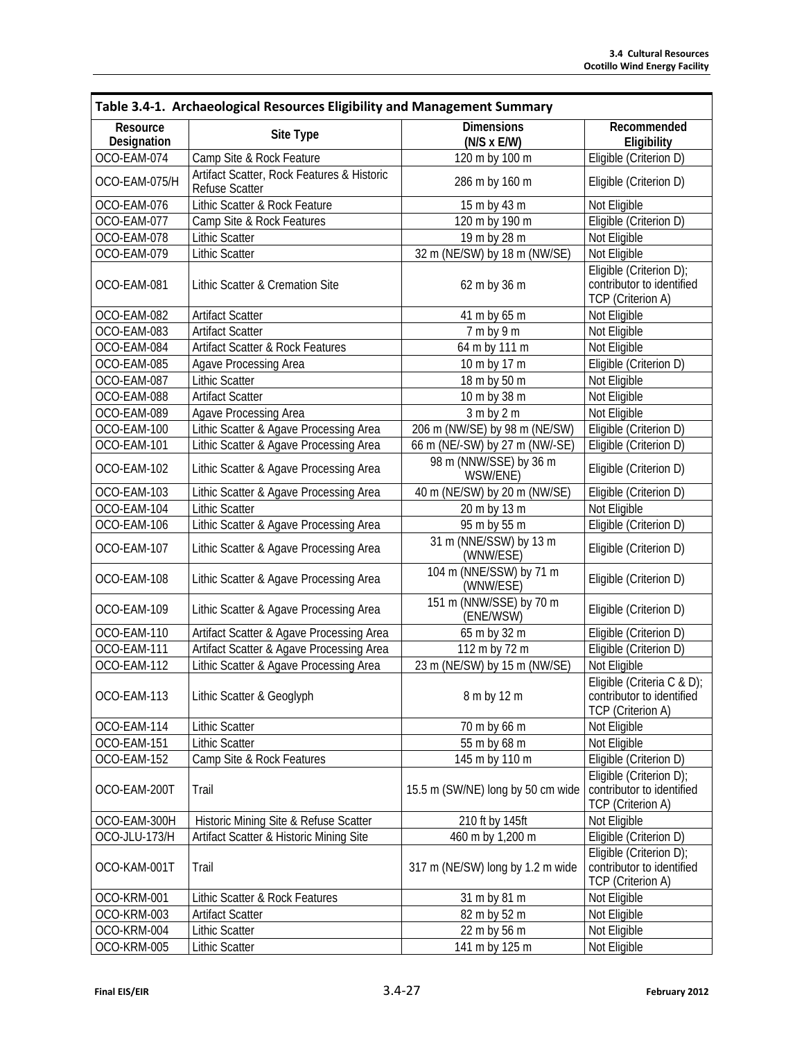| Table 3.4-1. Archaeological Resources Eligibility and Management Summary | | | |
|---|---|---|---|
| Resource Designation | Site Type | Dimensions (N/S x E/W) | Recommended Eligibility |
| OCO-EAM-074 | Camp Site & Rock Feature | 120 m by 100 m | Eligible (Criterion D) |
| OCO-EAM-075/H | Artifact Scatter, Rock Features & Historic Refuse Scatter | 286 m by 160 m | Eligible (Criterion D) |
| OCO-EAM-076 | Lithic Scatter & Rock Feature | 15 m by 43 m | Not Eligible |
| OCO-EAM-077 | Camp Site & Rock Features | 120 m by 190 m | Eligible (Criterion D) |
| OCO-EAM-078 | Lithic Scatter | 19 m by 28 m | Not Eligible |
| OCO-EAM-079 | Lithic Scatter | 32 m (NE/SW) by 18 m (NW/SE) | Not Eligible |
| OCO-EAM-081 | Lithic Scatter & Cremation Site | 62 m by 36 m | Eligible (Criterion D); contributor to identified TCP (Criterion A) |
| OCO-EAM-082 | Artifact Scatter | 41 m by 65 m | Not Eligible |
| OCO-EAM-083 | Artifact Scatter | 7 m by 9 m | Not Eligible |
| OCO-EAM-084 | Artifact Scatter & Rock Features | 64 m by 111 m | Not Eligible |
| OCO-EAM-085 | Agave Processing Area | 10 m by 17 m | Eligible (Criterion D) |
| OCO-EAM-087 | Lithic Scatter | 18 m by 50 m | Not Eligible |
| OCO-EAM-088 | Artifact Scatter | 10 m by 38 m | Not Eligible |
| OCO-EAM-089 | Agave Processing Area | 3 m by 2 m | Not Eligible |
| OCO-EAM-100 | Lithic Scatter & Agave Processing Area | 206 m (NW/SE) by 98 m (NE/SW) | Eligible (Criterion D) |
| OCO-EAM-101 | Lithic Scatter & Agave Processing Area | 66 m (NE/-SW) by 27 m (NW/-SE) | Eligible (Criterion D) |
| OCO-EAM-102 | Lithic Scatter & Agave Processing Area | 98 m (NNW/SSE) by 36 m WSW/ENE) | Eligible (Criterion D) |
| OCO-EAM-103 | Lithic Scatter & Agave Processing Area | 40 m (NE/SW) by 20 m (NW/SE) | Eligible (Criterion D) |
| OCO-EAM-104 | Lithic Scatter | 20 m by 13 m | Not Eligible |
| OCO-EAM-106 | Lithic Scatter & Agave Processing Area | 95 m by 55 m | Eligible (Criterion D) |
| OCO-EAM-107 | Lithic Scatter & Agave Processing Area | 31 m (NNE/SSW) by 13 m (WNW/ESE) | Eligible (Criterion D) |
| OCO-EAM-108 | Lithic Scatter & Agave Processing Area | 104 m (NNE/SSW) by 71 m (WNW/ESE) | Eligible (Criterion D) |
| OCO-EAM-109 | Lithic Scatter & Agave Processing Area | 151 m (NNW/SSE) by 70 m (ENE/WSW) | Eligible (Criterion D) |
| OCO-EAM-110 | Artifact Scatter & Agave Processing Area | 65 m by 32 m | Eligible (Criterion D) |
| OCO-EAM-111 | Artifact Scatter & Agave Processing Area | 112 m by 72 m | Eligible (Criterion D) |
| OCO-EAM-112 | Lithic Scatter & Agave Processing Area | 23 m (NE/SW) by 15 m (NW/SE) | Not Eligible |
| OCO-EAM-113 | Lithic Scatter & Geoglyph | 8 m by 12 m | Eligible (Criteria C & D); contributor to identified TCP (Criterion A) |
| OCO-EAM-114 | Lithic Scatter | 70 m by 66 m | Not Eligible |
| OCO-EAM-151 | Lithic Scatter | 55 m by 68 m | Not Eligible |
| OCO-EAM-152 | Camp Site & Rock Features | 145 m by 110 m | Eligible (Criterion D) |
| OCO-EAM-200T | Trail | 15.5 m (SW/NE) long by 50 cm wide | Eligible (Criterion D); contributor to identified TCP (Criterion A) |
| OCO-EAM-300H | Historic Mining Site & Refuse Scatter | 210 ft by 145ft | Not Eligible |
| OCO-JLU-173/H | Artifact Scatter & Historic Mining Site | 460 m by 1,200 m | Eligible (Criterion D) |
| OCO-KAM-001T | Trail | 317 m (NE/SW) long by 1.2 m wide | Eligible (Criterion D); contributor to identified TCP (Criterion A) |
| OCO-KRM-001 | Lithic Scatter & Rock Features | 31 m by 81 m | Not Eligible |
| OCO-KRM-003 | Artifact Scatter | 82 m by 52 m | Not Eligible |
| OCO-KRM-004 | Lithic Scatter | 22 m by 56 m | Not Eligible |
| OCO-KRM-005 | Lithic Scatter | 141 m by 125 m | Not Eligible |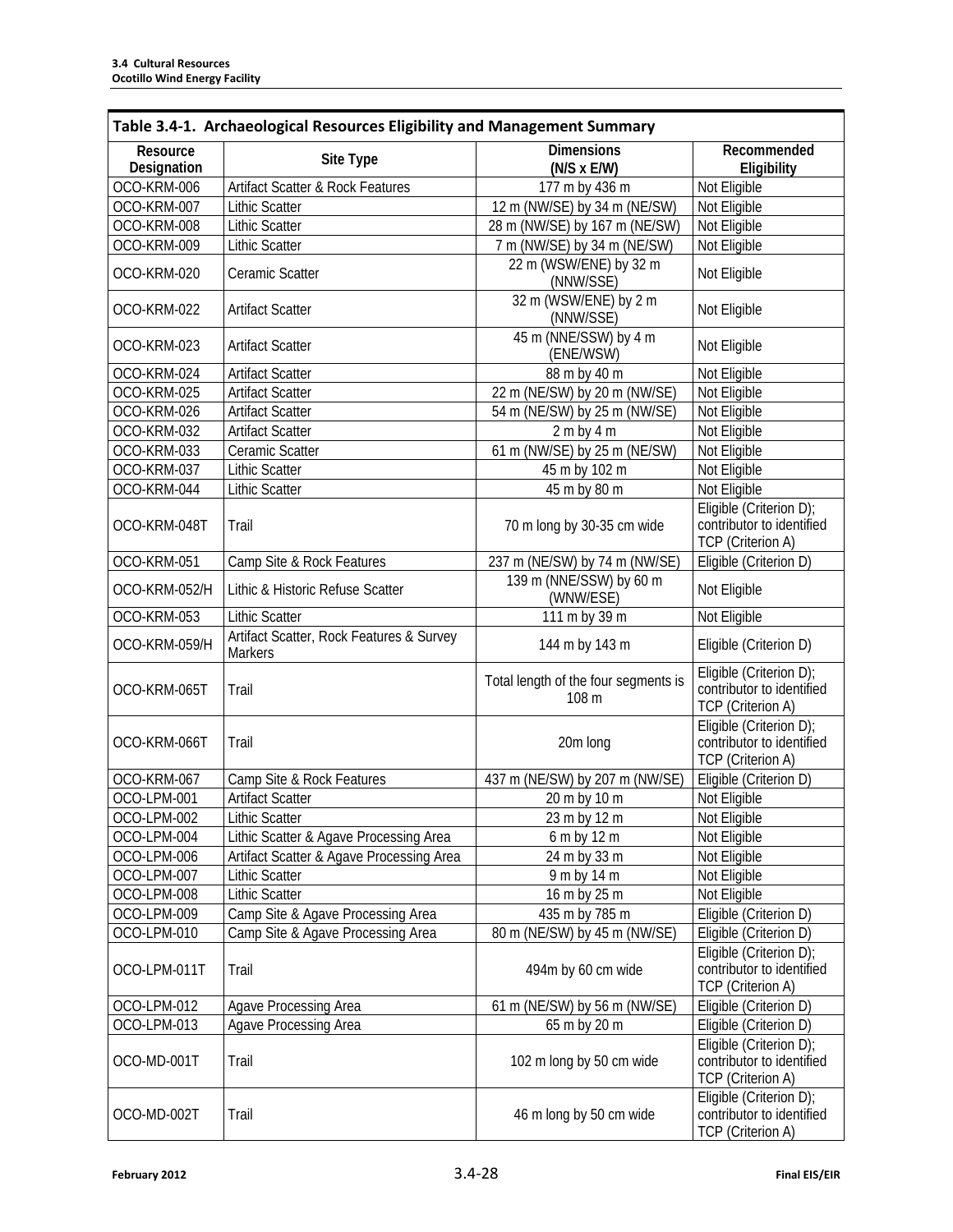**Table 3.4-1. Archaeological Resources Eligibility and Management Summary**

| Resource Designation | Site Type | Dimensions (N/S x E/W) | Recommended Eligibility |
|---|---|---|---|
| OCO-KRM-006 | Artifact Scatter & Rock Features | 177 m by 436 m | Not Eligible |
| OCO-KRM-007 | Lithic Scatter | 12 m (NW/SE) by 34 m (NE/SW) | Not Eligible |
| OCO-KRM-008 | Lithic Scatter | 28 m (NW/SE) by 167 m (NE/SW) | Not Eligible |
| OCO-KRM-009 | Lithic Scatter | 7 m (NW/SE) by 34 m (NE/SW) | Not Eligible |
| OCO-KRM-020 | Ceramic Scatter | 22 m (WSW/ENE) by 32 m (NNW/SSE) | Not Eligible |
| OCO-KRM-022 | Artifact Scatter | 32 m (WSW/ENE) by 2 m (NNW/SSE) | Not Eligible |
| OCO-KRM-023 | Artifact Scatter | 45 m (NNE/SSW) by 4 m (ENE/WSW) | Not Eligible |
| OCO-KRM-024 | Artifact Scatter | 88 m by 40 m | Not Eligible |
| OCO-KRM-025 | Artifact Scatter | 22 m (NE/SW) by 20 m (NW/SE) | Not Eligible |
| OCO-KRM-026 | Artifact Scatter | 54 m (NE/SW) by 25 m (NW/SE) | Not Eligible |
| OCO-KRM-032 | Artifact Scatter | 2 m by 4 m | Not Eligible |
| OCO-KRM-033 | Ceramic Scatter | 61 m (NW/SE) by 25 m (NE/SW) | Not Eligible |
| OCO-KRM-037 | Lithic Scatter | 45 m by 102 m | Not Eligible |
| OCO-KRM-044 | Lithic Scatter | 45 m by 80 m | Not Eligible |
| OCO-KRM-048T | Trail | 70 m long by 30-35 cm wide | Eligible (Criterion D); contributor to identified TCP (Criterion A) |
| OCO-KRM-051 | Camp Site & Rock Features | 237 m (NE/SW) by 74 m (NW/SE) | Eligible (Criterion D) |
| OCO-KRM-052/H | Lithic & Historic Refuse Scatter | 139 m (NNE/SSW) by 60 m (WNW/ESE) | Not Eligible |
| OCO-KRM-053 | Lithic Scatter | 111 m by 39 m | Not Eligible |
| OCO-KRM-059/H | Artifact Scatter, Rock Features & Survey Markers | 144 m by 143 m | Eligible (Criterion D) |
| OCO-KRM-065T | Trail | Total length of the four segments is 108 m | Eligible (Criterion D); contributor to identified TCP (Criterion A) |
| OCO-KRM-066T | Trail | 20m long | Eligible (Criterion D); contributor to identified TCP (Criterion A) |
| OCO-KRM-067 | Camp Site & Rock Features | 437 m (NE/SW) by 207 m (NW/SE) | Eligible (Criterion D) |
| OCO-LPM-001 | Artifact Scatter | 20 m by 10 m | Not Eligible |
| OCO-LPM-002 | Lithic Scatter | 23 m by 12 m | Not Eligible |
| OCO-LPM-004 | Lithic Scatter & Agave Processing Area | 6 m by 12 m | Not Eligible |
| OCO-LPM-006 | Artifact Scatter & Agave Processing Area | 24 m by 33 m | Not Eligible |
| OCO-LPM-007 | Lithic Scatter | 9 m by 14 m | Not Eligible |
| OCO-LPM-008 | Lithic Scatter | 16 m by 25 m | Not Eligible |
| OCO-LPM-009 | Camp Site & Agave Processing Area | 435 m by 785 m | Eligible (Criterion D) |
| OCO-LPM-010 | Camp Site & Agave Processing Area | 80 m (NE/SW) by 45 m (NW/SE) | Eligible (Criterion D) |
| OCO-LPM-011T | Trail | 494m by 60 cm wide | Eligible (Criterion D); contributor to identified TCP (Criterion A) |
| OCO-LPM-012 | Agave Processing Area | 61 m (NE/SW) by 56 m (NW/SE) | Eligible (Criterion D) |
| OCO-LPM-013 | Agave Processing Area | 65 m by 20 m | Eligible (Criterion D) |
| OCO-MD-001T | Trail | 102 m long by 50 cm wide | Eligible (Criterion D); contributor to identified TCP (Criterion A) |
| OCO-MD-002T | Trail | 46 m long by 50 cm wide | Eligible (Criterion D); contributor to identified TCP (Criterion A) |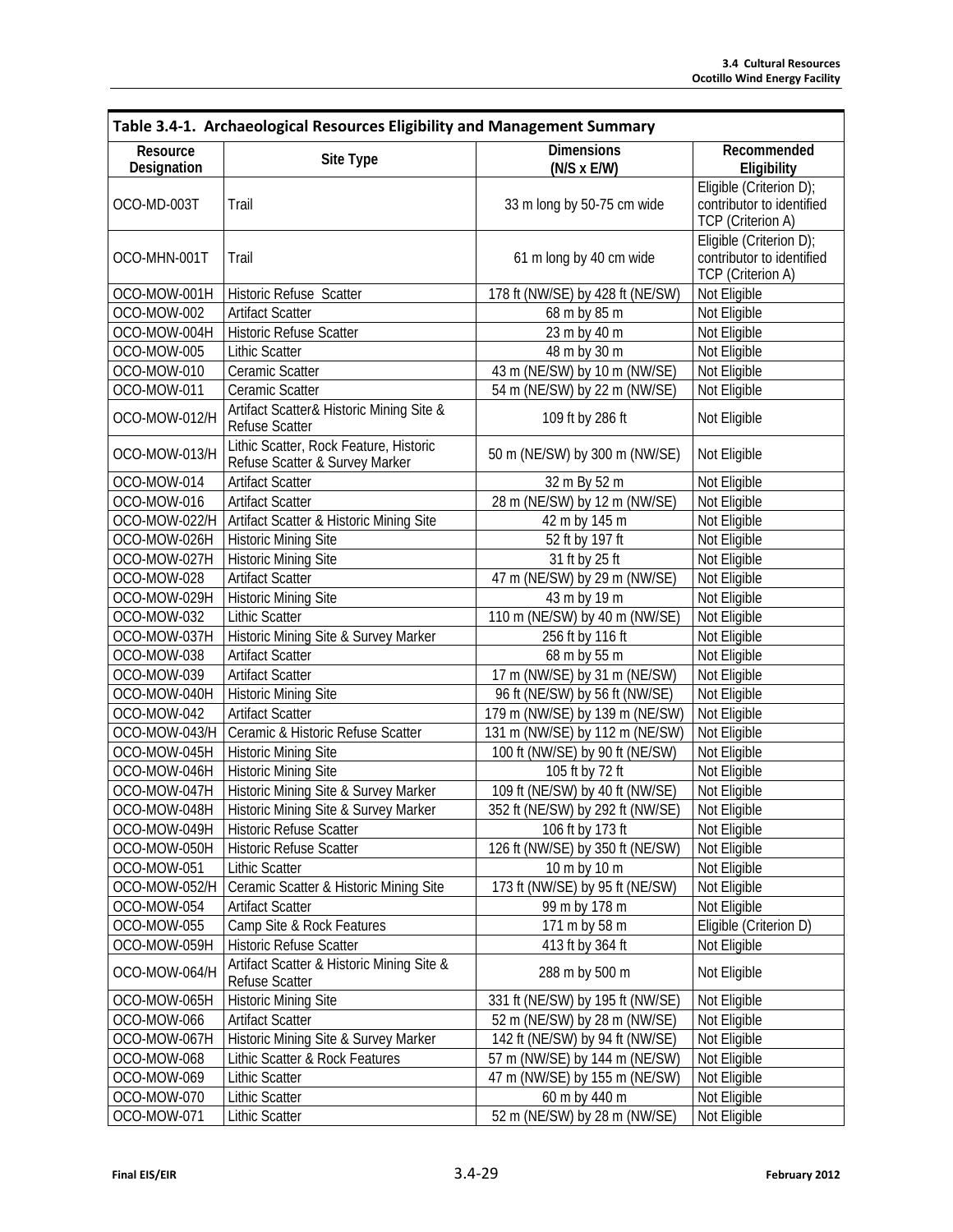**Table 3.4-1. Archaeological Resources Eligibility and Management Summary**

| Resource Designation | Site Type | Dimensions (N/S x E/W) | Recommended Eligibility |
|---|---|---|---|
| OCO-MD-003T | Trail | 33 m long by 50-75 cm wide | Eligible (Criterion D); contributor to identified TCP (Criterion A) |
| OCO-MHN-001T | Trail | 61 m long by 40 cm wide | Eligible (Criterion D); contributor to identified TCP (Criterion A) |
| OCO-MOW-001H | Historic Refuse Scatter | 178 ft (NW/SE) by 428 ft (NE/SW) | Not Eligible |
| OCO-MOW-002 | Artifact Scatter | 68 m by 85 m | Not Eligible |
| OCO-MOW-004H | Historic Refuse Scatter | 23 m by 40 m | Not Eligible |
| OCO-MOW-005 | Lithic Scatter | 48 m by 30 m | Not Eligible |
| OCO-MOW-010 | Ceramic Scatter | 43 m (NE/SW) by 10 m (NW/SE) | Not Eligible |
| OCO-MOW-011 | Ceramic Scatter | 54 m (NE/SW) by 22 m (NW/SE) | Not Eligible |
| OCO-MOW-012/H | Artifact Scatter& Historic Mining Site & Refuse Scatter | 109 ft by 286 ft | Not Eligible |
| OCO-MOW-013/H | Lithic Scatter, Rock Feature, Historic Refuse Scatter & Survey Marker | 50 m (NE/SW) by 300 m (NW/SE) | Not Eligible |
| OCO-MOW-014 | Artifact Scatter | 32 m By 52 m | Not Eligible |
| OCO-MOW-016 | Artifact Scatter | 28 m (NE/SW) by 12 m (NW/SE) | Not Eligible |
| OCO-MOW-022/H | Artifact Scatter & Historic Mining Site | 42 m by 145 m | Not Eligible |
| OCO-MOW-026H | Historic Mining Site | 52 ft by 197 ft | Not Eligible |
| OCO-MOW-027H | Historic Mining Site | 31 ft by 25 ft | Not Eligible |
| OCO-MOW-028 | Artifact Scatter | 47 m (NE/SW) by 29 m (NW/SE) | Not Eligible |
| OCO-MOW-029H | Historic Mining Site | 43 m by 19 m | Not Eligible |
| OCO-MOW-032 | Lithic Scatter | 110 m (NE/SW) by 40 m (NW/SE) | Not Eligible |
| OCO-MOW-037H | Historic Mining Site & Survey Marker | 256 ft by 116 ft | Not Eligible |
| OCO-MOW-038 | Artifact Scatter | 68 m by 55 m | Not Eligible |
| OCO-MOW-039 | Artifact Scatter | 17 m (NW/SE) by 31 m (NE/SW) | Not Eligible |
| OCO-MOW-040H | Historic Mining Site | 96 ft (NE/SW) by 56 ft (NW/SE) | Not Eligible |
| OCO-MOW-042 | Artifact Scatter | 179 m (NW/SE) by 139 m (NE/SW) | Not Eligible |
| OCO-MOW-043/H | Ceramic & Historic Refuse Scatter | 131 m (NW/SE) by 112 m (NE/SW) | Not Eligible |
| OCO-MOW-045H | Historic Mining Site | 100 ft (NW/SE) by 90 ft (NE/SW) | Not Eligible |
| OCO-MOW-046H | Historic Mining Site | 105 ft by 72 ft | Not Eligible |
| OCO-MOW-047H | Historic Mining Site & Survey Marker | 109 ft (NE/SW) by 40 ft (NW/SE) | Not Eligible |
| OCO-MOW-048H | Historic Mining Site & Survey Marker | 352 ft (NE/SW) by 292 ft (NW/SE) | Not Eligible |
| OCO-MOW-049H | Historic Refuse Scatter | 106 ft by 173 ft | Not Eligible |
| OCO-MOW-050H | Historic Refuse Scatter | 126 ft (NW/SE) by 350 ft (NE/SW) | Not Eligible |
| OCO-MOW-051 | Lithic Scatter | 10 m by 10 m | Not Eligible |
| OCO-MOW-052/H | Ceramic Scatter & Historic Mining Site | 173 ft (NW/SE) by 95 ft (NE/SW) | Not Eligible |
| OCO-MOW-054 | Artifact Scatter | 99 m by 178 m | Not Eligible |
| OCO-MOW-055 | Camp Site & Rock Features | 171 m by 58 m | Eligible (Criterion D) |
| OCO-MOW-059H | Historic Refuse Scatter | 413 ft by 364 ft | Not Eligible |
| OCO-MOW-064/H | Artifact Scatter & Historic Mining Site & Refuse Scatter | 288 m by 500 m | Not Eligible |
| OCO-MOW-065H | Historic Mining Site | 331 ft (NE/SW) by 195 ft (NW/SE) | Not Eligible |
| OCO-MOW-066 | Artifact Scatter | 52 m (NE/SW) by 28 m (NW/SE) | Not Eligible |
| OCO-MOW-067H | Historic Mining Site & Survey Marker | 142 ft (NE/SW) by 94 ft (NW/SE) | Not Eligible |
| OCO-MOW-068 | Lithic Scatter & Rock Features | 57 m (NW/SE) by 144 m (NE/SW) | Not Eligible |
| OCO-MOW-069 | Lithic Scatter | 47 m (NW/SE) by 155 m (NE/SW) | Not Eligible |
| OCO-MOW-070 | Lithic Scatter | 60 m by 440 m | Not Eligible |
| OCO-MOW-071 | Lithic Scatter | 52 m (NE/SW) by 28 m (NW/SE) | Not Eligible |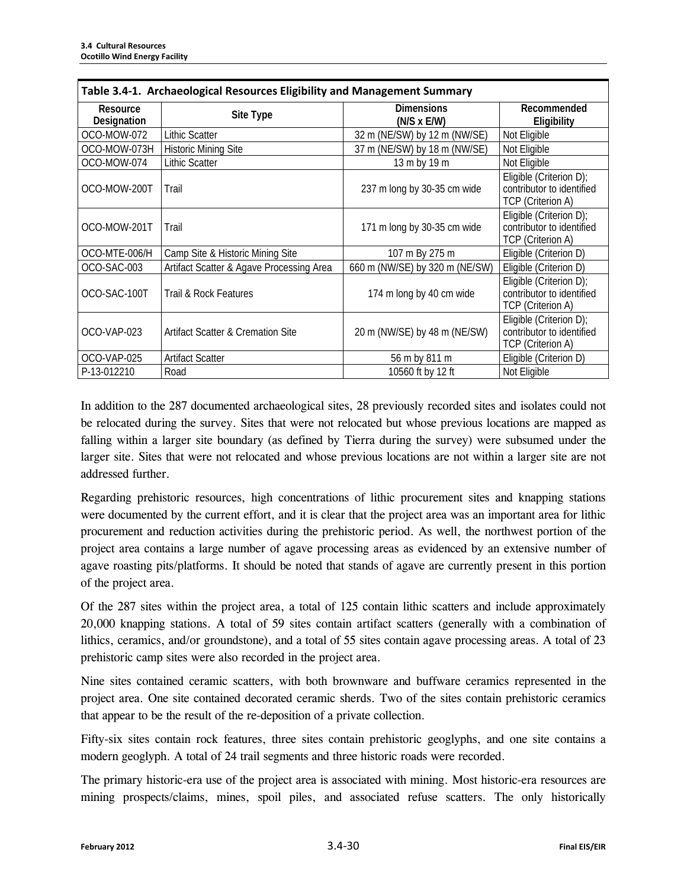**Table 3.4-1. Archaeological Resources Eligibility and Management Summary**

| Resource Designation | Site Type | Dimensions (N/S x E/W) | Recommended Eligibility |
|---|---|---|---|
| OCO-MOW-072 | Lithic Scatter | 32 m (NE/SW) by 12 m (NW/SE) | Not Eligible |
| OCO-MOW-073H | Historic Mining Site | 37 m (NE/SW) by 18 m (NW/SE) | Not Eligible |
| OCO-MOW-074 | Lithic Scatter | 13 m by 19 m | Not Eligible |
| OCO-MOW-200T | Trail | 237 m long by 30-35 cm wide | Eligible (Criterion D); contributor to identified TCP (Criterion A) |
| OCO-MOW-201T | Trail | 171 m long by 30-35 cm wide | Eligible (Criterion D); contributor to identified TCP (Criterion A) |
| OCO-MTE-006/H | Camp Site & Historic Mining Site | 107 m By 275 m | Eligible (Criterion D) |
| OCO-SAC-003 | Artifact Scatter & Agave Processing Area | 660 m (NW/SE) by 320 m (NE/SW) | Eligible (Criterion D) |
| OCO-SAC-100T | Trail & Rock Features | 174 m long by 40 cm wide | Eligible (Criterion D); contributor to identified TCP (Criterion A) |
| OCO-VAP-023 | Artifact Scatter & Cremation Site | 20 m (NW/SE) by 48 m (NE/SW) | Eligible (Criterion D); contributor to identified TCP (Criterion A) |
| OCO-VAP-025 | Artifact Scatter | 56 m by 811 m | Eligible (Criterion D) |
| P-13-012210 | Road | 10560 ft by 12 ft | Not Eligible |

In addition to the 287 documented archaeological sites, 28 previously recorded sites and isolates could not be relocated during the survey. Sites that were not relocated but whose previous locations are mapped as falling within a larger site boundary (as defined by Tierra during the survey) were subsumed under the larger site. Sites that were not relocated and whose previous locations are not within a larger site are not addressed further.

Regarding prehistoric resources, high concentrations of lithic procurement sites and knapping stations were documented by the current effort, and it is clear that the project area was an important area for lithic procurement and reduction activities during the prehistoric period. As well, the northwest portion of the project area contains a large number of agave processing areas as evidenced by an extensive number of agave roasting pits/platforms. It should be noted that stands of agave are currently present in this portion of the project area.

Of the 287 sites within the project area, a total of 125 contain lithic scatters and include approximately 20,000 knapping stations. A total of 59 sites contain artifact scatters (generally with a combination of lithics, ceramics, and/or groundstone), and a total of 55 sites contain agave processing areas. A total of 23 prehistoric camp sites were also recorded in the project area.

Nine sites contained ceramic scatters, with both brownware and buffware ceramics represented in the project area. One site contained decorated ceramic sherds. Two of the sites contain prehistoric ceramics that appear to be the result of the re-deposition of a private collection.

Fifty-six sites contain rock features, three sites contain prehistoric geoglyphs, and one site contains a modern geoglyph. A total of 24 trail segments and three historic roads were recorded.

The primary historic-era use of the project area is associated with mining. Most historic-era resources are mining prospects/claims, mines, spoil piles, and associated refuse scatters. The only historically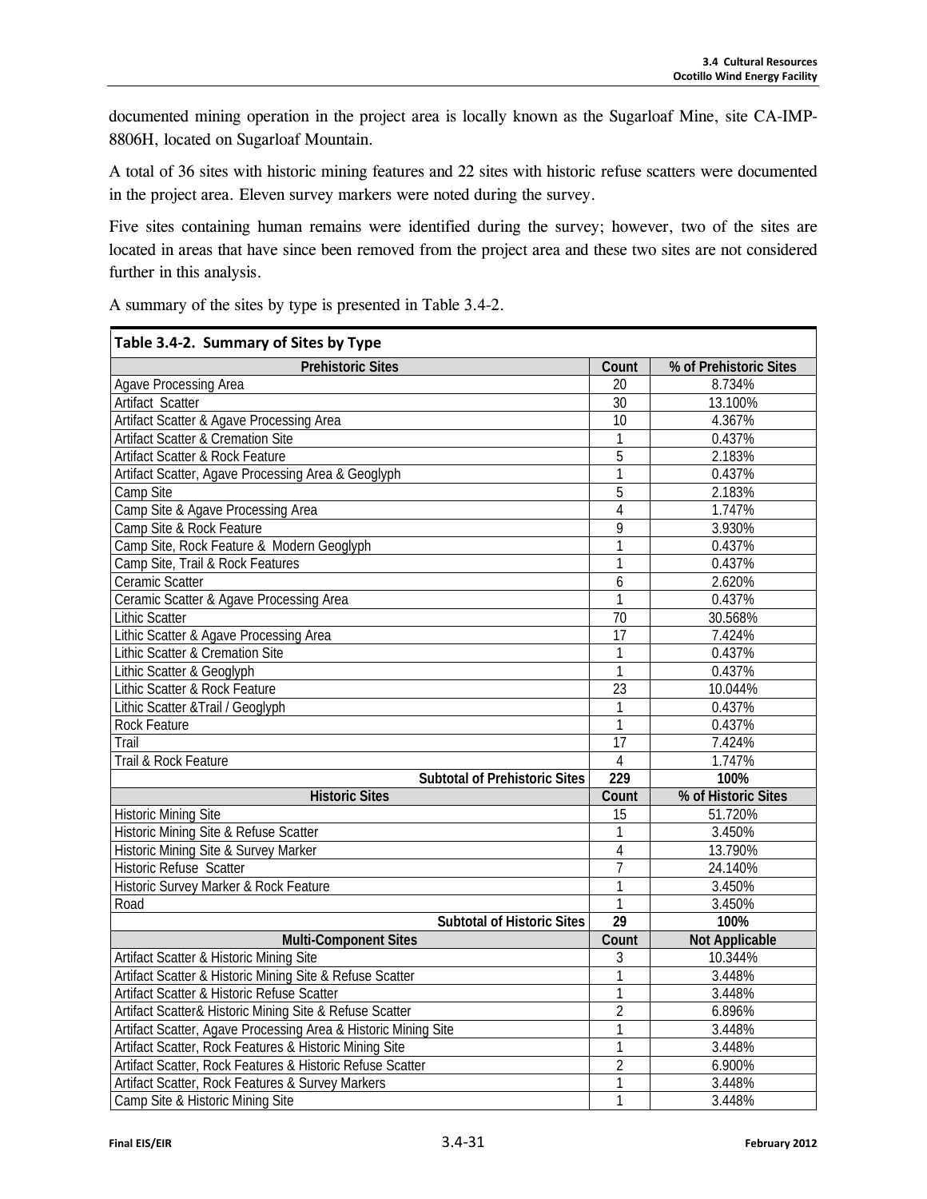documented mining operation in the project area is locally known as the Sugarloaf Mine, site CA-IMP-8806H, located on Sugarloaf Mountain.

A total of 36 sites with historic mining features and 22 sites with historic refuse scatters were documented in the project area. Eleven survey markers were noted during the survey.

Five sites containing human remains were identified during the survey; however, two of the sites are located in areas that have since been removed from the project area and these two sites are not considered further in this analysis.

A summary of the sites by type is presented in Table 3.4-2.

**Table 3.4-2. Summary of Sites by Type**

| Prehistoric Sites | Count | % of Prehistoric Sites |
|---|---|---|
| Agave Processing Area | 20 | 8.734% |
| Artifact Scatter | 30 | 13.100% |
| Artifact Scatter & Agave Processing Area | 10 | 4.367% |
| Artifact Scatter & Cremation Site | 1 | 0.437% |
| Artifact Scatter & Rock Feature | 5 | 2.183% |
| Artifact Scatter, Agave Processing Area & Geoglyph | 1 | 0.437% |
| Camp Site | 5 | 2.183% |
| Camp Site & Agave Processing Area | 4 | 1.747% |
| Camp Site & Rock Feature | 9 | 3.930% |
| Camp Site, Rock Feature & Modern Geoglyph | 1 | 0.437% |
| Camp Site, Trail & Rock Features | 1 | 0.437% |
| Ceramic Scatter | 6 | 2.620% |
| Ceramic Scatter & Agave Processing Area | 1 | 0.437% |
| Lithic Scatter | 70 | 30.568% |
| Lithic Scatter & Agave Processing Area | 17 | 7.424% |
| Lithic Scatter & Cremation Site | 1 | 0.437% |
| Lithic Scatter & Geoglyph | 1 | 0.437% |
| Lithic Scatter & Rock Feature | 23 | 10.044% |
| Lithic Scatter &Trail / Geoglyph | 1 | 0.437% |
| Rock Feature | 1 | 0.437% |
| Trail | 17 | 7.424% |
| Trail & Rock Feature | 4 | 1.747% |
| **Subtotal of Prehistoric Sites** | **229** | **100%** |
| **Historic Sites** | **Count** | **% of Historic Sites** |
| Historic Mining Site | 15 | 51.720% |
| Historic Mining Site & Refuse Scatter | 1 | 3.450% |
| Historic Mining Site & Survey Marker | 4 | 13.790% |
| Historic Refuse Scatter | 7 | 24.140% |
| Historic Survey Marker & Rock Feature | 1 | 3.450% |
| Road | 1 | 3.450% |
| **Subtotal of Historic Sites** | **29** | **100%** |
| **Multi-Component Sites** | **Count** | **Not Applicable** |
| Artifact Scatter & Historic Mining Site | 3 | 10.344% |
| Artifact Scatter & Historic Mining Site & Refuse Scatter | 1 | 3.448% |
| Artifact Scatter & Historic Refuse Scatter | 1 | 3.448% |
| Artifact Scatter& Historic Mining Site & Refuse Scatter | 2 | 6.896% |
| Artifact Scatter, Agave Processing Area & Historic Mining Site | 1 | 3.448% |
| Artifact Scatter, Rock Features & Historic Mining Site | 1 | 3.448% |
| Artifact Scatter, Rock Features & Historic Refuse Scatter | 2 | 6.900% |
| Artifact Scatter, Rock Features & Survey Markers | 1 | 3.448% |
| Camp Site & Historic Mining Site | 1 | 3.448% |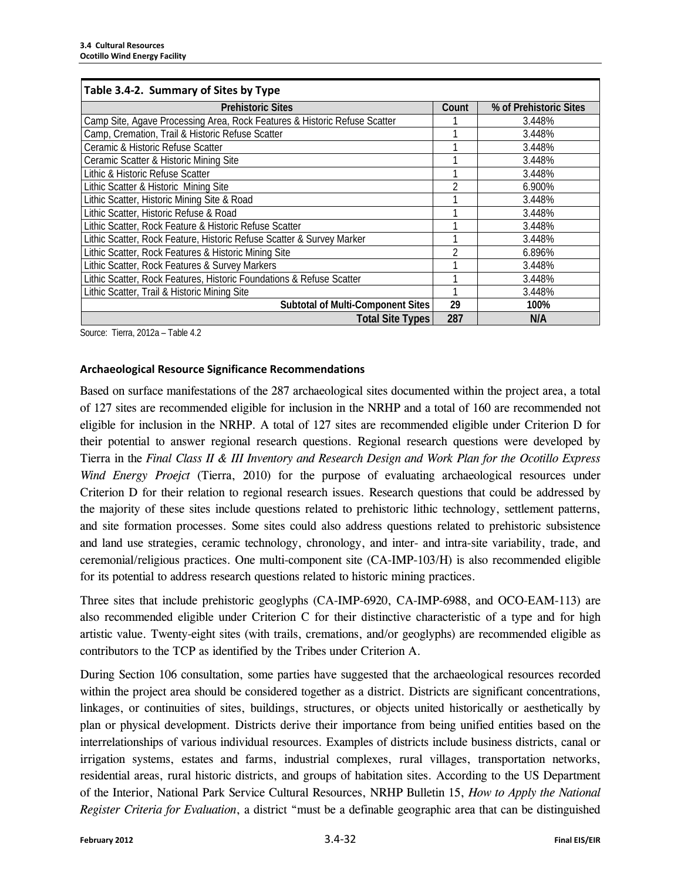**Table 3.4-2. Summary of Sites by Type**

| Prehistoric Sites | Count | % of Prehistoric Sites |
|---|---|---|
| Camp Site, Agave Processing Area, Rock Features & Historic Refuse Scatter | 1 | 3.448% |
| Camp, Cremation, Trail & Historic Refuse Scatter | 1 | 3.448% |
| Ceramic & Historic Refuse Scatter | 1 | 3.448% |
| Ceramic Scatter & Historic Mining Site | 1 | 3.448% |
| Lithic & Historic Refuse Scatter | 1 | 3.448% |
| Lithic Scatter & Historic Mining Site | 2 | 6.900% |
| Lithic Scatter, Historic Mining Site & Road | 1 | 3.448% |
| Lithic Scatter, Historic Refuse & Road | 1 | 3.448% |
| Lithic Scatter, Rock Feature & Historic Refuse Scatter | 1 | 3.448% |
| Lithic Scatter, Rock Feature, Historic Refuse Scatter & Survey Marker | 1 | 3.448% |
| Lithic Scatter, Rock Features & Historic Mining Site | 2 | 6.896% |
| Lithic Scatter, Rock Features & Survey Markers | 1 | 3.448% |
| Lithic Scatter, Rock Features, Historic Foundations & Refuse Scatter | 1 | 3.448% |
| Lithic Scatter, Trail & Historic Mining Site | 1 | 3.448% |
| **Subtotal of Multi-Component Sites** | **29** | **100%** |
| **Total Site Types** | **287** | **N/A** |

Source: Tierra, 2012a – Table 4.2

#### Archaeological Resource Significance Recommendations

Based on surface manifestations of the 287 archaeological sites documented within the project area, a total of 127 sites are recommended eligible for inclusion in the NRHP and a total of 160 are recommended not eligible for inclusion in the NRHP. A total of 127 sites are recommended eligible under Criterion D for their potential to answer regional research questions. Regional research questions were developed by Tierra in the *Final Class II & III Inventory and Research Design and Work Plan for the Ocotillo Express Wind Energy Proejct* (Tierra, 2010) for the purpose of evaluating archaeological resources under Criterion D for their relation to regional research issues. Research questions that could be addressed by the majority of these sites include questions related to prehistoric lithic technology, settlement patterns, and site formation processes. Some sites could also address questions related to prehistoric subsistence and land use strategies, ceramic technology, chronology, and inter- and intra-site variability, trade, and ceremonial/religious practices. One multi-component site (CA-IMP-103/H) is also recommended eligible for its potential to address research questions related to historic mining practices.

Three sites that include prehistoric geoglyphs (CA-IMP-6920, CA-IMP-6988, and OCO-EAM-113) are also recommended eligible under Criterion C for their distinctive characteristic of a type and for high artistic value. Twenty-eight sites (with trails, cremations, and/or geoglyphs) are recommended eligible as contributors to the TCP as identified by the Tribes under Criterion A.

During Section 106 consultation, some parties have suggested that the archaeological resources recorded within the project area should be considered together as a district. Districts are significant concentrations, linkages, or continuities of sites, buildings, structures, or objects united historically or aesthetically by plan or physical development. Districts derive their importance from being unified entities based on the interrelationships of various individual resources. Examples of districts include business districts, canal or irrigation systems, estates and farms, industrial complexes, rural villages, transportation networks, residential areas, rural historic districts, and groups of habitation sites. According to the US Department of the Interior, National Park Service Cultural Resources, NRHP Bulletin 15, *How to Apply the National Register Criteria for Evaluation*, a district "must be a definable geographic area that can be distinguished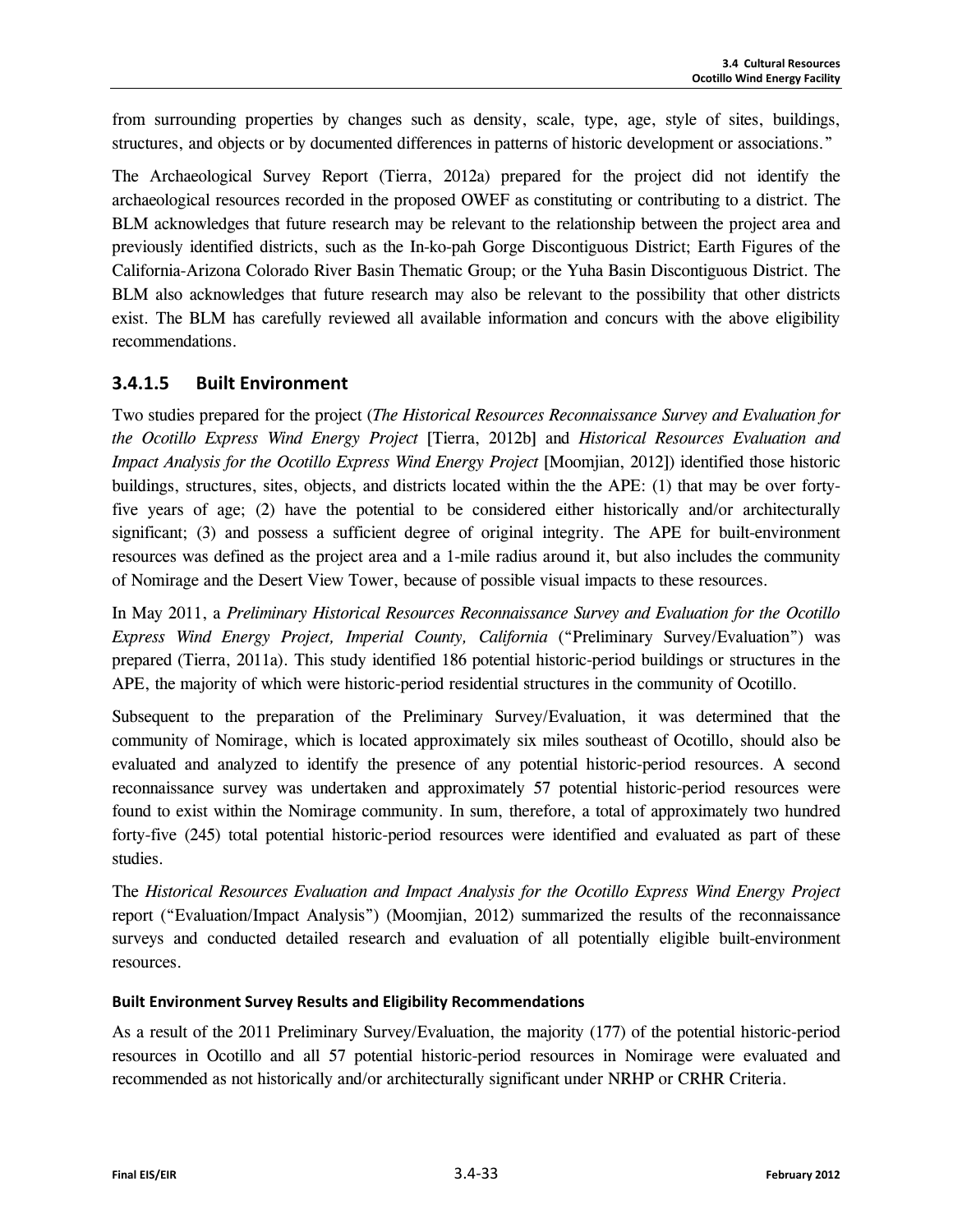from surrounding properties by changes such as density, scale, type, age, style of sites, buildings, structures, and objects or by documented differences in patterns of historic development or associations."

The Archaeological Survey Report (Tierra, 2012a) prepared for the project did not identify the archaeological resources recorded in the proposed OWEF as constituting or contributing to a district. The BLM acknowledges that future research may be relevant to the relationship between the project area and previously identified districts, such as the In-ko-pah Gorge Discontiguous District; Earth Figures of the California-Arizona Colorado River Basin Thematic Group; or the Yuha Basin Discontiguous District. The BLM also acknowledges that future research may also be relevant to the possibility that other districts exist. The BLM has carefully reviewed all available information and concurs with the above eligibility recommendations.

### 3.4.1.5 Built Environment

Two studies prepared for the project (*The Historical Resources Reconnaissance Survey and Evaluation for the Ocotillo Express Wind Energy Project* [Tierra, 2012b] and *Historical Resources Evaluation and Impact Analysis for the Ocotillo Express Wind Energy Project* [Moomjian, 2012]) identified those historic buildings, structures, sites, objects, and districts located within the the APE: (1) that may be over forty-five years of age; (2) have the potential to be considered either historically and/or architecturally significant; (3) and possess a sufficient degree of original integrity. The APE for built-environment resources was defined as the project area and a 1-mile radius around it, but also includes the community of Nomirage and the Desert View Tower, because of possible visual impacts to these resources.

In May 2011, a *Preliminary Historical Resources Reconnaissance Survey and Evaluation for the Ocotillo Express Wind Energy Project, Imperial County, California* ("Preliminary Survey/Evaluation") was prepared (Tierra, 2011a). This study identified 186 potential historic-period buildings or structures in the APE, the majority of which were historic-period residential structures in the community of Ocotillo.

Subsequent to the preparation of the Preliminary Survey/Evaluation, it was determined that the community of Nomirage, which is located approximately six miles southeast of Ocotillo, should also be evaluated and analyzed to identify the presence of any potential historic-period resources. A second reconnaissance survey was undertaken and approximately 57 potential historic-period resources were found to exist within the Nomirage community. In sum, therefore, a total of approximately two hundred forty-five (245) total potential historic-period resources were identified and evaluated as part of these studies.

The *Historical Resources Evaluation and Impact Analysis for the Ocotillo Express Wind Energy Project* report ("Evaluation/Impact Analysis") (Moomjian, 2012) summarized the results of the reconnaissance surveys and conducted detailed research and evaluation of all potentially eligible built-environment resources.

#### Built Environment Survey Results and Eligibility Recommendations

As a result of the 2011 Preliminary Survey/Evaluation, the majority (177) of the potential historic-period resources in Ocotillo and all 57 potential historic-period resources in Nomirage were evaluated and recommended as not historically and/or architecturally significant under NRHP or CRHR Criteria.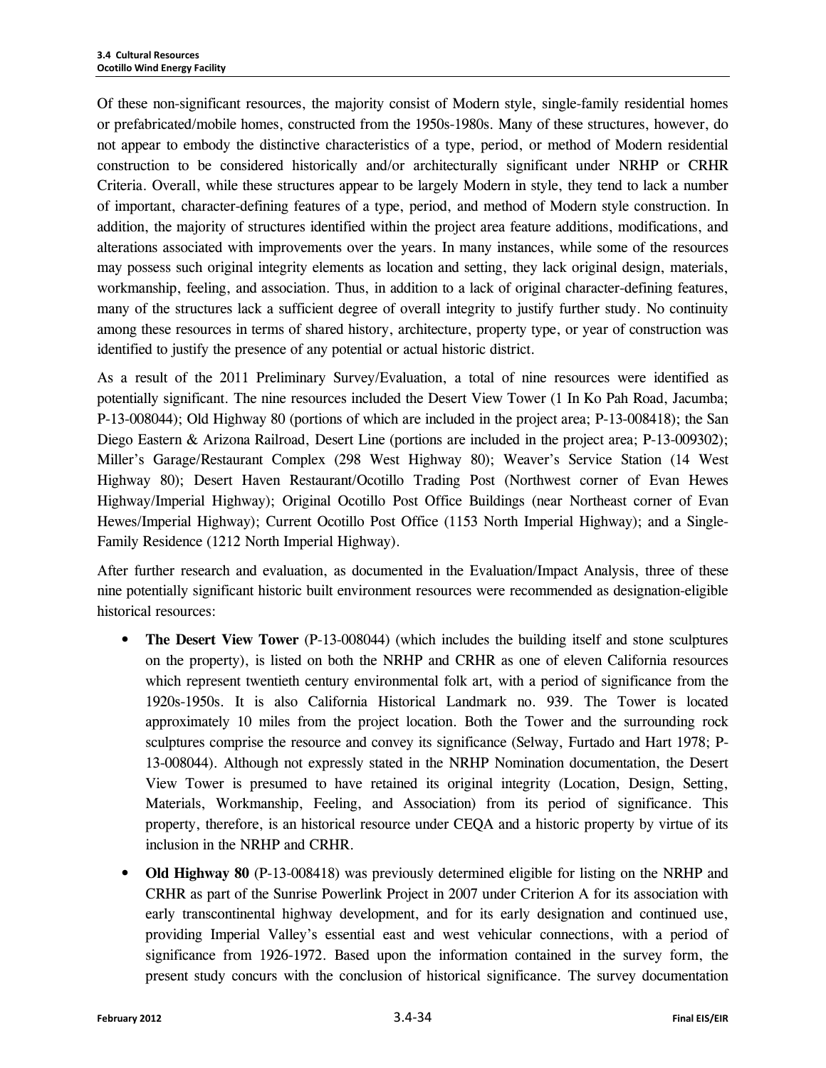Of these non-significant resources, the majority consist of Modern style, single-family residential homes or prefabricated/mobile homes, constructed from the 1950s-1980s. Many of these structures, however, do not appear to embody the distinctive characteristics of a type, period, or method of Modern residential construction to be considered historically and/or architecturally significant under NRHP or CRHR Criteria. Overall, while these structures appear to be largely Modern in style, they tend to lack a number of important, character-defining features of a type, period, and method of Modern style construction. In addition, the majority of structures identified within the project area feature additions, modifications, and alterations associated with improvements over the years. In many instances, while some of the resources may possess such original integrity elements as location and setting, they lack original design, materials, workmanship, feeling, and association. Thus, in addition to a lack of original character-defining features, many of the structures lack a sufficient degree of overall integrity to justify further study. No continuity among these resources in terms of shared history, architecture, property type, or year of construction was identified to justify the presence of any potential or actual historic district.

As a result of the 2011 Preliminary Survey/Evaluation, a total of nine resources were identified as potentially significant. The nine resources included the Desert View Tower (1 In Ko Pah Road, Jacumba; P-13-008044); Old Highway 80 (portions of which are included in the project area; P-13-008418); the San Diego Eastern & Arizona Railroad, Desert Line (portions are included in the project area; P-13-009302); Miller's Garage/Restaurant Complex (298 West Highway 80); Weaver's Service Station (14 West Highway 80); Desert Haven Restaurant/Ocotillo Trading Post (Northwest corner of Evan Hewes Highway/Imperial Highway); Original Ocotillo Post Office Buildings (near Northeast corner of Evan Hewes/Imperial Highway); Current Ocotillo Post Office (1153 North Imperial Highway); and a Single-Family Residence (1212 North Imperial Highway).

After further research and evaluation, as documented in the Evaluation/Impact Analysis, three of these nine potentially significant historic built environment resources were recommended as designation-eligible historical resources:

- **The Desert View Tower** (P-13-008044) (which includes the building itself and stone sculptures on the property), is listed on both the NRHP and CRHR as one of eleven California resources which represent twentieth century environmental folk art, with a period of significance from the 1920s-1950s. It is also California Historical Landmark no. 939. The Tower is located approximately 10 miles from the project location. Both the Tower and the surrounding rock sculptures comprise the resource and convey its significance (Selway, Furtado and Hart 1978; P-13-008044). Although not expressly stated in the NRHP Nomination documentation, the Desert View Tower is presumed to have retained its original integrity (Location, Design, Setting, Materials, Workmanship, Feeling, and Association) from its period of significance. This property, therefore, is an historical resource under CEQA and a historic property by virtue of its inclusion in the NRHP and CRHR.
- **Old Highway 80** (P-13-008418) was previously determined eligible for listing on the NRHP and CRHR as part of the Sunrise Powerlink Project in 2007 under Criterion A for its association with early transcontinental highway development, and for its early designation and continued use, providing Imperial Valley's essential east and west vehicular connections, with a period of significance from 1926-1972. Based upon the information contained in the survey form, the present study concurs with the conclusion of historical significance. The survey documentation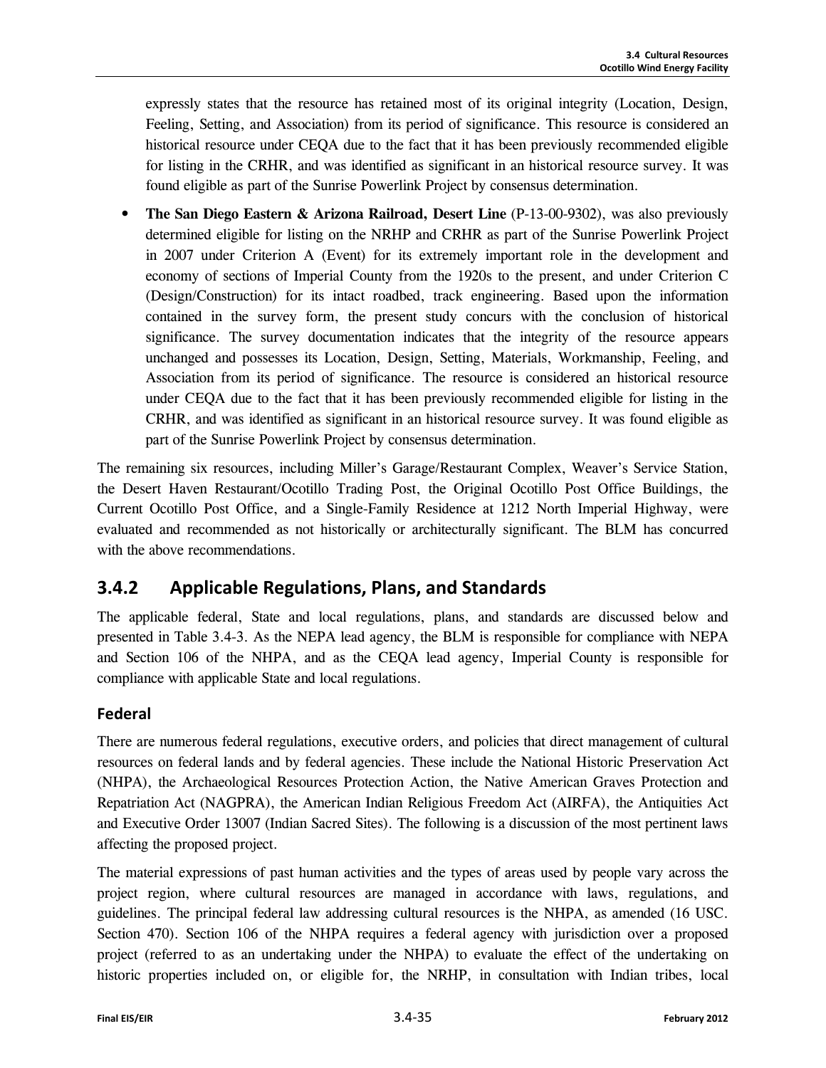expressly states that the resource has retained most of its original integrity (Location, Design, Feeling, Setting, and Association) from its period of significance. This resource is considered an historical resource under CEQA due to the fact that it has been previously recommended eligible for listing in the CRHR, and was identified as significant in an historical resource survey. It was found eligible as part of the Sunrise Powerlink Project by consensus determination.

- **The San Diego Eastern & Arizona Railroad, Desert Line** (P-13-00-9302), was also previously determined eligible for listing on the NRHP and CRHR as part of the Sunrise Powerlink Project in 2007 under Criterion A (Event) for its extremely important role in the development and economy of sections of Imperial County from the 1920s to the present, and under Criterion C (Design/Construction) for its intact roadbed, track engineering. Based upon the information contained in the survey form, the present study concurs with the conclusion of historical significance. The survey documentation indicates that the integrity of the resource appears unchanged and possesses its Location, Design, Setting, Materials, Workmanship, Feeling, and Association from its period of significance. The resource is considered an historical resource under CEQA due to the fact that it has been previously recommended eligible for listing in the CRHR, and was identified as significant in an historical resource survey. It was found eligible as part of the Sunrise Powerlink Project by consensus determination.

The remaining six resources, including Miller's Garage/Restaurant Complex, Weaver's Service Station, the Desert Haven Restaurant/Ocotillo Trading Post, the Original Ocotillo Post Office Buildings, the Current Ocotillo Post Office, and a Single-Family Residence at 1212 North Imperial Highway, were evaluated and recommended as not historically or architecturally significant. The BLM has concurred with the above recommendations.

## 3.4.2 Applicable Regulations, Plans, and Standards

The applicable federal, State and local regulations, plans, and standards are discussed below and presented in Table 3.4-3. As the NEPA lead agency, the BLM is responsible for compliance with NEPA and Section 106 of the NHPA, and as the CEQA lead agency, Imperial County is responsible for compliance with applicable State and local regulations.

### Federal

There are numerous federal regulations, executive orders, and policies that direct management of cultural resources on federal lands and by federal agencies. These include the National Historic Preservation Act (NHPA), the Archaeological Resources Protection Action, the Native American Graves Protection and Repatriation Act (NAGPRA), the American Indian Religious Freedom Act (AIRFA), the Antiquities Act and Executive Order 13007 (Indian Sacred Sites). The following is a discussion of the most pertinent laws affecting the proposed project.

The material expressions of past human activities and the types of areas used by people vary across the project region, where cultural resources are managed in accordance with laws, regulations, and guidelines. The principal federal law addressing cultural resources is the NHPA, as amended (16 USC. Section 470). Section 106 of the NHPA requires a federal agency with jurisdiction over a proposed project (referred to as an undertaking under the NHPA) to evaluate the effect of the undertaking on historic properties included on, or eligible for, the NRHP, in consultation with Indian tribes, local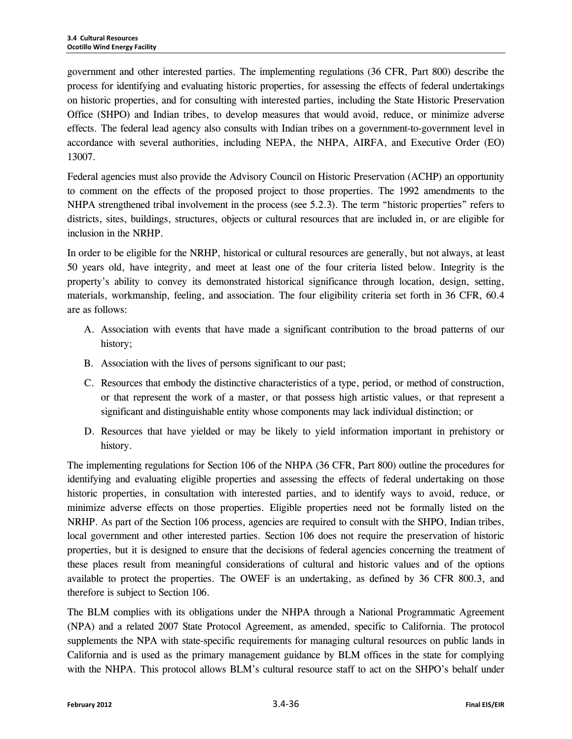government and other interested parties. The implementing regulations (36 CFR, Part 800) describe the process for identifying and evaluating historic properties, for assessing the effects of federal undertakings on historic properties, and for consulting with interested parties, including the State Historic Preservation Office (SHPO) and Indian tribes, to develop measures that would avoid, reduce, or minimize adverse effects. The federal lead agency also consults with Indian tribes on a government-to-government level in accordance with several authorities, including NEPA, the NHPA, AIRFA, and Executive Order (EO) 13007.

Federal agencies must also provide the Advisory Council on Historic Preservation (ACHP) an opportunity to comment on the effects of the proposed project to those properties. The 1992 amendments to the NHPA strengthened tribal involvement in the process (see 5.2.3). The term "historic properties" refers to districts, sites, buildings, structures, objects or cultural resources that are included in, or are eligible for inclusion in the NRHP.

In order to be eligible for the NRHP, historical or cultural resources are generally, but not always, at least 50 years old, have integrity, and meet at least one of the four criteria listed below. Integrity is the property's ability to convey its demonstrated historical significance through location, design, setting, materials, workmanship, feeling, and association. The four eligibility criteria set forth in 36 CFR, 60.4 are as follows:

A. Association with events that have made a significant contribution to the broad patterns of our history;

B. Association with the lives of persons significant to our past;

C. Resources that embody the distinctive characteristics of a type, period, or method of construction, or that represent the work of a master, or that possess high artistic values, or that represent a significant and distinguishable entity whose components may lack individual distinction; or

D. Resources that have yielded or may be likely to yield information important in prehistory or history.

The implementing regulations for Section 106 of the NHPA (36 CFR, Part 800) outline the procedures for identifying and evaluating eligible properties and assessing the effects of federal undertaking on those historic properties, in consultation with interested parties, and to identify ways to avoid, reduce, or minimize adverse effects on those properties. Eligible properties need not be formally listed on the NRHP. As part of the Section 106 process, agencies are required to consult with the SHPO, Indian tribes, local government and other interested parties. Section 106 does not require the preservation of historic properties, but it is designed to ensure that the decisions of federal agencies concerning the treatment of these places result from meaningful considerations of cultural and historic values and of the options available to protect the properties. The OWEF is an undertaking, as defined by 36 CFR 800.3, and therefore is subject to Section 106.

The BLM complies with its obligations under the NHPA through a National Programmatic Agreement (NPA) and a related 2007 State Protocol Agreement, as amended, specific to California. The protocol supplements the NPA with state-specific requirements for managing cultural resources on public lands in California and is used as the primary management guidance by BLM offices in the state for complying with the NHPA. This protocol allows BLM's cultural resource staff to act on the SHPO's behalf under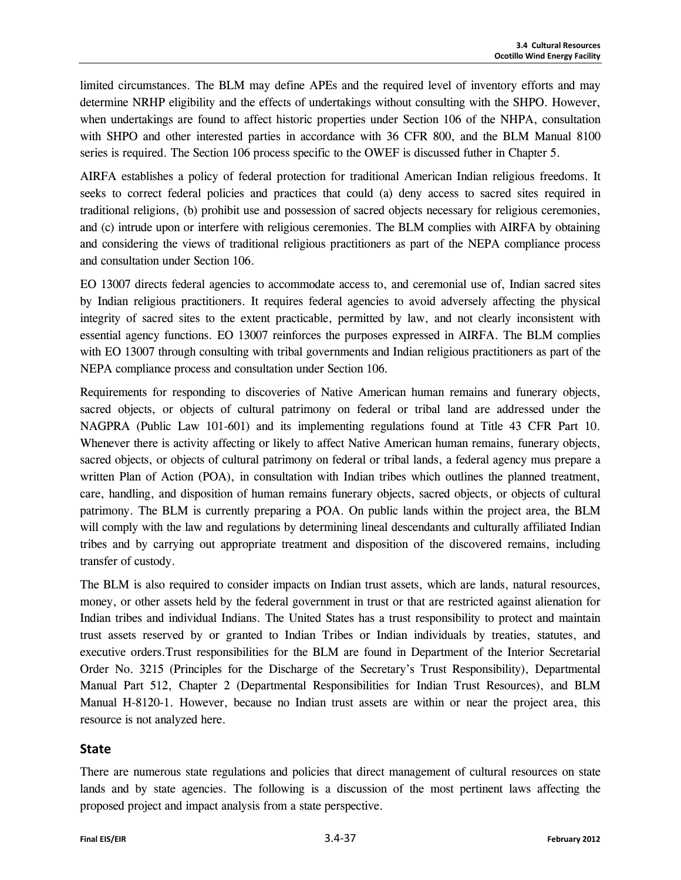limited circumstances. The BLM may define APEs and the required level of inventory efforts and may determine NRHP eligibility and the effects of undertakings without consulting with the SHPO. However, when undertakings are found to affect historic properties under Section 106 of the NHPA, consultation with SHPO and other interested parties in accordance with 36 CFR 800, and the BLM Manual 8100 series is required. The Section 106 process specific to the OWEF is discussed futher in Chapter 5.

AIRFA establishes a policy of federal protection for traditional American Indian religious freedoms. It seeks to correct federal policies and practices that could (a) deny access to sacred sites required in traditional religions, (b) prohibit use and possession of sacred objects necessary for religious ceremonies, and (c) intrude upon or interfere with religious ceremonies. The BLM complies with AIRFA by obtaining and considering the views of traditional religious practitioners as part of the NEPA compliance process and consultation under Section 106.

EO 13007 directs federal agencies to accommodate access to, and ceremonial use of, Indian sacred sites by Indian religious practitioners. It requires federal agencies to avoid adversely affecting the physical integrity of sacred sites to the extent practicable, permitted by law, and not clearly inconsistent with essential agency functions. EO 13007 reinforces the purposes expressed in AIRFA. The BLM complies with EO 13007 through consulting with tribal governments and Indian religious practitioners as part of the NEPA compliance process and consultation under Section 106.

Requirements for responding to discoveries of Native American human remains and funerary objects, sacred objects, or objects of cultural patrimony on federal or tribal land are addressed under the NAGPRA (Public Law 101-601) and its implementing regulations found at Title 43 CFR Part 10. Whenever there is activity affecting or likely to affect Native American human remains, funerary objects, sacred objects, or objects of cultural patrimony on federal or tribal lands, a federal agency mus prepare a written Plan of Action (POA), in consultation with Indian tribes which outlines the planned treatment, care, handling, and disposition of human remains funerary objects, sacred objects, or objects of cultural patrimony. The BLM is currently preparing a POA. On public lands within the project area, the BLM will comply with the law and regulations by determining lineal descendants and culturally affiliated Indian tribes and by carrying out appropriate treatment and disposition of the discovered remains, including transfer of custody.

The BLM is also required to consider impacts on Indian trust assets, which are lands, natural resources, money, or other assets held by the federal government in trust or that are restricted against alienation for Indian tribes and individual Indians. The United States has a trust responsibility to protect and maintain trust assets reserved by or granted to Indian Tribes or Indian individuals by treaties, statutes, and executive orders.Trust responsibilities for the BLM are found in Department of the Interior Secretarial Order No. 3215 (Principles for the Discharge of the Secretary's Trust Responsibility), Departmental Manual Part 512, Chapter 2 (Departmental Responsibilities for Indian Trust Resources), and BLM Manual H-8120-1. However, because no Indian trust assets are within or near the project area, this resource is not analyzed here.

## State

There are numerous state regulations and policies that direct management of cultural resources on state lands and by state agencies. The following is a discussion of the most pertinent laws affecting the proposed project and impact analysis from a state perspective.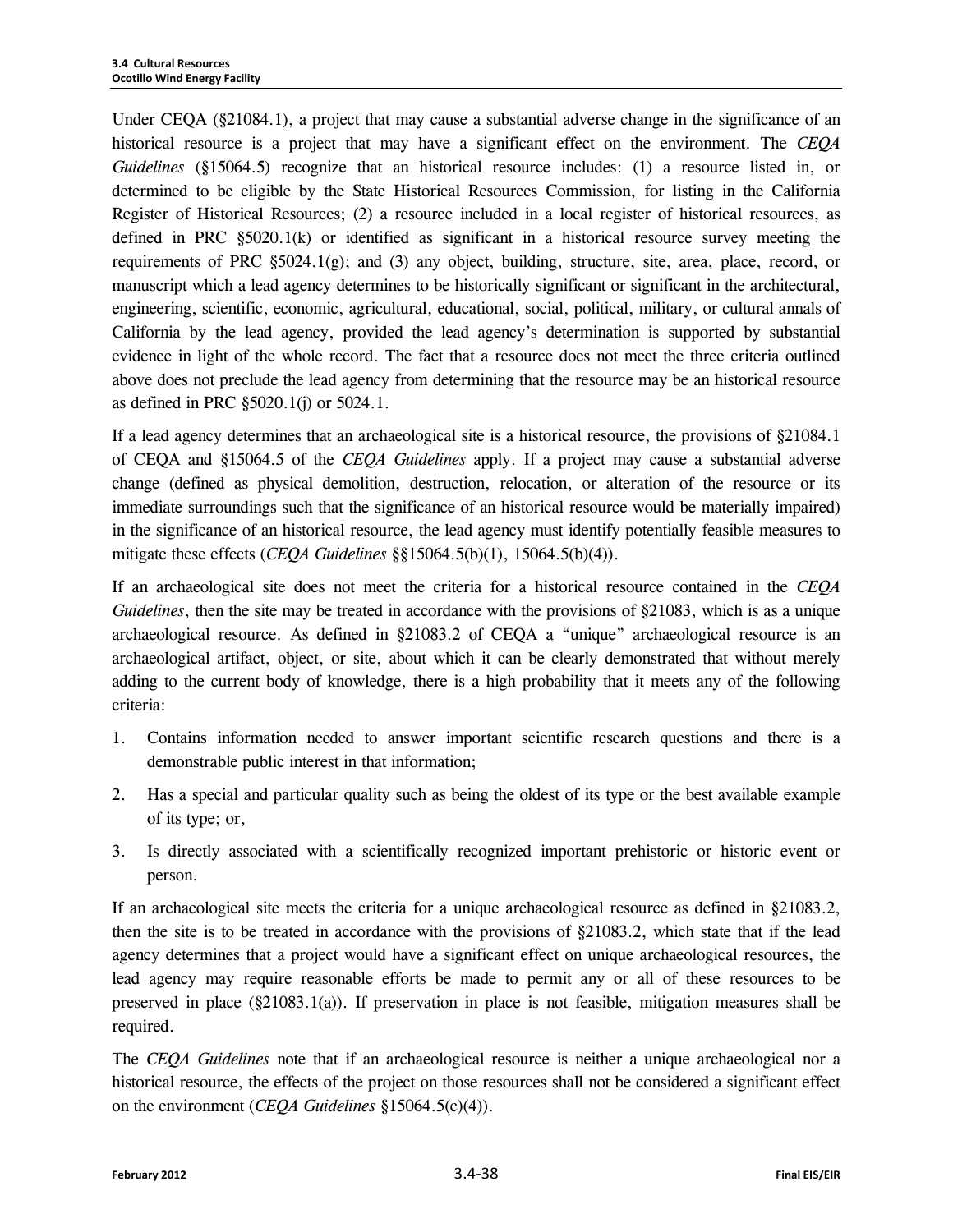Under CEQA (§21084.1), a project that may cause a substantial adverse change in the significance of an historical resource is a project that may have a significant effect on the environment. The *CEQA Guidelines* (§15064.5) recognize that an historical resource includes: (1) a resource listed in, or determined to be eligible by the State Historical Resources Commission, for listing in the California Register of Historical Resources; (2) a resource included in a local register of historical resources, as defined in PRC §5020.1(k) or identified as significant in a historical resource survey meeting the requirements of PRC §5024.1(g); and (3) any object, building, structure, site, area, place, record, or manuscript which a lead agency determines to be historically significant or significant in the architectural, engineering, scientific, economic, agricultural, educational, social, political, military, or cultural annals of California by the lead agency, provided the lead agency's determination is supported by substantial evidence in light of the whole record. The fact that a resource does not meet the three criteria outlined above does not preclude the lead agency from determining that the resource may be an historical resource as defined in PRC §5020.1(j) or 5024.1.

If a lead agency determines that an archaeological site is a historical resource, the provisions of §21084.1 of CEQA and §15064.5 of the *CEQA Guidelines* apply. If a project may cause a substantial adverse change (defined as physical demolition, destruction, relocation, or alteration of the resource or its immediate surroundings such that the significance of an historical resource would be materially impaired) in the significance of an historical resource, the lead agency must identify potentially feasible measures to mitigate these effects (*CEQA Guidelines* §§15064.5(b)(1), 15064.5(b)(4)).

If an archaeological site does not meet the criteria for a historical resource contained in the *CEQA Guidelines*, then the site may be treated in accordance with the provisions of §21083, which is as a unique archaeological resource. As defined in §21083.2 of CEQA a "unique" archaeological resource is an archaeological artifact, object, or site, about which it can be clearly demonstrated that without merely adding to the current body of knowledge, there is a high probability that it meets any of the following criteria:

1. Contains information needed to answer important scientific research questions and there is a demonstrable public interest in that information;
2. Has a special and particular quality such as being the oldest of its type or the best available example of its type; or,
3. Is directly associated with a scientifically recognized important prehistoric or historic event or person.

If an archaeological site meets the criteria for a unique archaeological resource as defined in §21083.2, then the site is to be treated in accordance with the provisions of §21083.2, which state that if the lead agency determines that a project would have a significant effect on unique archaeological resources, the lead agency may require reasonable efforts be made to permit any or all of these resources to be preserved in place (§21083.1(a)). If preservation in place is not feasible, mitigation measures shall be required.

The *CEQA Guidelines* note that if an archaeological resource is neither a unique archaeological nor a historical resource, the effects of the project on those resources shall not be considered a significant effect on the environment (*CEQA Guidelines* §15064.5(c)(4)).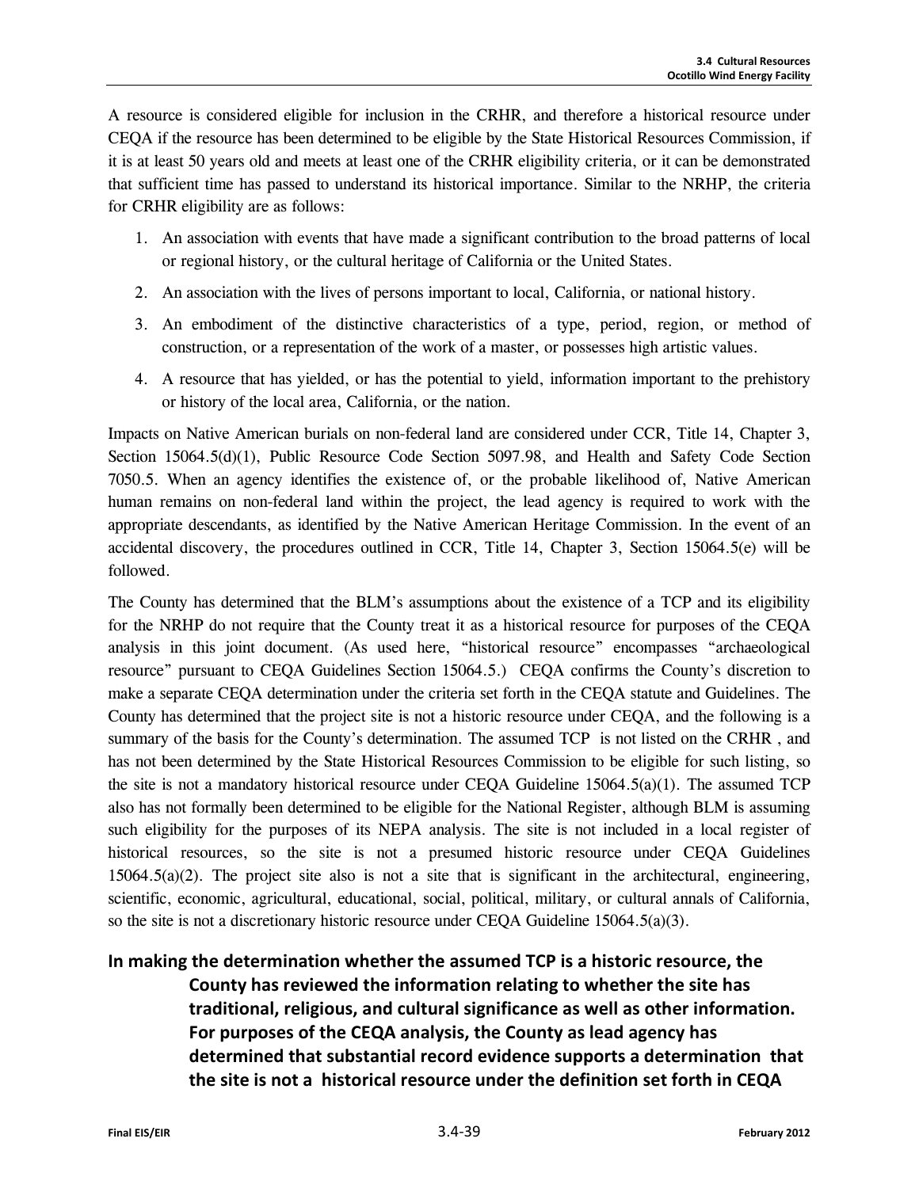A resource is considered eligible for inclusion in the CRHR, and therefore a historical resource under CEQA if the resource has been determined to be eligible by the State Historical Resources Commission, if it is at least 50 years old and meets at least one of the CRHR eligibility criteria, or it can be demonstrated that sufficient time has passed to understand its historical importance. Similar to the NRHP, the criteria for CRHR eligibility are as follows:

1. An association with events that have made a significant contribution to the broad patterns of local or regional history, or the cultural heritage of California or the United States.
2. An association with the lives of persons important to local, California, or national history.
3. An embodiment of the distinctive characteristics of a type, period, region, or method of construction, or a representation of the work of a master, or possesses high artistic values.
4. A resource that has yielded, or has the potential to yield, information important to the prehistory or history of the local area, California, or the nation.

Impacts on Native American burials on non-federal land are considered under CCR, Title 14, Chapter 3, Section 15064.5(d)(1), Public Resource Code Section 5097.98, and Health and Safety Code Section 7050.5. When an agency identifies the existence of, or the probable likelihood of, Native American human remains on non-federal land within the project, the lead agency is required to work with the appropriate descendants, as identified by the Native American Heritage Commission. In the event of an accidental discovery, the procedures outlined in CCR, Title 14, Chapter 3, Section 15064.5(e) will be followed.

The County has determined that the BLM's assumptions about the existence of a TCP and its eligibility for the NRHP do not require that the County treat it as a historical resource for purposes of the CEQA analysis in this joint document. (As used here, "historical resource" encompasses "archaeological resource" pursuant to CEQA Guidelines Section 15064.5.) CEQA confirms the County's discretion to make a separate CEQA determination under the criteria set forth in the CEQA statute and Guidelines. The County has determined that the project site is not a historic resource under CEQA, and the following is a summary of the basis for the County's determination. The assumed TCP is not listed on the CRHR , and has not been determined by the State Historical Resources Commission to be eligible for such listing, so the site is not a mandatory historical resource under CEQA Guideline 15064.5(a)(1). The assumed TCP also has not formally been determined to be eligible for the National Register, although BLM is assuming such eligibility for the purposes of its NEPA analysis. The site is not included in a local register of historical resources, so the site is not a presumed historic resource under CEQA Guidelines 15064.5(a)(2). The project site also is not a site that is significant in the architectural, engineering, scientific, economic, agricultural, educational, social, political, military, or cultural annals of California, so the site is not a discretionary historic resource under CEQA Guideline 15064.5(a)(3).

**In making the determination whether the assumed TCP is a historic resource, the County has reviewed the information relating to whether the site has traditional, religious, and cultural significance as well as other information. For purposes of the CEQA analysis, the County as lead agency has determined that substantial record evidence supports a determination that the site is not a historical resource under the definition set forth in CEQA**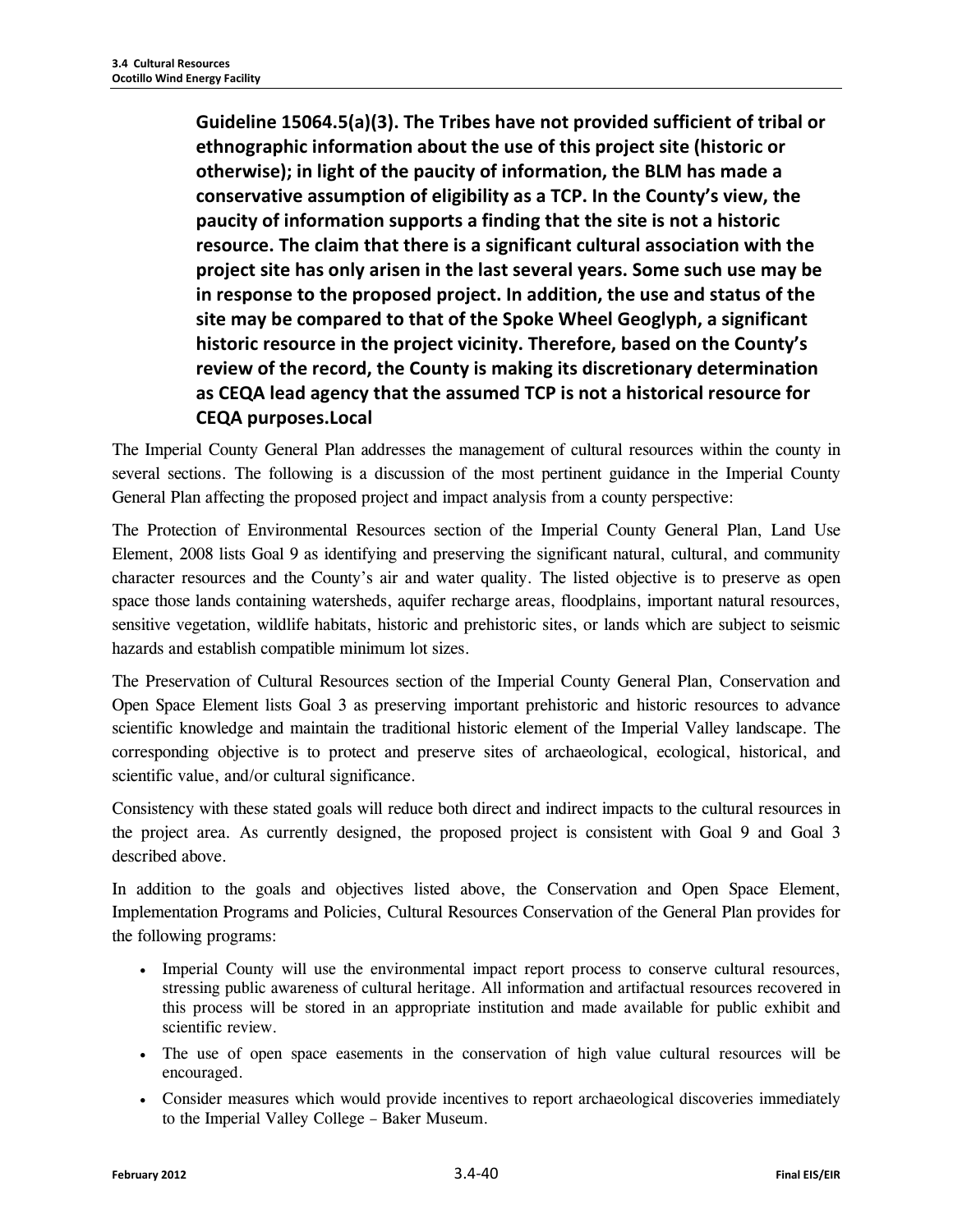**Guideline 15064.5(a)(3). The Tribes have not provided sufficient of tribal or ethnographic information about the use of this project site (historic or otherwise); in light of the paucity of information, the BLM has made a conservative assumption of eligibility as a TCP. In the County's view, the paucity of information supports a finding that the site is not a historic resource. The claim that there is a significant cultural association with the project site has only arisen in the last several years. Some such use may be in response to the proposed project. In addition, the use and status of the site may be compared to that of the Spoke Wheel Geoglyph, a significant historic resource in the project vicinity. Therefore, based on the County's review of the record, the County is making its discretionary determination as CEQA lead agency that the assumed TCP is not a historical resource for CEQA purposes.Local**

The Imperial County General Plan addresses the management of cultural resources within the county in several sections. The following is a discussion of the most pertinent guidance in the Imperial County General Plan affecting the proposed project and impact analysis from a county perspective:

The Protection of Environmental Resources section of the Imperial County General Plan, Land Use Element, 2008 lists Goal 9 as identifying and preserving the significant natural, cultural, and community character resources and the County's air and water quality. The listed objective is to preserve as open space those lands containing watersheds, aquifer recharge areas, floodplains, important natural resources, sensitive vegetation, wildlife habitats, historic and prehistoric sites, or lands which are subject to seismic hazards and establish compatible minimum lot sizes.

The Preservation of Cultural Resources section of the Imperial County General Plan, Conservation and Open Space Element lists Goal 3 as preserving important prehistoric and historic resources to advance scientific knowledge and maintain the traditional historic element of the Imperial Valley landscape. The corresponding objective is to protect and preserve sites of archaeological, ecological, historical, and scientific value, and/or cultural significance.

Consistency with these stated goals will reduce both direct and indirect impacts to the cultural resources in the project area. As currently designed, the proposed project is consistent with Goal 9 and Goal 3 described above.

In addition to the goals and objectives listed above, the Conservation and Open Space Element, Implementation Programs and Policies, Cultural Resources Conservation of the General Plan provides for the following programs:

- Imperial County will use the environmental impact report process to conserve cultural resources, stressing public awareness of cultural heritage. All information and artifactual resources recovered in this process will be stored in an appropriate institution and made available for public exhibit and scientific review.
- The use of open space easements in the conservation of high value cultural resources will be encouraged.
- Consider measures which would provide incentives to report archaeological discoveries immediately to the Imperial Valley College – Baker Museum.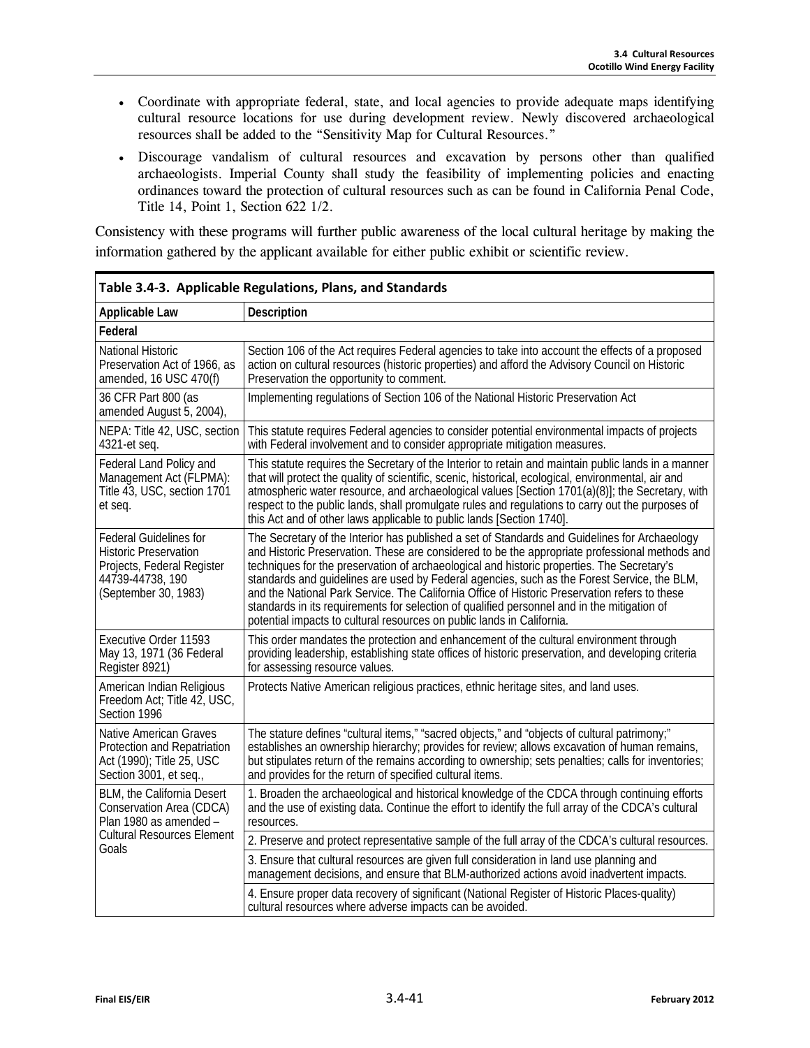- Coordinate with appropriate federal, state, and local agencies to provide adequate maps identifying cultural resource locations for use during development review. Newly discovered archaeological resources shall be added to the "Sensitivity Map for Cultural Resources."
- Discourage vandalism of cultural resources and excavation by persons other than qualified archaeologists. Imperial County shall study the feasibility of implementing policies and enacting ordinances toward the protection of cultural resources such as can be found in California Penal Code, Title 14, Point 1, Section 622 1/2.

Consistency with these programs will further public awareness of the local cultural heritage by making the information gathered by the applicant available for either public exhibit or scientific review.

**Table 3.4-3. Applicable Regulations, Plans, and Standards**

| Applicable Law | Description |
|---|---|
| **Federal** | |
| National Historic Preservation Act of 1966, as amended, 16 USC 470(f) | Section 106 of the Act requires Federal agencies to take into account the effects of a proposed action on cultural resources (historic properties) and afford the Advisory Council on Historic Preservation the opportunity to comment. |
| 36 CFR Part 800 (as amended August 5, 2004), | Implementing regulations of Section 106 of the National Historic Preservation Act |
| NEPA: Title 42, USC, section 4321-et seq. | This statute requires Federal agencies to consider potential environmental impacts of projects with Federal involvement and to consider appropriate mitigation measures. |
| Federal Land Policy and Management Act (FLPMA): Title 43, USC, section 1701 et seq. | This statute requires the Secretary of the Interior to retain and maintain public lands in a manner that will protect the quality of scientific, scenic, historical, ecological, environmental, air and atmospheric water resource, and archaeological values [Section 1701(a)(8)]; the Secretary, with respect to the public lands, shall promulgate rules and regulations to carry out the purposes of this Act and of other laws applicable to public lands [Section 1740]. |
| Federal Guidelines for Historic Preservation Projects, Federal Register 44739-44738, 190 (September 30, 1983) | The Secretary of the Interior has published a set of Standards and Guidelines for Archaeology and Historic Preservation. These are considered to be the appropriate professional methods and techniques for the preservation of archaeological and historic properties. The Secretary's standards and guidelines are used by Federal agencies, such as the Forest Service, the BLM, and the National Park Service. The California Office of Historic Preservation refers to these standards in its requirements for selection of qualified personnel and in the mitigation of potential impacts to cultural resources on public lands in California. |
| Executive Order 11593 May 13, 1971 (36 Federal Register 8921) | This order mandates the protection and enhancement of the cultural environment through providing leadership, establishing state offices of historic preservation, and developing criteria for assessing resource values. |
| American Indian Religious Freedom Act; Title 42, USC, Section 1996 | Protects Native American religious practices, ethnic heritage sites, and land uses. |
| Native American Graves Protection and Repatriation Act (1990); Title 25, USC Section 3001, et seq., | The stature defines "cultural items," "sacred objects," and "objects of cultural patrimony;" establishes an ownership hierarchy; provides for review; allows excavation of human remains, but stipulates return of the remains according to ownership; sets penalties; calls for inventories; and provides for the return of specified cultural items. |
| BLM, the California Desert Conservation Area (CDCA) Plan 1980 as amended – Cultural Resources Element Goals | 1. Broaden the archaeological and historical knowledge of the CDCA through continuing efforts and the use of existing data. Continue the effort to identify the full array of the CDCA's cultural resources. |
| | 2. Preserve and protect representative sample of the full array of the CDCA's cultural resources. |
| | 3. Ensure that cultural resources are given full consideration in land use planning and management decisions, and ensure that BLM-authorized actions avoid inadvertent impacts. |
| | 4. Ensure proper data recovery of significant (National Register of Historic Places-quality) cultural resources where adverse impacts can be avoided. |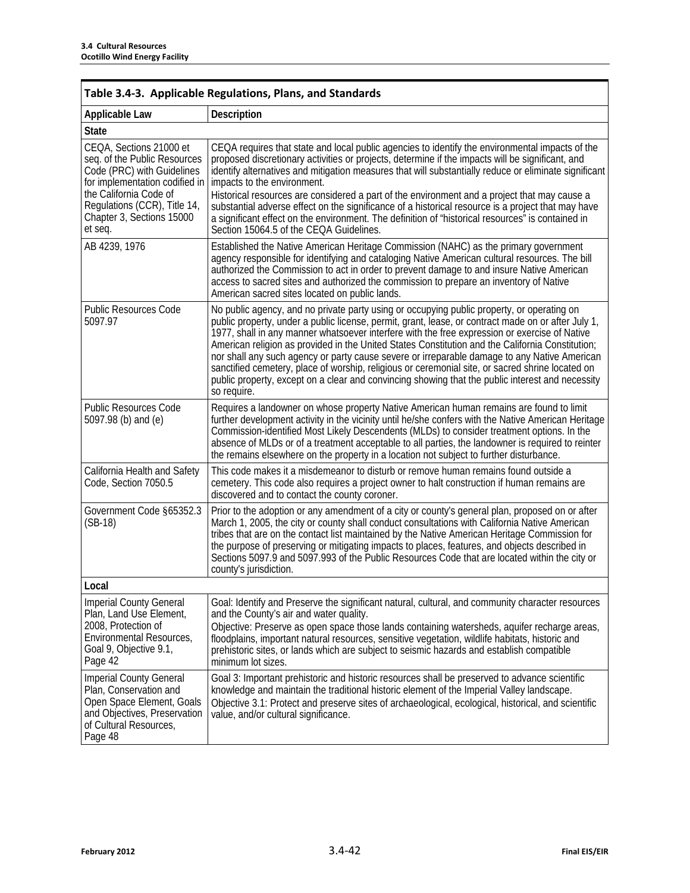| Table 3.4-3. Applicable Regulations, Plans, and Standards | |
|---|---|
| **Applicable Law** | **Description** |
| **State** | |
| CEQA, Sections 21000 et seq. of the Public Resources Code (PRC) with Guidelines for implementation codified in the California Code of Regulations (CCR), Title 14, Chapter 3, Sections 15000 et seq. | CEQA requires that state and local public agencies to identify the environmental impacts of the proposed discretionary activities or projects, determine if the impacts will be significant, and identify alternatives and mitigation measures that will substantially reduce or eliminate significant impacts to the environment.<br>Historical resources are considered a part of the environment and a project that may cause a substantial adverse effect on the significance of a historical resource is a project that may have a significant effect on the environment. The definition of "historical resources" is contained in Section 15064.5 of the CEQA Guidelines. |
| AB 4239, 1976 | Established the Native American Heritage Commission (NAHC) as the primary government agency responsible for identifying and cataloging Native American cultural resources. The bill authorized the Commission to act in order to prevent damage to and insure Native American access to sacred sites and authorized the commission to prepare an inventory of Native American sacred sites located on public lands. |
| Public Resources Code 5097.97 | No public agency, and no private party using or occupying public property, or operating on public property, under a public license, permit, grant, lease, or contract made on or after July 1, 1977, shall in any manner whatsoever interfere with the free expression or exercise of Native American religion as provided in the United States Constitution and the California Constitution; nor shall any such agency or party cause severe or irreparable damage to any Native American sanctified cemetery, place of worship, religious or ceremonial site, or sacred shrine located on public property, except on a clear and convincing showing that the public interest and necessity so require. |
| Public Resources Code 5097.98 (b) and (e) | Requires a landowner on whose property Native American human remains are found to limit further development activity in the vicinity until he/she confers with the Native American Heritage Commission-identified Most Likely Descendents (MLDs) to consider treatment options. In the absence of MLDs or of a treatment acceptable to all parties, the landowner is required to reinter the remains elsewhere on the property in a location not subject to further disturbance. |
| California Health and Safety Code, Section 7050.5 | This code makes it a misdemeanor to disturb or remove human remains found outside a cemetery. This code also requires a project owner to halt construction if human remains are discovered and to contact the county coroner. |
| Government Code §65352.3 (SB-18) | Prior to the adoption or any amendment of a city or county's general plan, proposed on or after March 1, 2005, the city or county shall conduct consultations with California Native American tribes that are on the contact list maintained by the Native American Heritage Commission for the purpose of preserving or mitigating impacts to places, features, and objects described in Sections 5097.9 and 5097.993 of the Public Resources Code that are located within the city or county's jurisdiction. |
| **Local** | |
| Imperial County General Plan, Land Use Element, 2008, Protection of Environmental Resources, Goal 9, Objective 9.1, Page 42 | Goal: Identify and Preserve the significant natural, cultural, and community character resources and the County's air and water quality.<br>Objective: Preserve as open space those lands containing watersheds, aquifer recharge areas, floodplains, important natural resources, sensitive vegetation, wildlife habitats, historic and prehistoric sites, or lands which are subject to seismic hazards and establish compatible minimum lot sizes. |
| Imperial County General Plan, Conservation and Open Space Element, Goals and Objectives, Preservation of Cultural Resources, Page 48 | Goal 3: Important prehistoric and historic resources shall be preserved to advance scientific knowledge and maintain the traditional historic element of the Imperial Valley landscape.<br>Objective 3.1: Protect and preserve sites of archaeological, ecological, historical, and scientific value, and/or cultural significance. |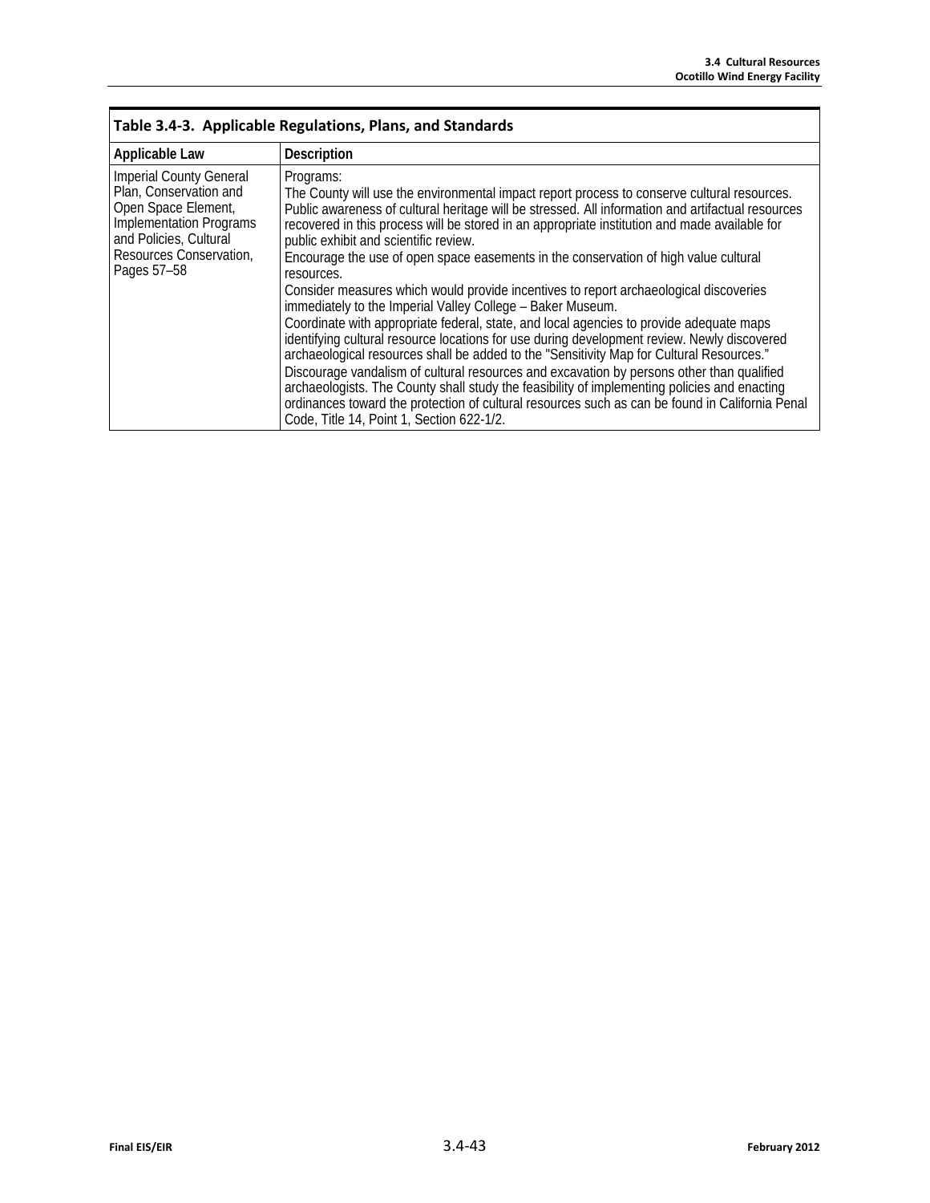**Table 3.4-3. Applicable Regulations, Plans, and Standards**

| Applicable Law | Description |
|---|---|
| Imperial County General Plan, Conservation and Open Space Element, Implementation Programs and Policies, Cultural Resources Conservation, Pages 57–58 | Programs:<br>The County will use the environmental impact report process to conserve cultural resources. Public awareness of cultural heritage will be stressed. All information and artifactual resources recovered in this process will be stored in an appropriate institution and made available for public exhibit and scientific review.<br>Encourage the use of open space easements in the conservation of high value cultural resources.<br>Consider measures which would provide incentives to report archaeological discoveries immediately to the Imperial Valley College – Baker Museum.<br>Coordinate with appropriate federal, state, and local agencies to provide adequate maps identifying cultural resource locations for use during development review. Newly discovered archaeological resources shall be added to the "Sensitivity Map for Cultural Resources."<br>Discourage vandalism of cultural resources and excavation by persons other than qualified archaeologists. The County shall study the feasibility of implementing policies and enacting ordinances toward the protection of cultural resources such as can be found in California Penal Code, Title 14, Point 1, Section 622-1/2. |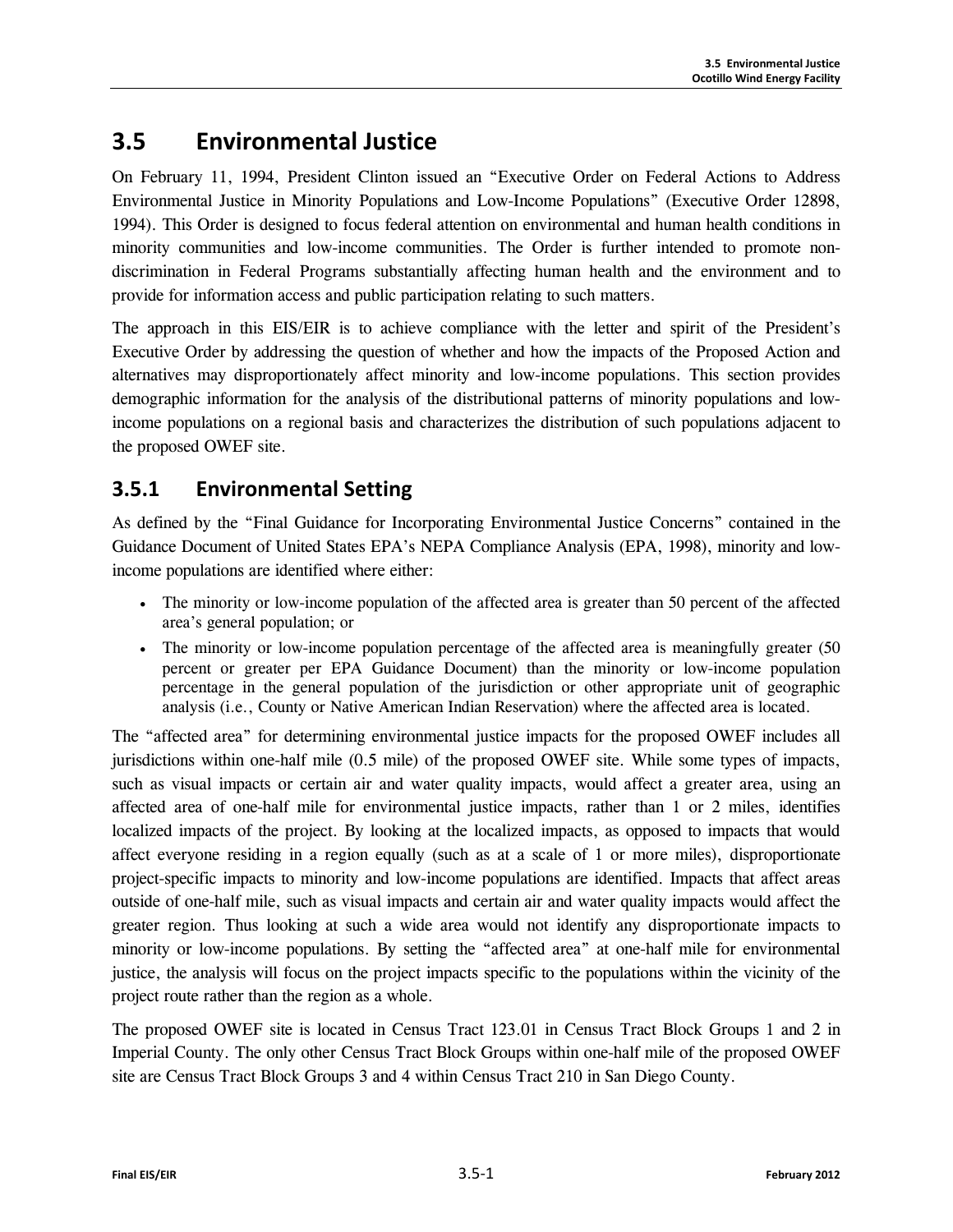## 3.5 Environmental Justice

On February 11, 1994, President Clinton issued an "Executive Order on Federal Actions to Address Environmental Justice in Minority Populations and Low-Income Populations" (Executive Order 12898, 1994). This Order is designed to focus federal attention on environmental and human health conditions in minority communities and low-income communities. The Order is further intended to promote non-discrimination in Federal Programs substantially affecting human health and the environment and to provide for information access and public participation relating to such matters.

The approach in this EIS/EIR is to achieve compliance with the letter and spirit of the President's Executive Order by addressing the question of whether and how the impacts of the Proposed Action and alternatives may disproportionately affect minority and low-income populations. This section provides demographic information for the analysis of the distributional patterns of minority populations and low-income populations on a regional basis and characterizes the distribution of such populations adjacent to the proposed OWEF site.

### 3.5.1 Environmental Setting

As defined by the "Final Guidance for Incorporating Environmental Justice Concerns" contained in the Guidance Document of United States EPA's NEPA Compliance Analysis (EPA, 1998), minority and low-income populations are identified where either:

- The minority or low-income population of the affected area is greater than 50 percent of the affected area's general population; or
- The minority or low-income population percentage of the affected area is meaningfully greater (50 percent or greater per EPA Guidance Document) than the minority or low-income population percentage in the general population of the jurisdiction or other appropriate unit of geographic analysis (i.e., County or Native American Indian Reservation) where the affected area is located.

The "affected area" for determining environmental justice impacts for the proposed OWEF includes all jurisdictions within one-half mile (0.5 mile) of the proposed OWEF site. While some types of impacts, such as visual impacts or certain air and water quality impacts, would affect a greater area, using an affected area of one-half mile for environmental justice impacts, rather than 1 or 2 miles, identifies localized impacts of the project. By looking at the localized impacts, as opposed to impacts that would affect everyone residing in a region equally (such as at a scale of 1 or more miles), disproportionate project-specific impacts to minority and low-income populations are identified. Impacts that affect areas outside of one-half mile, such as visual impacts and certain air and water quality impacts would affect the greater region. Thus looking at such a wide area would not identify any disproportionate impacts to minority or low-income populations. By setting the "affected area" at one-half mile for environmental justice, the analysis will focus on the project impacts specific to the populations within the vicinity of the project route rather than the region as a whole.

The proposed OWEF site is located in Census Tract 123.01 in Census Tract Block Groups 1 and 2 in Imperial County. The only other Census Tract Block Groups within one-half mile of the proposed OWEF site are Census Tract Block Groups 3 and 4 within Census Tract 210 in San Diego County.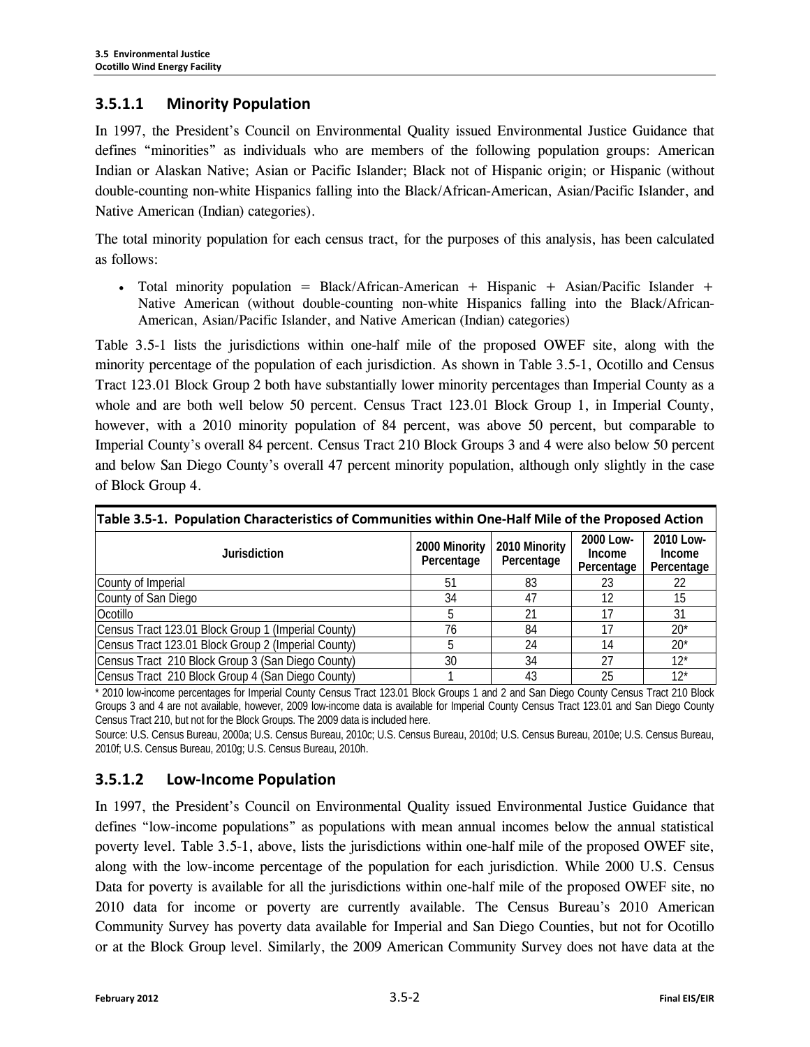### 3.5.1.1 Minority Population

In 1997, the President's Council on Environmental Quality issued Environmental Justice Guidance that defines "minorities" as individuals who are members of the following population groups: American Indian or Alaskan Native; Asian or Pacific Islander; Black not of Hispanic origin; or Hispanic (without double-counting non-white Hispanics falling into the Black/African-American, Asian/Pacific Islander, and Native American (Indian) categories).

The total minority population for each census tract, for the purposes of this analysis, has been calculated as follows:

- Total minority population = Black/African-American + Hispanic + Asian/Pacific Islander + Native American (without double-counting non-white Hispanics falling into the Black/African-American, Asian/Pacific Islander, and Native American (Indian) categories)

Table 3.5-1 lists the jurisdictions within one-half mile of the proposed OWEF site, along with the minority percentage of the population of each jurisdiction. As shown in Table 3.5-1, Ocotillo and Census Tract 123.01 Block Group 2 both have substantially lower minority percentages than Imperial County as a whole and are both well below 50 percent. Census Tract 123.01 Block Group 1, in Imperial County, however, with a 2010 minority population of 84 percent, was above 50 percent, but comparable to Imperial County's overall 84 percent. Census Tract 210 Block Groups 3 and 4 were also below 50 percent and below San Diego County's overall 47 percent minority population, although only slightly in the case of Block Group 4.

**Table 3.5-1. Population Characteristics of Communities within One-Half Mile of the Proposed Action**

| Jurisdiction | 2000 Minority Percentage | 2010 Minority Percentage | 2000 Low-Income Percentage | 2010 Low-Income Percentage |
|---|---|---|---|---|
| County of Imperial | 51 | 83 | 23 | 22 |
| County of San Diego | 34 | 47 | 12 | 15 |
| Ocotillo | 5 | 21 | 17 | 31 |
| Census Tract 123.01 Block Group 1 (Imperial County) | 76 | 84 | 17 | 20* |
| Census Tract 123.01 Block Group 2 (Imperial County) | 5 | 24 | 14 | 20* |
| Census Tract 210 Block Group 3 (San Diego County) | 30 | 34 | 27 | 12* |
| Census Tract 210 Block Group 4 (San Diego County) | 1 | 43 | 25 | 12* |

* 2010 low-income percentages for Imperial County Census Tract 123.01 Block Groups 1 and 2 and San Diego County Census Tract 210 Block Groups 3 and 4 are not available, however, 2009 low-income data is available for Imperial County Census Tract 123.01 and San Diego County Census Tract 210, but not for the Block Groups. The 2009 data is included here.

Source: U.S. Census Bureau, 2000a; U.S. Census Bureau, 2010c; U.S. Census Bureau, 2010d; U.S. Census Bureau, 2010e; U.S. Census Bureau, 2010f; U.S. Census Bureau, 2010g; U.S. Census Bureau, 2010h.

### 3.5.1.2 Low-Income Population

In 1997, the President's Council on Environmental Quality issued Environmental Justice Guidance that defines "low-income populations" as populations with mean annual incomes below the annual statistical poverty level. Table 3.5-1, above, lists the jurisdictions within one-half mile of the proposed OWEF site, along with the low-income percentage of the population for each jurisdiction. While 2000 U.S. Census Data for poverty is available for all the jurisdictions within one-half mile of the proposed OWEF site, no 2010 data for income or poverty are currently available. The Census Bureau's 2010 American Community Survey has poverty data available for Imperial and San Diego Counties, but not for Ocotillo or at the Block Group level. Similarly, the 2009 American Community Survey does not have data at the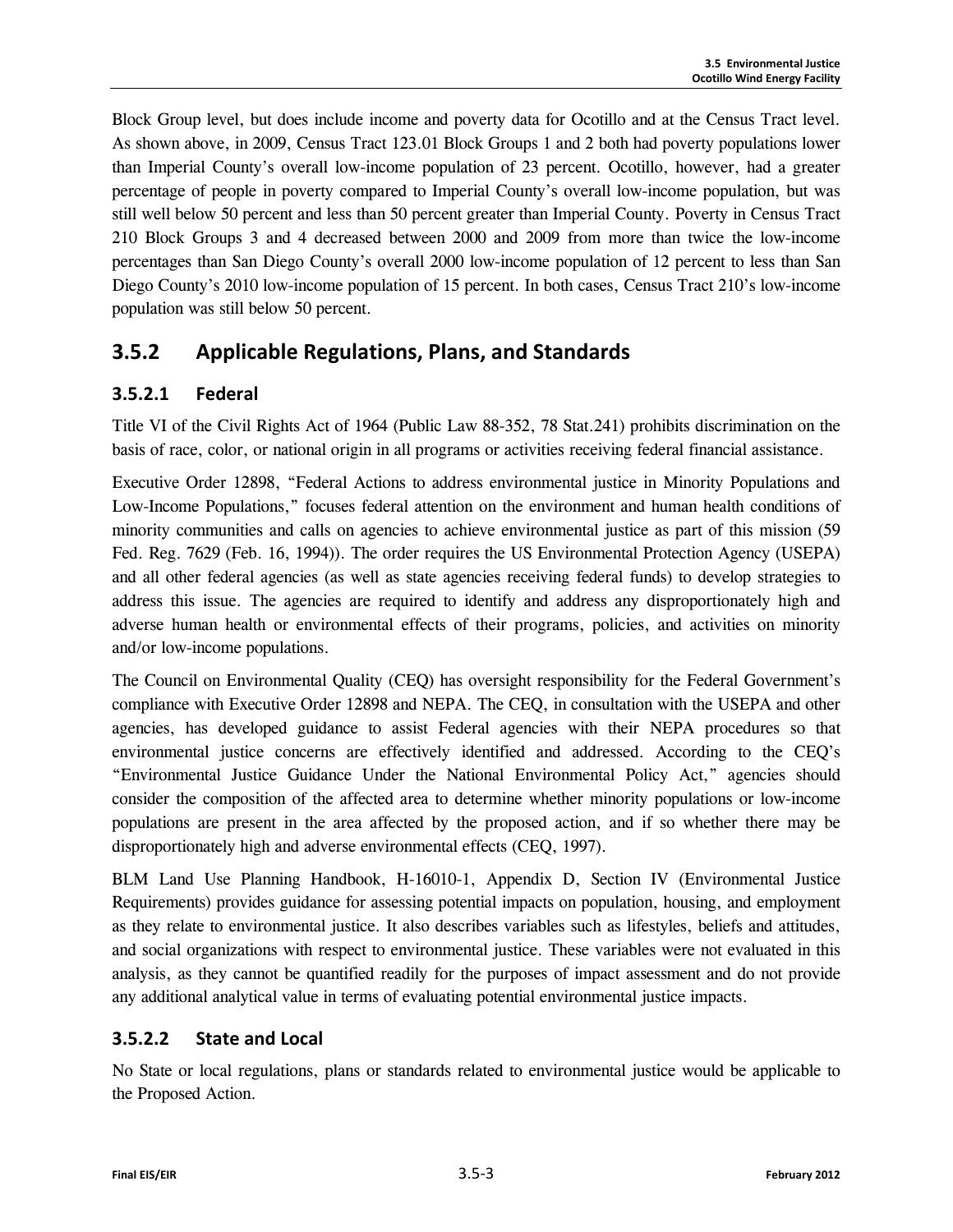Block Group level, but does include income and poverty data for Ocotillo and at the Census Tract level. As shown above, in 2009, Census Tract 123.01 Block Groups 1 and 2 both had poverty populations lower than Imperial County's overall low-income population of 23 percent. Ocotillo, however, had a greater percentage of people in poverty compared to Imperial County's overall low-income population, but was still well below 50 percent and less than 50 percent greater than Imperial County. Poverty in Census Tract 210 Block Groups 3 and 4 decreased between 2000 and 2009 from more than twice the low-income percentages than San Diego County's overall 2000 low-income population of 12 percent to less than San Diego County's 2010 low-income population of 15 percent. In both cases, Census Tract 210's low-income population was still below 50 percent.

## 3.5.2 Applicable Regulations, Plans, and Standards

### 3.5.2.1 Federal

Title VI of the Civil Rights Act of 1964 (Public Law 88-352, 78 Stat.241) prohibits discrimination on the basis of race, color, or national origin in all programs or activities receiving federal financial assistance.

Executive Order 12898, "Federal Actions to address environmental justice in Minority Populations and Low-Income Populations," focuses federal attention on the environment and human health conditions of minority communities and calls on agencies to achieve environmental justice as part of this mission (59 Fed. Reg. 7629 (Feb. 16, 1994)). The order requires the US Environmental Protection Agency (USEPA) and all other federal agencies (as well as state agencies receiving federal funds) to develop strategies to address this issue. The agencies are required to identify and address any disproportionately high and adverse human health or environmental effects of their programs, policies, and activities on minority and/or low-income populations.

The Council on Environmental Quality (CEQ) has oversight responsibility for the Federal Government's compliance with Executive Order 12898 and NEPA. The CEQ, in consultation with the USEPA and other agencies, has developed guidance to assist Federal agencies with their NEPA procedures so that environmental justice concerns are effectively identified and addressed. According to the CEQ's "Environmental Justice Guidance Under the National Environmental Policy Act," agencies should consider the composition of the affected area to determine whether minority populations or low-income populations are present in the area affected by the proposed action, and if so whether there may be disproportionately high and adverse environmental effects (CEQ, 1997).

BLM Land Use Planning Handbook, H-16010-1, Appendix D, Section IV (Environmental Justice Requirements) provides guidance for assessing potential impacts on population, housing, and employment as they relate to environmental justice. It also describes variables such as lifestyles, beliefs and attitudes, and social organizations with respect to environmental justice. These variables were not evaluated in this analysis, as they cannot be quantified readily for the purposes of impact assessment and do not provide any additional analytical value in terms of evaluating potential environmental justice impacts.

### 3.5.2.2 State and Local

No State or local regulations, plans or standards related to environmental justice would be applicable to the Proposed Action.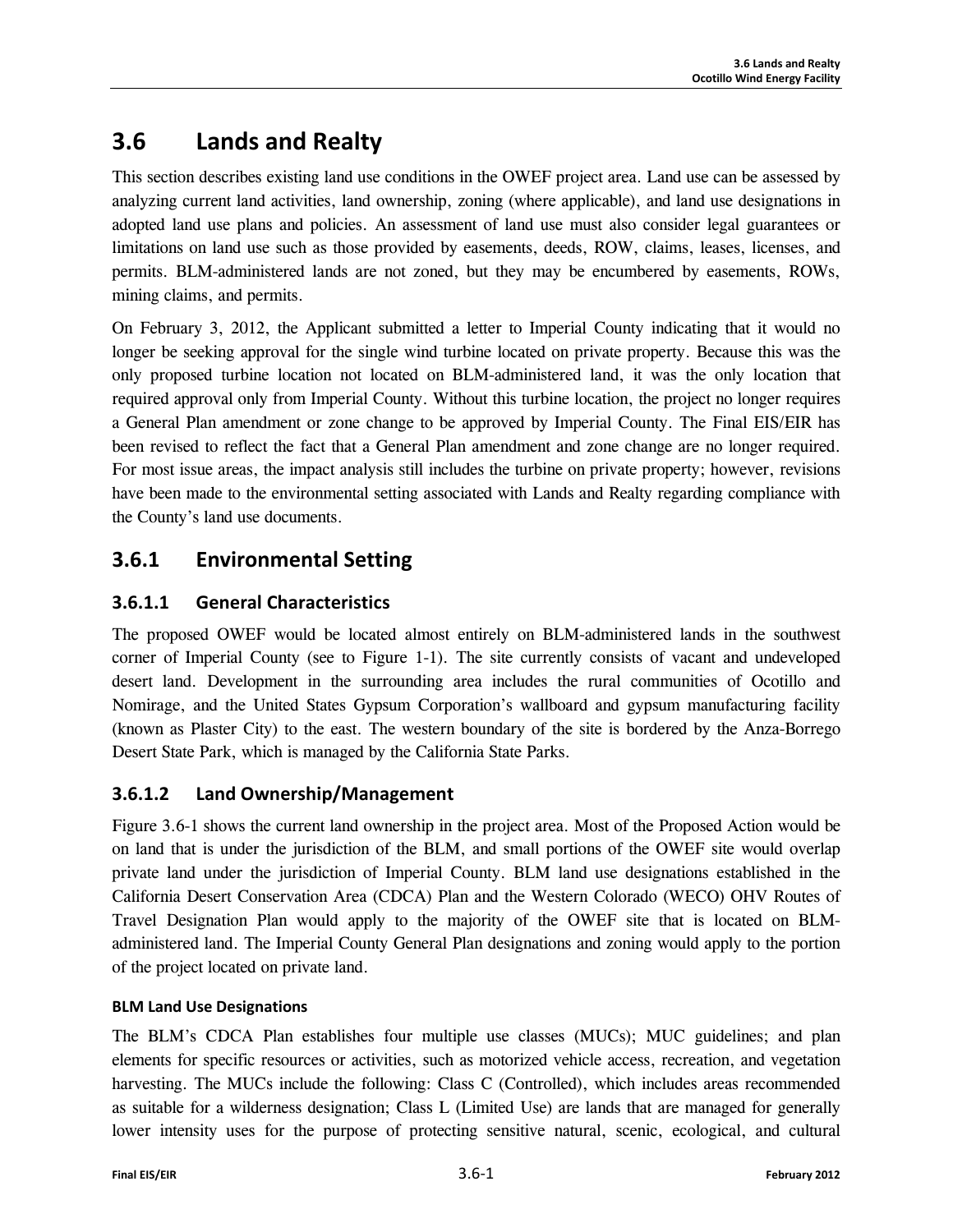# 3.6 Lands and Realty

This section describes existing land use conditions in the OWEF project area. Land use can be assessed by analyzing current land activities, land ownership, zoning (where applicable), and land use designations in adopted land use plans and policies. An assessment of land use must also consider legal guarantees or limitations on land use such as those provided by easements, deeds, ROW, claims, leases, licenses, and permits. BLM-administered lands are not zoned, but they may be encumbered by easements, ROWs, mining claims, and permits.

On February 3, 2012, the Applicant submitted a letter to Imperial County indicating that it would no longer be seeking approval for the single wind turbine located on private property. Because this was the only proposed turbine location not located on BLM-administered land, it was the only location that required approval only from Imperial County. Without this turbine location, the project no longer requires a General Plan amendment or zone change to be approved by Imperial County. The Final EIS/EIR has been revised to reflect the fact that a General Plan amendment and zone change are no longer required. For most issue areas, the impact analysis still includes the turbine on private property; however, revisions have been made to the environmental setting associated with Lands and Realty regarding compliance with the County's land use documents.

## 3.6.1 Environmental Setting

### 3.6.1.1 General Characteristics

The proposed OWEF would be located almost entirely on BLM-administered lands in the southwest corner of Imperial County (see to Figure 1-1). The site currently consists of vacant and undeveloped desert land. Development in the surrounding area includes the rural communities of Ocotillo and Nomirage, and the United States Gypsum Corporation's wallboard and gypsum manufacturing facility (known as Plaster City) to the east. The western boundary of the site is bordered by the Anza-Borrego Desert State Park, which is managed by the California State Parks.

### 3.6.1.2 Land Ownership/Management

Figure 3.6-1 shows the current land ownership in the project area. Most of the Proposed Action would be on land that is under the jurisdiction of the BLM, and small portions of the OWEF site would overlap private land under the jurisdiction of Imperial County. BLM land use designations established in the California Desert Conservation Area (CDCA) Plan and the Western Colorado (WECO) OHV Routes of Travel Designation Plan would apply to the majority of the OWEF site that is located on BLM-administered land. The Imperial County General Plan designations and zoning would apply to the portion of the project located on private land.

#### BLM Land Use Designations

The BLM's CDCA Plan establishes four multiple use classes (MUCs); MUC guidelines; and plan elements for specific resources or activities, such as motorized vehicle access, recreation, and vegetation harvesting. The MUCs include the following: Class C (Controlled), which includes areas recommended as suitable for a wilderness designation; Class L (Limited Use) are lands that are managed for generally lower intensity uses for the purpose of protecting sensitive natural, scenic, ecological, and cultural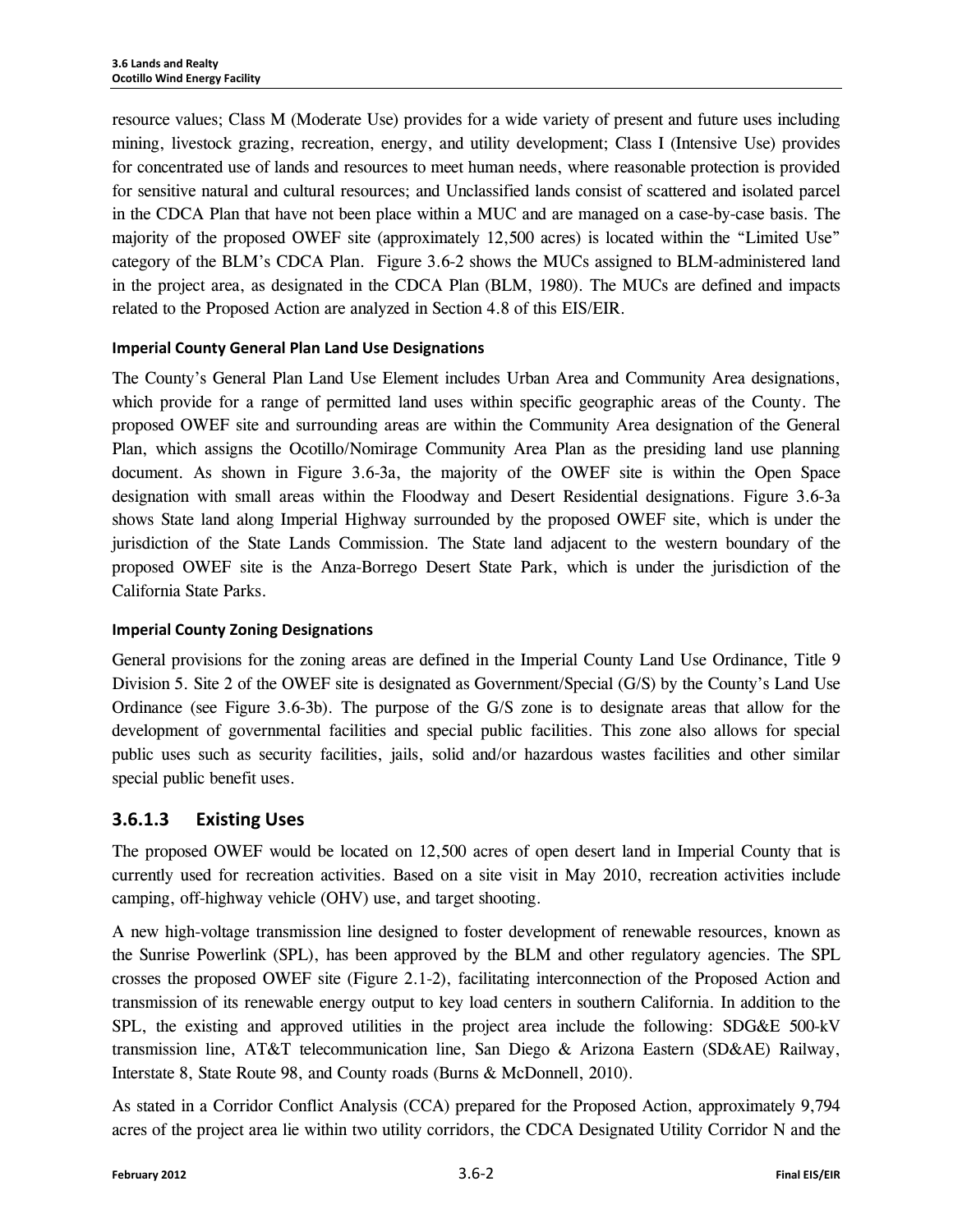resource values; Class M (Moderate Use) provides for a wide variety of present and future uses including mining, livestock grazing, recreation, energy, and utility development; Class I (Intensive Use) provides for concentrated use of lands and resources to meet human needs, where reasonable protection is provided for sensitive natural and cultural resources; and Unclassified lands consist of scattered and isolated parcel in the CDCA Plan that have not been place within a MUC and are managed on a case-by-case basis. The majority of the proposed OWEF site (approximately 12,500 acres) is located within the "Limited Use" category of the BLM's CDCA Plan. Figure 3.6-2 shows the MUCs assigned to BLM-administered land in the project area, as designated in the CDCA Plan (BLM, 1980). The MUCs are defined and impacts related to the Proposed Action are analyzed in Section 4.8 of this EIS/EIR.

#### Imperial County General Plan Land Use Designations

The County's General Plan Land Use Element includes Urban Area and Community Area designations, which provide for a range of permitted land uses within specific geographic areas of the County. The proposed OWEF site and surrounding areas are within the Community Area designation of the General Plan, which assigns the Ocotillo/Nomirage Community Area Plan as the presiding land use planning document. As shown in Figure 3.6-3a, the majority of the OWEF site is within the Open Space designation with small areas within the Floodway and Desert Residential designations. Figure 3.6-3a shows State land along Imperial Highway surrounded by the proposed OWEF site, which is under the jurisdiction of the State Lands Commission. The State land adjacent to the western boundary of the proposed OWEF site is the Anza-Borrego Desert State Park, which is under the jurisdiction of the California State Parks.

#### Imperial County Zoning Designations

General provisions for the zoning areas are defined in the Imperial County Land Use Ordinance, Title 9 Division 5. Site 2 of the OWEF site is designated as Government/Special (G/S) by the County's Land Use Ordinance (see Figure 3.6-3b). The purpose of the G/S zone is to designate areas that allow for the development of governmental facilities and special public facilities. This zone also allows for special public uses such as security facilities, jails, solid and/or hazardous wastes facilities and other similar special public benefit uses.

### 3.6.1.3 Existing Uses

The proposed OWEF would be located on 12,500 acres of open desert land in Imperial County that is currently used for recreation activities. Based on a site visit in May 2010, recreation activities include camping, off-highway vehicle (OHV) use, and target shooting.

A new high-voltage transmission line designed to foster development of renewable resources, known as the Sunrise Powerlink (SPL), has been approved by the BLM and other regulatory agencies. The SPL crosses the proposed OWEF site (Figure 2.1-2), facilitating interconnection of the Proposed Action and transmission of its renewable energy output to key load centers in southern California. In addition to the SPL, the existing and approved utilities in the project area include the following: SDG&E 500-kV transmission line, AT&T telecommunication line, San Diego & Arizona Eastern (SD&AE) Railway, Interstate 8, State Route 98, and County roads (Burns & McDonnell, 2010).

As stated in a Corridor Conflict Analysis (CCA) prepared for the Proposed Action, approximately 9,794 acres of the project area lie within two utility corridors, the CDCA Designated Utility Corridor N and the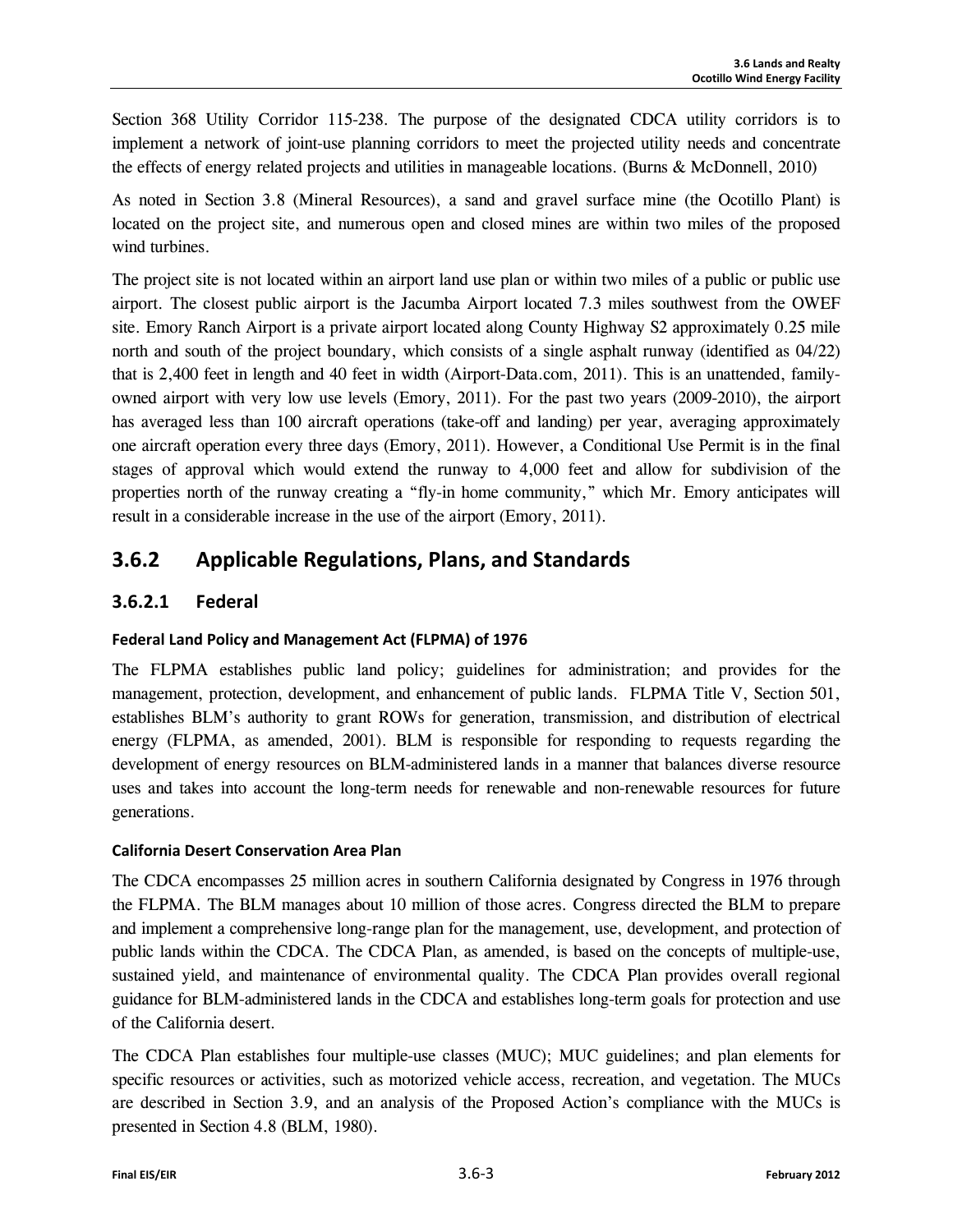Section 368 Utility Corridor 115-238. The purpose of the designated CDCA utility corridors is to implement a network of joint-use planning corridors to meet the projected utility needs and concentrate the effects of energy related projects and utilities in manageable locations. (Burns & McDonnell, 2010)

As noted in Section 3.8 (Mineral Resources), a sand and gravel surface mine (the Ocotillo Plant) is located on the project site, and numerous open and closed mines are within two miles of the proposed wind turbines.

The project site is not located within an airport land use plan or within two miles of a public or public use airport. The closest public airport is the Jacumba Airport located 7.3 miles southwest from the OWEF site. Emory Ranch Airport is a private airport located along County Highway S2 approximately 0.25 mile north and south of the project boundary, which consists of a single asphalt runway (identified as 04/22) that is 2,400 feet in length and 40 feet in width (Airport-Data.com, 2011). This is an unattended, family-owned airport with very low use levels (Emory, 2011). For the past two years (2009-2010), the airport has averaged less than 100 aircraft operations (take-off and landing) per year, averaging approximately one aircraft operation every three days (Emory, 2011). However, a Conditional Use Permit is in the final stages of approval which would extend the runway to 4,000 feet and allow for subdivision of the properties north of the runway creating a "fly-in home community," which Mr. Emory anticipates will result in a considerable increase in the use of the airport (Emory, 2011).

## 3.6.2 Applicable Regulations, Plans, and Standards

### 3.6.2.1 Federal

#### Federal Land Policy and Management Act (FLPMA) of 1976

The FLPMA establishes public land policy; guidelines for administration; and provides for the management, protection, development, and enhancement of public lands. FLPMA Title V, Section 501, establishes BLM's authority to grant ROWs for generation, transmission, and distribution of electrical energy (FLPMA, as amended, 2001). BLM is responsible for responding to requests regarding the development of energy resources on BLM-administered lands in a manner that balances diverse resource uses and takes into account the long-term needs for renewable and non-renewable resources for future generations.

#### California Desert Conservation Area Plan

The CDCA encompasses 25 million acres in southern California designated by Congress in 1976 through the FLPMA. The BLM manages about 10 million of those acres. Congress directed the BLM to prepare and implement a comprehensive long-range plan for the management, use, development, and protection of public lands within the CDCA. The CDCA Plan, as amended, is based on the concepts of multiple-use, sustained yield, and maintenance of environmental quality. The CDCA Plan provides overall regional guidance for BLM-administered lands in the CDCA and establishes long-term goals for protection and use of the California desert.

The CDCA Plan establishes four multiple-use classes (MUC); MUC guidelines; and plan elements for specific resources or activities, such as motorized vehicle access, recreation, and vegetation. The MUCs are described in Section 3.9, and an analysis of the Proposed Action's compliance with the MUCs is presented in Section 4.8 (BLM, 1980).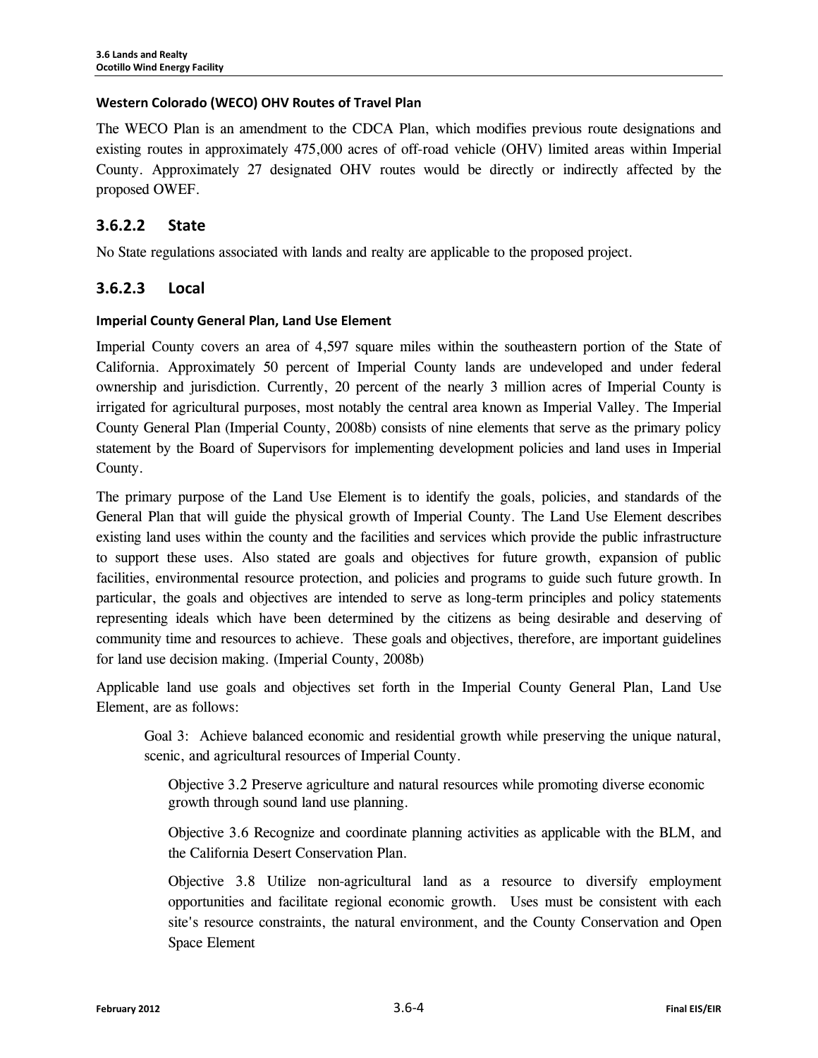#### Western Colorado (WECO) OHV Routes of Travel Plan

The WECO Plan is an amendment to the CDCA Plan, which modifies previous route designations and existing routes in approximately 475,000 acres of off-road vehicle (OHV) limited areas within Imperial County. Approximately 27 designated OHV routes would be directly or indirectly affected by the proposed OWEF.

### 3.6.2.2 State

No State regulations associated with lands and realty are applicable to the proposed project.

### 3.6.2.3 Local

#### Imperial County General Plan, Land Use Element

Imperial County covers an area of 4,597 square miles within the southeastern portion of the State of California. Approximately 50 percent of Imperial County lands are undeveloped and under federal ownership and jurisdiction. Currently, 20 percent of the nearly 3 million acres of Imperial County is irrigated for agricultural purposes, most notably the central area known as Imperial Valley. The Imperial County General Plan (Imperial County, 2008b) consists of nine elements that serve as the primary policy statement by the Board of Supervisors for implementing development policies and land uses in Imperial County.

The primary purpose of the Land Use Element is to identify the goals, policies, and standards of the General Plan that will guide the physical growth of Imperial County. The Land Use Element describes existing land uses within the county and the facilities and services which provide the public infrastructure to support these uses. Also stated are goals and objectives for future growth, expansion of public facilities, environmental resource protection, and policies and programs to guide such future growth. In particular, the goals and objectives are intended to serve as long-term principles and policy statements representing ideals which have been determined by the citizens as being desirable and deserving of community time and resources to achieve. These goals and objectives, therefore, are important guidelines for land use decision making. (Imperial County, 2008b)

Applicable land use goals and objectives set forth in the Imperial County General Plan, Land Use Element, are as follows:

> Goal 3: Achieve balanced economic and residential growth while preserving the unique natural, scenic, and agricultural resources of Imperial County.
>
> > Objective 3.2 Preserve agriculture and natural resources while promoting diverse economic growth through sound land use planning.
> >
> > Objective 3.6 Recognize and coordinate planning activities as applicable with the BLM, and the California Desert Conservation Plan.
> >
> > Objective 3.8 Utilize non-agricultural land as a resource to diversify employment opportunities and facilitate regional economic growth. Uses must be consistent with each site's resource constraints, the natural environment, and the County Conservation and Open Space Element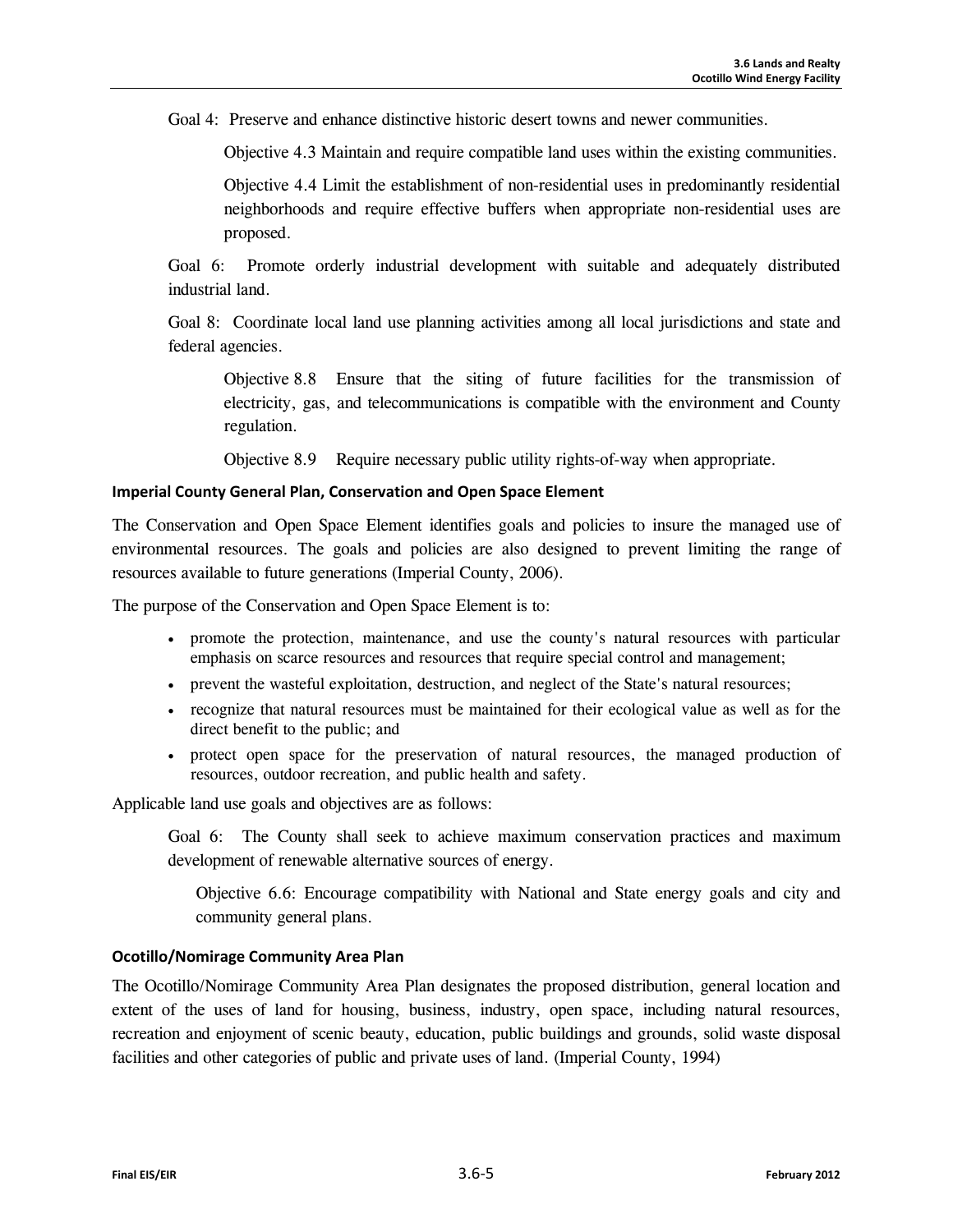Goal 4: Preserve and enhance distinctive historic desert towns and newer communities.

> Objective 4.3 Maintain and require compatible land uses within the existing communities.
>
> Objective 4.4 Limit the establishment of non-residential uses in predominantly residential neighborhoods and require effective buffers when appropriate non-residential uses are proposed.

Goal 6: Promote orderly industrial development with suitable and adequately distributed industrial land.

Goal 8: Coordinate local land use planning activities among all local jurisdictions and state and federal agencies.

> Objective 8.8 Ensure that the siting of future facilities for the transmission of electricity, gas, and telecommunications is compatible with the environment and County regulation.
>
> Objective 8.9 Require necessary public utility rights-of-way when appropriate.

#### Imperial County General Plan, Conservation and Open Space Element

The Conservation and Open Space Element identifies goals and policies to insure the managed use of environmental resources. The goals and policies are also designed to prevent limiting the range of resources available to future generations (Imperial County, 2006).

The purpose of the Conservation and Open Space Element is to:

- promote the protection, maintenance, and use the county's natural resources with particular emphasis on scarce resources and resources that require special control and management;
- prevent the wasteful exploitation, destruction, and neglect of the State's natural resources;
- recognize that natural resources must be maintained for their ecological value as well as for the direct benefit to the public; and
- protect open space for the preservation of natural resources, the managed production of resources, outdoor recreation, and public health and safety.

Applicable land use goals and objectives are as follows:

Goal 6: The County shall seek to achieve maximum conservation practices and maximum development of renewable alternative sources of energy.

> Objective 6.6: Encourage compatibility with National and State energy goals and city and community general plans.

#### Ocotillo/Nomirage Community Area Plan

The Ocotillo/Nomirage Community Area Plan designates the proposed distribution, general location and extent of the uses of land for housing, business, industry, open space, including natural resources, recreation and enjoyment of scenic beauty, education, public buildings and grounds, solid waste disposal facilities and other categories of public and private uses of land. (Imperial County, 1994)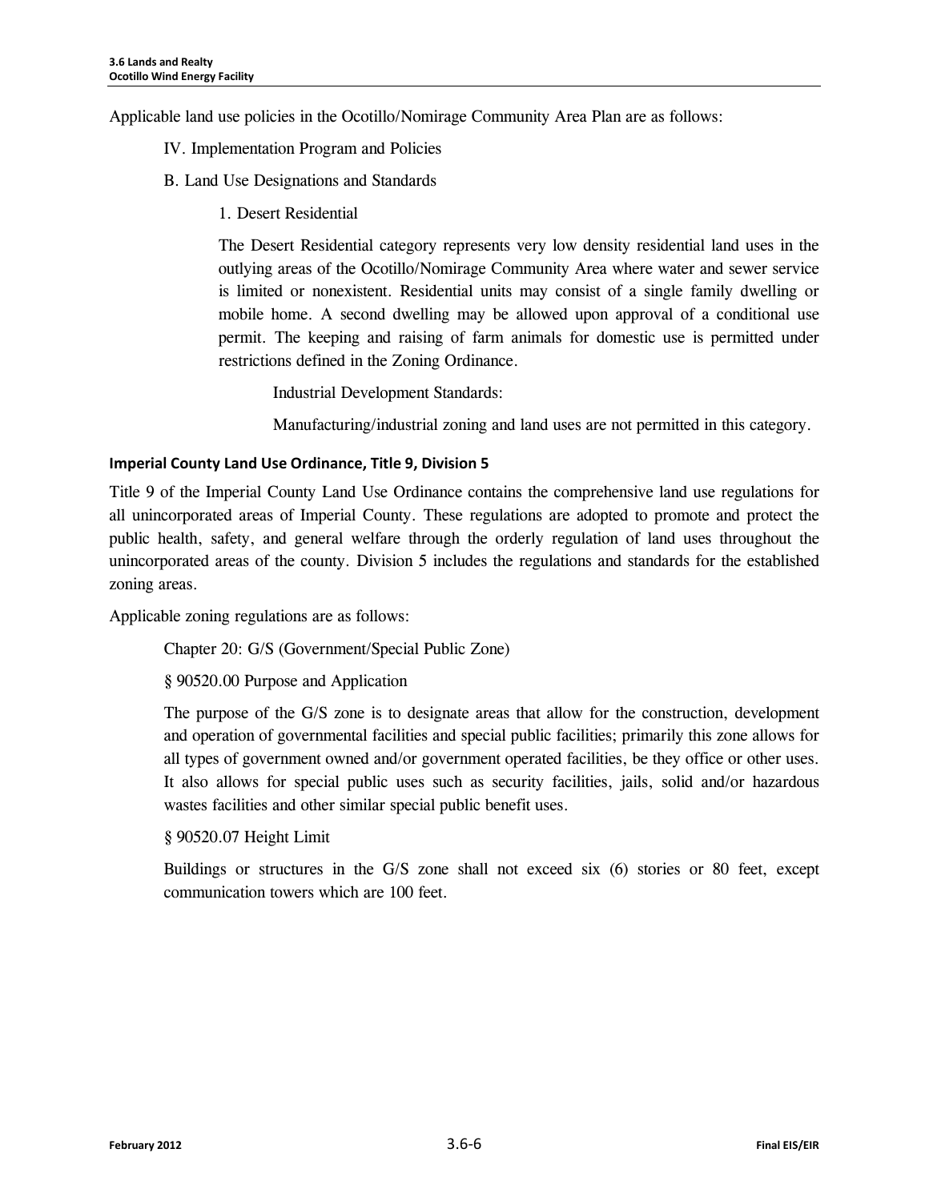Applicable land use policies in the Ocotillo/Nomirage Community Area Plan are as follows:

IV. Implementation Program and Policies

B. Land Use Designations and Standards

1. Desert Residential

The Desert Residential category represents very low density residential land uses in the outlying areas of the Ocotillo/Nomirage Community Area where water and sewer service is limited or nonexistent. Residential units may consist of a single family dwelling or mobile home. A second dwelling may be allowed upon approval of a conditional use permit. The keeping and raising of farm animals for domestic use is permitted under restrictions defined in the Zoning Ordinance.

Industrial Development Standards:

Manufacturing/industrial zoning and land uses are not permitted in this category.

#### Imperial County Land Use Ordinance, Title 9, Division 5

Title 9 of the Imperial County Land Use Ordinance contains the comprehensive land use regulations for all unincorporated areas of Imperial County. These regulations are adopted to promote and protect the public health, safety, and general welfare through the orderly regulation of land uses throughout the unincorporated areas of the county. Division 5 includes the regulations and standards for the established zoning areas.

Applicable zoning regulations are as follows:

Chapter 20: G/S (Government/Special Public Zone)

§ 90520.00 Purpose and Application

The purpose of the G/S zone is to designate areas that allow for the construction, development and operation of governmental facilities and special public facilities; primarily this zone allows for all types of government owned and/or government operated facilities, be they office or other uses. It also allows for special public uses such as security facilities, jails, solid and/or hazardous wastes facilities and other similar special public benefit uses.

§ 90520.07 Height Limit

Buildings or structures in the G/S zone shall not exceed six (6) stories or 80 feet, except communication towers which are 100 feet.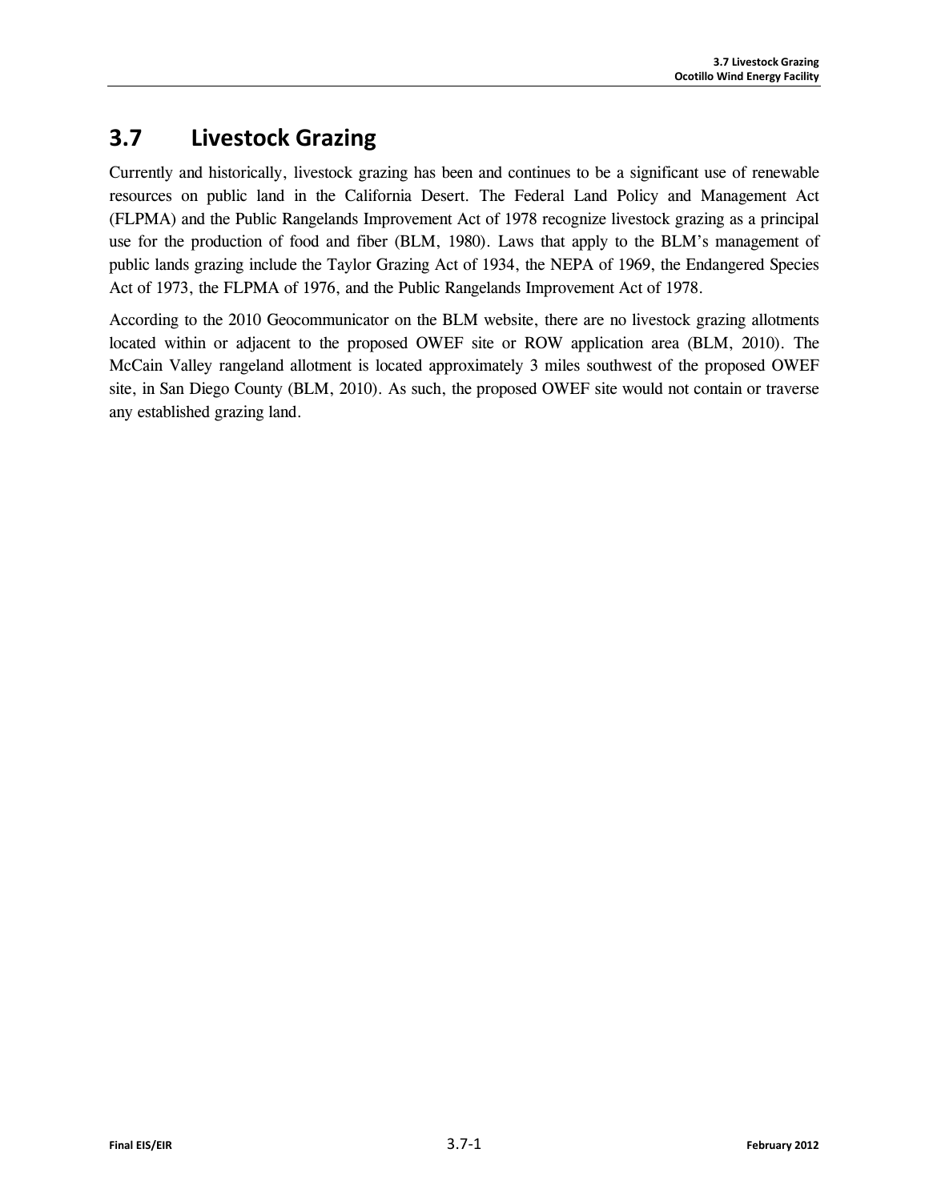# 3.7 Livestock Grazing

Currently and historically, livestock grazing has been and continues to be a significant use of renewable resources on public land in the California Desert. The Federal Land Policy and Management Act (FLPMA) and the Public Rangelands Improvement Act of 1978 recognize livestock grazing as a principal use for the production of food and fiber (BLM, 1980). Laws that apply to the BLM's management of public lands grazing include the Taylor Grazing Act of 1934, the NEPA of 1969, the Endangered Species Act of 1973, the FLPMA of 1976, and the Public Rangelands Improvement Act of 1978.

According to the 2010 Geocommunicator on the BLM website, there are no livestock grazing allotments located within or adjacent to the proposed OWEF site or ROW application area (BLM, 2010). The McCain Valley rangeland allotment is located approximately 3 miles southwest of the proposed OWEF site, in San Diego County (BLM, 2010). As such, the proposed OWEF site would not contain or traverse any established grazing land.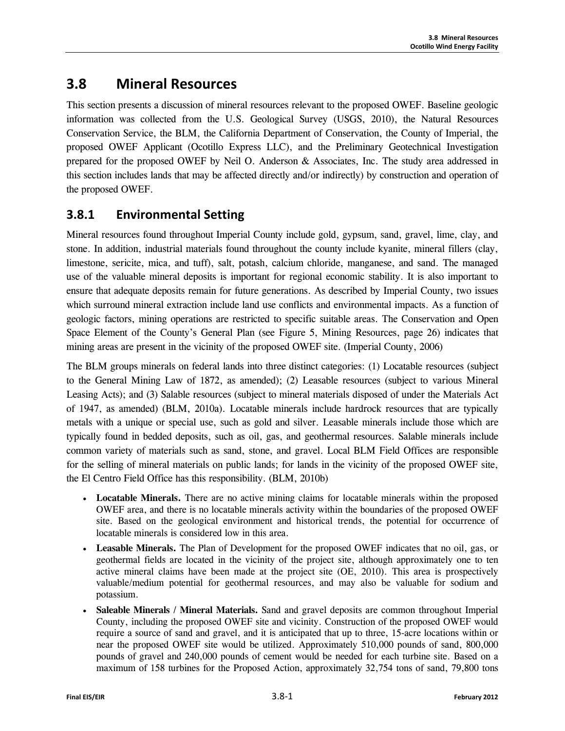## 3.8 Mineral Resources

This section presents a discussion of mineral resources relevant to the proposed OWEF. Baseline geologic information was collected from the U.S. Geological Survey (USGS, 2010), the Natural Resources Conservation Service, the BLM, the California Department of Conservation, the County of Imperial, the proposed OWEF Applicant (Ocotillo Express LLC), and the Preliminary Geotechnical Investigation prepared for the proposed OWEF by Neil O. Anderson & Associates, Inc. The study area addressed in this section includes lands that may be affected directly and/or indirectly) by construction and operation of the proposed OWEF.

### 3.8.1 Environmental Setting

Mineral resources found throughout Imperial County include gold, gypsum, sand, gravel, lime, clay, and stone. In addition, industrial materials found throughout the county include kyanite, mineral fillers (clay, limestone, sericite, mica, and tuff), salt, potash, calcium chloride, manganese, and sand. The managed use of the valuable mineral deposits is important for regional economic stability. It is also important to ensure that adequate deposits remain for future generations. As described by Imperial County, two issues which surround mineral extraction include land use conflicts and environmental impacts. As a function of geologic factors, mining operations are restricted to specific suitable areas. The Conservation and Open Space Element of the County's General Plan (see Figure 5, Mining Resources, page 26) indicates that mining areas are present in the vicinity of the proposed OWEF site. (Imperial County, 2006)

The BLM groups minerals on federal lands into three distinct categories: (1) Locatable resources (subject to the General Mining Law of 1872, as amended); (2) Leasable resources (subject to various Mineral Leasing Acts); and (3) Salable resources (subject to mineral materials disposed of under the Materials Act of 1947, as amended) (BLM, 2010a). Locatable minerals include hardrock resources that are typically metals with a unique or special use, such as gold and silver. Leasable minerals include those which are typically found in bedded deposits, such as oil, gas, and geothermal resources. Salable minerals include common variety of materials such as sand, stone, and gravel. Local BLM Field Offices are responsible for the selling of mineral materials on public lands; for lands in the vicinity of the proposed OWEF site, the El Centro Field Office has this responsibility. (BLM, 2010b)

- **Locatable Minerals.** There are no active mining claims for locatable minerals within the proposed OWEF area, and there is no locatable minerals activity within the boundaries of the proposed OWEF site. Based on the geological environment and historical trends, the potential for occurrence of locatable minerals is considered low in this area.
- **Leasable Minerals.** The Plan of Development for the proposed OWEF indicates that no oil, gas, or geothermal fields are located in the vicinity of the project site, although approximately one to ten active mineral claims have been made at the project site (OE, 2010). This area is prospectively valuable/medium potential for geothermal resources, and may also be valuable for sodium and potassium.
- **Saleable Minerals / Mineral Materials.** Sand and gravel deposits are common throughout Imperial County, including the proposed OWEF site and vicinity. Construction of the proposed OWEF would require a source of sand and gravel, and it is anticipated that up to three, 15-acre locations within or near the proposed OWEF site would be utilized. Approximately 510,000 pounds of sand, 800,000 pounds of gravel and 240,000 pounds of cement would be needed for each turbine site. Based on a maximum of 158 turbines for the Proposed Action, approximately 32,754 tons of sand, 79,800 tons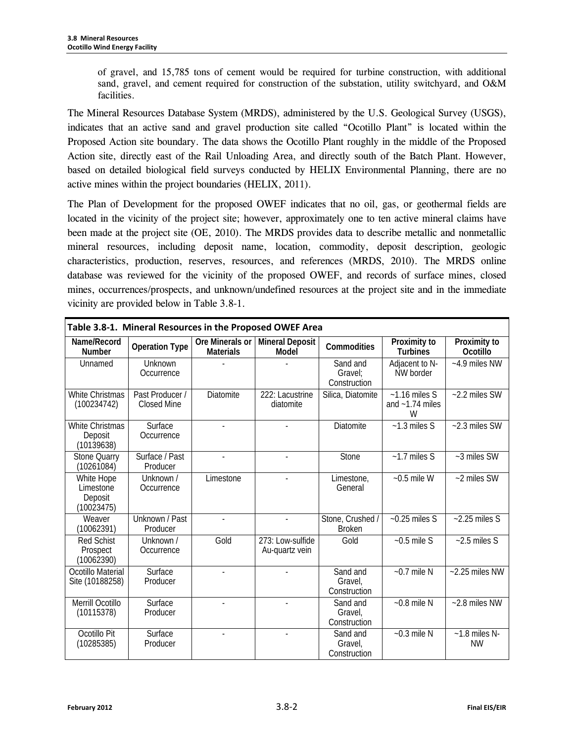of gravel, and 15,785 tons of cement would be required for turbine construction, with additional sand, gravel, and cement required for construction of the substation, utility switchyard, and O&M facilities.

The Mineral Resources Database System (MRDS), administered by the U.S. Geological Survey (USGS), indicates that an active sand and gravel production site called "Ocotillo Plant" is located within the Proposed Action site boundary. The data shows the Ocotillo Plant roughly in the middle of the Proposed Action site, directly east of the Rail Unloading Area, and directly south of the Batch Plant. However, based on detailed biological field surveys conducted by HELIX Environmental Planning, there are no active mines within the project boundaries (HELIX, 2011).

The Plan of Development for the proposed OWEF indicates that no oil, gas, or geothermal fields are located in the vicinity of the project site; however, approximately one to ten active mineral claims have been made at the project site (OE, 2010). The MRDS provides data to describe metallic and nonmetallic mineral resources, including deposit name, location, commodity, deposit description, geologic characteristics, production, reserves, resources, and references (MRDS, 2010). The MRDS online database was reviewed for the vicinity of the proposed OWEF, and records of surface mines, closed mines, occurrences/prospects, and unknown/undefined resources at the project site and in the immediate vicinity are provided below in Table 3.8-1.

**Table 3.8-1. Mineral Resources in the Proposed OWEF Area**

| Name/Record Number | Operation Type | Ore Minerals or Materials | Mineral Deposit Model | Commodities | Proximity to Turbines | Proximity to Ocotillo |
|---|---|---|---|---|---|---|
| Unnamed | Unknown Occurrence | - | - | Sand and Gravel; Construction | Adjacent to N-NW border | ~4.9 miles NW |
| White Christmas (100234742) | Past Producer / Closed Mine | Diatomite | 222: Lacustrine diatomite | Silica, Diatomite | ~1.16 miles S and ~1.74 miles W | ~2.2 miles SW |
| White Christmas Deposit (10139638) | Surface Occurrence | - | - | Diatomite | ~1.3 miles S | ~2.3 miles SW |
| Stone Quarry (10261084) | Surface / Past Producer | - | - | Stone | ~1.7 miles S | ~3 miles SW |
| White Hope Limestone Deposit (10023475) | Unknown / Occurrence | Limestone | - | Limestone, General | ~0.5 mile W | ~2 miles SW |
| Weaver (10062391) | Unknown / Past Producer | - | - | Stone, Crushed / Broken | ~0.25 miles S | ~2.25 miles S |
| Red Schist Prospect (10062390) | Unknown / Occurrence | Gold | 273: Low-sulfide Au-quartz vein | Gold | ~0.5 mile S | ~2.5 miles S |
| Ocotillo Material Site (10188258) | Surface Producer | - | - | Sand and Gravel, Construction | ~0.7 mile N | ~2.25 miles NW |
| Merrill Ocotillo (10115378) | Surface Producer | - | - | Sand and Gravel, Construction | ~0.8 mile N | ~2.8 miles NW |
| Ocotillo Pit (10285385) | Surface Producer | - | - | Sand and Gravel, Construction | ~0.3 mile N | ~1.8 miles N-NW |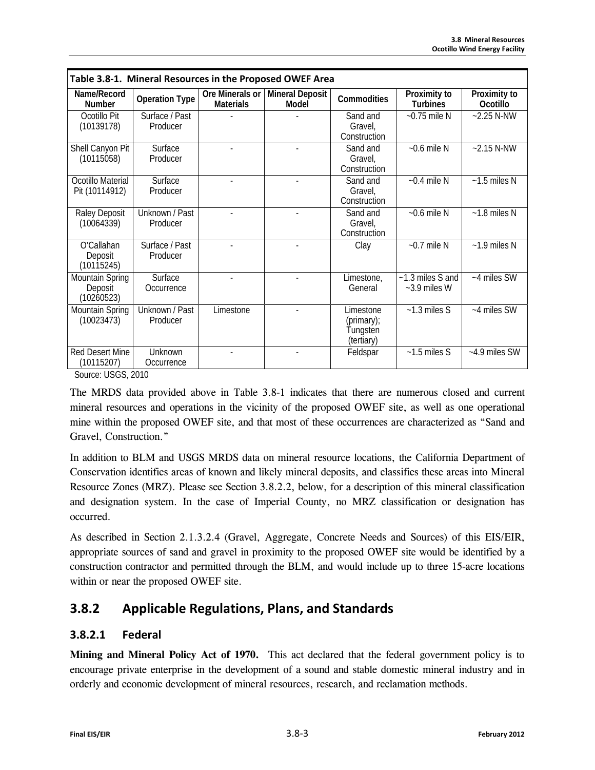**Table 3.8-1. Mineral Resources in the Proposed OWEF Area**

| Name/Record Number | Operation Type | Ore Minerals or Materials | Mineral Deposit Model | Commodities | Proximity to Turbines | Proximity to Ocotillo |
|---|---|---|---|---|---|---|
| Ocotillo Pit (10139178) | Surface / Past Producer | - | - | Sand and Gravel, Construction | ~0.75 mile N | ~2.25 N-NW |
| Shell Canyon Pit (10115058) | Surface Producer | - | - | Sand and Gravel, Construction | ~0.6 mile N | ~2.15 N-NW |
| Ocotillo Material Pit (10114912) | Surface Producer | - | - | Sand and Gravel, Construction | ~0.4 mile N | ~1.5 miles N |
| Raley Deposit (10064339) | Unknown / Past Producer | - | - | Sand and Gravel, Construction | ~0.6 mile N | ~1.8 miles N |
| O'Callahan Deposit (10115245) | Surface / Past Producer | - | - | Clay | ~0.7 mile N | ~1.9 miles N |
| Mountain Spring Deposit (10260523) | Surface Occurrence | - | - | Limestone, General | ~1.3 miles S and ~3.9 miles W | ~4 miles SW |
| Mountain Spring (10023473) | Unknown / Past Producer | Limestone | - | Limestone (primary); Tungsten (tertiary) | ~1.3 miles S | ~4 miles SW |
| Red Desert Mine (10115207) | Unknown Occurrence | - | - | Feldspar | ~1.5 miles S | ~4.9 miles SW |

Source: USGS, 2010

The MRDS data provided above in Table 3.8-1 indicates that there are numerous closed and current mineral resources and operations in the vicinity of the proposed OWEF site, as well as one operational mine within the proposed OWEF site, and that most of these occurrences are characterized as "Sand and Gravel, Construction."

In addition to BLM and USGS MRDS data on mineral resource locations, the California Department of Conservation identifies areas of known and likely mineral deposits, and classifies these areas into Mineral Resource Zones (MRZ). Please see Section 3.8.2.2, below, for a description of this mineral classification and designation system. In the case of Imperial County, no MRZ classification or designation has occurred.

As described in Section 2.1.3.2.4 (Gravel, Aggregate, Concrete Needs and Sources) of this EIS/EIR, appropriate sources of sand and gravel in proximity to the proposed OWEF site would be identified by a construction contractor and permitted through the BLM, and would include up to three 15-acre locations within or near the proposed OWEF site.

## 3.8.2 Applicable Regulations, Plans, and Standards

### 3.8.2.1 Federal

**Mining and Mineral Policy Act of 1970.** This act declared that the federal government policy is to encourage private enterprise in the development of a sound and stable domestic mineral industry and in orderly and economic development of mineral resources, research, and reclamation methods.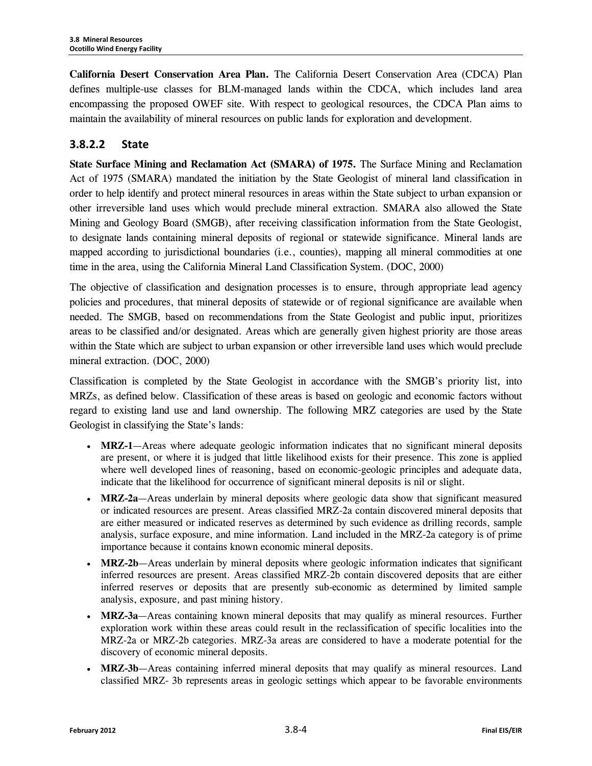**California Desert Conservation Area Plan.** The California Desert Conservation Area (CDCA) Plan defines multiple-use classes for BLM-managed lands within the CDCA, which includes land area encompassing the proposed OWEF site. With respect to geological resources, the CDCA Plan aims to maintain the availability of mineral resources on public lands for exploration and development.

### 3.8.2.2 State

**State Surface Mining and Reclamation Act (SMARA) of 1975.** The Surface Mining and Reclamation Act of 1975 (SMARA) mandated the initiation by the State Geologist of mineral land classification in order to help identify and protect mineral resources in areas within the State subject to urban expansion or other irreversible land uses which would preclude mineral extraction. SMARA also allowed the State Mining and Geology Board (SMGB), after receiving classification information from the State Geologist, to designate lands containing mineral deposits of regional or statewide significance. Mineral lands are mapped according to jurisdictional boundaries (i.e., counties), mapping all mineral commodities at one time in the area, using the California Mineral Land Classification System. (DOC, 2000)

The objective of classification and designation processes is to ensure, through appropriate lead agency policies and procedures, that mineral deposits of statewide or of regional significance are available when needed. The SMGB, based on recommendations from the State Geologist and public input, prioritizes areas to be classified and/or designated. Areas which are generally given highest priority are those areas within the State which are subject to urban expansion or other irreversible land uses which would preclude mineral extraction. (DOC, 2000)

Classification is completed by the State Geologist in accordance with the SMGB's priority list, into MRZs, as defined below. Classification of these areas is based on geologic and economic factors without regard to existing land use and land ownership. The following MRZ categories are used by the State Geologist in classifying the State's lands:

- **MRZ-1**—Areas where adequate geologic information indicates that no significant mineral deposits are present, or where it is judged that little likelihood exists for their presence. This zone is applied where well developed lines of reasoning, based on economic-geologic principles and adequate data, indicate that the likelihood for occurrence of significant mineral deposits is nil or slight.
- **MRZ-2a**—Areas underlain by mineral deposits where geologic data show that significant measured or indicated resources are present. Areas classified MRZ-2a contain discovered mineral deposits that are either measured or indicated reserves as determined by such evidence as drilling records, sample analysis, surface exposure, and mine information. Land included in the MRZ-2a category is of prime importance because it contains known economic mineral deposits.
- **MRZ-2b**—Areas underlain by mineral deposits where geologic information indicates that significant inferred resources are present. Areas classified MRZ-2b contain discovered deposits that are either inferred reserves or deposits that are presently sub-economic as determined by limited sample analysis, exposure, and past mining history.
- **MRZ-3a**—Areas containing known mineral deposits that may qualify as mineral resources. Further exploration work within these areas could result in the reclassification of specific localities into the MRZ-2a or MRZ-2b categories. MRZ-3a areas are considered to have a moderate potential for the discovery of economic mineral deposits.
- **MRZ-3b**—Areas containing inferred mineral deposits that may qualify as mineral resources. Land classified MRZ- 3b represents areas in geologic settings which appear to be favorable environments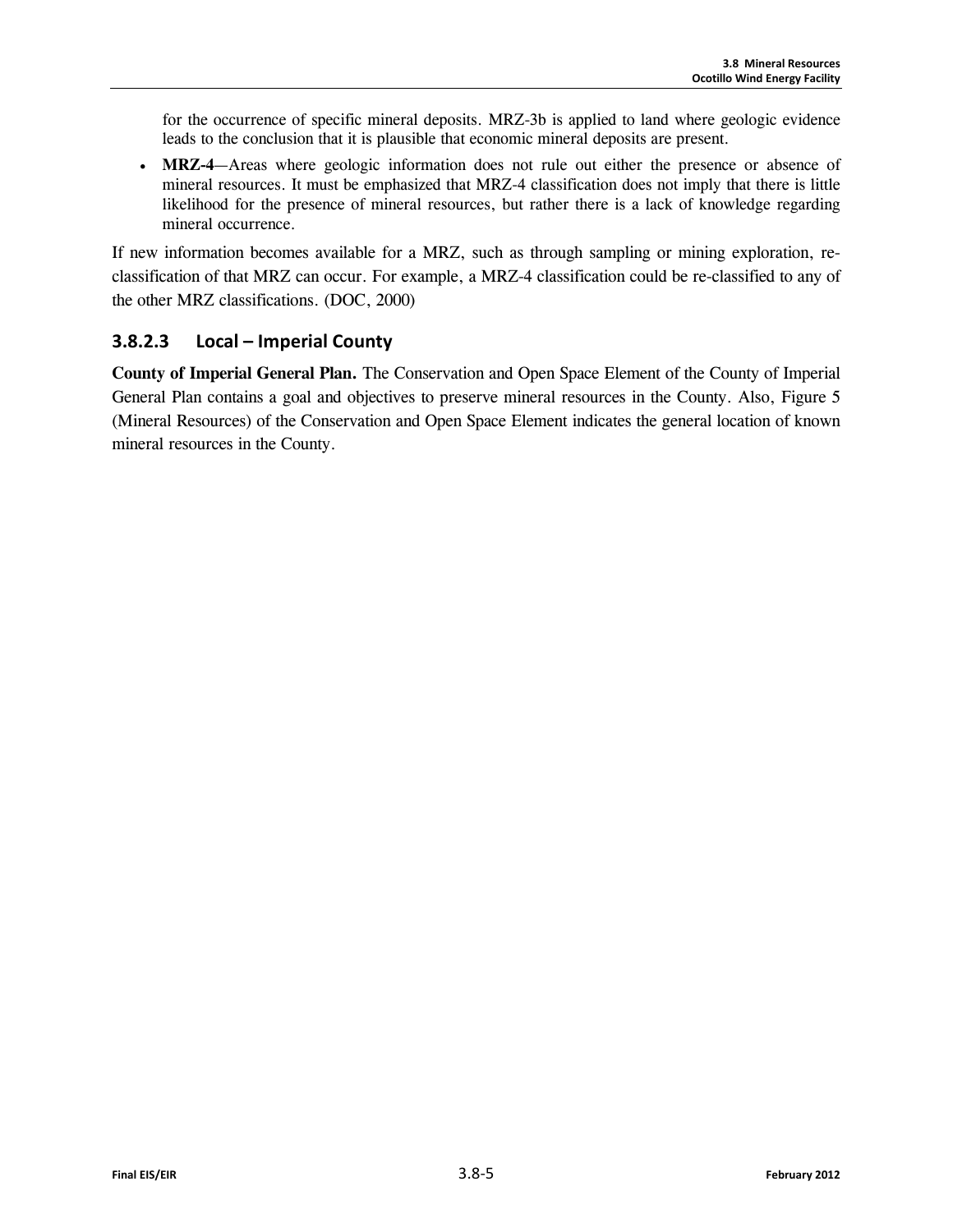for the occurrence of specific mineral deposits. MRZ-3b is applied to land where geologic evidence leads to the conclusion that it is plausible that economic mineral deposits are present.

- **MRZ-4**—Areas where geologic information does not rule out either the presence or absence of mineral resources. It must be emphasized that MRZ-4 classification does not imply that there is little likelihood for the presence of mineral resources, but rather there is a lack of knowledge regarding mineral occurrence.

If new information becomes available for a MRZ, such as through sampling or mining exploration, re-classification of that MRZ can occur. For example, a MRZ-4 classification could be re-classified to any of the other MRZ classifications. (DOC, 2000)

### 3.8.2.3 Local – Imperial County

**County of Imperial General Plan.** The Conservation and Open Space Element of the County of Imperial General Plan contains a goal and objectives to preserve mineral resources in the County. Also, Figure 5 (Mineral Resources) of the Conservation and Open Space Element indicates the general location of known mineral resources in the County.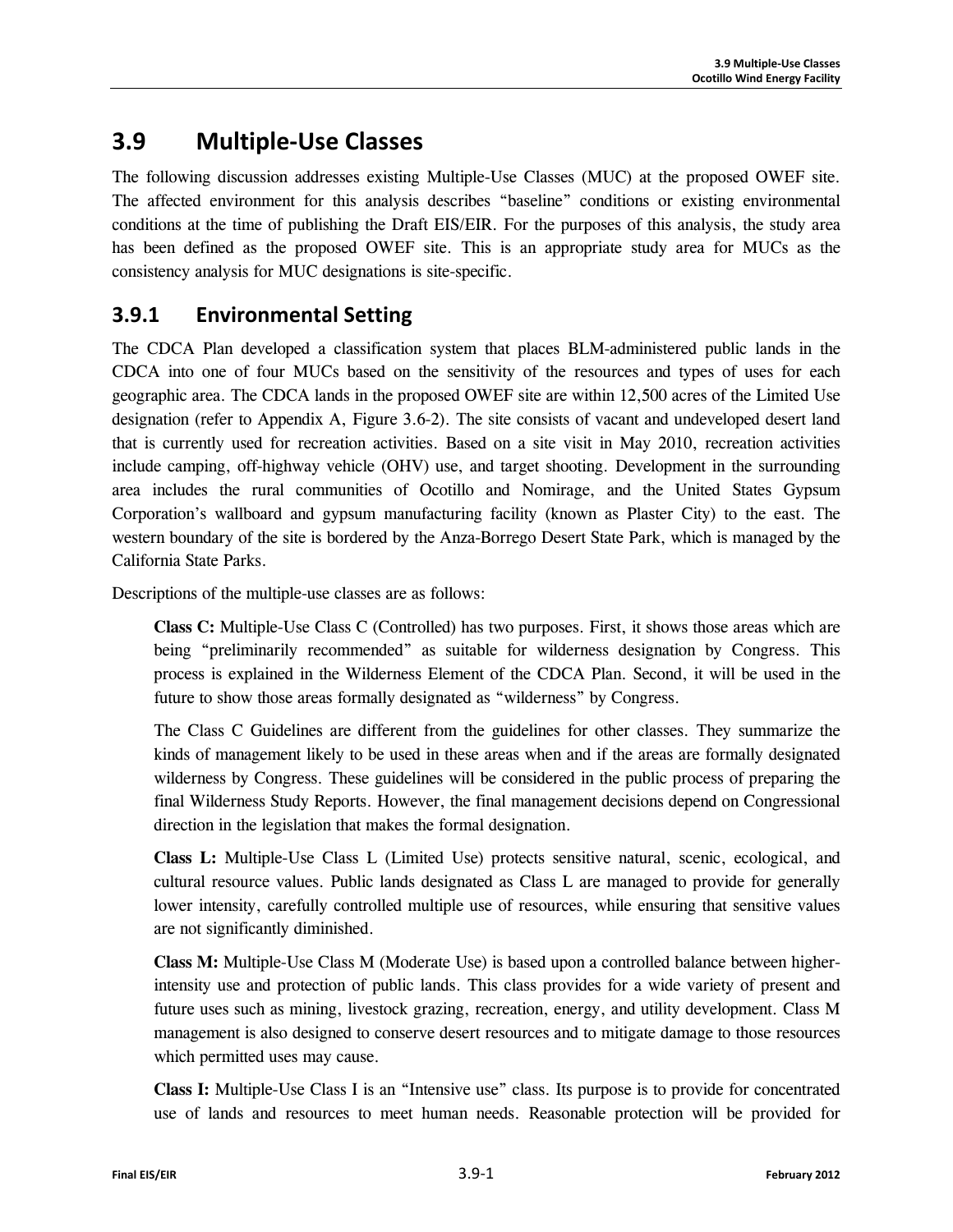## 3.9 Multiple-Use Classes

The following discussion addresses existing Multiple-Use Classes (MUC) at the proposed OWEF site. The affected environment for this analysis describes "baseline" conditions or existing environmental conditions at the time of publishing the Draft EIS/EIR. For the purposes of this analysis, the study area has been defined as the proposed OWEF site. This is an appropriate study area for MUCs as the consistency analysis for MUC designations is site-specific.

### 3.9.1 Environmental Setting

The CDCA Plan developed a classification system that places BLM-administered public lands in the CDCA into one of four MUCs based on the sensitivity of the resources and types of uses for each geographic area. The CDCA lands in the proposed OWEF site are within 12,500 acres of the Limited Use designation (refer to Appendix A, Figure 3.6-2). The site consists of vacant and undeveloped desert land that is currently used for recreation activities. Based on a site visit in May 2010, recreation activities include camping, off-highway vehicle (OHV) use, and target shooting. Development in the surrounding area includes the rural communities of Ocotillo and Nomirage, and the United States Gypsum Corporation's wallboard and gypsum manufacturing facility (known as Plaster City) to the east. The western boundary of the site is bordered by the Anza-Borrego Desert State Park, which is managed by the California State Parks.

Descriptions of the multiple-use classes are as follows:

**Class C:** Multiple-Use Class C (Controlled) has two purposes. First, it shows those areas which are being "preliminarily recommended" as suitable for wilderness designation by Congress. This process is explained in the Wilderness Element of the CDCA Plan. Second, it will be used in the future to show those areas formally designated as "wilderness" by Congress.

The Class C Guidelines are different from the guidelines for other classes. They summarize the kinds of management likely to be used in these areas when and if the areas are formally designated wilderness by Congress. These guidelines will be considered in the public process of preparing the final Wilderness Study Reports. However, the final management decisions depend on Congressional direction in the legislation that makes the formal designation.

**Class L:** Multiple-Use Class L (Limited Use) protects sensitive natural, scenic, ecological, and cultural resource values. Public lands designated as Class L are managed to provide for generally lower intensity, carefully controlled multiple use of resources, while ensuring that sensitive values are not significantly diminished.

**Class M:** Multiple-Use Class M (Moderate Use) is based upon a controlled balance between higher-intensity use and protection of public lands. This class provides for a wide variety of present and future uses such as mining, livestock grazing, recreation, energy, and utility development. Class M management is also designed to conserve desert resources and to mitigate damage to those resources which permitted uses may cause.

**Class I:** Multiple-Use Class I is an "Intensive use" class. Its purpose is to provide for concentrated use of lands and resources to meet human needs. Reasonable protection will be provided for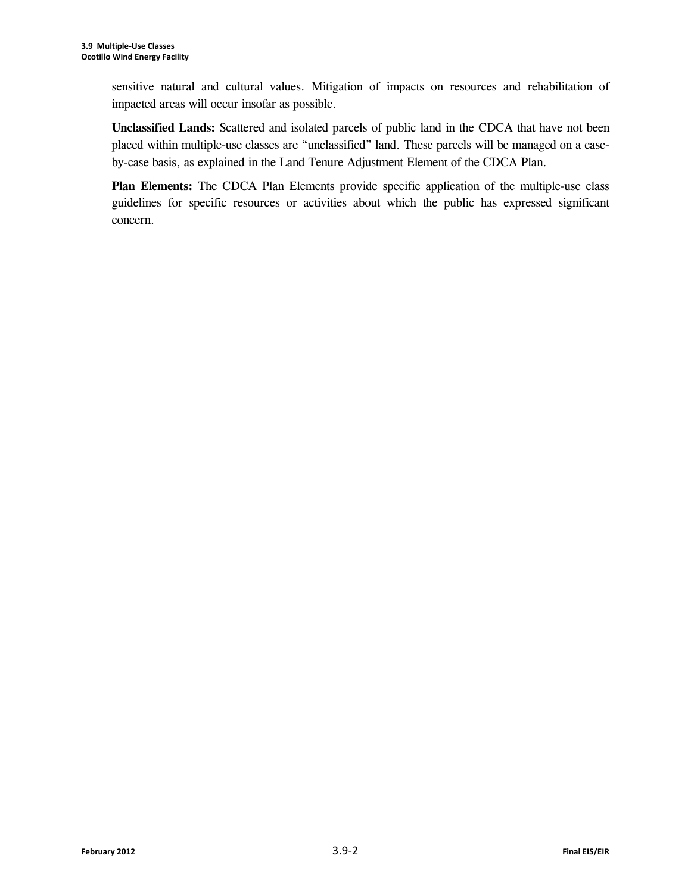sensitive natural and cultural values. Mitigation of impacts on resources and rehabilitation of impacted areas will occur insofar as possible.

**Unclassified Lands:** Scattered and isolated parcels of public land in the CDCA that have not been placed within multiple-use classes are “unclassified” land. These parcels will be managed on a case-by-case basis, as explained in the Land Tenure Adjustment Element of the CDCA Plan.

**Plan Elements:** The CDCA Plan Elements provide specific application of the multiple-use class guidelines for specific resources or activities about which the public has expressed significant concern.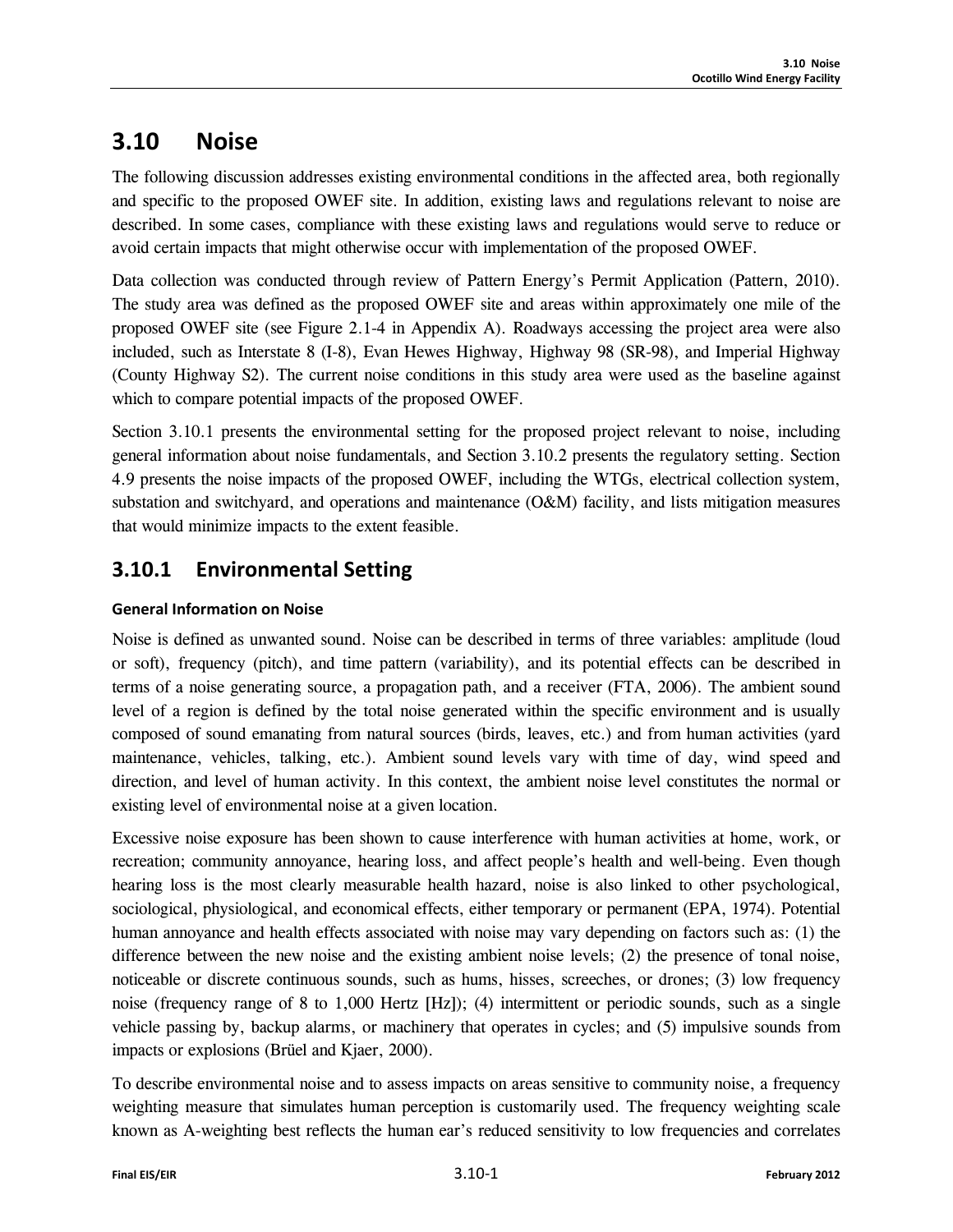# 3.10 Noise

The following discussion addresses existing environmental conditions in the affected area, both regionally and specific to the proposed OWEF site. In addition, existing laws and regulations relevant to noise are described. In some cases, compliance with these existing laws and regulations would serve to reduce or avoid certain impacts that might otherwise occur with implementation of the proposed OWEF.

Data collection was conducted through review of Pattern Energy's Permit Application (Pattern, 2010). The study area was defined as the proposed OWEF site and areas within approximately one mile of the proposed OWEF site (see Figure 2.1-4 in Appendix A). Roadways accessing the project area were also included, such as Interstate 8 (I-8), Evan Hewes Highway, Highway 98 (SR-98), and Imperial Highway (County Highway S2). The current noise conditions in this study area were used as the baseline against which to compare potential impacts of the proposed OWEF.

Section 3.10.1 presents the environmental setting for the proposed project relevant to noise, including general information about noise fundamentals, and Section 3.10.2 presents the regulatory setting. Section 4.9 presents the noise impacts of the proposed OWEF, including the WTGs, electrical collection system, substation and switchyard, and operations and maintenance (O&M) facility, and lists mitigation measures that would minimize impacts to the extent feasible.

## 3.10.1 Environmental Setting

#### General Information on Noise

Noise is defined as unwanted sound. Noise can be described in terms of three variables: amplitude (loud or soft), frequency (pitch), and time pattern (variability), and its potential effects can be described in terms of a noise generating source, a propagation path, and a receiver (FTA, 2006). The ambient sound level of a region is defined by the total noise generated within the specific environment and is usually composed of sound emanating from natural sources (birds, leaves, etc.) and from human activities (yard maintenance, vehicles, talking, etc.). Ambient sound levels vary with time of day, wind speed and direction, and level of human activity. In this context, the ambient noise level constitutes the normal or existing level of environmental noise at a given location.

Excessive noise exposure has been shown to cause interference with human activities at home, work, or recreation; community annoyance, hearing loss, and affect people's health and well-being. Even though hearing loss is the most clearly measurable health hazard, noise is also linked to other psychological, sociological, physiological, and economical effects, either temporary or permanent (EPA, 1974). Potential human annoyance and health effects associated with noise may vary depending on factors such as: (1) the difference between the new noise and the existing ambient noise levels; (2) the presence of tonal noise, noticeable or discrete continuous sounds, such as hums, hisses, screeches, or drones; (3) low frequency noise (frequency range of 8 to 1,000 Hertz [Hz]); (4) intermittent or periodic sounds, such as a single vehicle passing by, backup alarms, or machinery that operates in cycles; and (5) impulsive sounds from impacts or explosions (Brüel and Kjaer, 2000).

To describe environmental noise and to assess impacts on areas sensitive to community noise, a frequency weighting measure that simulates human perception is customarily used. The frequency weighting scale known as A-weighting best reflects the human ear's reduced sensitivity to low frequencies and correlates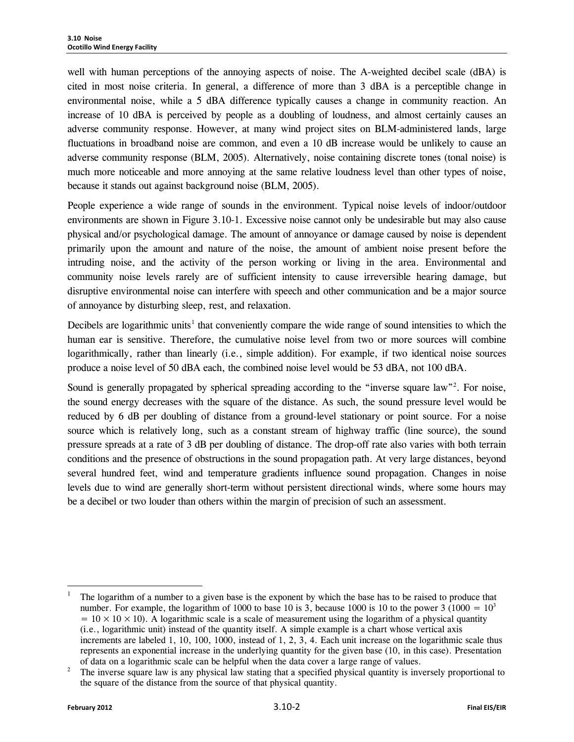well with human perceptions of the annoying aspects of noise. The A-weighted decibel scale (dBA) is cited in most noise criteria. In general, a difference of more than 3 dBA is a perceptible change in environmental noise, while a 5 dBA difference typically causes a change in community reaction. An increase of 10 dBA is perceived by people as a doubling of loudness, and almost certainly causes an adverse community response. However, at many wind project sites on BLM-administered lands, large fluctuations in broadband noise are common, and even a 10 dB increase would be unlikely to cause an adverse community response (BLM, 2005). Alternatively, noise containing discrete tones (tonal noise) is much more noticeable and more annoying at the same relative loudness level than other types of noise, because it stands out against background noise (BLM, 2005).

People experience a wide range of sounds in the environment. Typical noise levels of indoor/outdoor environments are shown in Figure 3.10-1. Excessive noise cannot only be undesirable but may also cause physical and/or psychological damage. The amount of annoyance or damage caused by noise is dependent primarily upon the amount and nature of the noise, the amount of ambient noise present before the intruding noise, and the activity of the person working or living in the area. Environmental and community noise levels rarely are of sufficient intensity to cause irreversible hearing damage, but disruptive environmental noise can interfere with speech and other communication and be a major source of annoyance by disturbing sleep, rest, and relaxation.

Decibels are logarithmic units[1] that conveniently compare the wide range of sound intensities to which the human ear is sensitive. Therefore, the cumulative noise level from two or more sources will combine logarithmically, rather than linearly (i.e., simple addition). For example, if two identical noise sources produce a noise level of 50 dBA each, the combined noise level would be 53 dBA, not 100 dBA.

Sound is generally propagated by spherical spreading according to the "inverse square law"[2]. For noise, the sound energy decreases with the square of the distance. As such, the sound pressure level would be reduced by 6 dB per doubling of distance from a ground-level stationary or point source. For a noise source which is relatively long, such as a constant stream of highway traffic (line source), the sound pressure spreads at a rate of 3 dB per doubling of distance. The drop-off rate also varies with both terrain conditions and the presence of obstructions in the sound propagation path. At very large distances, beyond several hundred feet, wind and temperature gradients influence sound propagation. Changes in noise levels due to wind are generally short-term without persistent directional winds, where some hours may be a decibel or two louder than others within the margin of precision of such an assessment.

---

[1] The logarithm of a number to a given base is the exponent by which the base has to be raised to produce that number. For example, the logarithm of 1000 to base 10 is 3, because 1000 is 10 to the power 3 ($1000 = 10^3 = 10 \times 10 \times 10$). A logarithmic scale is a scale of measurement using the logarithm of a physical quantity (i.e., logarithmic unit) instead of the quantity itself. A simple example is a chart whose vertical axis increments are labeled 1, 10, 100, 1000, instead of 1, 2, 3, 4. Each unit increase on the logarithmic scale thus represents an exponential increase in the underlying quantity for the given base (10, in this case). Presentation of data on a logarithmic scale can be helpful when the data cover a large range of values.

[2] The inverse square law is any physical law stating that a specified physical quantity is inversely proportional to the square of the distance from the source of that physical quantity.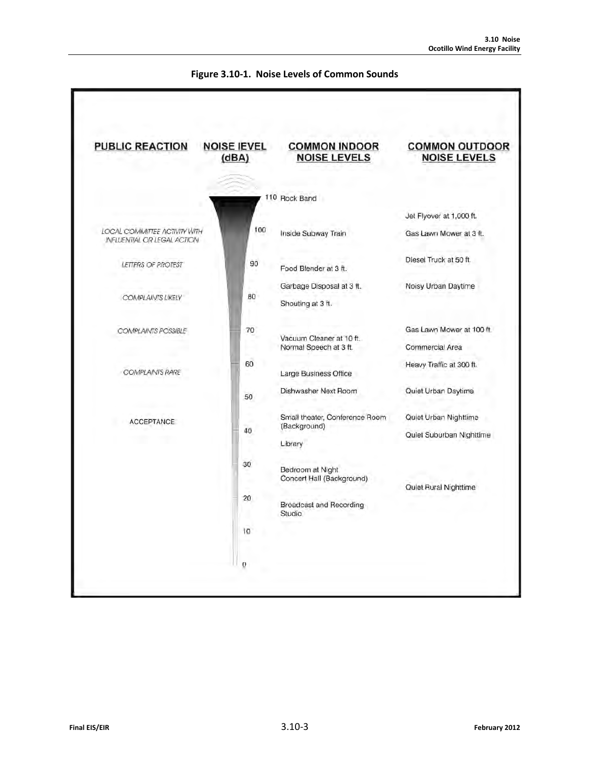**Figure 3.10-1. Noise Levels of Common Sounds**

| PUBLIC REACTION | NOISE LEVEL (dBA) | COMMON INDOOR NOISE LEVELS | COMMON OUTDOOR NOISE LEVELS |
|---|---|---|---|
| | 110 | Rock Band | |
| | | | Jet Flyover at 1,000 ft. |
| LOCAL COMMITTEE ACTIVITY WITH INFLUENTIAL OR LEGAL ACTION | 100 | Inside Subway Train | Gas Lawn Mower at 3 ft. |
| LETTERS OF PROTEST | 90 | Food Blender at 3 ft. | Diesel Truck at 50 ft. |
| | | Garbage Disposal at 3 ft. | Noisy Urban Daytime |
| COMPLAINTS LIKELY | 80 | Shouting at 3 ft. | |
| COMPLAINTS POSSIBLE | 70 | Vacuum Cleaner at 10 ft. | Gas Lawn Mower at 100 ft. |
| | | Normal Speech at 3 ft. | Commercial Area |
| COMPLAINTS RARE | 60 | Large Business Office | Heavy Traffic at 300 ft. |
| | 50 | Dishwasher Next Room | Quiet Urban Daytime |
| ACCEPTANCE | 40 | Small theater, Conference Room (Background) | Quiet Urban Nighttime |
| | | Library | Quiet Suburban Nighttime |
| | 30 | Bedroom at Night | |
| | | Concert Hall (Background) | Quiet Rural Nighttime |
| | 20 | Broadcast and Recording Studio | |
| | 10 | | |
| | 0 | | |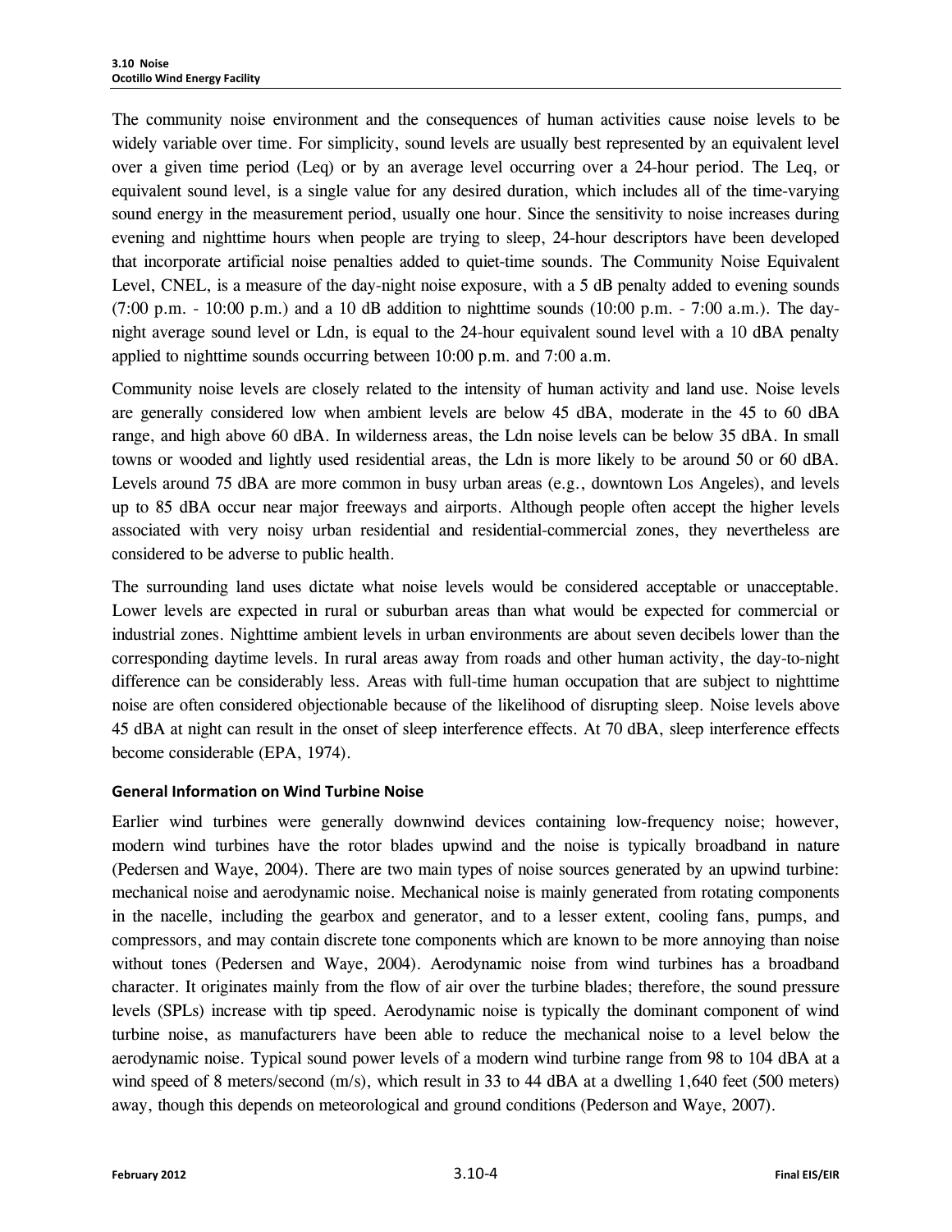The community noise environment and the consequences of human activities cause noise levels to be widely variable over time. For simplicity, sound levels are usually best represented by an equivalent level over a given time period (Leq) or by an average level occurring over a 24-hour period. The Leq, or equivalent sound level, is a single value for any desired duration, which includes all of the time-varying sound energy in the measurement period, usually one hour. Since the sensitivity to noise increases during evening and nighttime hours when people are trying to sleep, 24-hour descriptors have been developed that incorporate artificial noise penalties added to quiet-time sounds. The Community Noise Equivalent Level, CNEL, is a measure of the day-night noise exposure, with a 5 dB penalty added to evening sounds (7:00 p.m. - 10:00 p.m.) and a 10 dB addition to nighttime sounds (10:00 p.m. - 7:00 a.m.). The day-night average sound level or Ldn, is equal to the 24-hour equivalent sound level with a 10 dBA penalty applied to nighttime sounds occurring between 10:00 p.m. and 7:00 a.m.

Community noise levels are closely related to the intensity of human activity and land use. Noise levels are generally considered low when ambient levels are below 45 dBA, moderate in the 45 to 60 dBA range, and high above 60 dBA. In wilderness areas, the Ldn noise levels can be below 35 dBA. In small towns or wooded and lightly used residential areas, the Ldn is more likely to be around 50 or 60 dBA. Levels around 75 dBA are more common in busy urban areas (e.g., downtown Los Angeles), and levels up to 85 dBA occur near major freeways and airports. Although people often accept the higher levels associated with very noisy urban residential and residential-commercial zones, they nevertheless are considered to be adverse to public health.

The surrounding land uses dictate what noise levels would be considered acceptable or unacceptable. Lower levels are expected in rural or suburban areas than what would be expected for commercial or industrial zones. Nighttime ambient levels in urban environments are about seven decibels lower than the corresponding daytime levels. In rural areas away from roads and other human activity, the day-to-night difference can be considerably less. Areas with full-time human occupation that are subject to nighttime noise are often considered objectionable because of the likelihood of disrupting sleep. Noise levels above 45 dBA at night can result in the onset of sleep interference effects. At 70 dBA, sleep interference effects become considerable (EPA, 1974).

### General Information on Wind Turbine Noise

Earlier wind turbines were generally downwind devices containing low-frequency noise; however, modern wind turbines have the rotor blades upwind and the noise is typically broadband in nature (Pedersen and Waye, 2004). There are two main types of noise sources generated by an upwind turbine: mechanical noise and aerodynamic noise. Mechanical noise is mainly generated from rotating components in the nacelle, including the gearbox and generator, and to a lesser extent, cooling fans, pumps, and compressors, and may contain discrete tone components which are known to be more annoying than noise without tones (Pedersen and Waye, 2004). Aerodynamic noise from wind turbines has a broadband character. It originates mainly from the flow of air over the turbine blades; therefore, the sound pressure levels (SPLs) increase with tip speed. Aerodynamic noise is typically the dominant component of wind turbine noise, as manufacturers have been able to reduce the mechanical noise to a level below the aerodynamic noise. Typical sound power levels of a modern wind turbine range from 98 to 104 dBA at a wind speed of 8 meters/second (m/s), which result in 33 to 44 dBA at a dwelling 1,640 feet (500 meters) away, though this depends on meteorological and ground conditions (Pederson and Waye, 2007).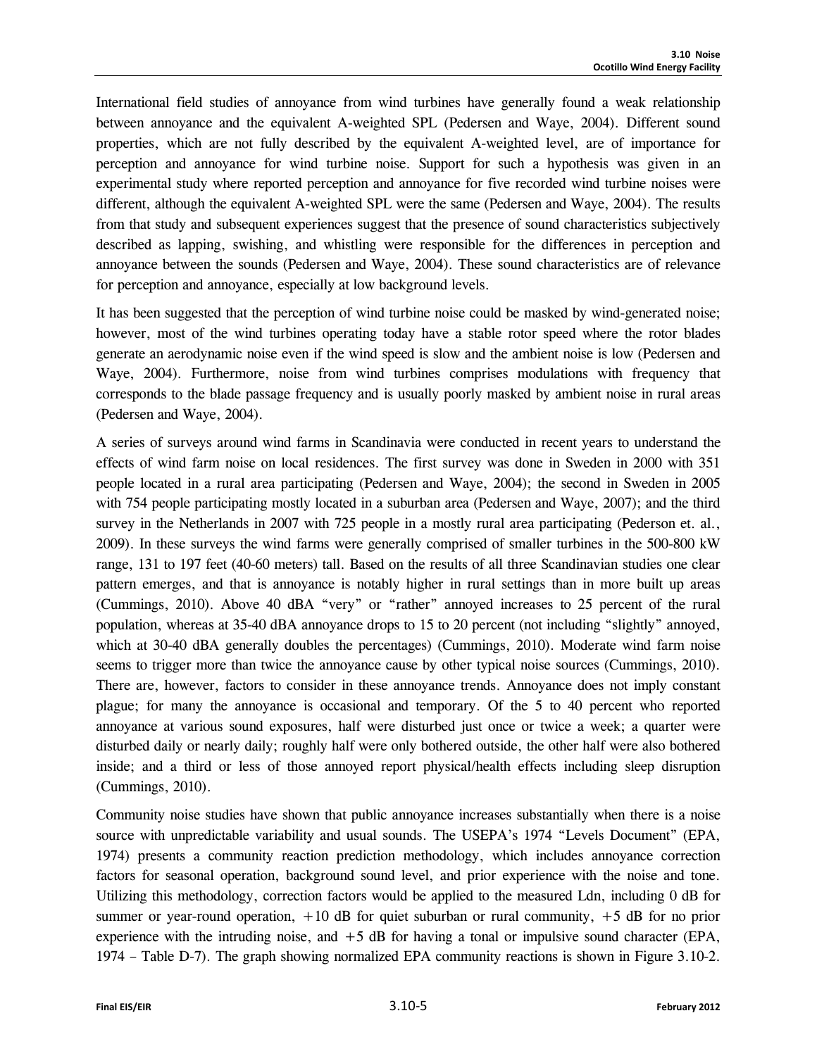International field studies of annoyance from wind turbines have generally found a weak relationship between annoyance and the equivalent A-weighted SPL (Pedersen and Waye, 2004). Different sound properties, which are not fully described by the equivalent A-weighted level, are of importance for perception and annoyance for wind turbine noise. Support for such a hypothesis was given in an experimental study where reported perception and annoyance for five recorded wind turbine noises were different, although the equivalent A-weighted SPL were the same (Pedersen and Waye, 2004). The results from that study and subsequent experiences suggest that the presence of sound characteristics subjectively described as lapping, swishing, and whistling were responsible for the differences in perception and annoyance between the sounds (Pedersen and Waye, 2004). These sound characteristics are of relevance for perception and annoyance, especially at low background levels.

It has been suggested that the perception of wind turbine noise could be masked by wind-generated noise; however, most of the wind turbines operating today have a stable rotor speed where the rotor blades generate an aerodynamic noise even if the wind speed is slow and the ambient noise is low (Pedersen and Waye, 2004). Furthermore, noise from wind turbines comprises modulations with frequency that corresponds to the blade passage frequency and is usually poorly masked by ambient noise in rural areas (Pedersen and Waye, 2004).

A series of surveys around wind farms in Scandinavia were conducted in recent years to understand the effects of wind farm noise on local residences. The first survey was done in Sweden in 2000 with 351 people located in a rural area participating (Pedersen and Waye, 2004); the second in Sweden in 2005 with 754 people participating mostly located in a suburban area (Pedersen and Waye, 2007); and the third survey in the Netherlands in 2007 with 725 people in a mostly rural area participating (Pederson et. al., 2009). In these surveys the wind farms were generally comprised of smaller turbines in the 500-800 kW range, 131 to 197 feet (40-60 meters) tall. Based on the results of all three Scandinavian studies one clear pattern emerges, and that is annoyance is notably higher in rural settings than in more built up areas (Cummings, 2010). Above 40 dBA "very" or "rather" annoyed increases to 25 percent of the rural population, whereas at 35-40 dBA annoyance drops to 15 to 20 percent (not including "slightly" annoyed, which at 30-40 dBA generally doubles the percentages) (Cummings, 2010). Moderate wind farm noise seems to trigger more than twice the annoyance cause by other typical noise sources (Cummings, 2010). There are, however, factors to consider in these annoyance trends. Annoyance does not imply constant plague; for many the annoyance is occasional and temporary. Of the 5 to 40 percent who reported annoyance at various sound exposures, half were disturbed just once or twice a week; a quarter were disturbed daily or nearly daily; roughly half were only bothered outside, the other half were also bothered inside; and a third or less of those annoyed report physical/health effects including sleep disruption (Cummings, 2010).

Community noise studies have shown that public annoyance increases substantially when there is a noise source with unpredictable variability and usual sounds. The USEPA's 1974 "Levels Document" (EPA, 1974) presents a community reaction prediction methodology, which includes annoyance correction factors for seasonal operation, background sound level, and prior experience with the noise and tone. Utilizing this methodology, correction factors would be applied to the measured Ldn, including 0 dB for summer or year-round operation, +10 dB for quiet suburban or rural community, +5 dB for no prior experience with the intruding noise, and +5 dB for having a tonal or impulsive sound character (EPA, 1974 – Table D-7). The graph showing normalized EPA community reactions is shown in Figure 3.10-2.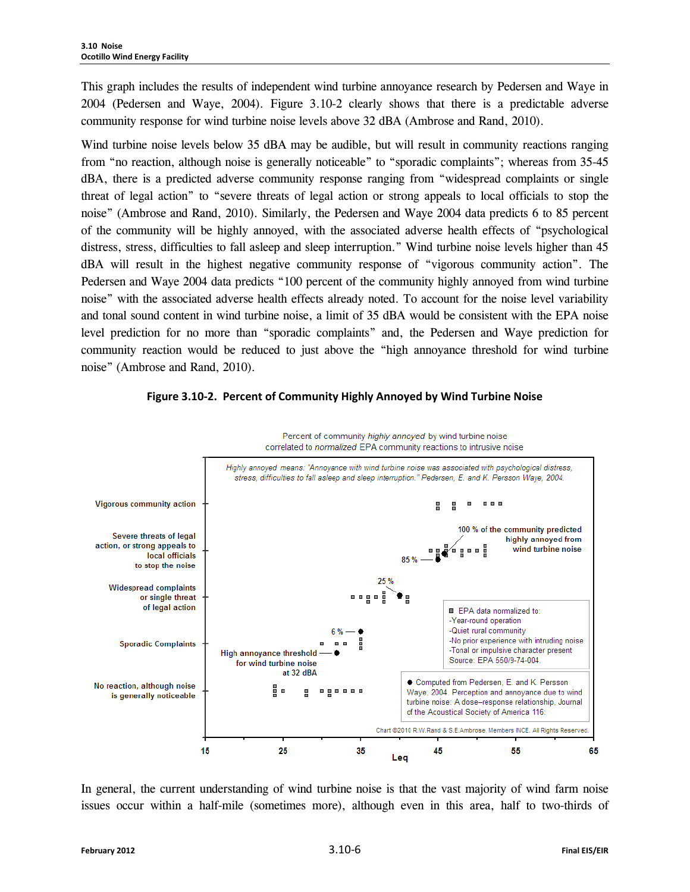This graph includes the results of independent wind turbine annoyance research by Pedersen and Waye in 2004 (Pedersen and Waye, 2004). Figure 3.10-2 clearly shows that there is a predictable adverse community response for wind turbine noise levels above 32 dBA (Ambrose and Rand, 2010).

Wind turbine noise levels below 35 dBA may be audible, but will result in community reactions ranging from "no reaction, although noise is generally noticeable" to "sporadic complaints"; whereas from 35-45 dBA, there is a predicted adverse community response ranging from "widespread complaints or single threat of legal action" to "severe threats of legal action or strong appeals to local officials to stop the noise" (Ambrose and Rand, 2010). Similarly, the Pedersen and Waye 2004 data predicts 6 to 85 percent of the community will be highly annoyed, with the associated adverse health effects of "psychological distress, stress, difficulties to fall asleep and sleep interruption." Wind turbine noise levels higher than 45 dBA will result in the highest negative community response of "vigorous community action". The Pedersen and Waye 2004 data predicts "100 percent of the community highly annoyed from wind turbine noise" with the associated adverse health effects already noted. To account for the noise level variability and tonal sound content in wind turbine noise, a limit of 35 dBA would be consistent with the EPA noise level prediction for no more than "sporadic complaints" and, the Pedersen and Waye prediction for community reaction would be reduced to just above the "high annoyance threshold for wind turbine noise" (Ambrose and Rand, 2010).

**Figure 3.10-2. Percent of Community Highly Annoyed by Wind Turbine Noise**

Percent of community *highly annoyed* by wind turbine noise correlated to *normalized* EPA community reactions to intrusive noise

*Highly annoyed means: "Annoyance with wind turbine noise was associated with psychological distress, stress, difficulties to fall asleep and sleep interruption." Pedersen, E. and K. Persson Waye, 2004.*

Y-axis: Vigorous community action; Severe threats of legal action, or strong appeals to local officials to stop the noise; Widespread complaints or single threat of legal action; Sporadic Complaints; No reaction, although noise is generally noticeable

X-axis: Leq (15, 25, 35, 45, 55, 65)

Annotations: 100 % of the community predicted highly annoyed from wind turbine noise; 85 %; 25 %; 6 %; High annoyance threshold for wind turbine noise at 32 dBA

▪ EPA data normalized to:
-Year-round operation
-Quiet rural community
-No prior experience with intruding noise
-Tonal or impulsive character present
Source: EPA 550/9-74-004.

● Computed from Pedersen, E. and K. Persson Waye, 2004. Perception and annoyance due to wind turbine noise: A dose–response relationship, Journal of the Acoustical Society of America 116:

Chart ©2010 R.W.Rand & S.E.Ambrose, Members INCE. All Rights Reserved.

In general, the current understanding of wind turbine noise is that the vast majority of wind farm noise issues occur within a half-mile (sometimes more), although even in this area, half to two-thirds of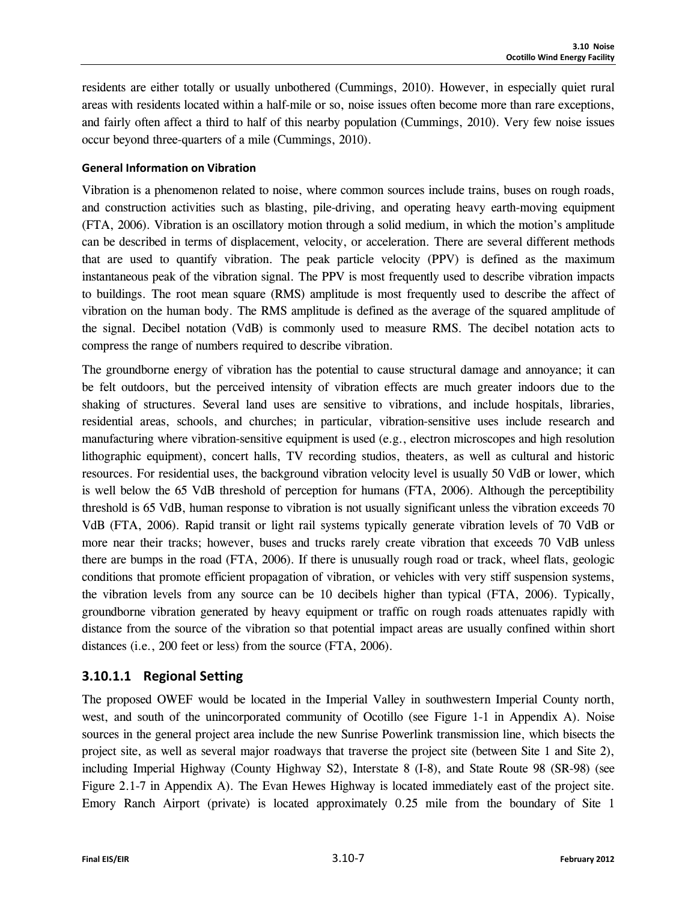residents are either totally or usually unbothered (Cummings, 2010). However, in especially quiet rural areas with residents located within a half-mile or so, noise issues often become more than rare exceptions, and fairly often affect a third to half of this nearby population (Cummings, 2010). Very few noise issues occur beyond three-quarters of a mile (Cummings, 2010).

#### General Information on Vibration

Vibration is a phenomenon related to noise, where common sources include trains, buses on rough roads, and construction activities such as blasting, pile-driving, and operating heavy earth-moving equipment (FTA, 2006). Vibration is an oscillatory motion through a solid medium, in which the motion's amplitude can be described in terms of displacement, velocity, or acceleration. There are several different methods that are used to quantify vibration. The peak particle velocity (PPV) is defined as the maximum instantaneous peak of the vibration signal. The PPV is most frequently used to describe vibration impacts to buildings. The root mean square (RMS) amplitude is most frequently used to describe the affect of vibration on the human body. The RMS amplitude is defined as the average of the squared amplitude of the signal. Decibel notation (VdB) is commonly used to measure RMS. The decibel notation acts to compress the range of numbers required to describe vibration.

The groundborne energy of vibration has the potential to cause structural damage and annoyance; it can be felt outdoors, but the perceived intensity of vibration effects are much greater indoors due to the shaking of structures. Several land uses are sensitive to vibrations, and include hospitals, libraries, residential areas, schools, and churches; in particular, vibration-sensitive uses include research and manufacturing where vibration-sensitive equipment is used (e.g., electron microscopes and high resolution lithographic equipment), concert halls, TV recording studios, theaters, as well as cultural and historic resources. For residential uses, the background vibration velocity level is usually 50 VdB or lower, which is well below the 65 VdB threshold of perception for humans (FTA, 2006). Although the perceptibility threshold is 65 VdB, human response to vibration is not usually significant unless the vibration exceeds 70 VdB (FTA, 2006). Rapid transit or light rail systems typically generate vibration levels of 70 VdB or more near their tracks; however, buses and trucks rarely create vibration that exceeds 70 VdB unless there are bumps in the road (FTA, 2006). If there is unusually rough road or track, wheel flats, geologic conditions that promote efficient propagation of vibration, or vehicles with very stiff suspension systems, the vibration levels from any source can be 10 decibels higher than typical (FTA, 2006). Typically, groundborne vibration generated by heavy equipment or traffic on rough roads attenuates rapidly with distance from the source of the vibration so that potential impact areas are usually confined within short distances (i.e., 200 feet or less) from the source (FTA, 2006).

### 3.10.1.1 Regional Setting

The proposed OWEF would be located in the Imperial Valley in southwestern Imperial County north, west, and south of the unincorporated community of Ocotillo (see Figure 1-1 in Appendix A). Noise sources in the general project area include the new Sunrise Powerlink transmission line, which bisects the project site, as well as several major roadways that traverse the project site (between Site 1 and Site 2), including Imperial Highway (County Highway S2), Interstate 8 (I-8), and State Route 98 (SR-98) (see Figure 2.1-7 in Appendix A). The Evan Hewes Highway is located immediately east of the project site. Emory Ranch Airport (private) is located approximately 0.25 mile from the boundary of Site 1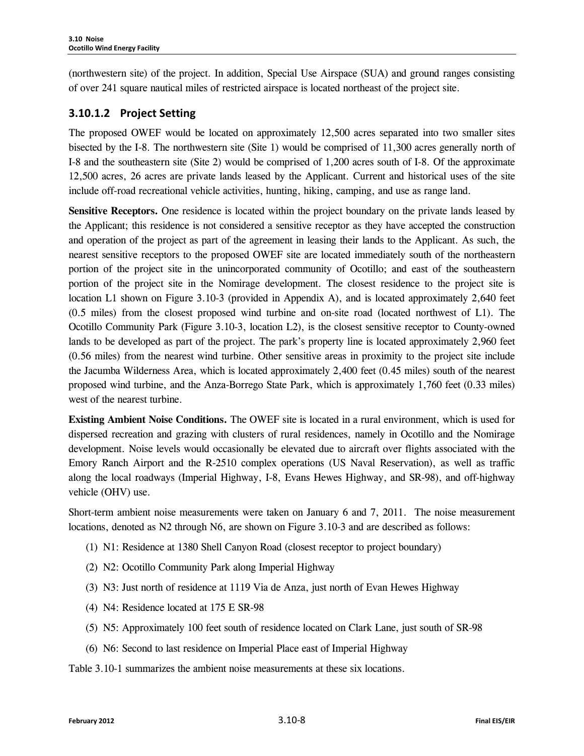(northwestern site) of the project. In addition, Special Use Airspace (SUA) and ground ranges consisting of over 241 square nautical miles of restricted airspace is located northeast of the project site.

### 3.10.1.2 Project Setting

The proposed OWEF would be located on approximately 12,500 acres separated into two smaller sites bisected by the I-8. The northwestern site (Site 1) would be comprised of 11,300 acres generally north of I-8 and the southeastern site (Site 2) would be comprised of 1,200 acres south of I-8. Of the approximate 12,500 acres, 26 acres are private lands leased by the Applicant. Current and historical uses of the site include off-road recreational vehicle activities, hunting, hiking, camping, and use as range land.

**Sensitive Receptors.** One residence is located within the project boundary on the private lands leased by the Applicant; this residence is not considered a sensitive receptor as they have accepted the construction and operation of the project as part of the agreement in leasing their lands to the Applicant. As such, the nearest sensitive receptors to the proposed OWEF site are located immediately south of the northeastern portion of the project site in the unincorporated community of Ocotillo; and east of the southeastern portion of the project site in the Nomirage development. The closest residence to the project site is location L1 shown on Figure 3.10-3 (provided in Appendix A), and is located approximately 2,640 feet (0.5 miles) from the closest proposed wind turbine and on-site road (located northwest of L1). The Ocotillo Community Park (Figure 3.10-3, location L2), is the closest sensitive receptor to County-owned lands to be developed as part of the project. The park's property line is located approximately 2,960 feet (0.56 miles) from the nearest wind turbine. Other sensitive areas in proximity to the project site include the Jacumba Wilderness Area, which is located approximately 2,400 feet (0.45 miles) south of the nearest proposed wind turbine, and the Anza-Borrego State Park, which is approximately 1,760 feet (0.33 miles) west of the nearest turbine.

**Existing Ambient Noise Conditions.** The OWEF site is located in a rural environment, which is used for dispersed recreation and grazing with clusters of rural residences, namely in Ocotillo and the Nomirage development. Noise levels would occasionally be elevated due to aircraft over flights associated with the Emory Ranch Airport and the R-2510 complex operations (US Naval Reservation), as well as traffic along the local roadways (Imperial Highway, I-8, Evans Hewes Highway, and SR-98), and off-highway vehicle (OHV) use.

Short-term ambient noise measurements were taken on January 6 and 7, 2011. The noise measurement locations, denoted as N2 through N6, are shown on Figure 3.10-3 and are described as follows:

(1) N1: Residence at 1380 Shell Canyon Road (closest receptor to project boundary)

(2) N2: Ocotillo Community Park along Imperial Highway

(3) N3: Just north of residence at 1119 Via de Anza, just north of Evan Hewes Highway

(4) N4: Residence located at 175 E SR-98

(5) N5: Approximately 100 feet south of residence located on Clark Lane, just south of SR-98

(6) N6: Second to last residence on Imperial Place east of Imperial Highway

Table 3.10-1 summarizes the ambient noise measurements at these six locations.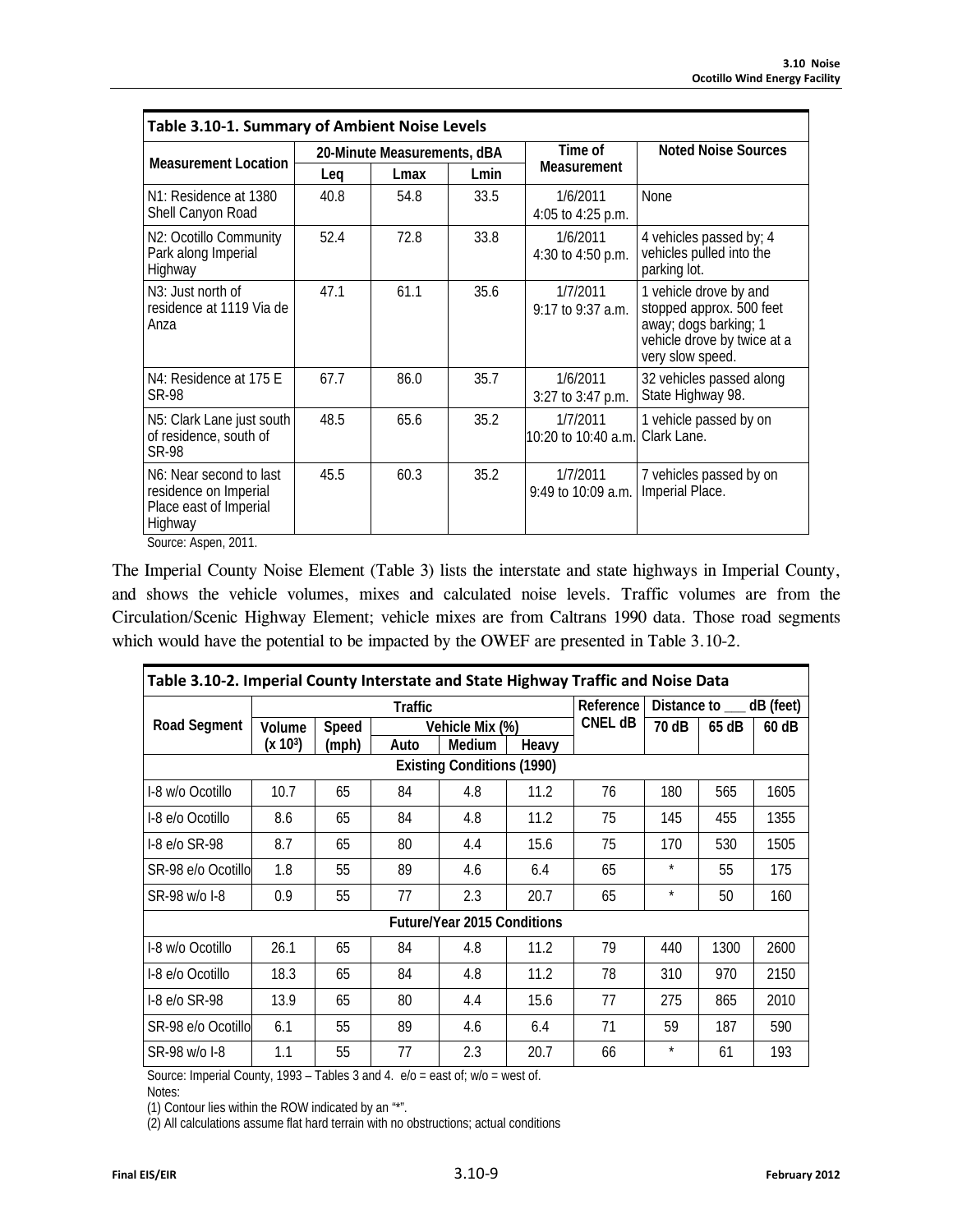**Table 3.10-1. Summary of Ambient Noise Levels**

| Measurement Location | 20-Minute Measurements, dBA | | | Time of Measurement | Noted Noise Sources |
|---|---|---|---|---|---|
| | Leq | Lmax | Lmin | | |
| N1: Residence at 1380 Shell Canyon Road | 40.8 | 54.8 | 33.5 | 1/6/2011 4:05 to 4:25 p.m. | None |
| N2: Ocotillo Community Park along Imperial Highway | 52.4 | 72.8 | 33.8 | 1/6/2011 4:30 to 4:50 p.m. | 4 vehicles passed by; 4 vehicles pulled into the parking lot. |
| N3: Just north of residence at 1119 Via de Anza | 47.1 | 61.1 | 35.6 | 1/7/2011 9:17 to 9:37 a.m. | 1 vehicle drove by and stopped approx. 500 feet away; dogs barking; 1 vehicle drove by twice at a very slow speed. |
| N4: Residence at 175 E SR-98 | 67.7 | 86.0 | 35.7 | 1/6/2011 3:27 to 3:47 p.m. | 32 vehicles passed along State Highway 98. |
| N5: Clark Lane just south of residence, south of SR-98 | 48.5 | 65.6 | 35.2 | 1/7/2011 10:20 to 10:40 a.m. | 1 vehicle passed by on Clark Lane. |
| N6: Near second to last residence on Imperial Place east of Imperial Highway | 45.5 | 60.3 | 35.2 | 1/7/2011 9:49 to 10:09 a.m. | 7 vehicles passed by on Imperial Place. |

Source: Aspen, 2011.

The Imperial County Noise Element (Table 3) lists the interstate and state highways in Imperial County, and shows the vehicle volumes, mixes and calculated noise levels. Traffic volumes are from the Circulation/Scenic Highway Element; vehicle mixes are from Caltrans 1990 data. Those road segments which would have the potential to be impacted by the OWEF are presented in Table 3.10-2.

**Table 3.10-2. Imperial County Interstate and State Highway Traffic and Noise Data**

| Road Segment | Traffic | | | | | Reference CNEL dB | Distance to ___ dB (feet) | | |
|---|---|---|---|---|---|---|---|---|---|
| | Volume ($x 10^3$) | Speed (mph) | Vehicle Mix (%) | | | | 70 dB | 65 dB | 60 dB |
| | | | Auto | Medium | Heavy | | | | |
| **Existing Conditions (1990)** | | | | | | | | | |
| I-8 w/o Ocotillo | 10.7 | 65 | 84 | 4.8 | 11.2 | 76 | 180 | 565 | 1605 |
| I-8 e/o Ocotillo | 8.6 | 65 | 84 | 4.8 | 11.2 | 75 | 145 | 455 | 1355 |
| I-8 e/o SR-98 | 8.7 | 65 | 80 | 4.4 | 15.6 | 75 | 170 | 530 | 1505 |
| SR-98 e/o Ocotillo | 1.8 | 55 | 89 | 4.6 | 6.4 | 65 | * | 55 | 175 |
| SR-98 w/o I-8 | 0.9 | 55 | 77 | 2.3 | 20.7 | 65 | * | 50 | 160 |
| **Future/Year 2015 Conditions** | | | | | | | | | |
| I-8 w/o Ocotillo | 26.1 | 65 | 84 | 4.8 | 11.2 | 79 | 440 | 1300 | 2600 |
| I-8 e/o Ocotillo | 18.3 | 65 | 84 | 4.8 | 11.2 | 78 | 310 | 970 | 2150 |
| I-8 e/o SR-98 | 13.9 | 65 | 80 | 4.4 | 15.6 | 77 | 275 | 865 | 2010 |
| SR-98 e/o Ocotillo | 6.1 | 55 | 89 | 4.6 | 6.4 | 71 | 59 | 187 | 590 |
| SR-98 w/o I-8 | 1.1 | 55 | 77 | 2.3 | 20.7 | 66 | * | 61 | 193 |

Source: Imperial County, 1993 – Tables 3 and 4. e/o = east of; w/o = west of.

Notes:

(1) Contour lies within the ROW indicated by an "*".

(2) All calculations assume flat hard terrain with no obstructions; actual conditions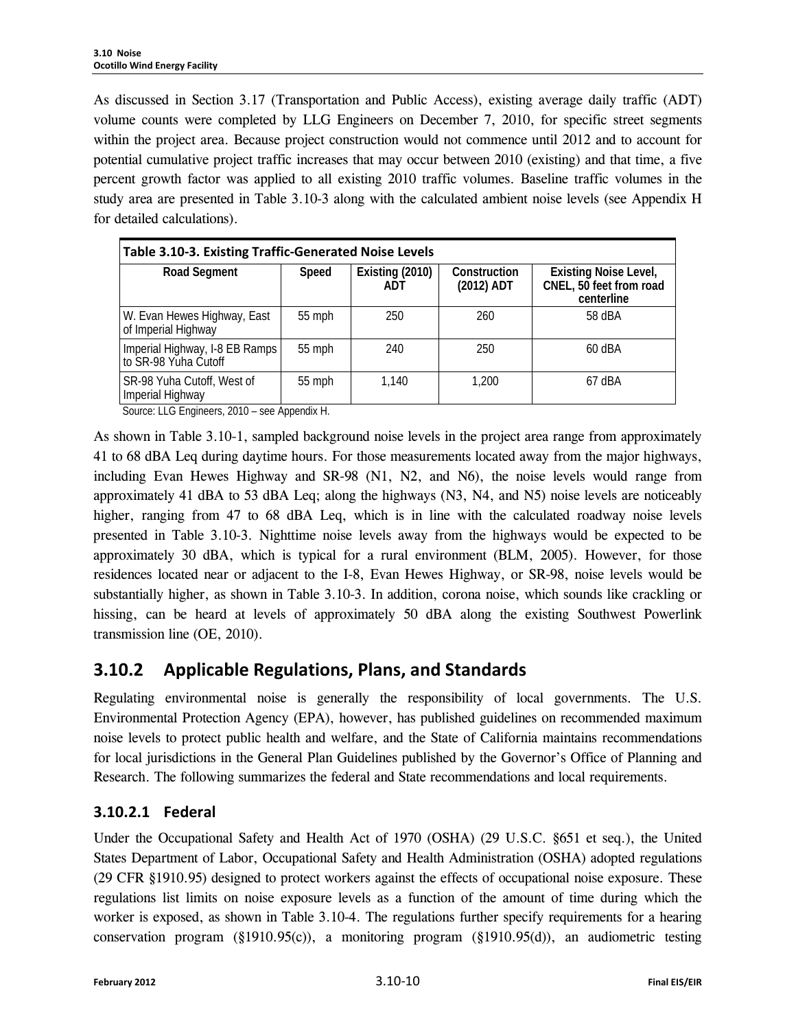As discussed in Section 3.17 (Transportation and Public Access), existing average daily traffic (ADT) volume counts were completed by LLG Engineers on December 7, 2010, for specific street segments within the project area. Because project construction would not commence until 2012 and to account for potential cumulative project traffic increases that may occur between 2010 (existing) and that time, a five percent growth factor was applied to all existing 2010 traffic volumes. Baseline traffic volumes in the study area are presented in Table 3.10-3 along with the calculated ambient noise levels (see Appendix H for detailed calculations).

**Table 3.10-3. Existing Traffic-Generated Noise Levels**

| Road Segment | Speed | Existing (2010) ADT | Construction (2012) ADT | Existing Noise Level, CNEL, 50 feet from road centerline |
|---|---|---|---|---|
| W. Evan Hewes Highway, East of Imperial Highway | 55 mph | 250 | 260 | 58 dBA |
| Imperial Highway, I-8 EB Ramps to SR-98 Yuha Cutoff | 55 mph | 240 | 250 | 60 dBA |
| SR-98 Yuha Cutoff, West of Imperial Highway | 55 mph | 1,140 | 1,200 | 67 dBA |

Source: LLG Engineers, 2010 – see Appendix H.

As shown in Table 3.10-1, sampled background noise levels in the project area range from approximately 41 to 68 dBA Leq during daytime hours. For those measurements located away from the major highways, including Evan Hewes Highway and SR-98 (N1, N2, and N6), the noise levels would range from approximately 41 dBA to 53 dBA Leq; along the highways (N3, N4, and N5) noise levels are noticeably higher, ranging from 47 to 68 dBA Leq, which is in line with the calculated roadway noise levels presented in Table 3.10-3. Nighttime noise levels away from the highways would be expected to be approximately 30 dBA, which is typical for a rural environment (BLM, 2005). However, for those residences located near or adjacent to the I-8, Evan Hewes Highway, or SR-98, noise levels would be substantially higher, as shown in Table 3.10-3. In addition, corona noise, which sounds like crackling or hissing, can be heard at levels of approximately 50 dBA along the existing Southwest Powerlink transmission line (OE, 2010).

## 3.10.2 Applicable Regulations, Plans, and Standards

Regulating environmental noise is generally the responsibility of local governments. The U.S. Environmental Protection Agency (EPA), however, has published guidelines on recommended maximum noise levels to protect public health and welfare, and the State of California maintains recommendations for local jurisdictions in the General Plan Guidelines published by the Governor's Office of Planning and Research. The following summarizes the federal and State recommendations and local requirements.

### 3.10.2.1 Federal

Under the Occupational Safety and Health Act of 1970 (OSHA) (29 U.S.C. §651 et seq.), the United States Department of Labor, Occupational Safety and Health Administration (OSHA) adopted regulations (29 CFR §1910.95) designed to protect workers against the effects of occupational noise exposure. These regulations list limits on noise exposure levels as a function of the amount of time during which the worker is exposed, as shown in Table 3.10-4. The regulations further specify requirements for a hearing conservation program (§1910.95(c)), a monitoring program (§1910.95(d)), an audiometric testing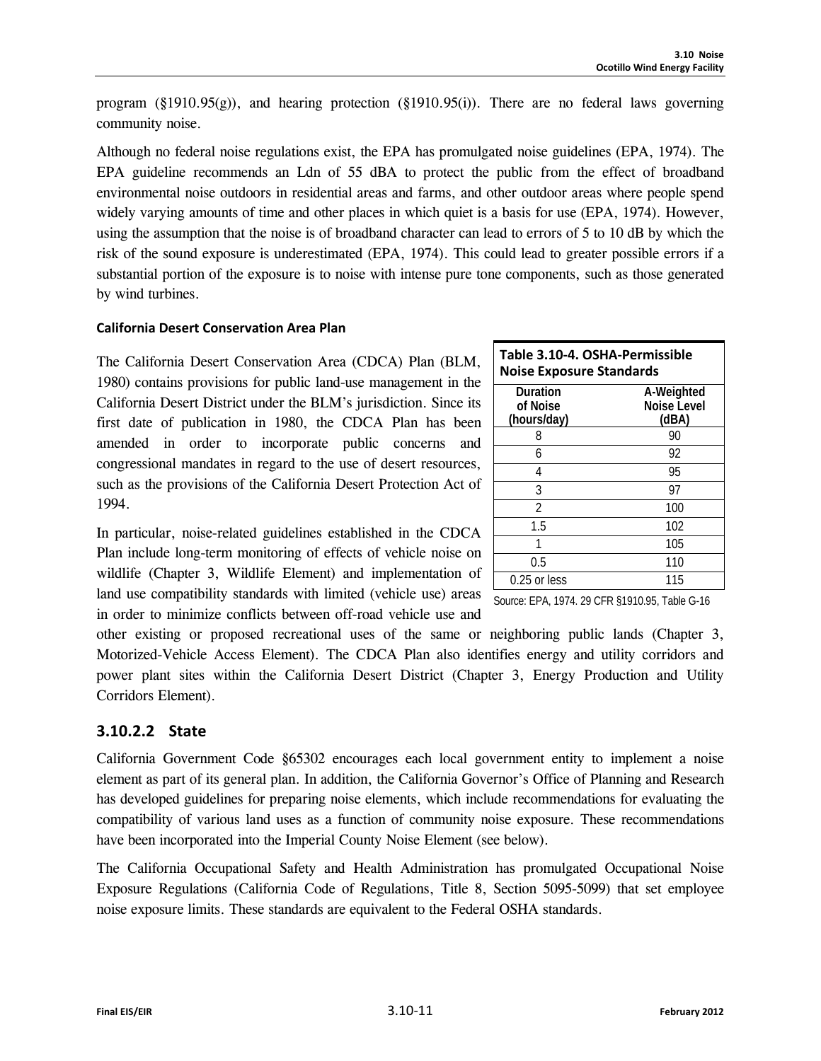program (§1910.95(g)), and hearing protection (§1910.95(i)). There are no federal laws governing community noise.

Although no federal noise regulations exist, the EPA has promulgated noise guidelines (EPA, 1974). The EPA guideline recommends an Ldn of 55 dBA to protect the public from the effect of broadband environmental noise outdoors in residential areas and farms, and other outdoor areas where people spend widely varying amounts of time and other places in which quiet is a basis for use (EPA, 1974). However, using the assumption that the noise is of broadband character can lead to errors of 5 to 10 dB by which the risk of the sound exposure is underestimated (EPA, 1974). This could lead to greater possible errors if a substantial portion of the exposure is to noise with intense pure tone components, such as those generated by wind turbines.

#### California Desert Conservation Area Plan

The California Desert Conservation Area (CDCA) Plan (BLM, 1980) contains provisions for public land-use management in the California Desert District under the BLM's jurisdiction. Since its first date of publication in 1980, the CDCA Plan has been amended in order to incorporate public concerns and congressional mandates in regard to the use of desert resources, such as the provisions of the California Desert Protection Act of 1994.

In particular, noise-related guidelines established in the CDCA Plan include long-term monitoring of effects of vehicle noise on wildlife (Chapter 3, Wildlife Element) and implementation of land use compatibility standards with limited (vehicle use) areas in order to minimize conflicts between off-road vehicle use and other existing or proposed recreational uses of the same or neighboring public lands (Chapter 3, Motorized-Vehicle Access Element). The CDCA Plan also identifies energy and utility corridors and power plant sites within the California Desert District (Chapter 3, Energy Production and Utility Corridors Element).

**Table 3.10-4. OSHA-Permissible Noise Exposure Standards**

| Duration of Noise (hours/day) | A-Weighted Noise Level (dBA) |
|---|---|
| 8 | 90 |
| 6 | 92 |
| 4 | 95 |
| 3 | 97 |
| 2 | 100 |
| 1.5 | 102 |
| 1 | 105 |
| 0.5 | 110 |
| 0.25 or less | 115 |

Source: EPA, 1974. 29 CFR §1910.95, Table G-16

### 3.10.2.2 State

California Government Code §65302 encourages each local government entity to implement a noise element as part of its general plan. In addition, the California Governor's Office of Planning and Research has developed guidelines for preparing noise elements, which include recommendations for evaluating the compatibility of various land uses as a function of community noise exposure. These recommendations have been incorporated into the Imperial County Noise Element (see below).

The California Occupational Safety and Health Administration has promulgated Occupational Noise Exposure Regulations (California Code of Regulations, Title 8, Section 5095-5099) that set employee noise exposure limits. These standards are equivalent to the Federal OSHA standards.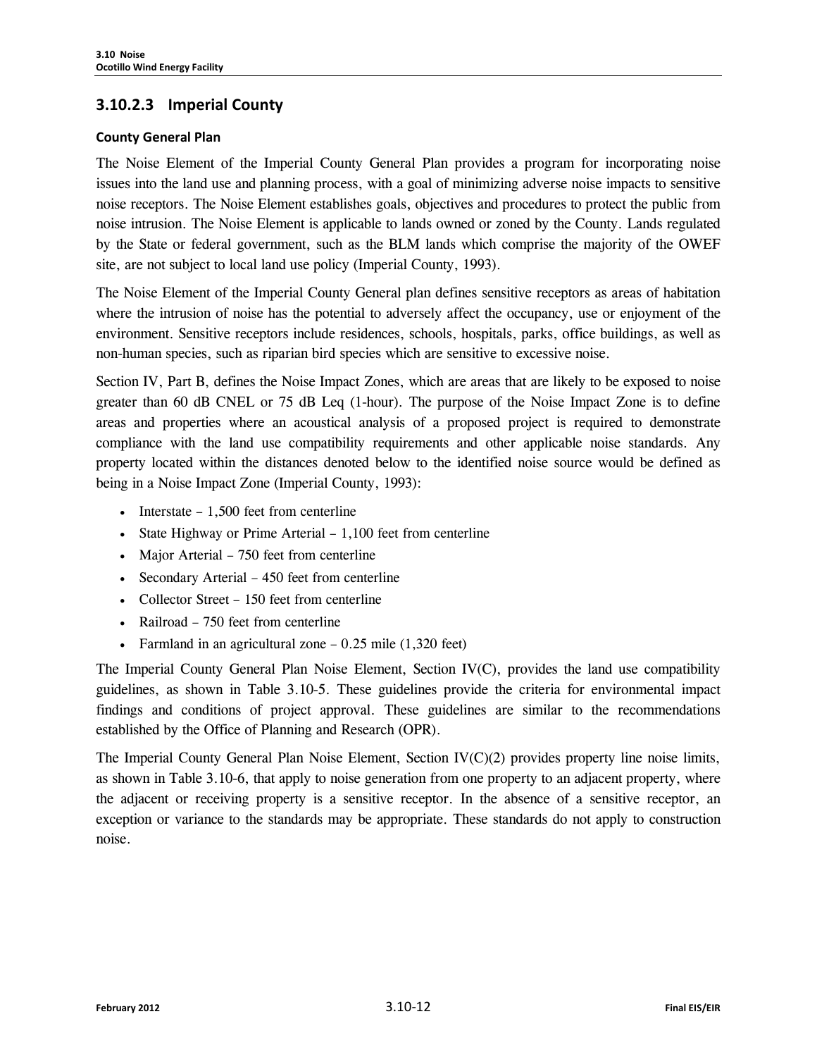### 3.10.2.3 Imperial County

#### County General Plan

The Noise Element of the Imperial County General Plan provides a program for incorporating noise issues into the land use and planning process, with a goal of minimizing adverse noise impacts to sensitive noise receptors. The Noise Element establishes goals, objectives and procedures to protect the public from noise intrusion. The Noise Element is applicable to lands owned or zoned by the County. Lands regulated by the State or federal government, such as the BLM lands which comprise the majority of the OWEF site, are not subject to local land use policy (Imperial County, 1993).

The Noise Element of the Imperial County General plan defines sensitive receptors as areas of habitation where the intrusion of noise has the potential to adversely affect the occupancy, use or enjoyment of the environment. Sensitive receptors include residences, schools, hospitals, parks, office buildings, as well as non-human species, such as riparian bird species which are sensitive to excessive noise.

Section IV, Part B, defines the Noise Impact Zones, which are areas that are likely to be exposed to noise greater than 60 dB CNEL or 75 dB Leq (1-hour). The purpose of the Noise Impact Zone is to define areas and properties where an acoustical analysis of a proposed project is required to demonstrate compliance with the land use compatibility requirements and other applicable noise standards. Any property located within the distances denoted below to the identified noise source would be defined as being in a Noise Impact Zone (Imperial County, 1993):

- Interstate – 1,500 feet from centerline
- State Highway or Prime Arterial – 1,100 feet from centerline
- Major Arterial – 750 feet from centerline
- Secondary Arterial – 450 feet from centerline
- Collector Street – 150 feet from centerline
- Railroad – 750 feet from centerline
- Farmland in an agricultural zone – 0.25 mile (1,320 feet)

The Imperial County General Plan Noise Element, Section IV(C), provides the land use compatibility guidelines, as shown in Table 3.10-5. These guidelines provide the criteria for environmental impact findings and conditions of project approval. These guidelines are similar to the recommendations established by the Office of Planning and Research (OPR).

The Imperial County General Plan Noise Element, Section IV(C)(2) provides property line noise limits, as shown in Table 3.10-6, that apply to noise generation from one property to an adjacent property, where the adjacent or receiving property is a sensitive receptor. In the absence of a sensitive receptor, an exception or variance to the standards may be appropriate. These standards do not apply to construction noise.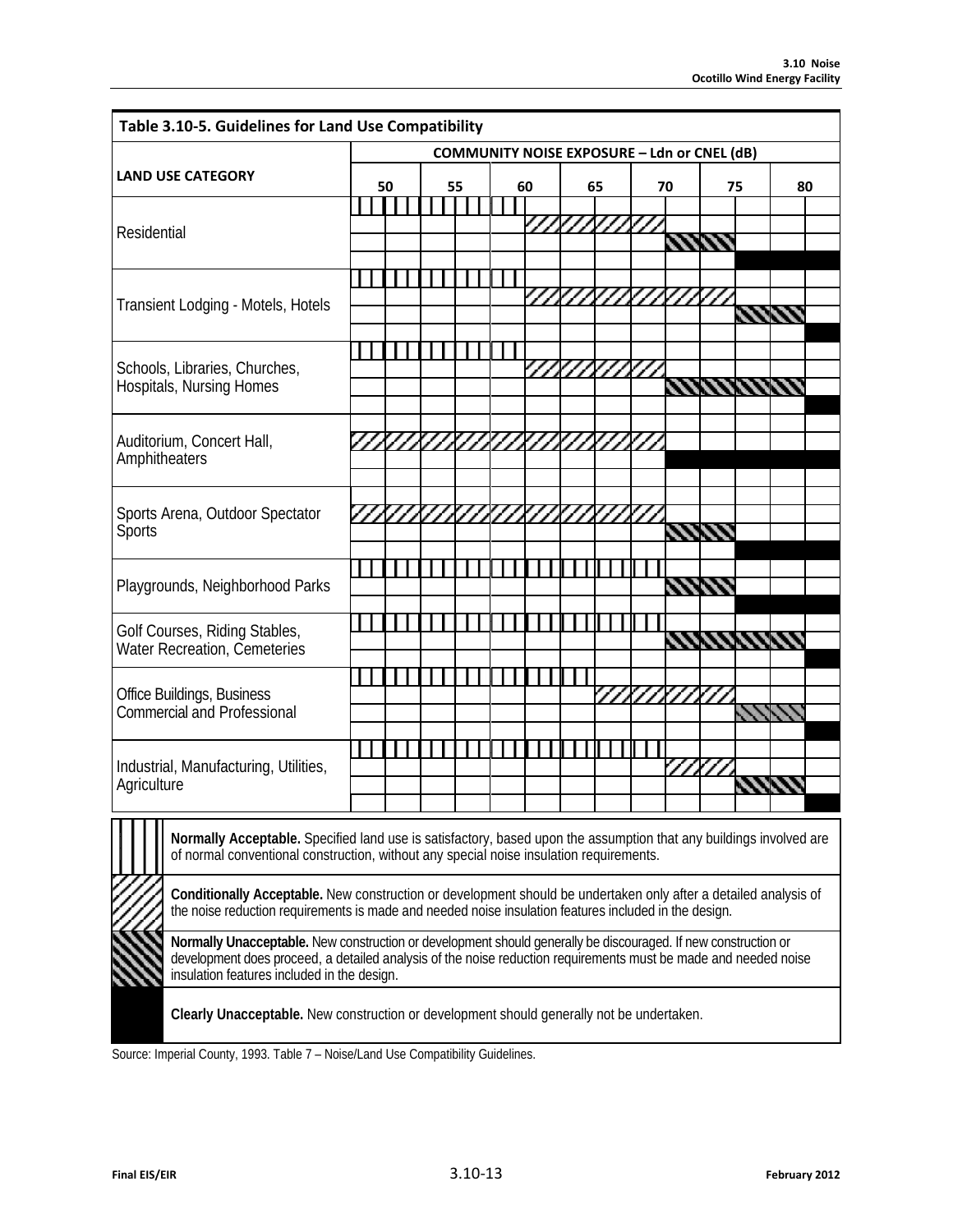**Table 3.10-5. Guidelines for Land Use Compatibility**

Community noise exposure ranges (Ldn or CNEL, dB), as read from the chart:

| LAND USE CATEGORY | Normally Acceptable | Conditionally Acceptable | Normally Unacceptable | Clearly Unacceptable |
|---|---|---|---|---|
| Residential | 60 and below | 60–70 | 70–75 | Above 75 |
| Transient Lodging - Motels, Hotels | 60 and below | 60–75 | 75–80 | Above 80 |
| Schools, Libraries, Churches, Hospitals, Nursing Homes | 60 and below | 60–70 | 70–80 | Above 80 |
| Auditorium, Concert Hall, Amphitheaters | | 70 and below | | Above 70 |
| Sports Arena, Outdoor Spectator Sports | | 70 and below | 70–75 | Above 75 |
| Playgrounds, Neighborhood Parks | 70 and below | | 70–75 | Above 75 |
| Golf Courses, Riding Stables, Water Recreation, Cemeteries | 70 and below | | 70–80 | Above 80 |
| Office Buildings, Business Commercial and Professional | 65 and below | 65–75 | 75–80 | Above 80 |
| Industrial, Manufacturing, Utilities, Agriculture | 70 and below | 70–75 | 75–80 | Above 80 |

**Normally Acceptable.** Specified land use is satisfactory, based upon the assumption that any buildings involved are of normal conventional construction, without any special noise insulation requirements.

**Conditionally Acceptable.** New construction or development should be undertaken only after a detailed analysis of the noise reduction requirements is made and needed noise insulation features included in the design.

**Normally Unacceptable.** New construction or development should generally be discouraged. If new construction or development does proceed, a detailed analysis of the noise reduction requirements must be made and needed noise insulation features included in the design.

**Clearly Unacceptable.** New construction or development should generally not be undertaken.

Source: Imperial County, 1993. Table 7 – Noise/Land Use Compatibility Guidelines.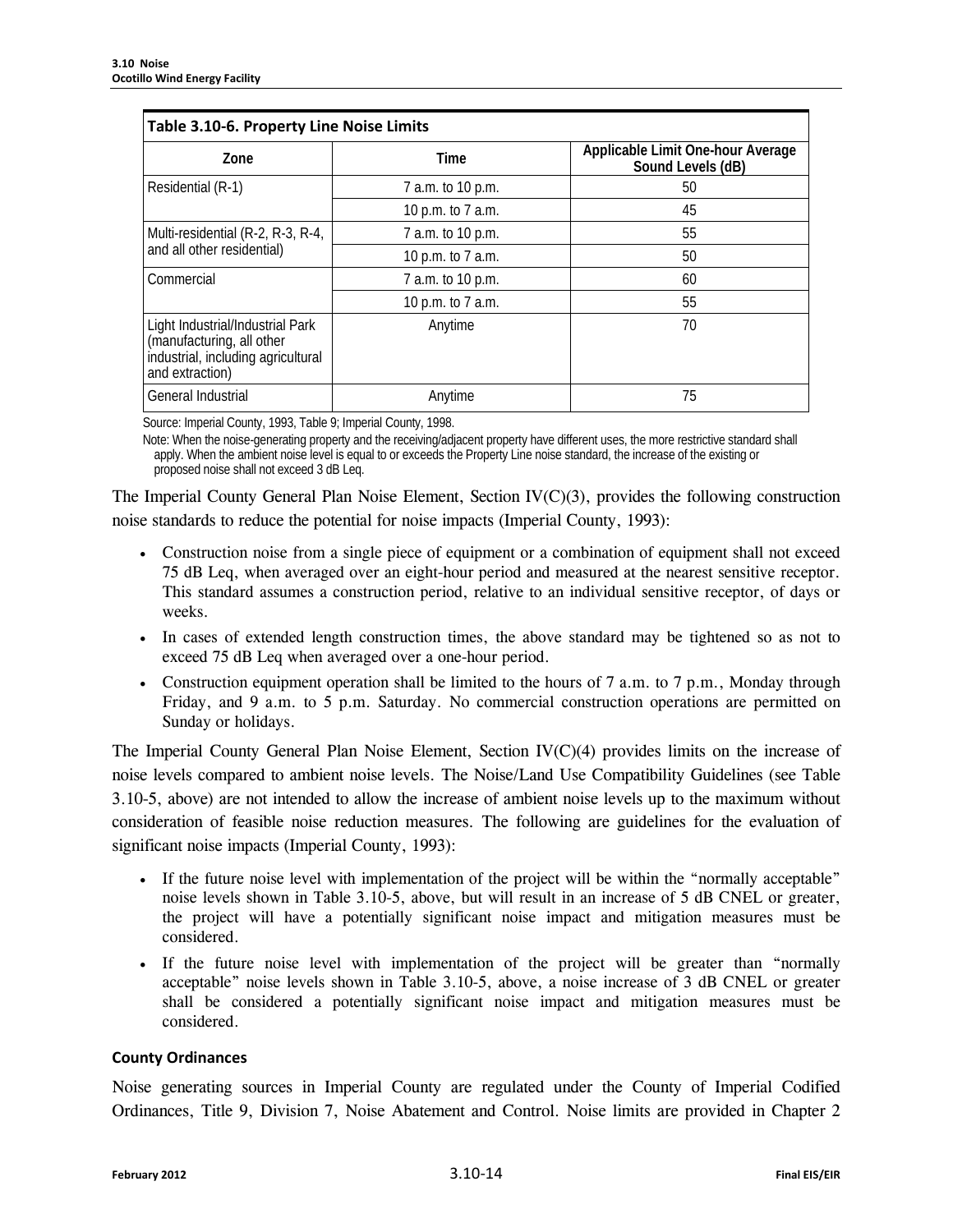**Table 3.10-6. Property Line Noise Limits**

| Zone | Time | Applicable Limit One-hour Average Sound Levels (dB) |
|---|---|---|
| Residential (R-1) | 7 a.m. to 10 p.m. | 50 |
| | 10 p.m. to 7 a.m. | 45 |
| Multi-residential (R-2, R-3, R-4, and all other residential) | 7 a.m. to 10 p.m. | 55 |
| | 10 p.m. to 7 a.m. | 50 |
| Commercial | 7 a.m. to 10 p.m. | 60 |
| | 10 p.m. to 7 a.m. | 55 |
| Light Industrial/Industrial Park (manufacturing, all other industrial, including agricultural and extraction) | Anytime | 70 |
| General Industrial | Anytime | 75 |

Source: Imperial County, 1993, Table 9; Imperial County, 1998.

Note: When the noise-generating property and the receiving/adjacent property have different uses, the more restrictive standard shall apply. When the ambient noise level is equal to or exceeds the Property Line noise standard, the increase of the existing or proposed noise shall not exceed 3 dB Leq.

The Imperial County General Plan Noise Element, Section IV(C)(3), provides the following construction noise standards to reduce the potential for noise impacts (Imperial County, 1993):

- Construction noise from a single piece of equipment or a combination of equipment shall not exceed 75 dB Leq, when averaged over an eight-hour period and measured at the nearest sensitive receptor. This standard assumes a construction period, relative to an individual sensitive receptor, of days or weeks.
- In cases of extended length construction times, the above standard may be tightened so as not to exceed 75 dB Leq when averaged over a one-hour period.
- Construction equipment operation shall be limited to the hours of 7 a.m. to 7 p.m., Monday through Friday, and 9 a.m. to 5 p.m. Saturday. No commercial construction operations are permitted on Sunday or holidays.

The Imperial County General Plan Noise Element, Section IV(C)(4) provides limits on the increase of noise levels compared to ambient noise levels. The Noise/Land Use Compatibility Guidelines (see Table 3.10-5, above) are not intended to allow the increase of ambient noise levels up to the maximum without consideration of feasible noise reduction measures. The following are guidelines for the evaluation of significant noise impacts (Imperial County, 1993):

- If the future noise level with implementation of the project will be within the "normally acceptable" noise levels shown in Table 3.10-5, above, but will result in an increase of 5 dB CNEL or greater, the project will have a potentially significant noise impact and mitigation measures must be considered.
- If the future noise level with implementation of the project will be greater than "normally acceptable" noise levels shown in Table 3.10-5, above, a noise increase of 3 dB CNEL or greater shall be considered a potentially significant noise impact and mitigation measures must be considered.

#### County Ordinances

Noise generating sources in Imperial County are regulated under the County of Imperial Codified Ordinances, Title 9, Division 7, Noise Abatement and Control. Noise limits are provided in Chapter 2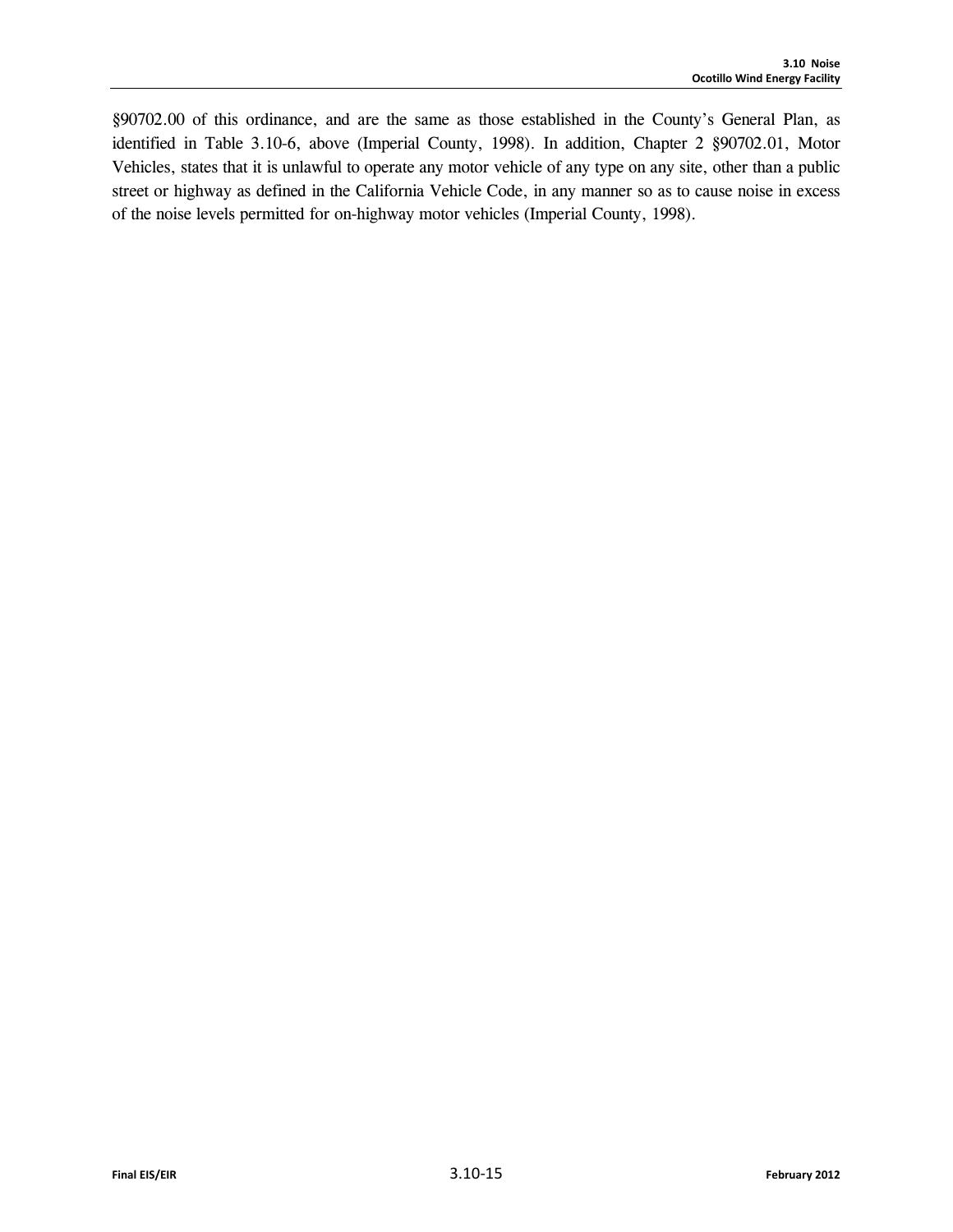§90702.00 of this ordinance, and are the same as those established in the County's General Plan, as identified in Table 3.10-6, above (Imperial County, 1998). In addition, Chapter 2 §90702.01, Motor Vehicles, states that it is unlawful to operate any motor vehicle of any type on any site, other than a public street or highway as defined in the California Vehicle Code, in any manner so as to cause noise in excess of the noise levels permitted for on-highway motor vehicles (Imperial County, 1998).